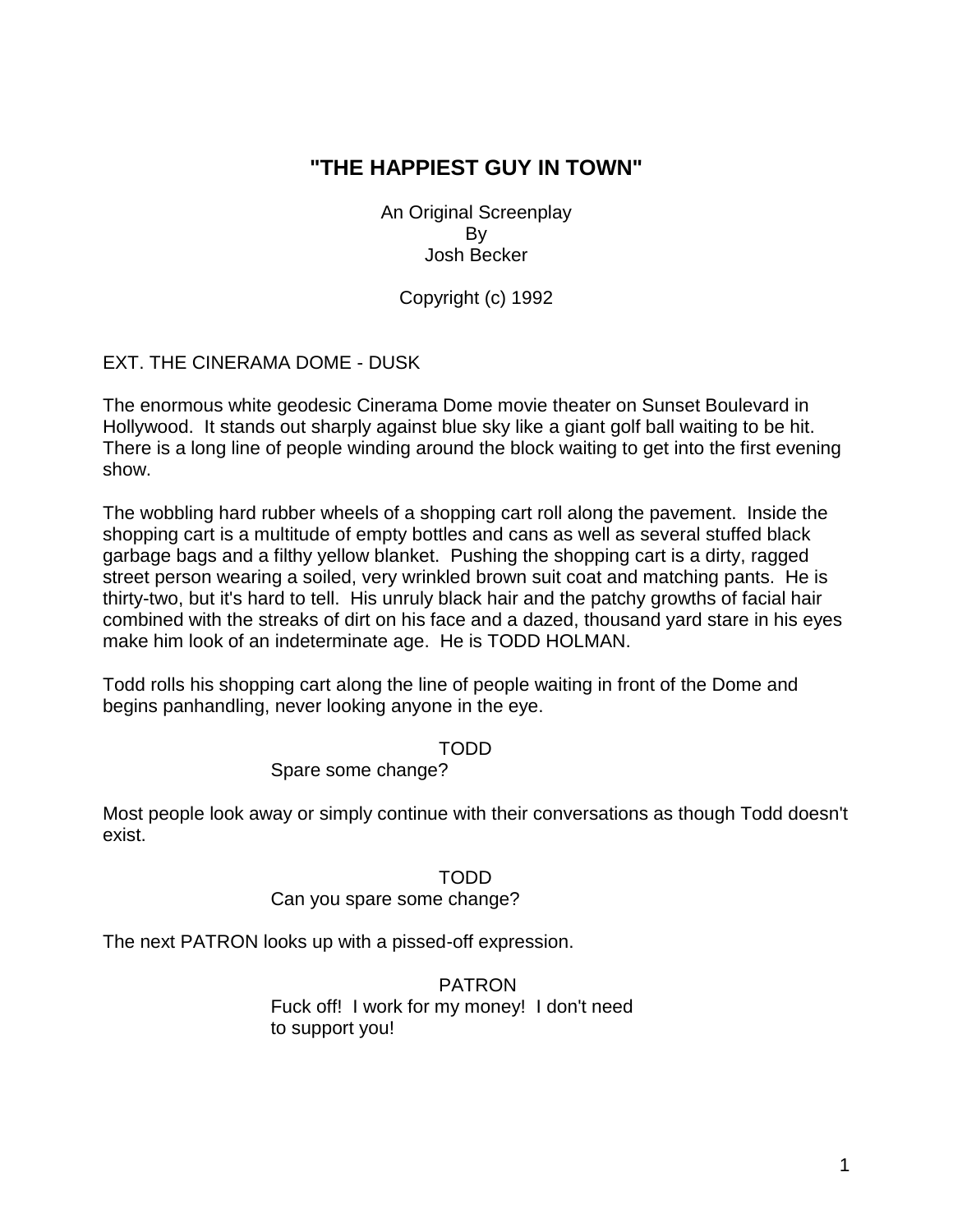# "THE HAPPIEST GUY IN TOWN"

An Original Screenplay
By
Josh Becker

Copyright (c) 1992

EXT. THE CINERAMA DOME - DUSK

The enormous white geodesic Cinerama Dome movie theater on Sunset Boulevard in Hollywood. It stands out sharply against blue sky like a giant golf ball waiting to be hit. There is a long line of people winding around the block waiting to get into the first evening show.

The wobbling hard rubber wheels of a shopping cart roll along the pavement. Inside the shopping cart is a multitude of empty bottles and cans as well as several stuffed black garbage bags and a filthy yellow blanket. Pushing the shopping cart is a dirty, ragged street person wearing a soiled, very wrinkled brown suit coat and matching pants. He is thirty-two, but it's hard to tell. His unruly black hair and the patchy growths of facial hair combined with the streaks of dirt on his face and a dazed, thousand yard stare in his eyes make him look of an indeterminate age. He is TODD HOLMAN.

Todd rolls his shopping cart along the line of people waiting in front of the Dome and begins panhandling, never looking anyone in the eye.

TODD
Spare some change?

Most people look away or simply continue with their conversations as though Todd doesn't exist.

TODD
Can you spare some change?

The next PATRON looks up with a pissed-off expression.

PATRON
Fuck off! I work for my money! I don't need to support you!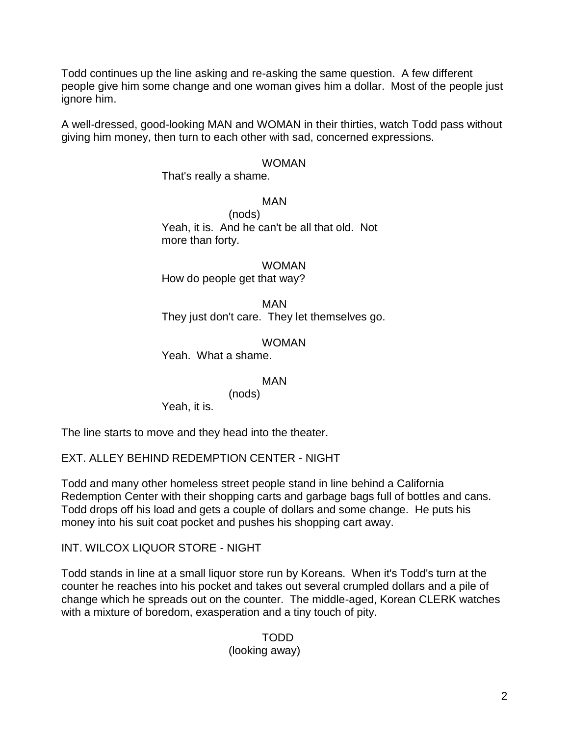Todd continues up the line asking and re-asking the same question. A few different people give him some change and one woman gives him a dollar. Most of the people just ignore him.

A well-dressed, good-looking MAN and WOMAN in their thirties, watch Todd pass without giving him money, then turn to each other with sad, concerned expressions.

WOMAN
That's really a shame.

MAN
(nods)
Yeah, it is. And he can't be all that old. Not more than forty.

WOMAN
How do people get that way?

MAN
They just don't care. They let themselves go.

WOMAN
Yeah. What a shame.

MAN
(nods)
Yeah, it is.

The line starts to move and they head into the theater.

EXT. ALLEY BEHIND REDEMPTION CENTER - NIGHT

Todd and many other homeless street people stand in line behind a California Redemption Center with their shopping carts and garbage bags full of bottles and cans. Todd drops off his load and gets a couple of dollars and some change. He puts his money into his suit coat pocket and pushes his shopping cart away.

INT. WILCOX LIQUOR STORE - NIGHT

Todd stands in line at a small liquor store run by Koreans. When it's Todd's turn at the counter he reaches into his pocket and takes out several crumpled dollars and a pile of change which he spreads out on the counter. The middle-aged, Korean CLERK watches with a mixture of boredom, exasperation and a tiny touch of pity.

TODD
(looking away)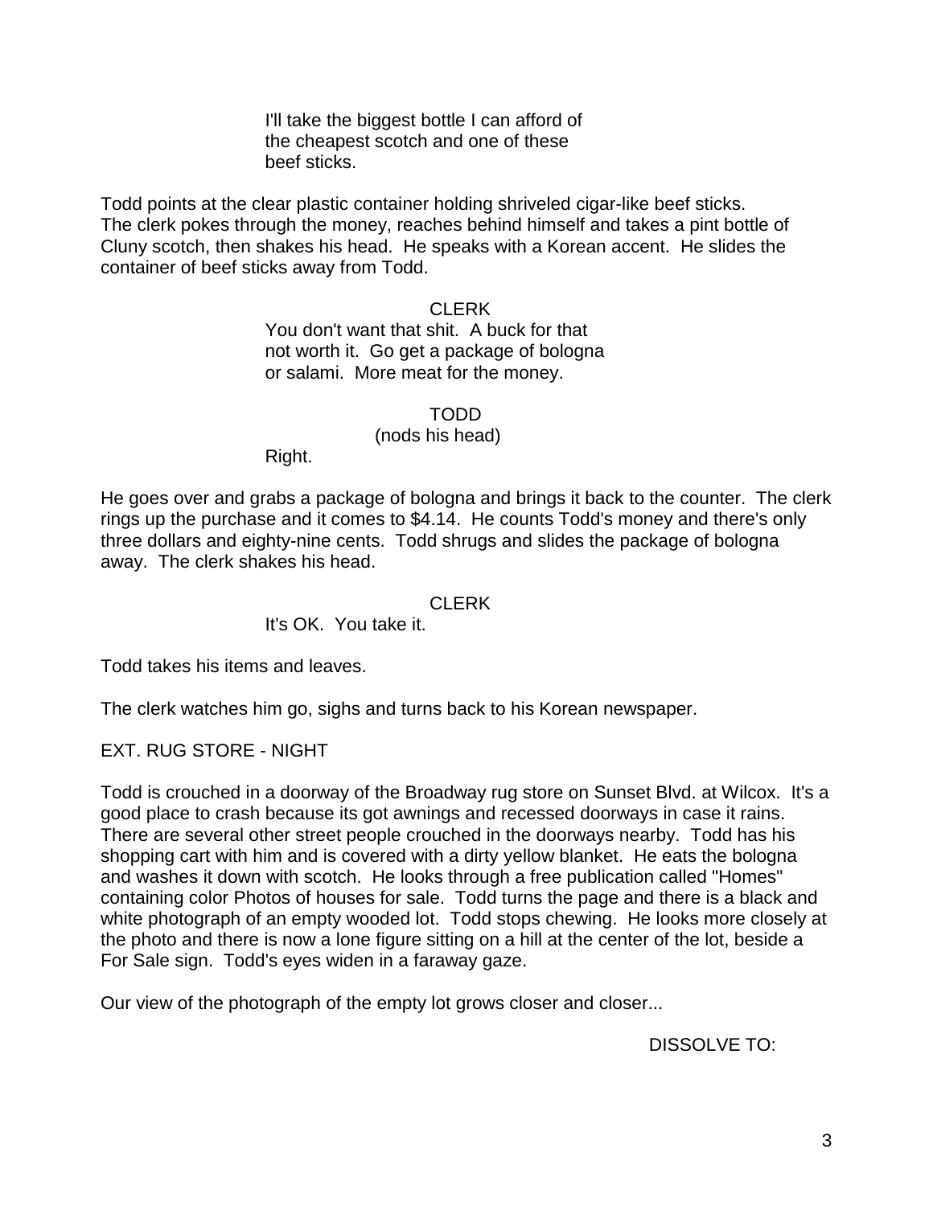I'll take the biggest bottle I can afford of the cheapest scotch and one of these beef sticks.

Todd points at the clear plastic container holding shriveled cigar-like beef sticks. The clerk pokes through the money, reaches behind himself and takes a pint bottle of Cluny scotch, then shakes his head. He speaks with a Korean accent. He slides the container of beef sticks away from Todd.

CLERK

You don't want that shit. A buck for that not worth it. Go get a package of bologna or salami. More meat for the money.

TODD

(nods his head)

Right.

He goes over and grabs a package of bologna and brings it back to the counter. The clerk rings up the purchase and it comes to $4.14. He counts Todd's money and there's only three dollars and eighty-nine cents. Todd shrugs and slides the package of bologna away. The clerk shakes his head.

CLERK

It's OK. You take it.

Todd takes his items and leaves.

The clerk watches him go, sighs and turns back to his Korean newspaper.

EXT. RUG STORE - NIGHT

Todd is crouched in a doorway of the Broadway rug store on Sunset Blvd. at Wilcox. It's a good place to crash because its got awnings and recessed doorways in case it rains. There are several other street people crouched in the doorways nearby. Todd has his shopping cart with him and is covered with a dirty yellow blanket. He eats the bologna and washes it down with scotch. He looks through a free publication called "Homes" containing color Photos of houses for sale. Todd turns the page and there is a black and white photograph of an empty wooded lot. Todd stops chewing. He looks more closely at the photo and there is now a lone figure sitting on a hill at the center of the lot, beside a For Sale sign. Todd's eyes widen in a faraway gaze.

Our view of the photograph of the empty lot grows closer and closer...

DISSOLVE TO: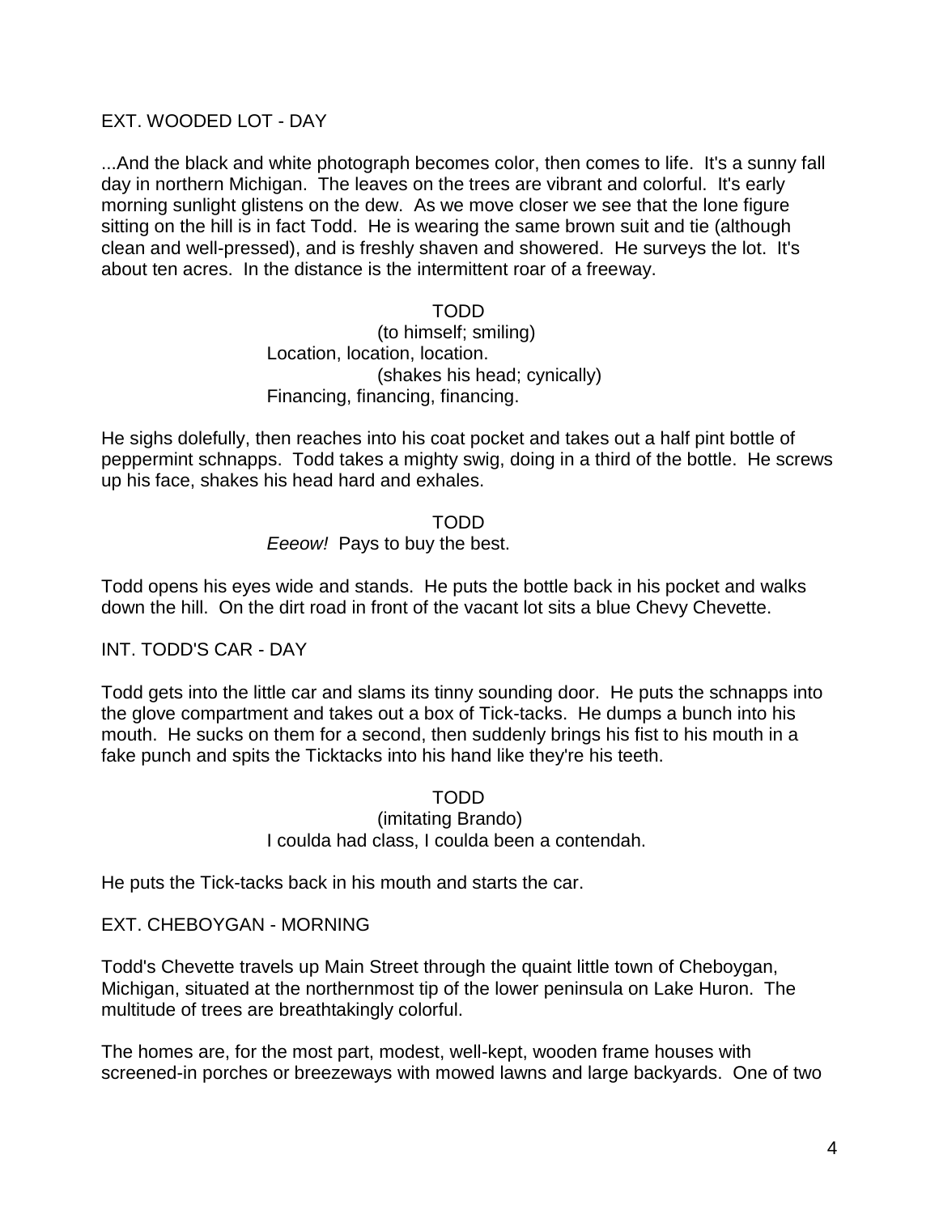EXT. WOODED LOT - DAY

...And the black and white photograph becomes color, then comes to life. It's a sunny fall day in northern Michigan. The leaves on the trees are vibrant and colorful. It's early morning sunlight glistens on the dew. As we move closer we see that the lone figure sitting on the hill is in fact Todd. He is wearing the same brown suit and tie (although clean and well-pressed), and is freshly shaven and showered. He surveys the lot. It's about ten acres. In the distance is the intermittent roar of a freeway.

TODD
(to himself; smiling)
Location, location, location.
(shakes his head; cynically)
Financing, financing, financing.

He sighs dolefully, then reaches into his coat pocket and takes out a half pint bottle of peppermint schnapps. Todd takes a mighty swig, doing in a third of the bottle. He screws up his face, shakes his head hard and exhales.

TODD
*Eeeow!* Pays to buy the best.

Todd opens his eyes wide and stands. He puts the bottle back in his pocket and walks down the hill. On the dirt road in front of the vacant lot sits a blue Chevy Chevette.

INT. TODD'S CAR - DAY

Todd gets into the little car and slams its tinny sounding door. He puts the schnapps into the glove compartment and takes out a box of Tick-tacks. He dumps a bunch into his mouth. He sucks on them for a second, then suddenly brings his fist to his mouth in a fake punch and spits the Ticktacks into his hand like they're his teeth.

TODD
(imitating Brando)
I coulda had class, I coulda been a contendah.

He puts the Tick-tacks back in his mouth and starts the car.

EXT. CHEBOYGAN - MORNING

Todd's Chevette travels up Main Street through the quaint little town of Cheboygan, Michigan, situated at the northernmost tip of the lower peninsula on Lake Huron. The multitude of trees are breathtakingly colorful.

The homes are, for the most part, modest, well-kept, wooden frame houses with screened-in porches or breezeways with mowed lawns and large backyards. One of two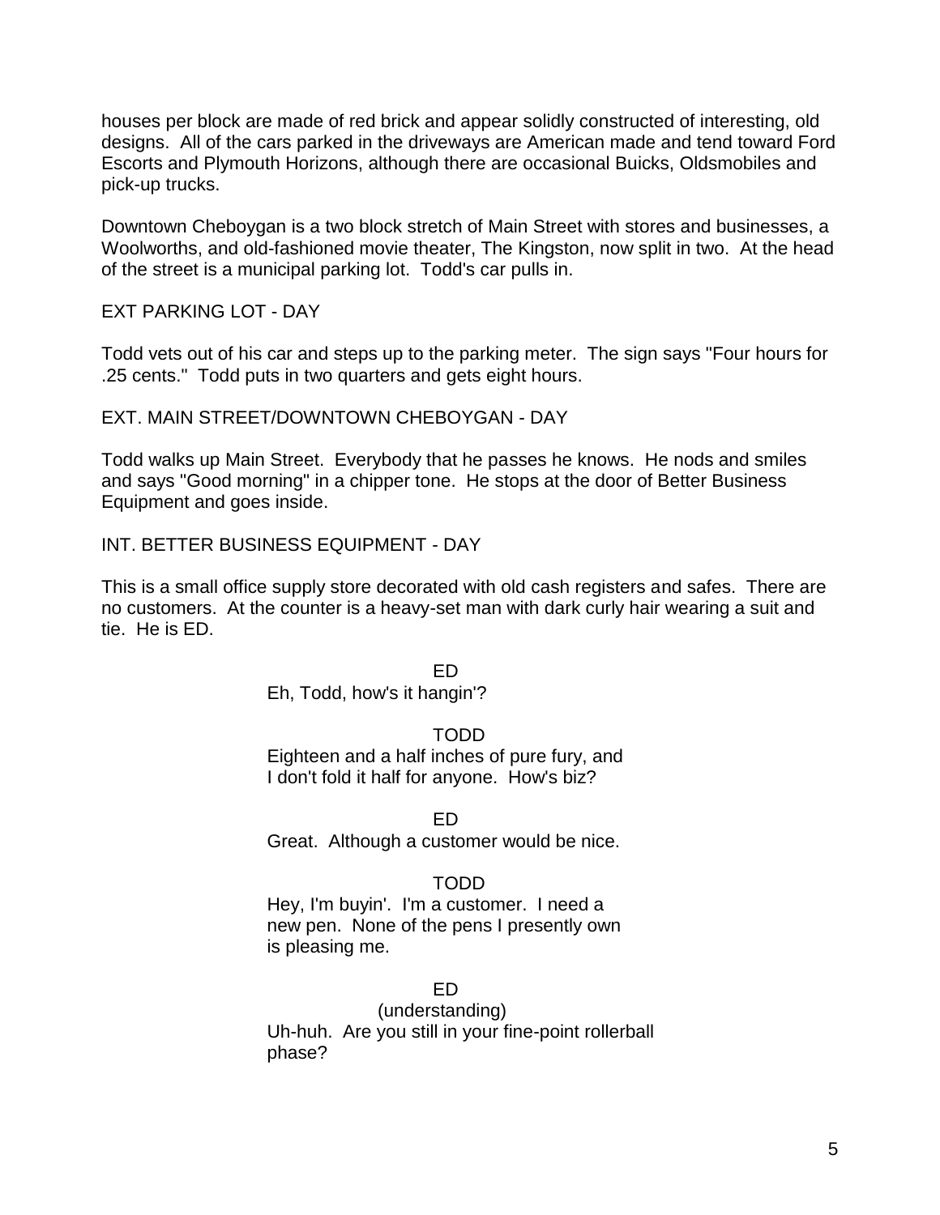houses per block are made of red brick and appear solidly constructed of interesting, old designs. All of the cars parked in the driveways are American made and tend toward Ford Escorts and Plymouth Horizons, although there are occasional Buicks, Oldsmobiles and pick-up trucks.

Downtown Cheboygan is a two block stretch of Main Street with stores and businesses, a Woolworths, and old-fashioned movie theater, The Kingston, now split in two. At the head of the street is a municipal parking lot. Todd's car pulls in.

EXT PARKING LOT - DAY

Todd vets out of his car and steps up to the parking meter. The sign says "Four hours for .25 cents." Todd puts in two quarters and gets eight hours.

EXT. MAIN STREET/DOWNTOWN CHEBOYGAN - DAY

Todd walks up Main Street. Everybody that he passes he knows. He nods and smiles and says "Good morning" in a chipper tone. He stops at the door of Better Business Equipment and goes inside.

INT. BETTER BUSINESS EQUIPMENT - DAY

This is a small office supply store decorated with old cash registers and safes. There are no customers. At the counter is a heavy-set man with dark curly hair wearing a suit and tie. He is ED.

ED

Eh, Todd, how's it hangin'?

TODD

Eighteen and a half inches of pure fury, and I don't fold it half for anyone. How's biz?

ED

Great. Although a customer would be nice.

TODD

Hey, I'm buyin'. I'm a customer. I need a new pen. None of the pens I presently own is pleasing me.

ED

(understanding)

Uh-huh. Are you still in your fine-point rollerball phase?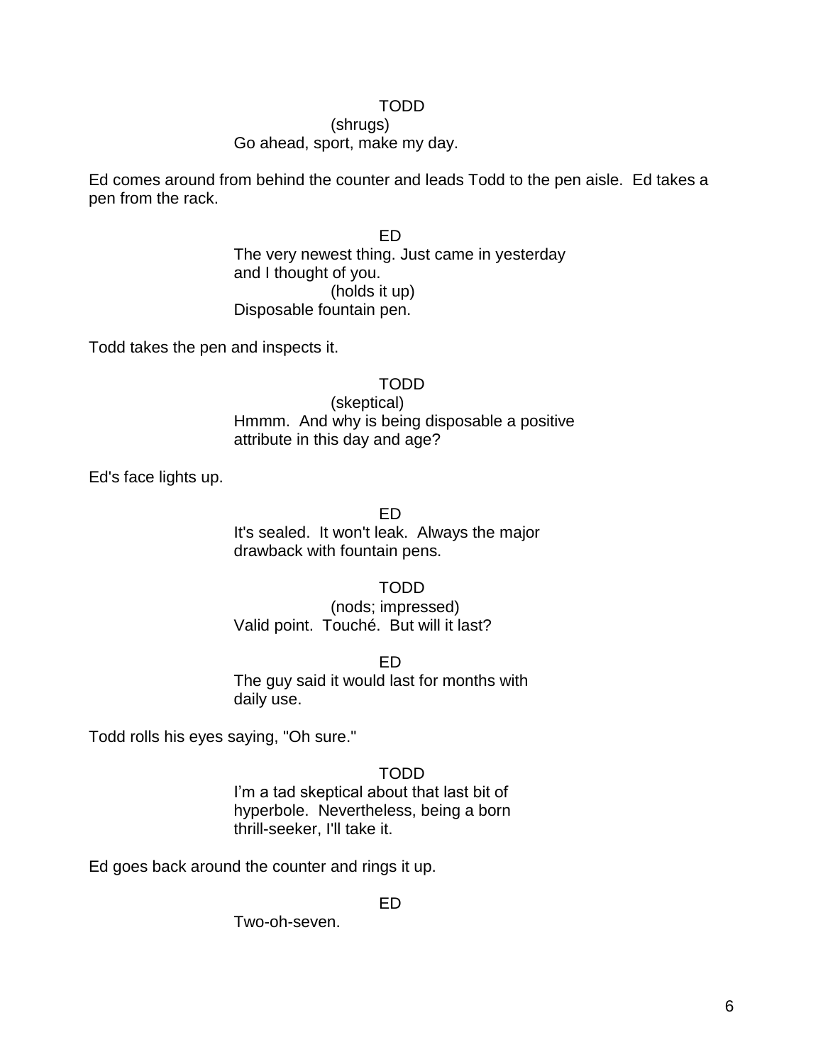TODD
(shrugs)
Go ahead, sport, make my day.

Ed comes around from behind the counter and leads Todd to the pen aisle. Ed takes a pen from the rack.

ED
The very newest thing. Just came in yesterday and I thought of you.
(holds it up)
Disposable fountain pen.

Todd takes the pen and inspects it.

TODD
(skeptical)
Hmmm. And why is being disposable a positive attribute in this day and age?

Ed's face lights up.

ED
It's sealed. It won't leak. Always the major drawback with fountain pens.

TODD
(nods; impressed)
Valid point. Touché. But will it last?

ED
The guy said it would last for months with daily use.

Todd rolls his eyes saying, "Oh sure."

TODD
I'm a tad skeptical about that last bit of hyperbole. Nevertheless, being a born thrill-seeker, I'll take it.

Ed goes back around the counter and rings it up.

ED
Two-oh-seven.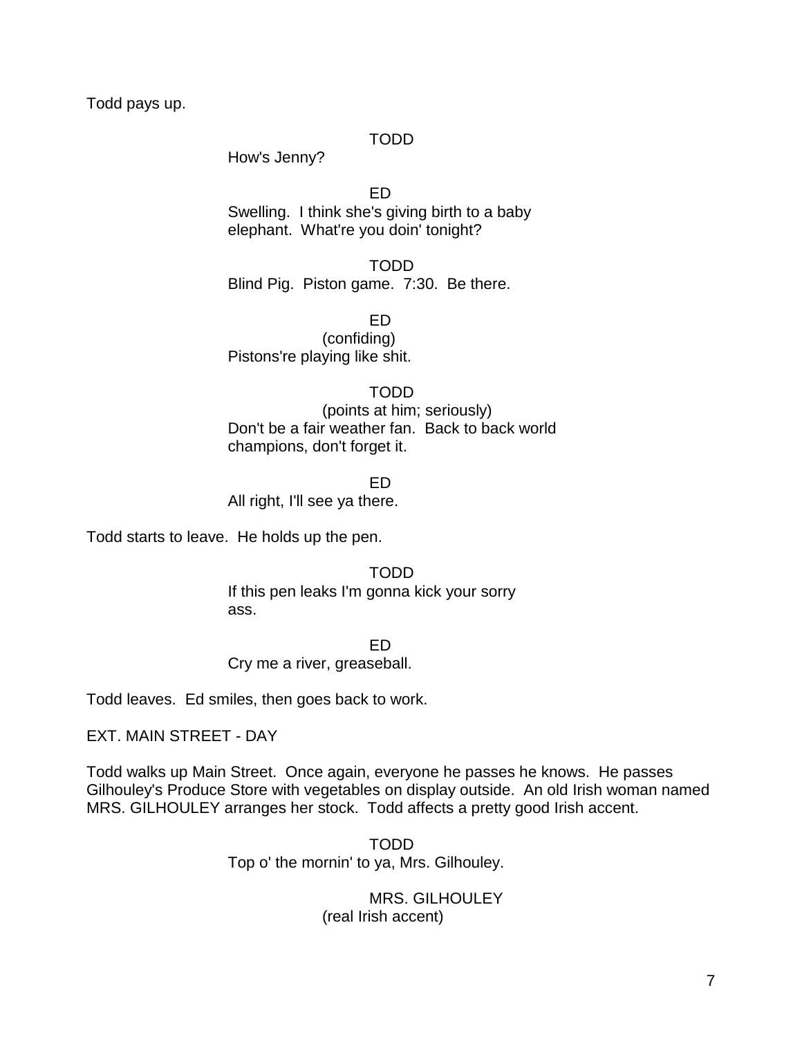Todd pays up.

TODD
How's Jenny?

ED
Swelling. I think she's giving birth to a baby elephant. What're you doin' tonight?

TODD
Blind Pig. Piston game. 7:30. Be there.

ED
(confiding)
Pistons're playing like shit.

TODD
(points at him; seriously)
Don't be a fair weather fan. Back to back world champions, don't forget it.

ED
All right, I'll see ya there.

Todd starts to leave. He holds up the pen.

TODD
If this pen leaks I'm gonna kick your sorry ass.

ED
Cry me a river, greaseball.

Todd leaves. Ed smiles, then goes back to work.

EXT. MAIN STREET - DAY

Todd walks up Main Street. Once again, everyone he passes he knows. He passes Gilhouley's Produce Store with vegetables on display outside. An old Irish woman named MRS. GILHOULEY arranges her stock. Todd affects a pretty good Irish accent.

TODD
Top o' the mornin' to ya, Mrs. Gilhouley.

MRS. GILHOULEY
(real Irish accent)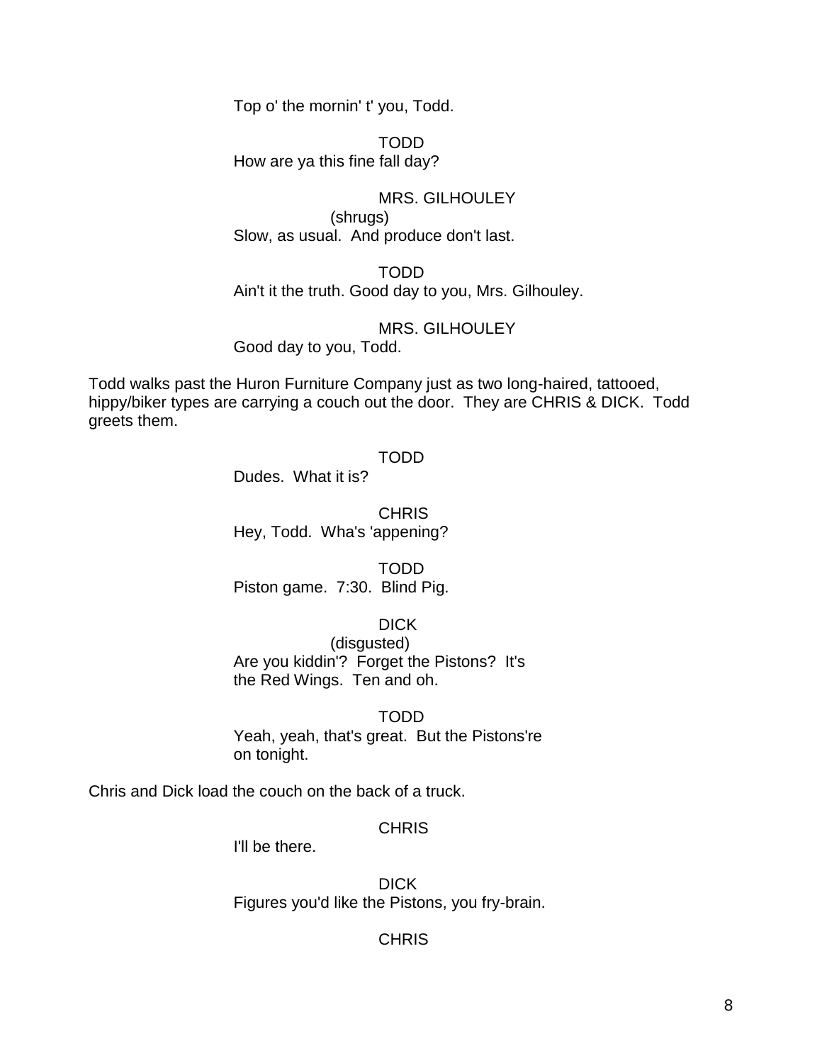Top o' the mornin' t' you, Todd.

TODD

How are ya this fine fall day?

MRS. GILHOULEY

(shrugs)

Slow, as usual. And produce don't last.

TODD

Ain't it the truth. Good day to you, Mrs. Gilhouley.

MRS. GILHOULEY

Good day to you, Todd.

Todd walks past the Huron Furniture Company just as two long-haired, tattooed, hippy/biker types are carrying a couch out the door. They are CHRIS & DICK. Todd greets them.

TODD

Dudes. What it is?

CHRIS

Hey, Todd. Wha's 'appening?

TODD

Piston game. 7:30. Blind Pig.

DICK

(disgusted)

Are you kiddin'? Forget the Pistons? It's the Red Wings. Ten and oh.

TODD

Yeah, yeah, that's great. But the Pistons're on tonight.

Chris and Dick load the couch on the back of a truck.

CHRIS

I'll be there.

DICK

Figures you'd like the Pistons, you fry-brain.

CHRIS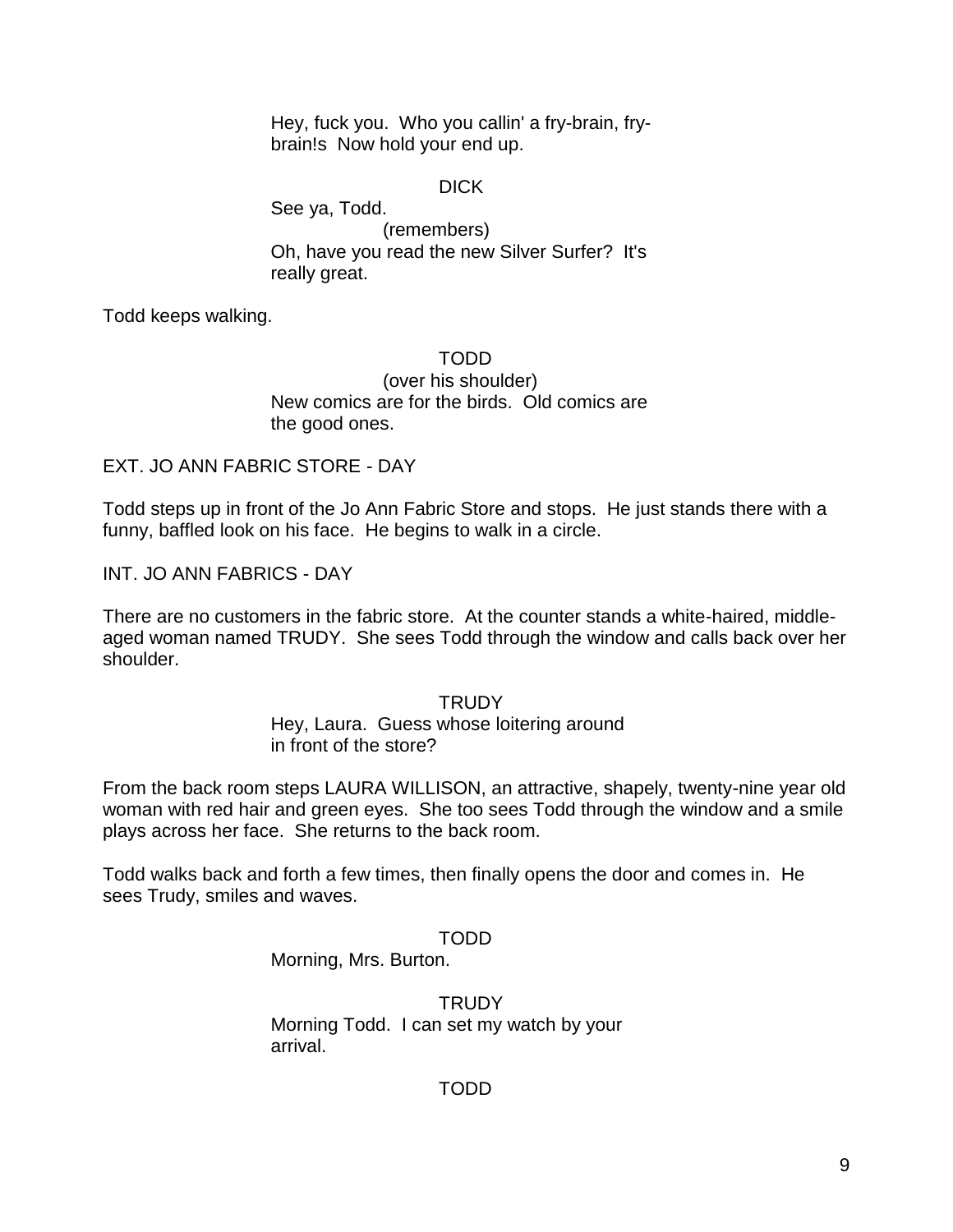Hey, fuck you. Who you callin' a fry-brain, fry-brain!s Now hold your end up.

DICK

See ya, Todd.

(remembers)

Oh, have you read the new Silver Surfer? It's really great.

Todd keeps walking.

TODD

(over his shoulder)

New comics are for the birds. Old comics are the good ones.

EXT. JO ANN FABRIC STORE - DAY

Todd steps up in front of the Jo Ann Fabric Store and stops. He just stands there with a funny, baffled look on his face. He begins to walk in a circle.

INT. JO ANN FABRICS - DAY

There are no customers in the fabric store. At the counter stands a white-haired, middle-aged woman named TRUDY. She sees Todd through the window and calls back over her shoulder.

TRUDY

Hey, Laura. Guess whose loitering around in front of the store?

From the back room steps LAURA WILLISON, an attractive, shapely, twenty-nine year old woman with red hair and green eyes. She too sees Todd through the window and a smile plays across her face. She returns to the back room.

Todd walks back and forth a few times, then finally opens the door and comes in. He sees Trudy, smiles and waves.

TODD

Morning, Mrs. Burton.

TRUDY

Morning Todd. I can set my watch by your arrival.

TODD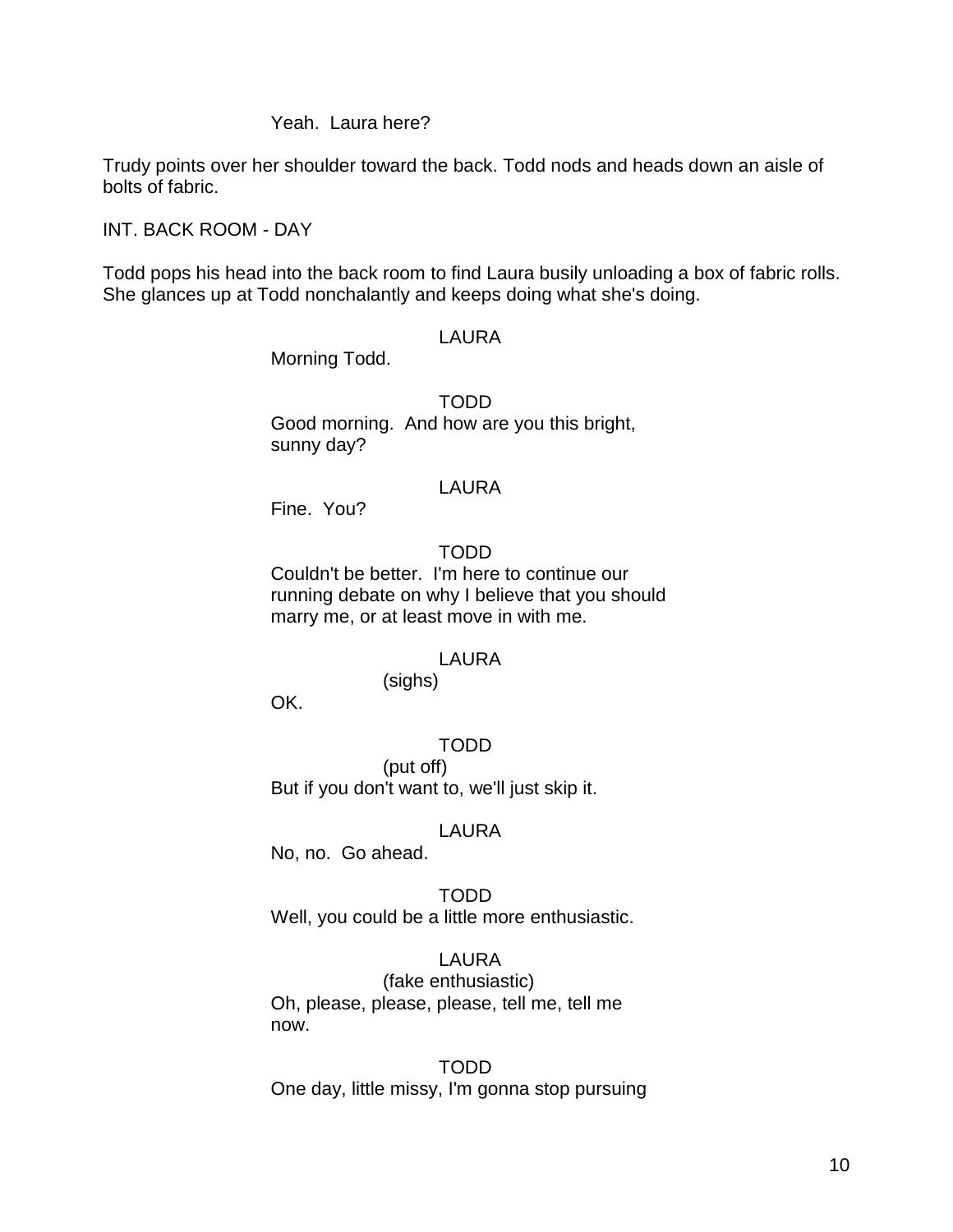Yeah.  Laura here?

Trudy points over her shoulder toward the back. Todd nods and heads down an aisle of bolts of fabric.

INT. BACK ROOM - DAY

Todd pops his head into the back room to find Laura busily unloading a box of fabric rolls. She glances up at Todd nonchalantly and keeps doing what she's doing.

LAURA

Morning Todd.

TODD

Good morning.  And how are you this bright, sunny day?

LAURA

Fine.  You?

TODD

Couldn't be better.  I'm here to continue our running debate on why I believe that you should marry me, or at least move in with me.

LAURA

(sighs)

OK.

TODD

(put off)

But if you don't want to, we'll just skip it.

LAURA

No, no.  Go ahead.

TODD

Well, you could be a little more enthusiastic.

LAURA

(fake enthusiastic)

Oh, please, please, please, tell me, tell me now.

TODD

One day, little missy, I'm gonna stop pursuing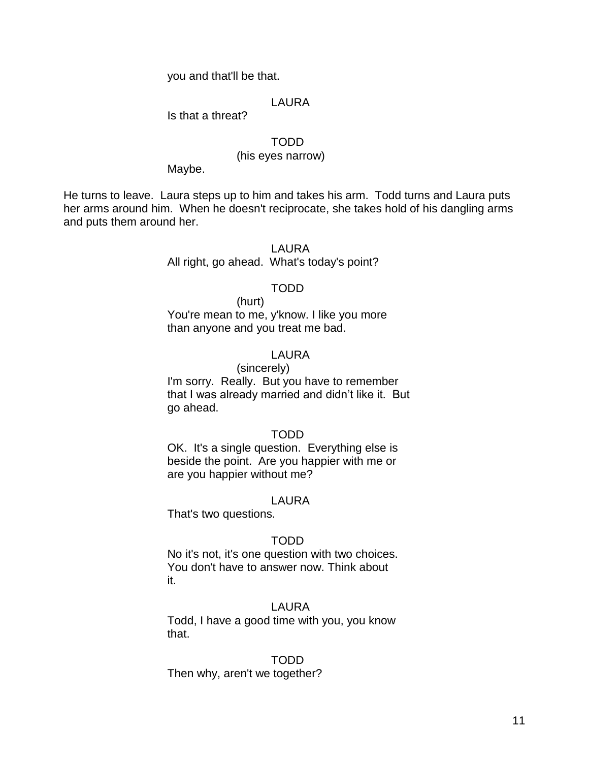you and that'll be that.

LAURA

Is that a threat?

TODD

(his eyes narrow)

Maybe.

He turns to leave. Laura steps up to him and takes his arm. Todd turns and Laura puts her arms around him. When he doesn't reciprocate, she takes hold of his dangling arms and puts them around her.

LAURA

All right, go ahead. What's today's point?

TODD

(hurt)

You're mean to me, y'know. I like you more than anyone and you treat me bad.

LAURA

(sincerely)

I'm sorry. Really. But you have to remember that I was already married and didn't like it. But go ahead.

TODD

OK. It's a single question. Everything else is beside the point. Are you happier with me or are you happier without me?

LAURA

That's two questions.

TODD

No it's not, it's one question with two choices. You don't have to answer now. Think about it.

LAURA

Todd, I have a good time with you, you know that.

TODD

Then why, aren't we together?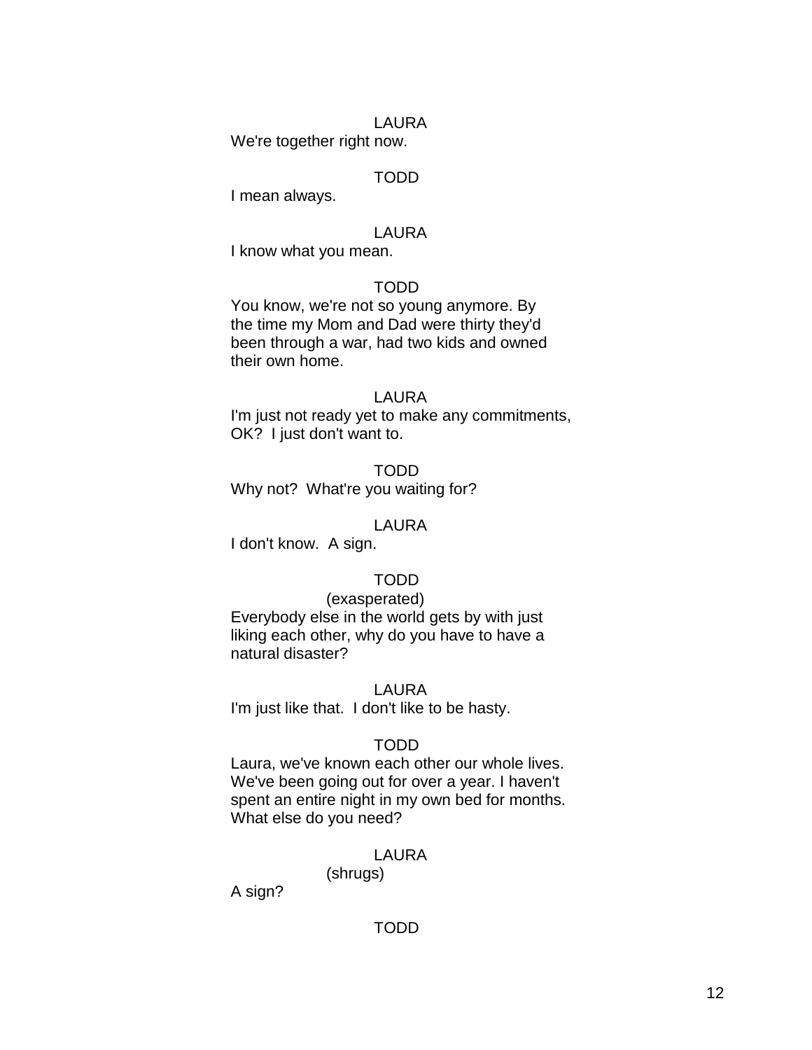LAURA

We're together right now.

TODD

I mean always.

LAURA

I know what you mean.

TODD

You know, we're not so young anymore. By the time my Mom and Dad were thirty they'd been through a war, had two kids and owned their own home.

LAURA

I'm just not ready yet to make any commitments, OK? I just don't want to.

TODD

Why not? What're you waiting for?

LAURA

I don't know. A sign.

TODD

(exasperated)

Everybody else in the world gets by with just liking each other, why do you have to have a natural disaster?

LAURA

I'm just like that. I don't like to be hasty.

TODD

Laura, we've known each other our whole lives. We've been going out for over a year. I haven't spent an entire night in my own bed for months. What else do you need?

LAURA

(shrugs)

A sign?

TODD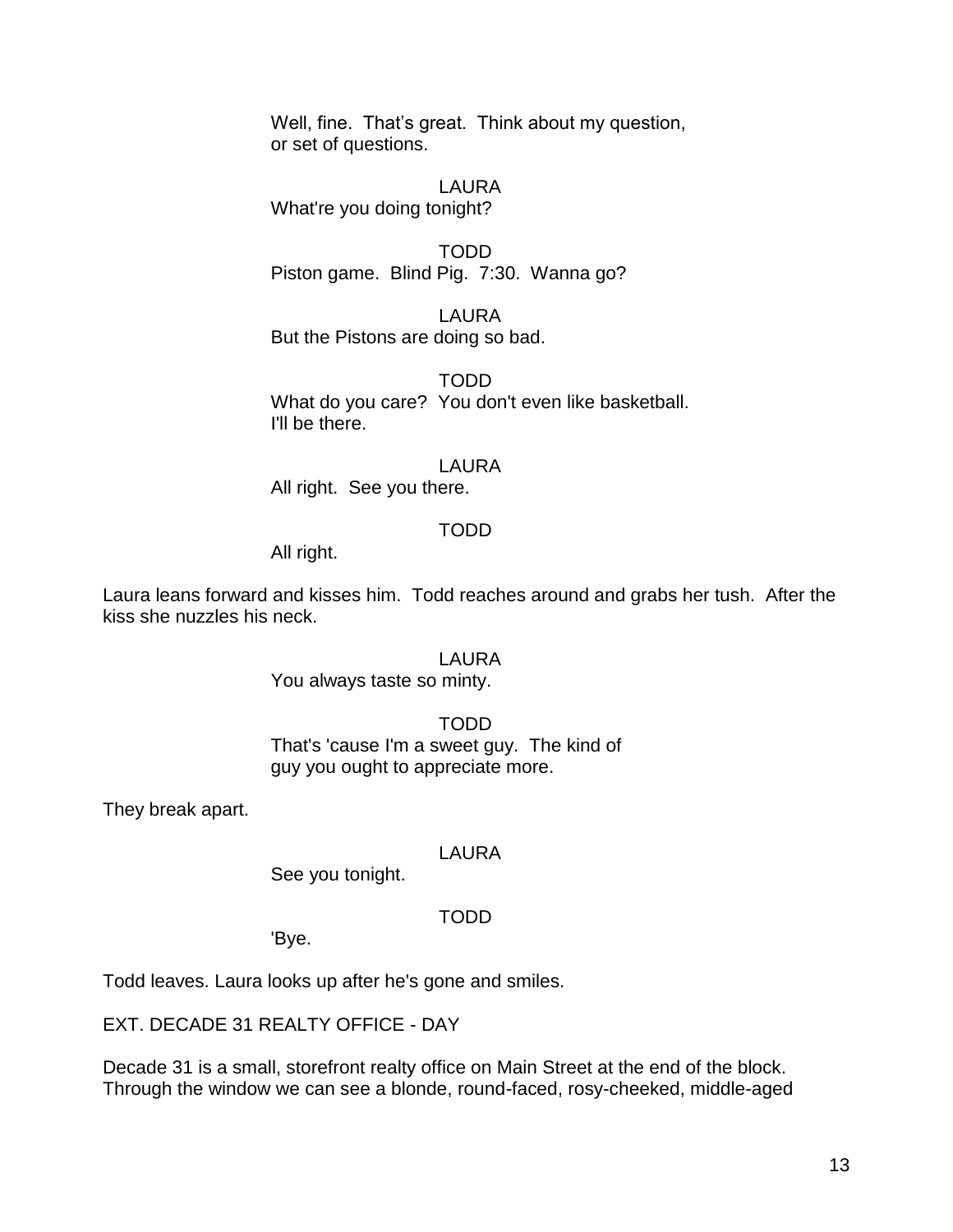Well, fine. That's great. Think about my question, or set of questions.

LAURA
What're you doing tonight?

TODD
Piston game. Blind Pig. 7:30. Wanna go?

LAURA
But the Pistons are doing so bad.

TODD
What do you care? You don't even like basketball. I'll be there.

LAURA
All right. See you there.

TODD
All right.

Laura leans forward and kisses him. Todd reaches around and grabs her tush. After the kiss she nuzzles his neck.

LAURA
You always taste so minty.

TODD
That's 'cause I'm a sweet guy. The kind of guy you ought to appreciate more.

They break apart.

LAURA
See you tonight.

TODD
'Bye.

Todd leaves. Laura looks up after he's gone and smiles.

EXT. DECADE 31 REALTY OFFICE - DAY

Decade 31 is a small, storefront realty office on Main Street at the end of the block. Through the window we can see a blonde, round-faced, rosy-cheeked, middle-aged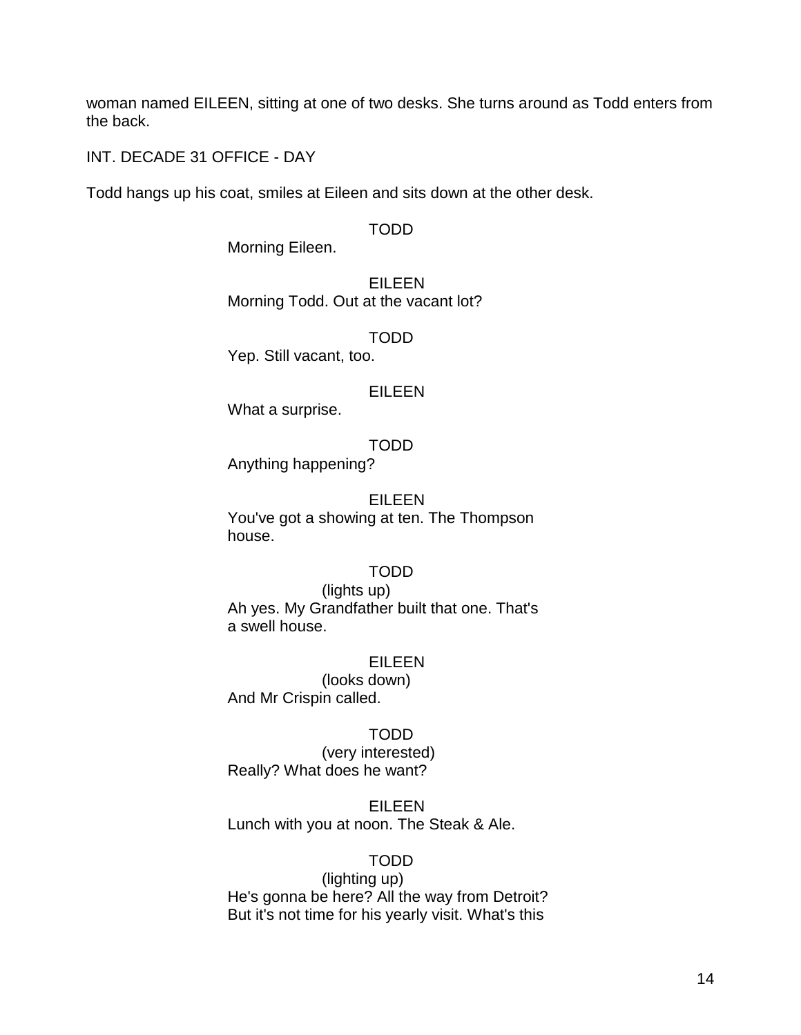woman named EILEEN, sitting at one of two desks. She turns around as Todd enters from the back.

INT. DECADE 31 OFFICE - DAY

Todd hangs up his coat, smiles at Eileen and sits down at the other desk.

TODD
Morning Eileen.

EILEEN
Morning Todd. Out at the vacant lot?

TODD
Yep. Still vacant, too.

EILEEN
What a surprise.

TODD
Anything happening?

EILEEN
You've got a showing at ten. The Thompson house.

TODD
(lights up)
Ah yes. My Grandfather built that one. That's a swell house.

EILEEN
(looks down)
And Mr Crispin called.

TODD
(very interested)
Really? What does he want?

EILEEN
Lunch with you at noon. The Steak & Ale.

TODD
(lighting up)
He's gonna be here? All the way from Detroit? But it's not time for his yearly visit. What's this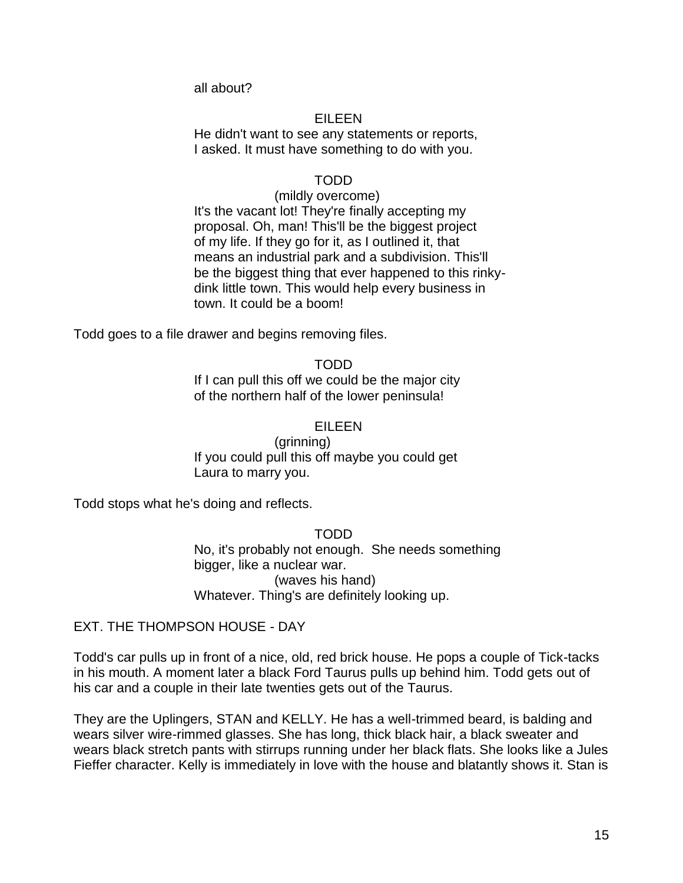all about?

EILEEN

He didn't want to see any statements or reports, I asked. It must have something to do with you.

TODD

(mildly overcome)

It's the vacant lot! They're finally accepting my proposal. Oh, man! This'll be the biggest project of my life. If they go for it, as I outlined it, that means an industrial park and a subdivision. This'll be the biggest thing that ever happened to this rinky-dink little town. This would help every business in town. It could be a boom!

Todd goes to a file drawer and begins removing files.

TODD

If I can pull this off we could be the major city of the northern half of the lower peninsula!

EILEEN

(grinning)

If you could pull this off maybe you could get Laura to marry you.

Todd stops what he's doing and reflects.

TODD

No, it's probably not enough. She needs something bigger, like a nuclear war.

(waves his hand)

Whatever. Thing's are definitely looking up.

EXT. THE THOMPSON HOUSE - DAY

Todd's car pulls up in front of a nice, old, red brick house. He pops a couple of Tick-tacks in his mouth. A moment later a black Ford Taurus pulls up behind him. Todd gets out of his car and a couple in their late twenties gets out of the Taurus.

They are the Uplingers, STAN and KELLY. He has a well-trimmed beard, is balding and wears silver wire-rimmed glasses. She has long, thick black hair, a black sweater and wears black stretch pants with stirrups running under her black flats. She looks like a Jules Fieffer character. Kelly is immediately in love with the house and blatantly shows it. Stan is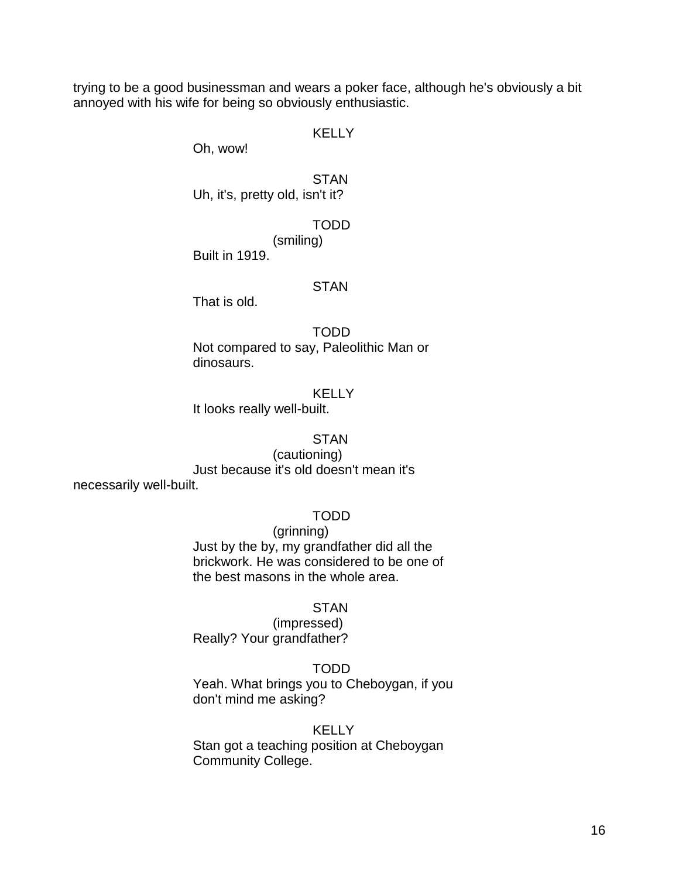trying to be a good businessman and wears a poker face, although he's obviously a bit annoyed with his wife for being so obviously enthusiastic.

KELLY

Oh, wow!

STAN

Uh, it's, pretty old, isn't it?

TODD

(smiling)

Built in 1919.

STAN

That is old.

TODD

Not compared to say, Paleolithic Man or dinosaurs.

KELLY

It looks really well-built.

STAN

(cautioning)

Just because it's old doesn't mean it's necessarily well-built.

TODD

(grinning)

Just by the by, my grandfather did all the brickwork. He was considered to be one of the best masons in the whole area.

STAN

(impressed)

Really? Your grandfather?

TODD

Yeah. What brings you to Cheboygan, if you don't mind me asking?

KELLY

Stan got a teaching position at Cheboygan Community College.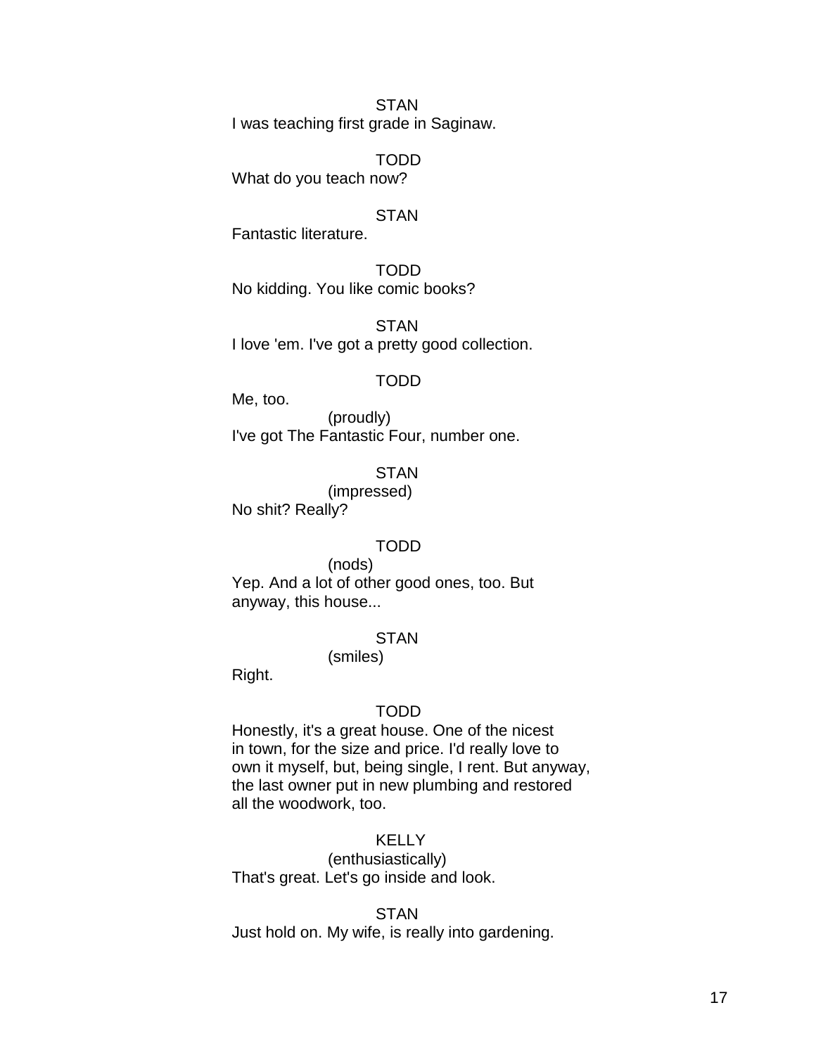STAN
I was teaching first grade in Saginaw.

TODD
What do you teach now?

STAN
Fantastic literature.

TODD
No kidding. You like comic books?

STAN
I love 'em. I've got a pretty good collection.

TODD
Me, too.
(proudly)
I've got The Fantastic Four, number one.

STAN
(impressed)
No shit? Really?

TODD
(nods)
Yep. And a lot of other good ones, too. But anyway, this house...

STAN
(smiles)
Right.

TODD
Honestly, it's a great house. One of the nicest in town, for the size and price. I'd really love to own it myself, but, being single, I rent. But anyway, the last owner put in new plumbing and restored all the woodwork, too.

KELLY
(enthusiastically)
That's great. Let's go inside and look.

STAN
Just hold on. My wife, is really into gardening.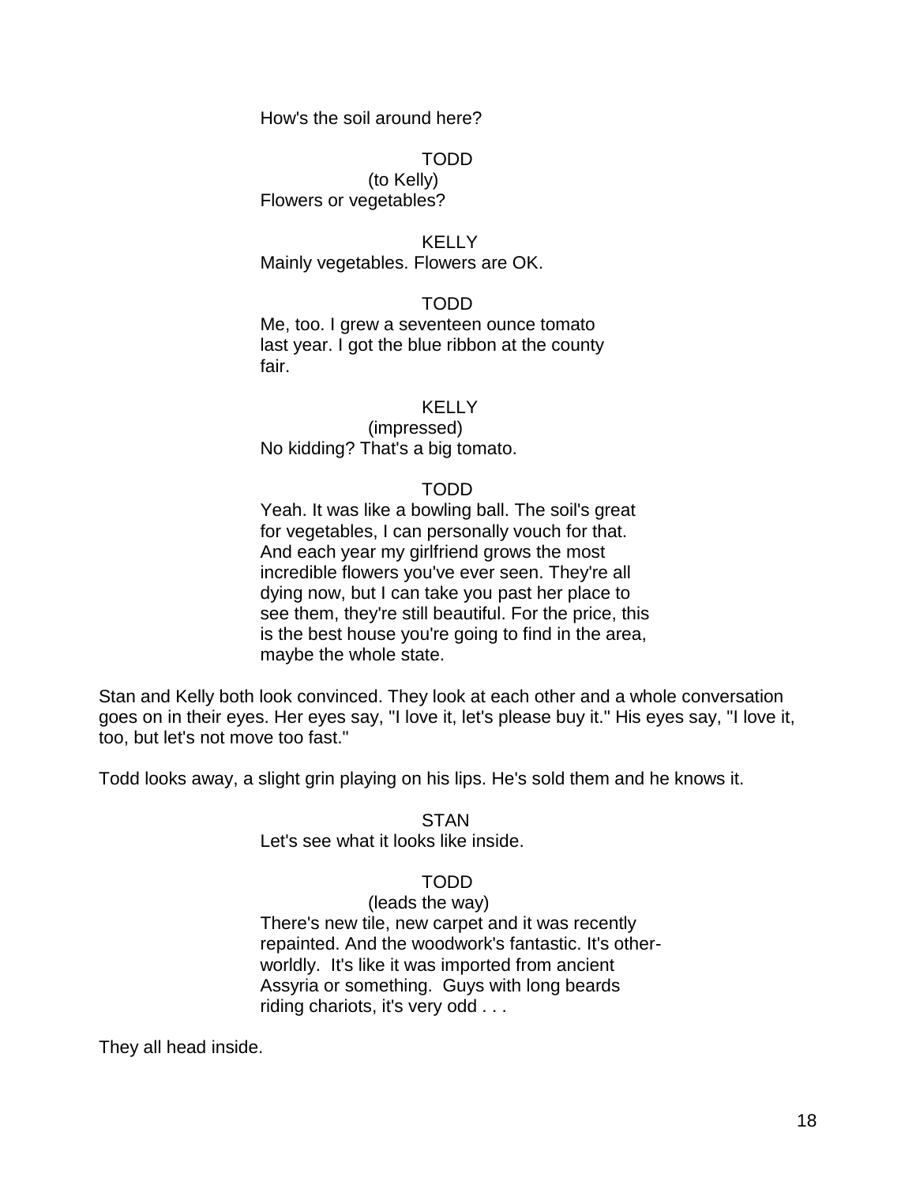How's the soil around here?

TODD

(to Kelly)

Flowers or vegetables?

KELLY

Mainly vegetables. Flowers are OK.

TODD

Me, too. I grew a seventeen ounce tomato last year. I got the blue ribbon at the county fair.

KELLY

(impressed)

No kidding? That's a big tomato.

TODD

Yeah. It was like a bowling ball. The soil's great for vegetables, I can personally vouch for that. And each year my girlfriend grows the most incredible flowers you've ever seen. They're all dying now, but I can take you past her place to see them, they're still beautiful. For the price, this is the best house you're going to find in the area, maybe the whole state.

Stan and Kelly both look convinced. They look at each other and a whole conversation goes on in their eyes. Her eyes say, "I love it, let's please buy it." His eyes say, "I love it, too, but let's not move too fast."

Todd looks away, a slight grin playing on his lips. He's sold them and he knows it.

STAN

Let's see what it looks like inside.

TODD

(leads the way)

There's new tile, new carpet and it was recently repainted. And the woodwork's fantastic. It's other-worldly. It's like it was imported from ancient Assyria or something. Guys with long beards riding chariots, it's very odd . . .

They all head inside.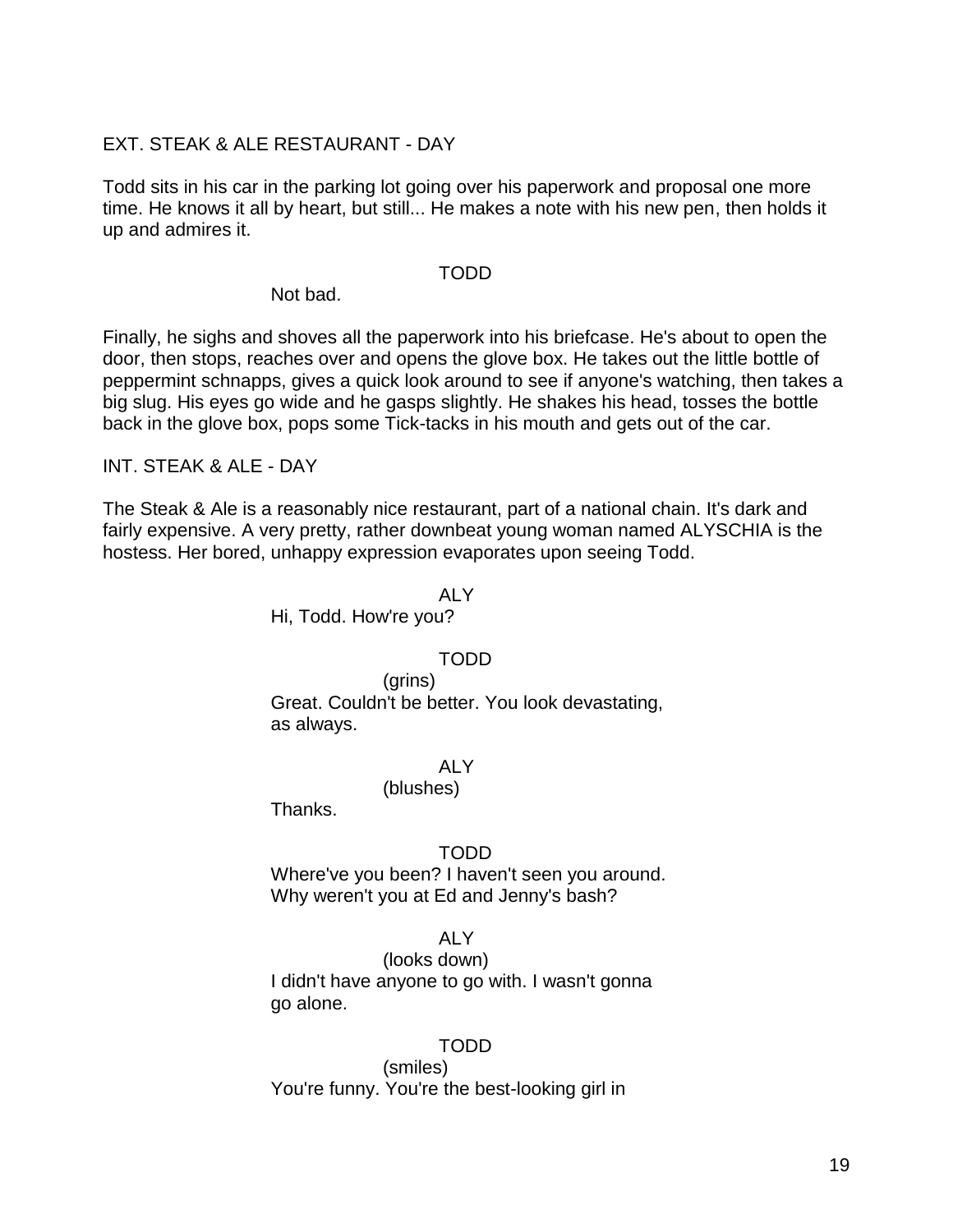EXT. STEAK & ALE RESTAURANT - DAY

Todd sits in his car in the parking lot going over his paperwork and proposal one more time. He knows it all by heart, but still... He makes a note with his new pen, then holds it up and admires it.

TODD
Not bad.

Finally, he sighs and shoves all the paperwork into his briefcase. He's about to open the door, then stops, reaches over and opens the glove box. He takes out the little bottle of peppermint schnapps, gives a quick look around to see if anyone's watching, then takes a big slug. His eyes go wide and he gasps slightly. He shakes his head, tosses the bottle back in the glove box, pops some Tick-tacks in his mouth and gets out of the car.

INT. STEAK & ALE - DAY

The Steak & Ale is a reasonably nice restaurant, part of a national chain. It's dark and fairly expensive. A very pretty, rather downbeat young woman named ALYSCHIA is the hostess. Her bored, unhappy expression evaporates upon seeing Todd.

ALY
Hi, Todd. How're you?

TODD
(grins)
Great. Couldn't be better. You look devastating, as always.

ALY
(blushes)
Thanks.

TODD
Where've you been? I haven't seen you around. Why weren't you at Ed and Jenny's bash?

ALY
(looks down)
I didn't have anyone to go with. I wasn't gonna go alone.

TODD
(smiles)
You're funny. You're the best-looking girl in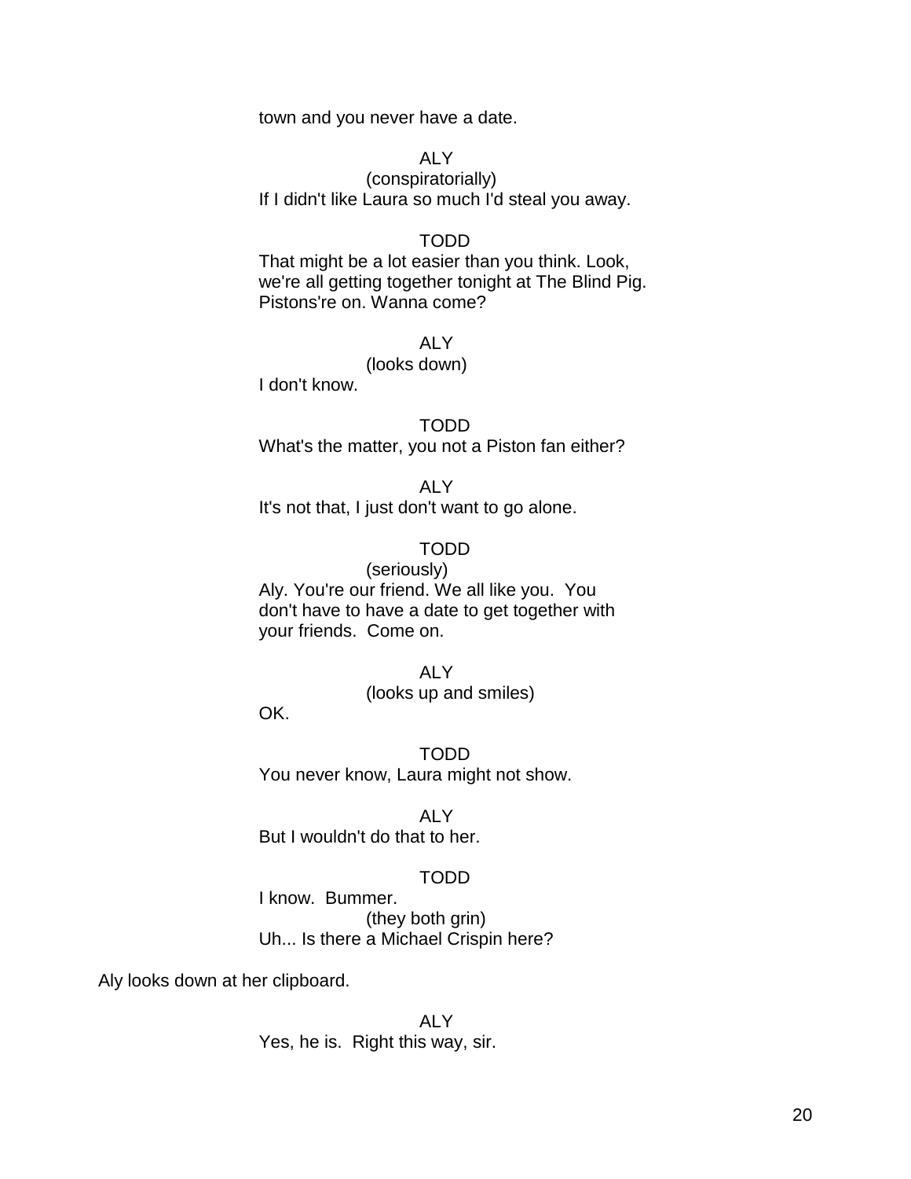town and you never have a date.

ALY
(conspiratorially)
If I didn't like Laura so much I'd steal you away.

TODD
That might be a lot easier than you think. Look, we're all getting together tonight at The Blind Pig. Pistons're on. Wanna come?

ALY
(looks down)
I don't know.

TODD
What's the matter, you not a Piston fan either?

ALY
It's not that, I just don't want to go alone.

TODD
(seriously)
Aly. You're our friend. We all like you. You don't have to have a date to get together with your friends. Come on.

ALY
(looks up and smiles)
OK.

TODD
You never know, Laura might not show.

ALY
But I wouldn't do that to her.

TODD
I know. Bummer.
(they both grin)
Uh... Is there a Michael Crispin here?

Aly looks down at her clipboard.

ALY
Yes, he is. Right this way, sir.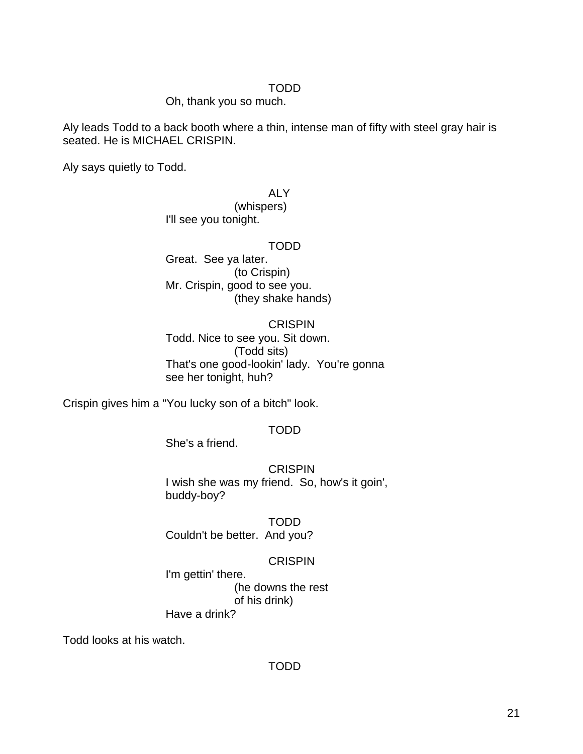TODD
Oh, thank you so much.

Aly leads Todd to a back booth where a thin, intense man of fifty with steel gray hair is seated. He is MICHAEL CRISPIN.

Aly says quietly to Todd.

ALY
(whispers)
I'll see you tonight.

TODD
Great. See ya later.
(to Crispin)
Mr. Crispin, good to see you.
(they shake hands)

CRISPIN
Todd. Nice to see you. Sit down.
(Todd sits)
That's one good-lookin' lady. You're gonna see her tonight, huh?

Crispin gives him a "You lucky son of a bitch" look.

TODD
She's a friend.

CRISPIN
I wish she was my friend. So, how's it goin', buddy-boy?

TODD
Couldn't be better. And you?

CRISPIN
I'm gettin' there.
(he downs the rest of his drink)
Have a drink?

Todd looks at his watch.

TODD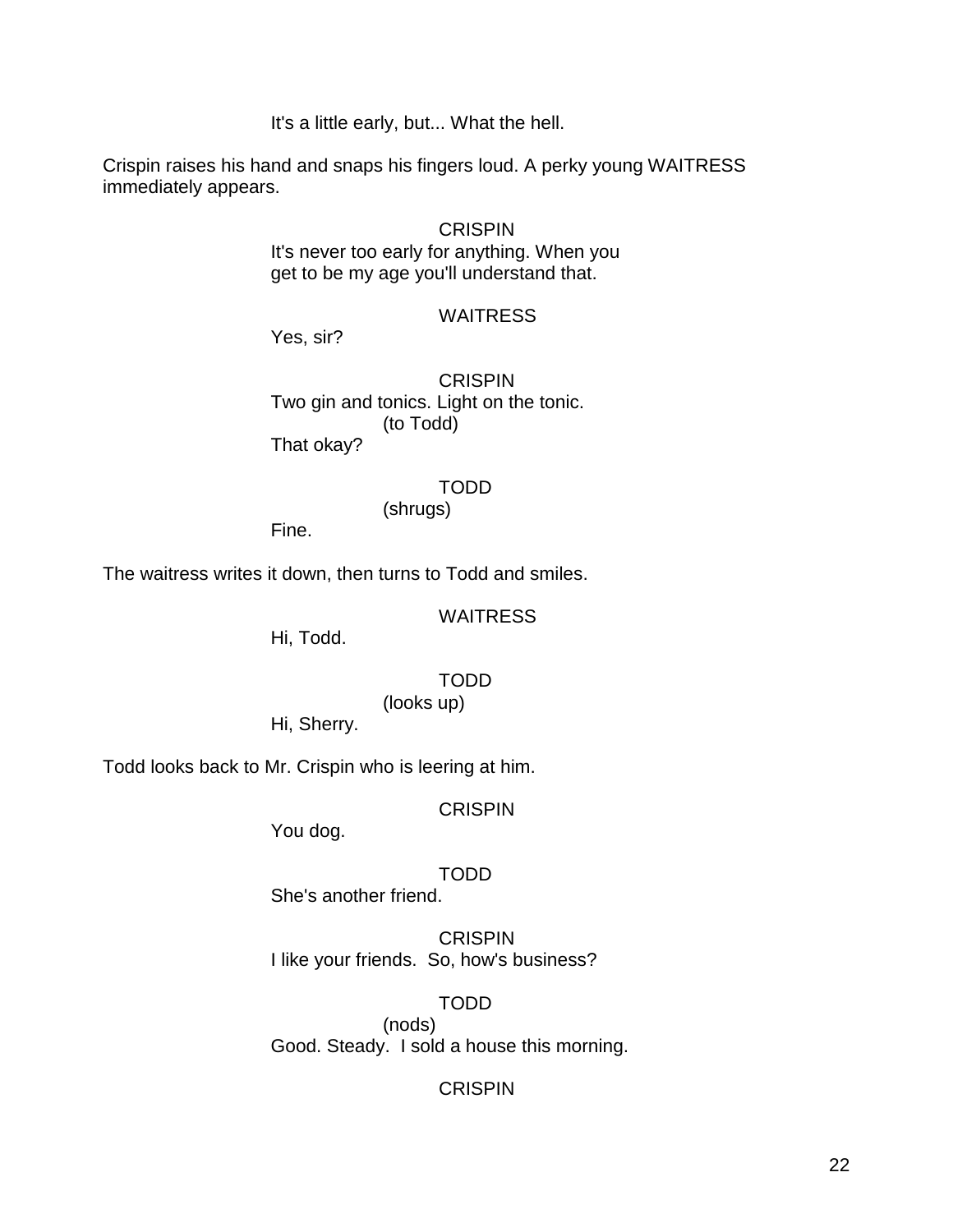It's a little early, but... What the hell.

Crispin raises his hand and snaps his fingers loud. A perky young WAITRESS immediately appears.

CRISPIN
It's never too early for anything. When you get to be my age you'll understand that.

WAITRESS
Yes, sir?

CRISPIN
Two gin and tonics. Light on the tonic.
(to Todd)
That okay?

TODD
(shrugs)
Fine.

The waitress writes it down, then turns to Todd and smiles.

WAITRESS
Hi, Todd.

TODD
(looks up)
Hi, Sherry.

Todd looks back to Mr. Crispin who is leering at him.

CRISPIN
You dog.

TODD
She's another friend.

CRISPIN
I like your friends. So, how's business?

TODD
(nods)
Good. Steady. I sold a house this morning.

CRISPIN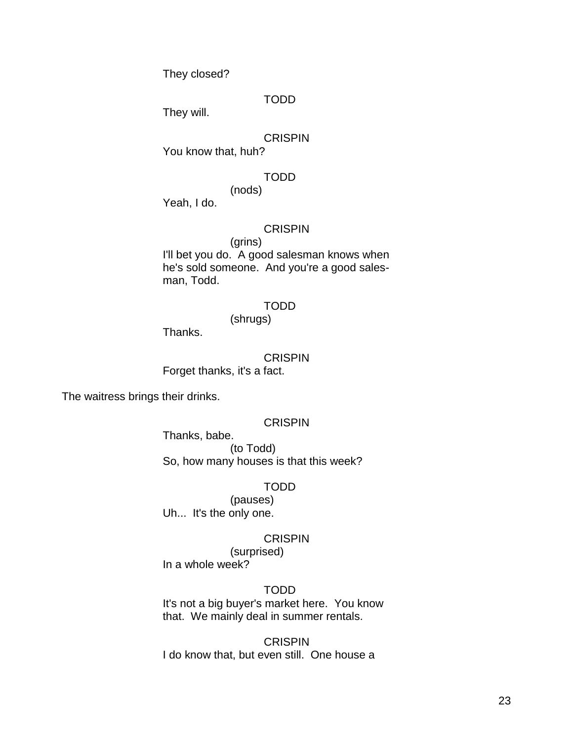They closed?

TODD
They will.

CRISPIN
You know that, huh?

TODD
(nods)
Yeah, I do.

CRISPIN
(grins)
I'll bet you do. A good salesman knows when he's sold someone. And you're a good sales-man, Todd.

TODD
(shrugs)
Thanks.

CRISPIN
Forget thanks, it's a fact.

The waitress brings their drinks.

CRISPIN
Thanks, babe.
(to Todd)
So, how many houses is that this week?

TODD
(pauses)
Uh... It's the only one.

CRISPIN
(surprised)
In a whole week?

TODD
It's not a big buyer's market here. You know that. We mainly deal in summer rentals.

CRISPIN
I do know that, but even still. One house a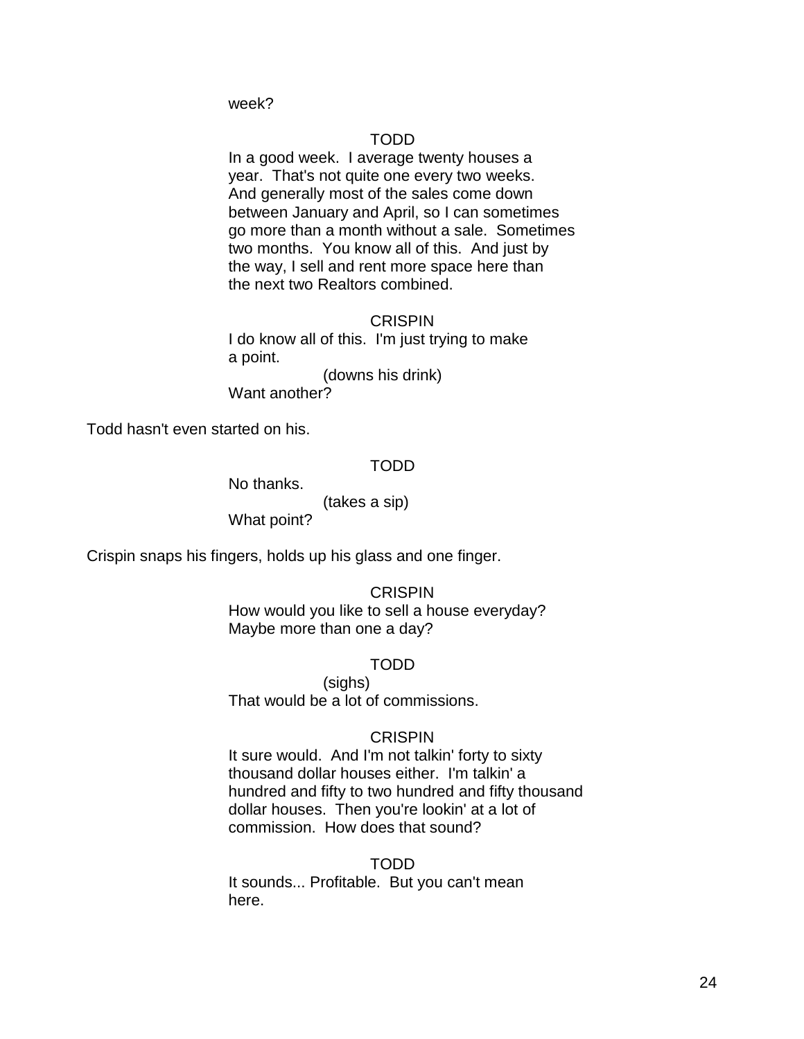week?

TODD

In a good week. I average twenty houses a year. That's not quite one every two weeks. And generally most of the sales come down between January and April, so I can sometimes go more than a month without a sale. Sometimes two months. You know all of this. And just by the way, I sell and rent more space here than the next two Realtors combined.

CRISPIN

I do know all of this. I'm just trying to make a point.

(downs his drink)

Want another?

Todd hasn't even started on his.

TODD

No thanks.

(takes a sip)

What point?

Crispin snaps his fingers, holds up his glass and one finger.

CRISPIN

How would you like to sell a house everyday? Maybe more than one a day?

TODD

(sighs)

That would be a lot of commissions.

CRISPIN

It sure would. And I'm not talkin' forty to sixty thousand dollar houses either. I'm talkin' a hundred and fifty to two hundred and fifty thousand dollar houses. Then you're lookin' at a lot of commission. How does that sound?

TODD

It sounds... Profitable. But you can't mean here.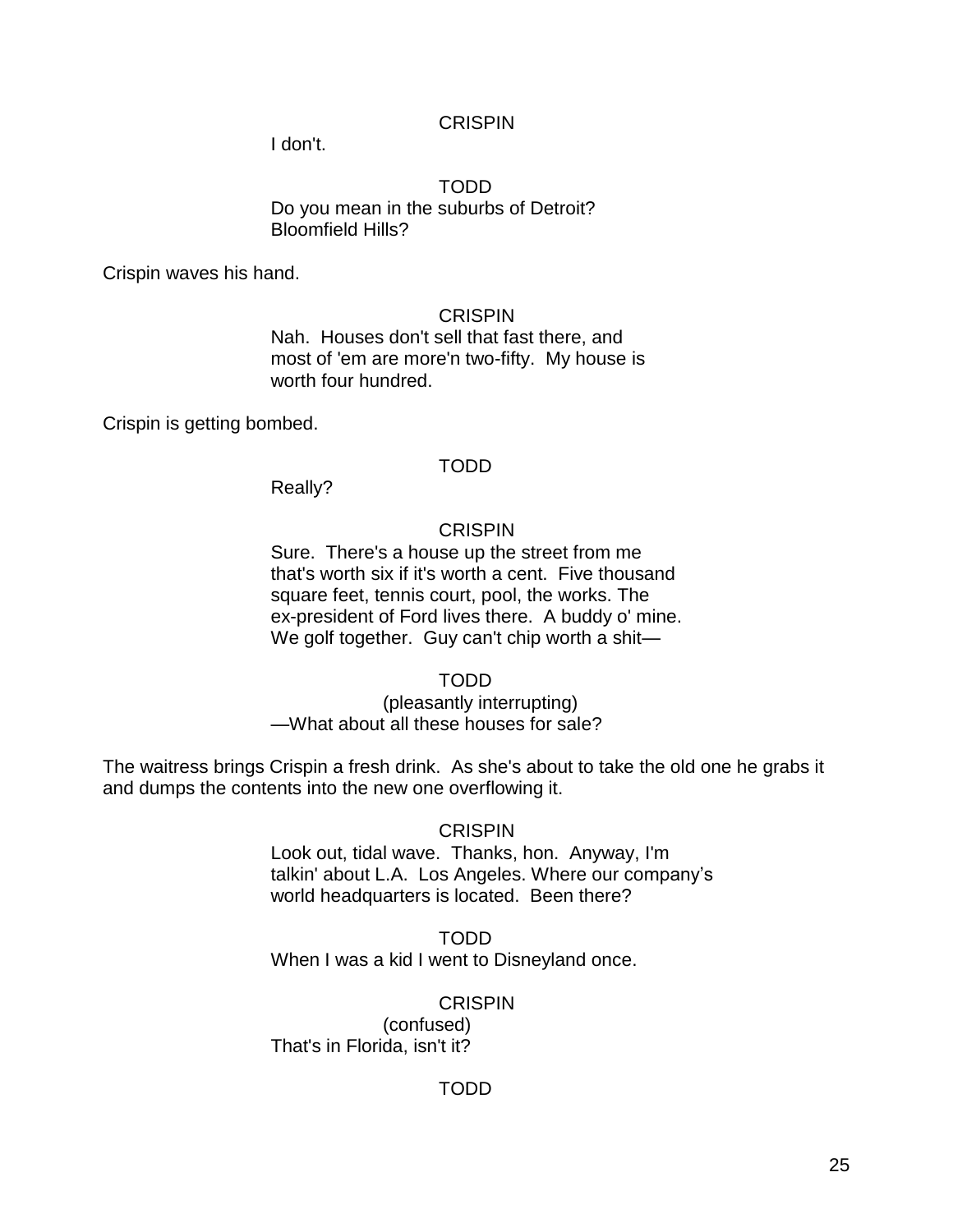CRISPIN

I don't.

TODD

Do you mean in the suburbs of Detroit?
Bloomfield Hills?

Crispin waves his hand.

CRISPIN

Nah. Houses don't sell that fast there, and
most of 'em are more'n two-fifty. My house is
worth four hundred.

Crispin is getting bombed.

TODD

Really?

CRISPIN

Sure. There's a house up the street from me
that's worth six if it's worth a cent. Five thousand
square feet, tennis court, pool, the works. The
ex-president of Ford lives there. A buddy o' mine.
We golf together. Guy can't chip worth a shit—

TODD

(pleasantly interrupting)

—What about all these houses for sale?

The waitress brings Crispin a fresh drink. As she's about to take the old one he grabs it and dumps the contents into the new one overflowing it.

CRISPIN

Look out, tidal wave. Thanks, hon. Anyway, I'm
talkin' about L.A. Los Angeles. Where our company's
world headquarters is located. Been there?

TODD

When I was a kid I went to Disneyland once.

CRISPIN

(confused)

That's in Florida, isn't it?

TODD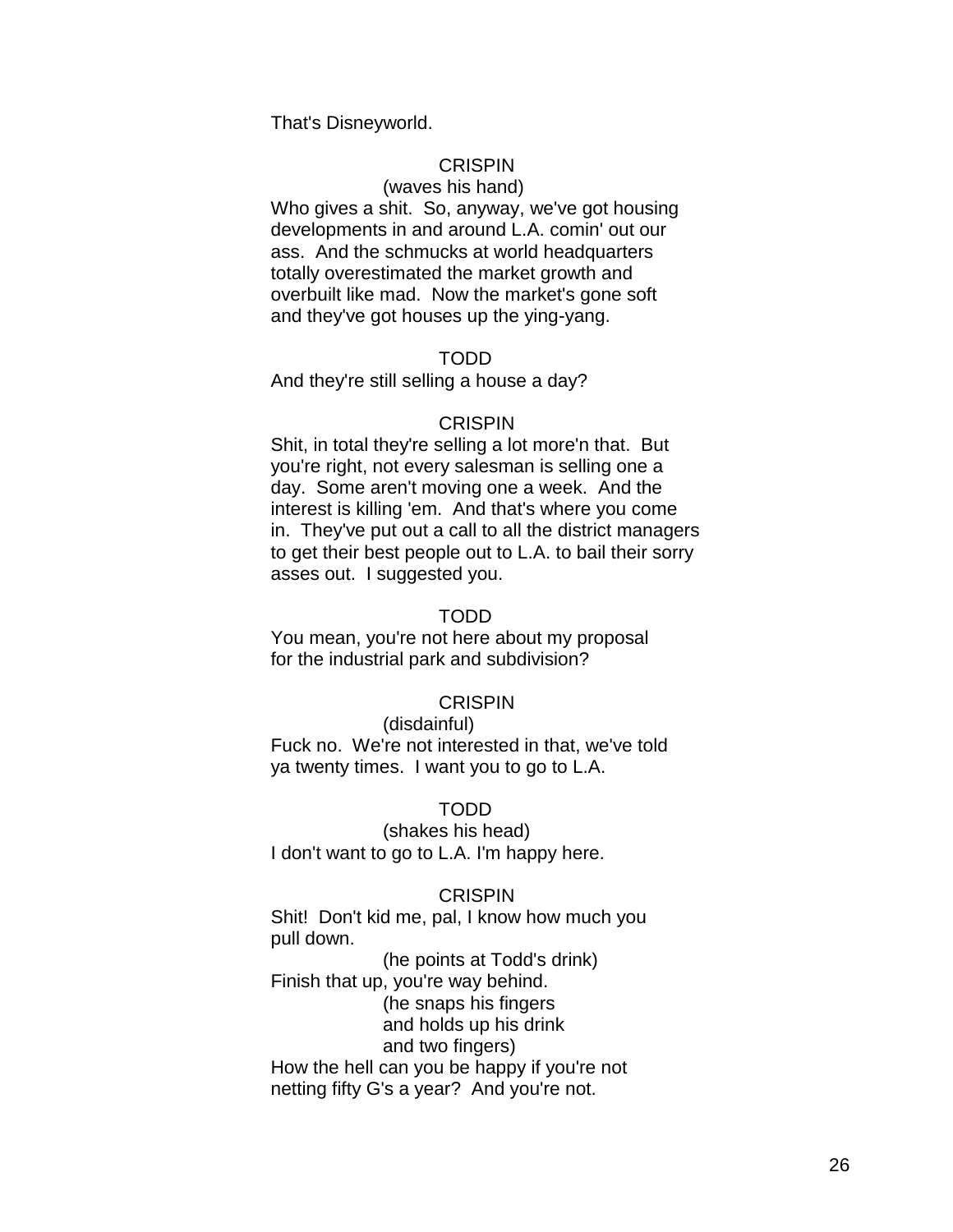That's Disneyworld.

CRISPIN

(waves his hand)

Who gives a shit. So, anyway, we've got housing developments in and around L.A. comin' out our ass. And the schmucks at world headquarters totally overestimated the market growth and overbuilt like mad. Now the market's gone soft and they've got houses up the ying-yang.

TODD

And they're still selling a house a day?

CRISPIN

Shit, in total they're selling a lot more'n that. But you're right, not every salesman is selling one a day. Some aren't moving one a week. And the interest is killing 'em. And that's where you come in. They've put out a call to all the district managers to get their best people out to L.A. to bail their sorry asses out. I suggested you.

TODD

You mean, you're not here about my proposal for the industrial park and subdivision?

CRISPIN

(disdainful)

Fuck no. We're not interested in that, we've told ya twenty times. I want you to go to L.A.

TODD

(shakes his head)

I don't want to go to L.A. I'm happy here.

CRISPIN

Shit! Don't kid me, pal, I know how much you pull down.

(he points at Todd's drink)

Finish that up, you're way behind.

(he snaps his fingers and holds up his drink and two fingers)

How the hell can you be happy if you're not netting fifty G's a year? And you're not.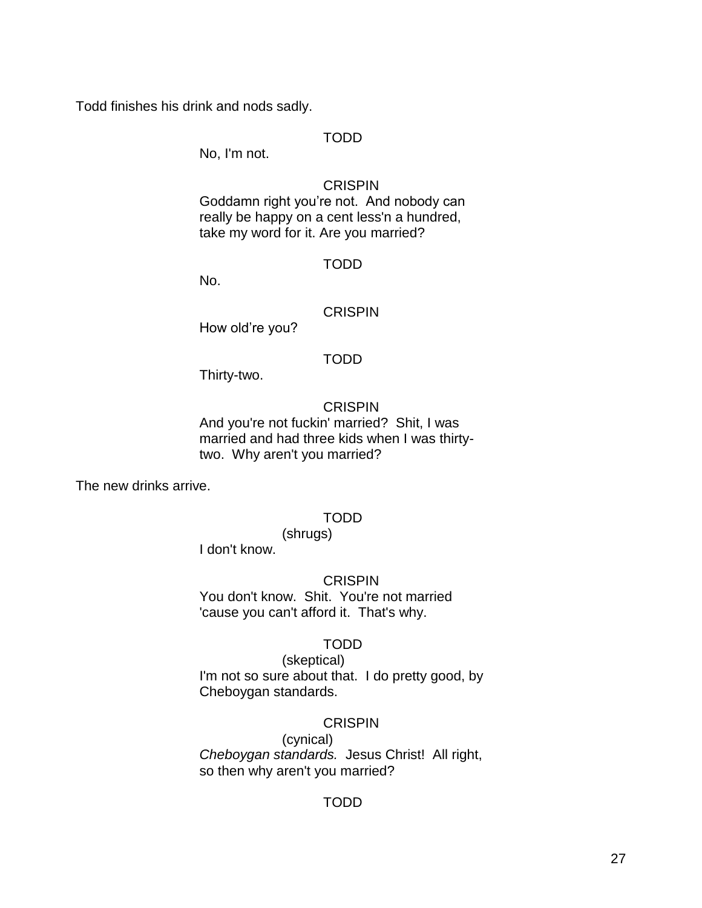Todd finishes his drink and nods sadly.

TODD

No, I'm not.

CRISPIN

Goddamn right you're not. And nobody can really be happy on a cent less'n a hundred, take my word for it. Are you married?

TODD

No.

CRISPIN

How old're you?

TODD

Thirty-two.

CRISPIN

And you're not fuckin' married? Shit, I was married and had three kids when I was thirty-two. Why aren't you married?

The new drinks arrive.

TODD

(shrugs)

I don't know.

CRISPIN

You don't know. Shit. You're not married 'cause you can't afford it. That's why.

TODD

(skeptical)

I'm not so sure about that. I do pretty good, by Cheboygan standards.

CRISPIN

(cynical)

*Cheboygan standards.* Jesus Christ! All right, so then why aren't you married?

TODD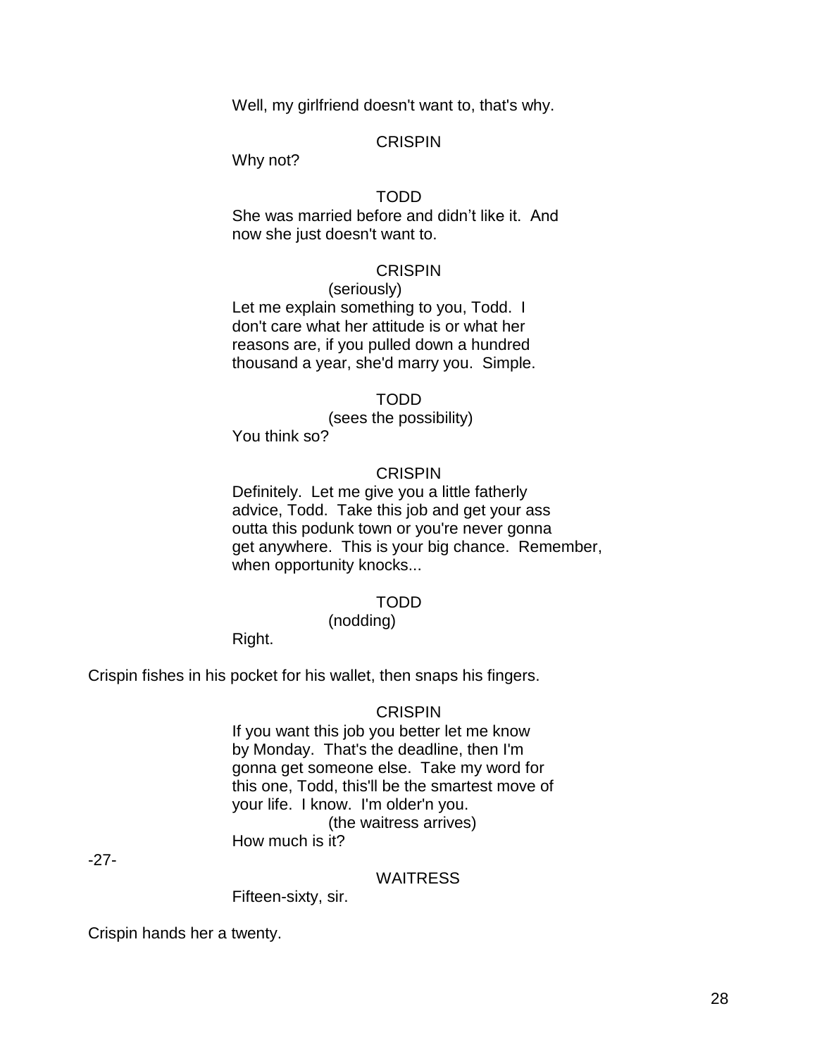Well, my girlfriend doesn't want to, that's why.

CRISPIN

Why not?

TODD

She was married before and didn't like it. And now she just doesn't want to.

CRISPIN

(seriously)

Let me explain something to you, Todd. I don't care what her attitude is or what her reasons are, if you pulled down a hundred thousand a year, she'd marry you. Simple.

TODD

(sees the possibility)

You think so?

CRISPIN

Definitely. Let me give you a little fatherly advice, Todd. Take this job and get your ass outta this podunk town or you're never gonna get anywhere. This is your big chance. Remember, when opportunity knocks...

TODD

(nodding)

Right.

Crispin fishes in his pocket for his wallet, then snaps his fingers.

CRISPIN

If you want this job you better let me know by Monday. That's the deadline, then I'm gonna get someone else. Take my word for this one, Todd, this'll be the smartest move of your life. I know. I'm older'n you.

(the waitress arrives)

How much is it?

-27-

WAITRESS

Fifteen-sixty, sir.

Crispin hands her a twenty.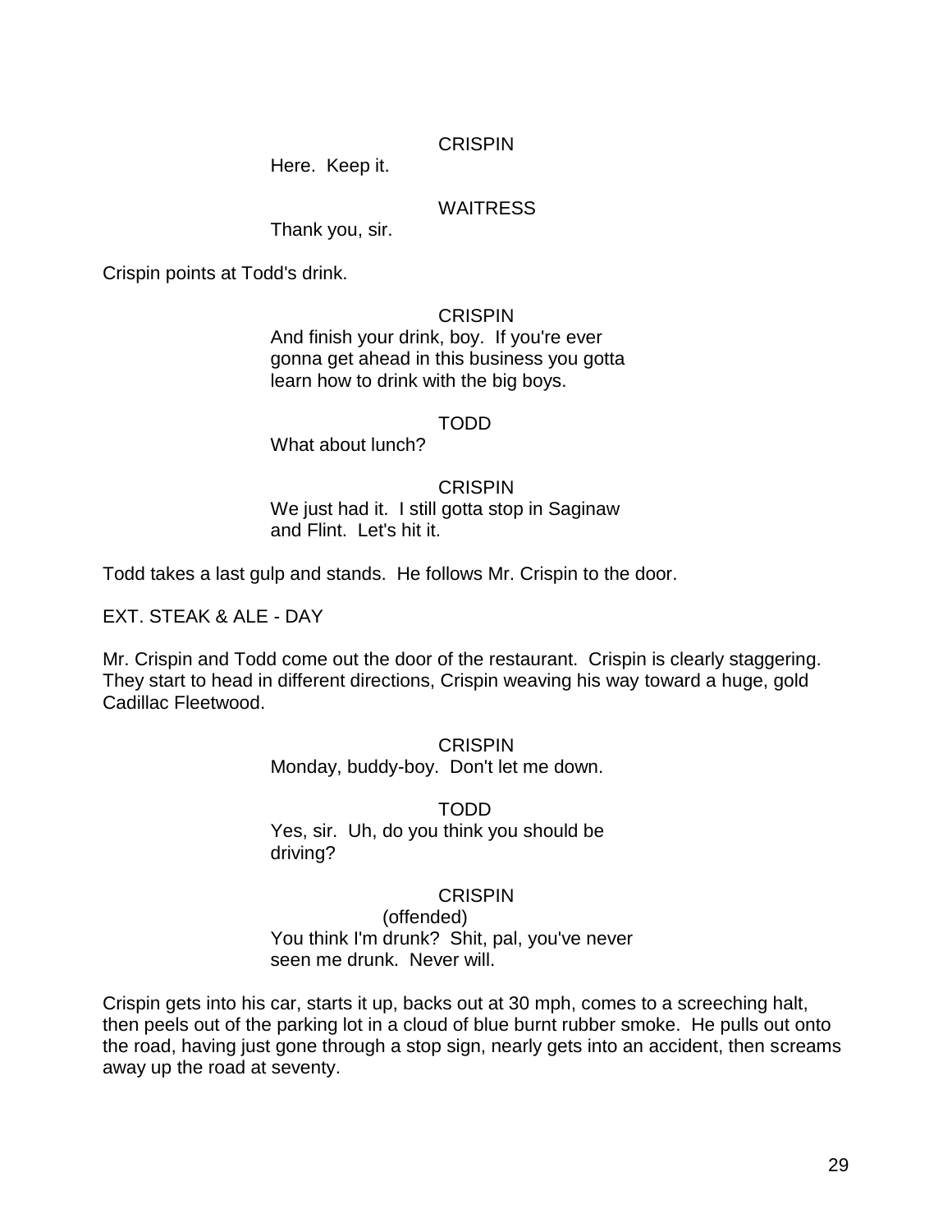CRISPIN

Here.  Keep it.

WAITRESS

Thank you, sir.

Crispin points at Todd's drink.

CRISPIN

And finish your drink, boy.  If you're ever gonna get ahead in this business you gotta learn how to drink with the big boys.

TODD

What about lunch?

CRISPIN

We just had it.  I still gotta stop in Saginaw and Flint.  Let's hit it.

Todd takes a last gulp and stands.  He follows Mr. Crispin to the door.

EXT. STEAK & ALE - DAY

Mr. Crispin and Todd come out the door of the restaurant.  Crispin is clearly staggering.  They start to head in different directions, Crispin weaving his way toward a huge, gold Cadillac Fleetwood.

CRISPIN

Monday, buddy-boy.  Don't let me down.

TODD

Yes, sir.  Uh, do you think you should be driving?

CRISPIN

(offended)

You think I'm drunk?  Shit, pal, you've never seen me drunk.  Never will.

Crispin gets into his car, starts it up, backs out at 30 mph, comes to a screeching halt, then peels out of the parking lot in a cloud of blue burnt rubber smoke.  He pulls out onto the road, having just gone through a stop sign, nearly gets into an accident, then screams away up the road at seventy.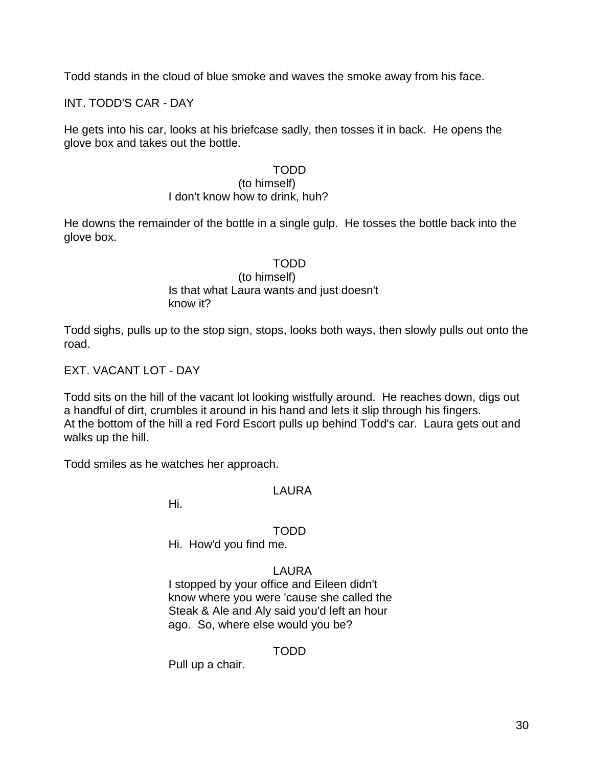Todd stands in the cloud of blue smoke and waves the smoke away from his face.

INT. TODD'S CAR - DAY

He gets into his car, looks at his briefcase sadly, then tosses it in back. He opens the glove box and takes out the bottle.

TODD
(to himself)
I don't know how to drink, huh?

He downs the remainder of the bottle in a single gulp. He tosses the bottle back into the glove box.

TODD
(to himself)
Is that what Laura wants and just doesn't know it?

Todd sighs, pulls up to the stop sign, stops, looks both ways, then slowly pulls out onto the road.

EXT. VACANT LOT - DAY

Todd sits on the hill of the vacant lot looking wistfully around. He reaches down, digs out a handful of dirt, crumbles it around in his hand and lets it slip through his fingers. At the bottom of the hill a red Ford Escort pulls up behind Todd's car. Laura gets out and walks up the hill.

Todd smiles as he watches her approach.

LAURA
Hi.

TODD
Hi. How'd you find me.

LAURA
I stopped by your office and Eileen didn't know where you were 'cause she called the Steak & Ale and Aly said you'd left an hour ago. So, where else would you be?

TODD
Pull up a chair.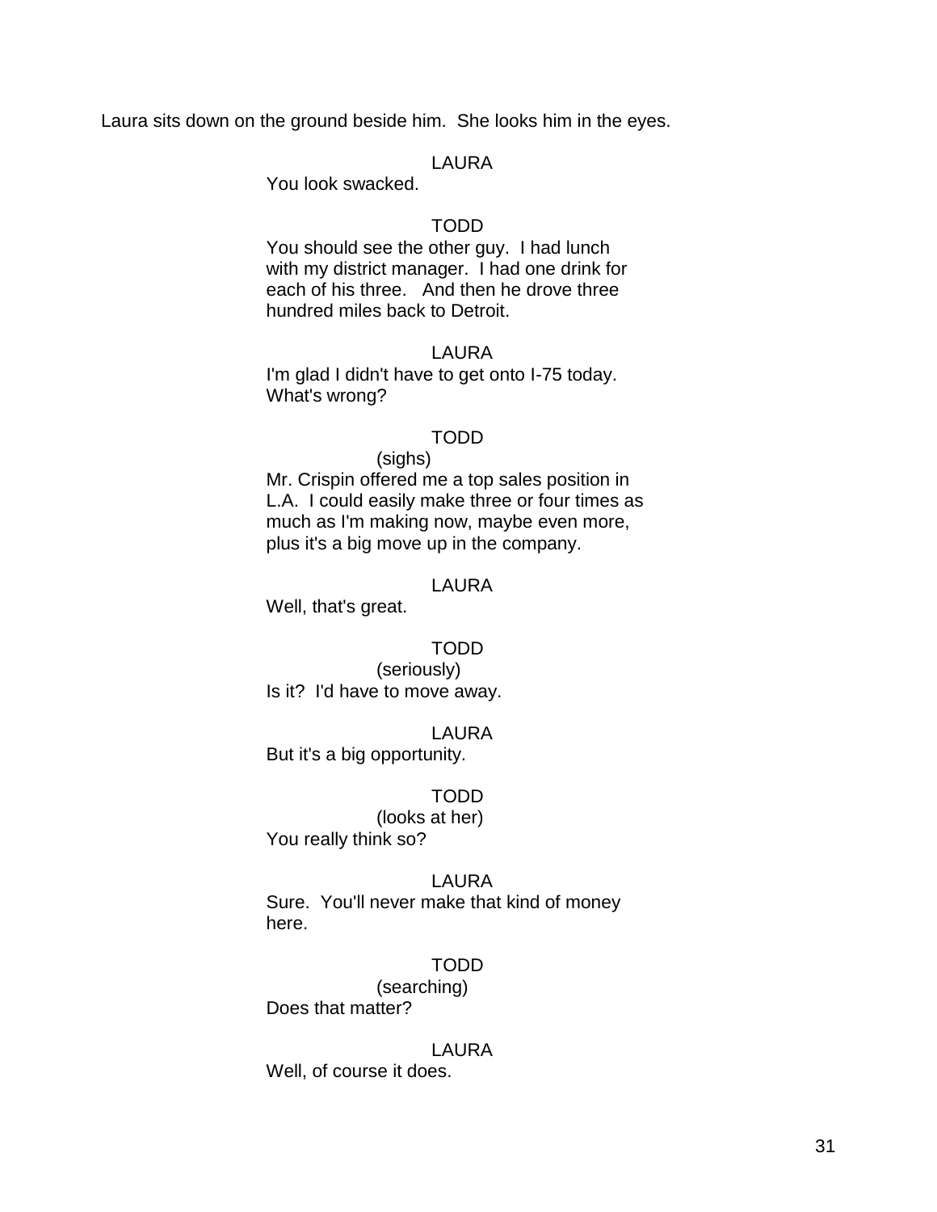Laura sits down on the ground beside him. She looks him in the eyes.

LAURA
You look swacked.

TODD
You should see the other guy. I had lunch with my district manager. I had one drink for each of his three. And then he drove three hundred miles back to Detroit.

LAURA
I'm glad I didn't have to get onto I-75 today. What's wrong?

TODD
(sighs)
Mr. Crispin offered me a top sales position in L.A. I could easily make three or four times as much as I'm making now, maybe even more, plus it's a big move up in the company.

LAURA
Well, that's great.

TODD
(seriously)
Is it? I'd have to move away.

LAURA
But it's a big opportunity.

TODD
(looks at her)
You really think so?

LAURA
Sure. You'll never make that kind of money here.

TODD
(searching)
Does that matter?

LAURA
Well, of course it does.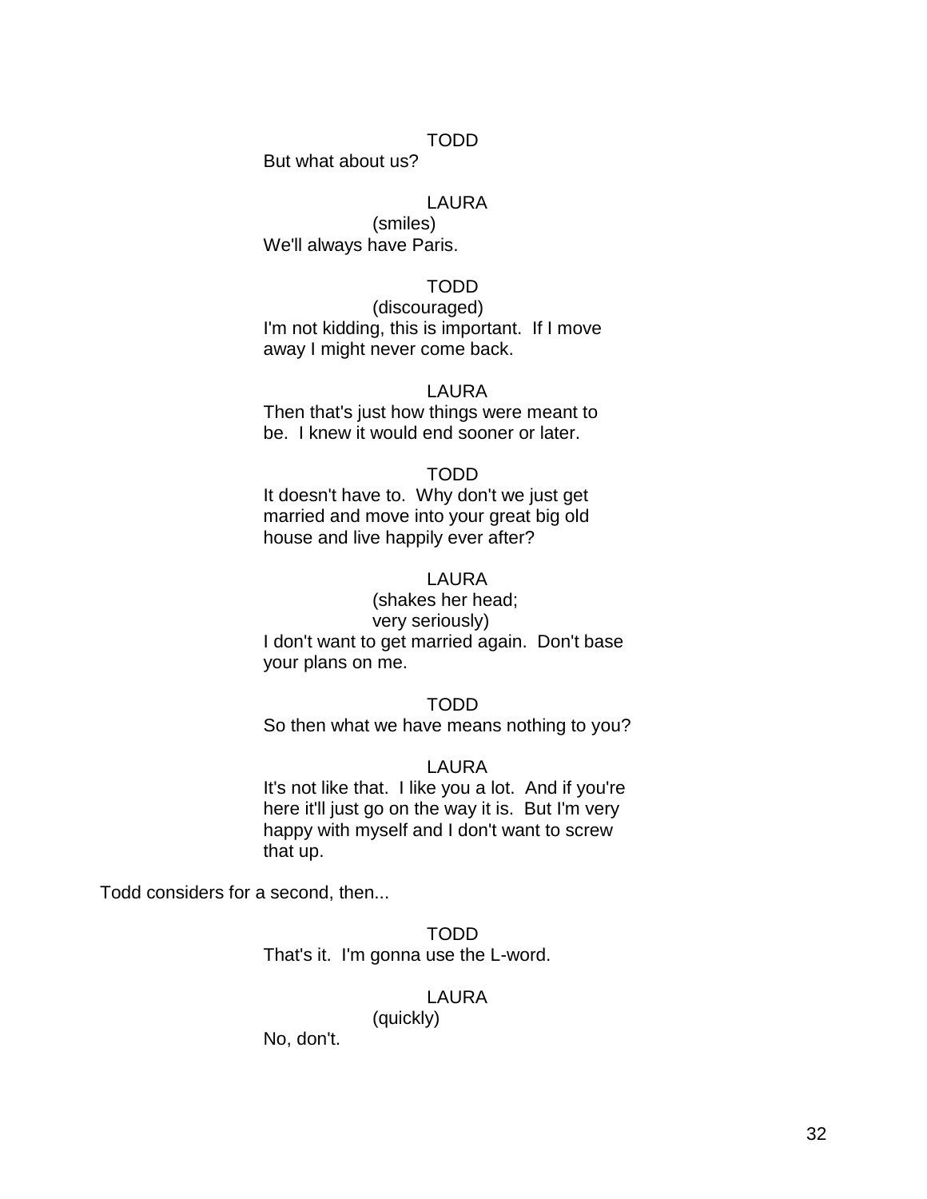TODD
But what about us?

LAURA
(smiles)
We'll always have Paris.

TODD
(discouraged)
I'm not kidding, this is important. If I move away I might never come back.

LAURA
Then that's just how things were meant to be. I knew it would end sooner or later.

TODD
It doesn't have to. Why don't we just get married and move into your great big old house and live happily ever after?

LAURA
(shakes her head;
very seriously)
I don't want to get married again. Don't base your plans on me.

TODD
So then what we have means nothing to you?

LAURA
It's not like that. I like you a lot. And if you're here it'll just go on the way it is. But I'm very happy with myself and I don't want to screw that up.

Todd considers for a second, then...

TODD
That's it. I'm gonna use the L-word.

LAURA
(quickly)
No, don't.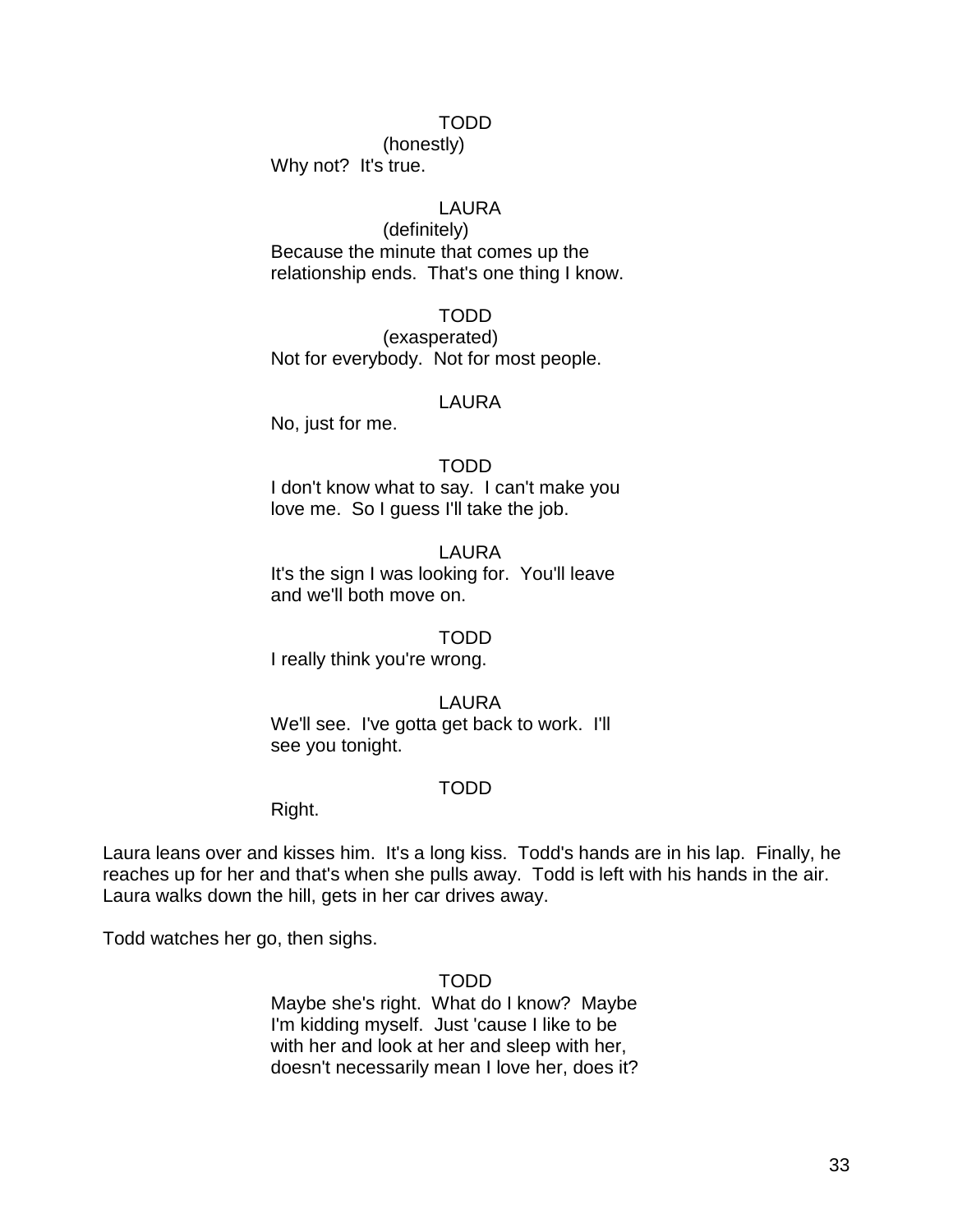TODD
(honestly)
Why not? It's true.

LAURA
(definitely)
Because the minute that comes up the relationship ends. That's one thing I know.

TODD
(exasperated)
Not for everybody. Not for most people.

LAURA
No, just for me.

TODD
I don't know what to say. I can't make you love me. So I guess I'll take the job.

LAURA
It's the sign I was looking for. You'll leave and we'll both move on.

TODD
I really think you're wrong.

LAURA
We'll see. I've gotta get back to work. I'll see you tonight.

TODD
Right.

Laura leans over and kisses him. It's a long kiss. Todd's hands are in his lap. Finally, he reaches up for her and that's when she pulls away. Todd is left with his hands in the air. Laura walks down the hill, gets in her car drives away.

Todd watches her go, then sighs.

TODD
Maybe she's right. What do I know? Maybe I'm kidding myself. Just 'cause I like to be with her and look at her and sleep with her, doesn't necessarily mean I love her, does it?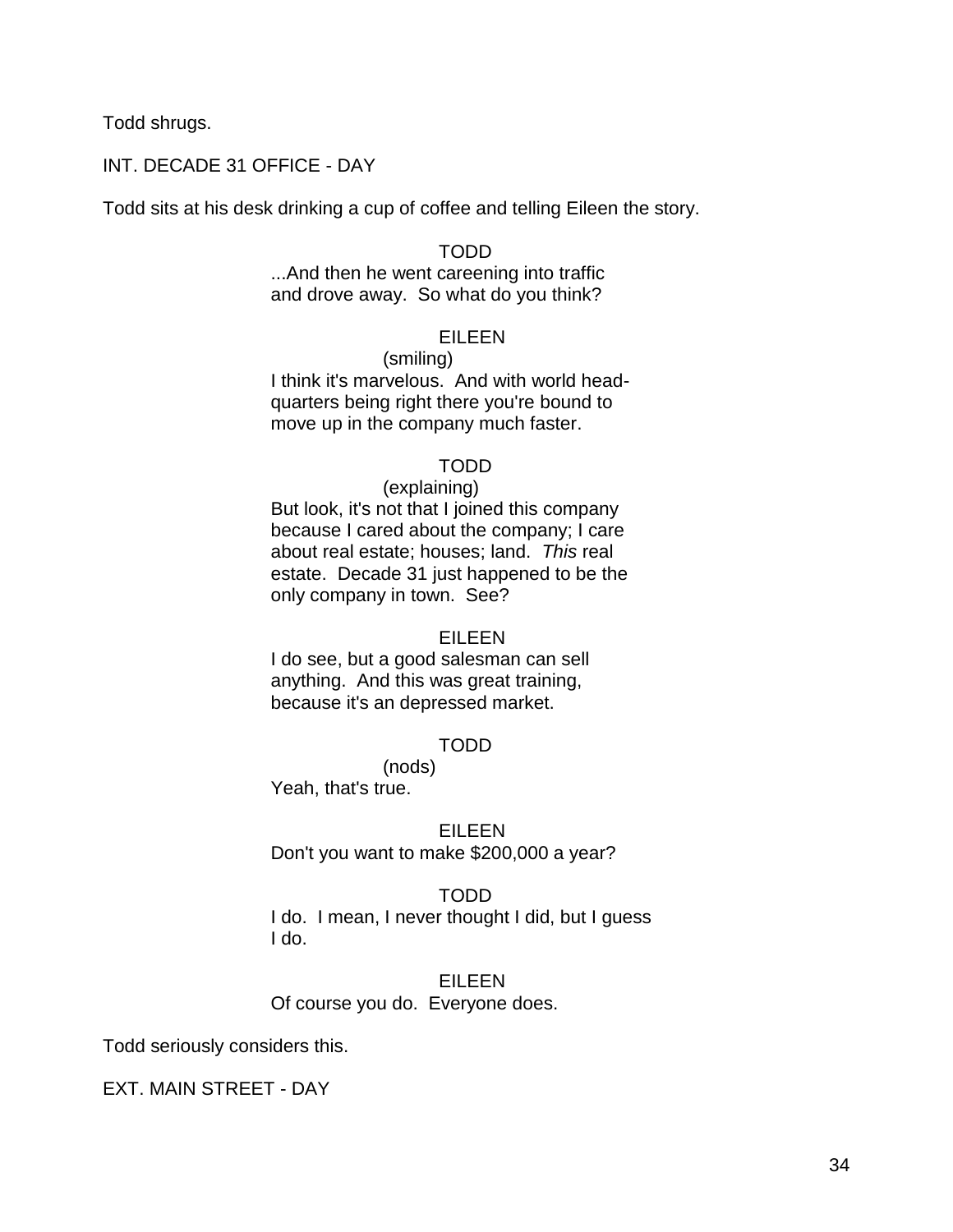Todd shrugs.

INT. DECADE 31 OFFICE - DAY

Todd sits at his desk drinking a cup of coffee and telling Eileen the story.

TODD
...And then he went careening into traffic and drove away. So what do you think?

EILEEN
(smiling)
I think it's marvelous. And with world head-quarters being right there you're bound to move up in the company much faster.

TODD
(explaining)
But look, it's not that I joined this company because I cared about the company; I care about real estate; houses; land. *This* real estate. Decade 31 just happened to be the only company in town. See?

EILEEN
I do see, but a good salesman can sell anything. And this was great training, because it's an depressed market.

TODD
(nods)
Yeah, that's true.

EILEEN
Don't you want to make $200,000 a year?

TODD
I do. I mean, I never thought I did, but I guess I do.

EILEEN
Of course you do. Everyone does.

Todd seriously considers this.

EXT. MAIN STREET - DAY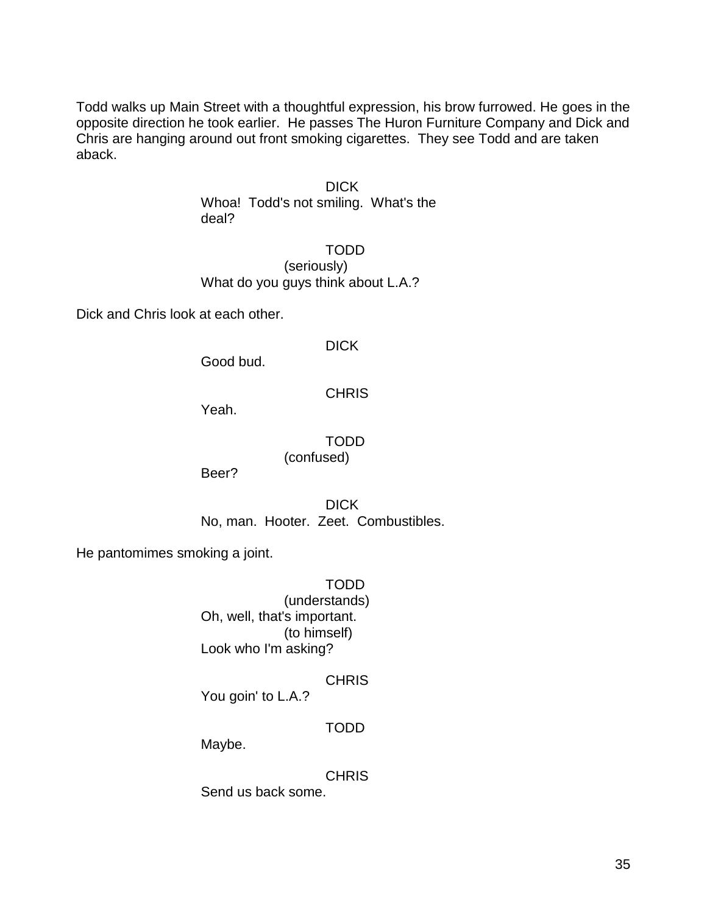Todd walks up Main Street with a thoughtful expression, his brow furrowed. He goes in the opposite direction he took earlier. He passes The Huron Furniture Company and Dick and Chris are hanging around out front smoking cigarettes. They see Todd and are taken aback.

DICK
Whoa! Todd's not smiling. What's the deal?

TODD
(seriously)
What do you guys think about L.A.?

Dick and Chris look at each other.

DICK
Good bud.

CHRIS
Yeah.

TODD
(confused)
Beer?

DICK
No, man. Hooter. Zeet. Combustibles.

He pantomimes smoking a joint.

TODD
(understands)
Oh, well, that's important.
(to himself)
Look who I'm asking?

CHRIS
You goin' to L.A.?

TODD
Maybe.

CHRIS
Send us back some.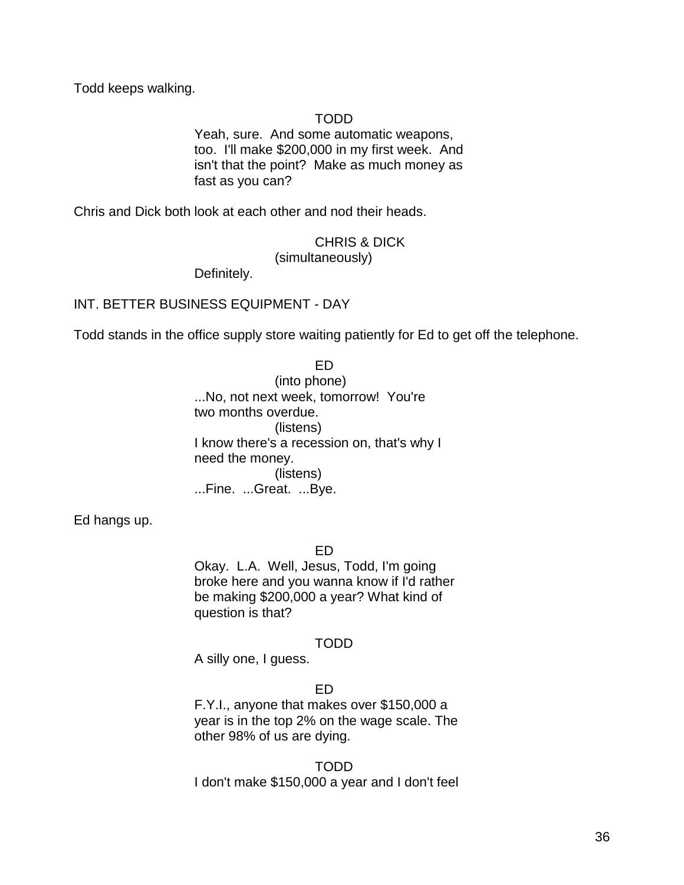Todd keeps walking.

TODD
Yeah, sure. And some automatic weapons, too. I'll make $200,000 in my first week. And isn't that the point? Make as much money as fast as you can?

Chris and Dick both look at each other and nod their heads.

CHRIS & DICK
(simultaneously)
Definitely.

INT. BETTER BUSINESS EQUIPMENT - DAY

Todd stands in the office supply store waiting patiently for Ed to get off the telephone.

ED
(into phone)
...No, not next week, tomorrow! You're two months overdue.
(listens)
I know there's a recession on, that's why I need the money.
(listens)
...Fine. ...Great. ...Bye.

Ed hangs up.

ED
Okay. L.A. Well, Jesus, Todd, I'm going broke here and you wanna know if I'd rather be making $200,000 a year? What kind of question is that?

TODD
A silly one, I guess.

ED
F.Y.I., anyone that makes over $150,000 a year is in the top 2% on the wage scale. The other 98% of us are dying.

TODD
I don't make $150,000 a year and I don't feel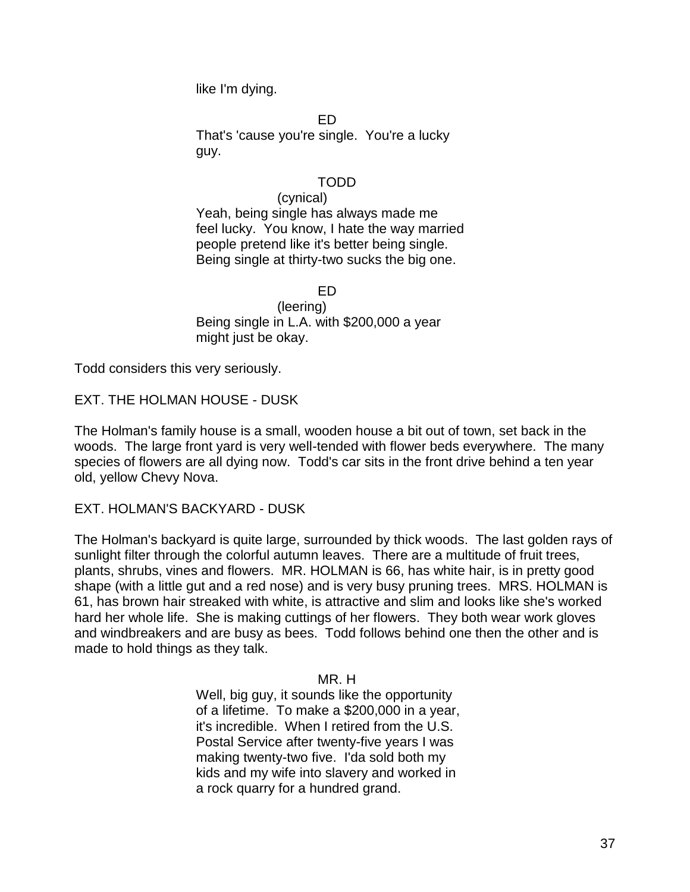like I'm dying.

ED
That's 'cause you're single. You're a lucky guy.

TODD
(cynical)
Yeah, being single has always made me feel lucky. You know, I hate the way married people pretend like it's better being single. Being single at thirty-two sucks the big one.

ED
(leering)
Being single in L.A. with $200,000 a year might just be okay.

Todd considers this very seriously.

EXT. THE HOLMAN HOUSE - DUSK

The Holman's family house is a small, wooden house a bit out of town, set back in the woods. The large front yard is very well-tended with flower beds everywhere. The many species of flowers are all dying now. Todd's car sits in the front drive behind a ten year old, yellow Chevy Nova.

EXT. HOLMAN'S BACKYARD - DUSK

The Holman's backyard is quite large, surrounded by thick woods. The last golden rays of sunlight filter through the colorful autumn leaves. There are a multitude of fruit trees, plants, shrubs, vines and flowers. MR. HOLMAN is 66, has white hair, is in pretty good shape (with a little gut and a red nose) and is very busy pruning trees. MRS. HOLMAN is 61, has brown hair streaked with white, is attractive and slim and looks like she's worked hard her whole life. She is making cuttings of her flowers. They both wear work gloves and windbreakers and are busy as bees. Todd follows behind one then the other and is made to hold things as they talk.

MR. H
Well, big guy, it sounds like the opportunity of a lifetime. To make a $200,000 in a year, it's incredible. When I retired from the U.S. Postal Service after twenty-five years I was making twenty-two five. I'da sold both my kids and my wife into slavery and worked in a rock quarry for a hundred grand.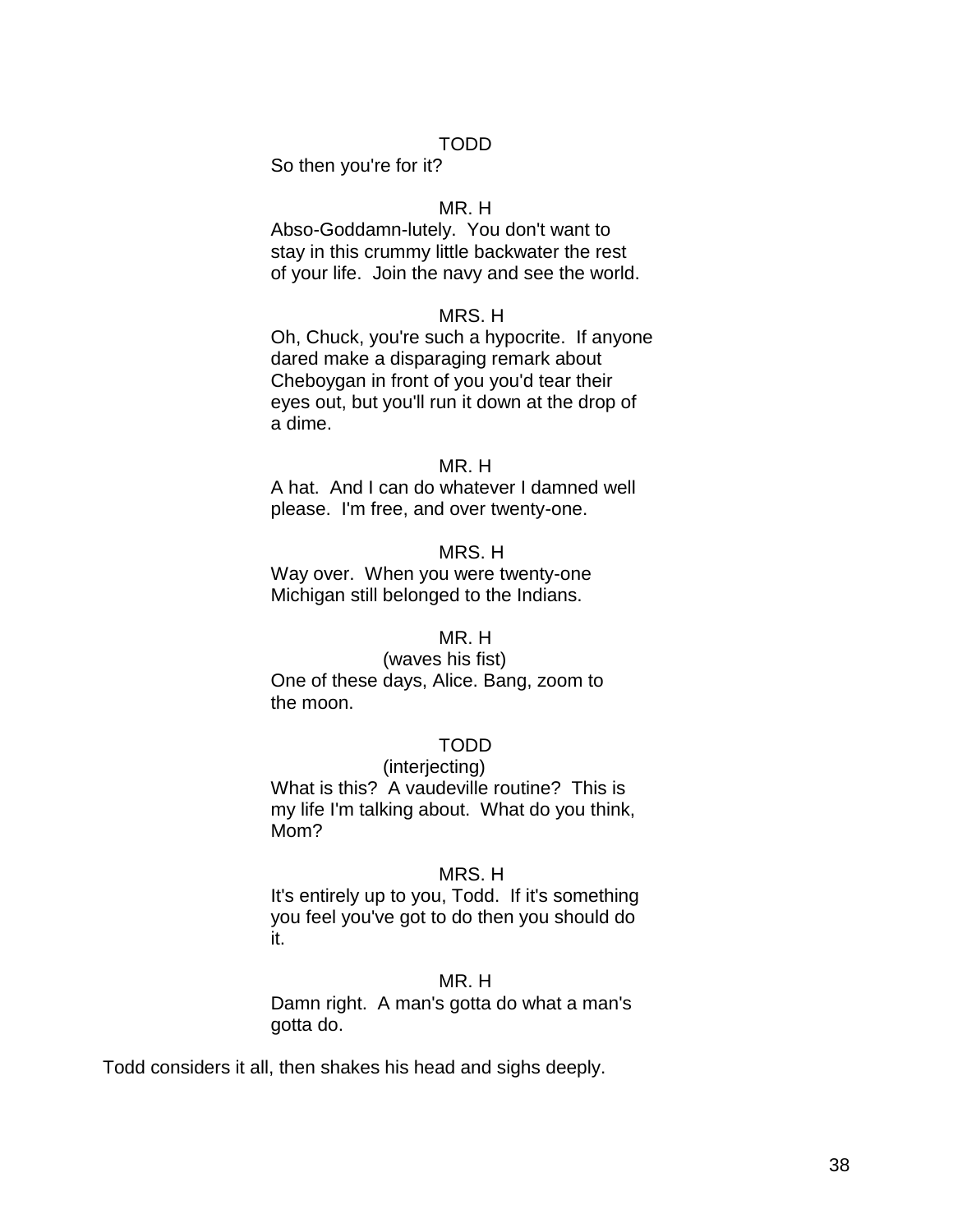TODD

So then you're for it?

MR. H

Abso-Goddamn-lutely. You don't want to stay in this crummy little backwater the rest of your life. Join the navy and see the world.

MRS. H

Oh, Chuck, you're such a hypocrite. If anyone dared make a disparaging remark about Cheboygan in front of you you'd tear their eyes out, but you'll run it down at the drop of a dime.

MR. H

A hat. And I can do whatever I damned well please. I'm free, and over twenty-one.

MRS. H

Way over. When you were twenty-one Michigan still belonged to the Indians.

MR. H

(waves his fist)

One of these days, Alice. Bang, zoom to the moon.

TODD

(interjecting)

What is this? A vaudeville routine? This is my life I'm talking about. What do you think, Mom?

MRS. H

It's entirely up to you, Todd. If it's something you feel you've got to do then you should do it.

MR. H

Damn right. A man's gotta do what a man's gotta do.

Todd considers it all, then shakes his head and sighs deeply.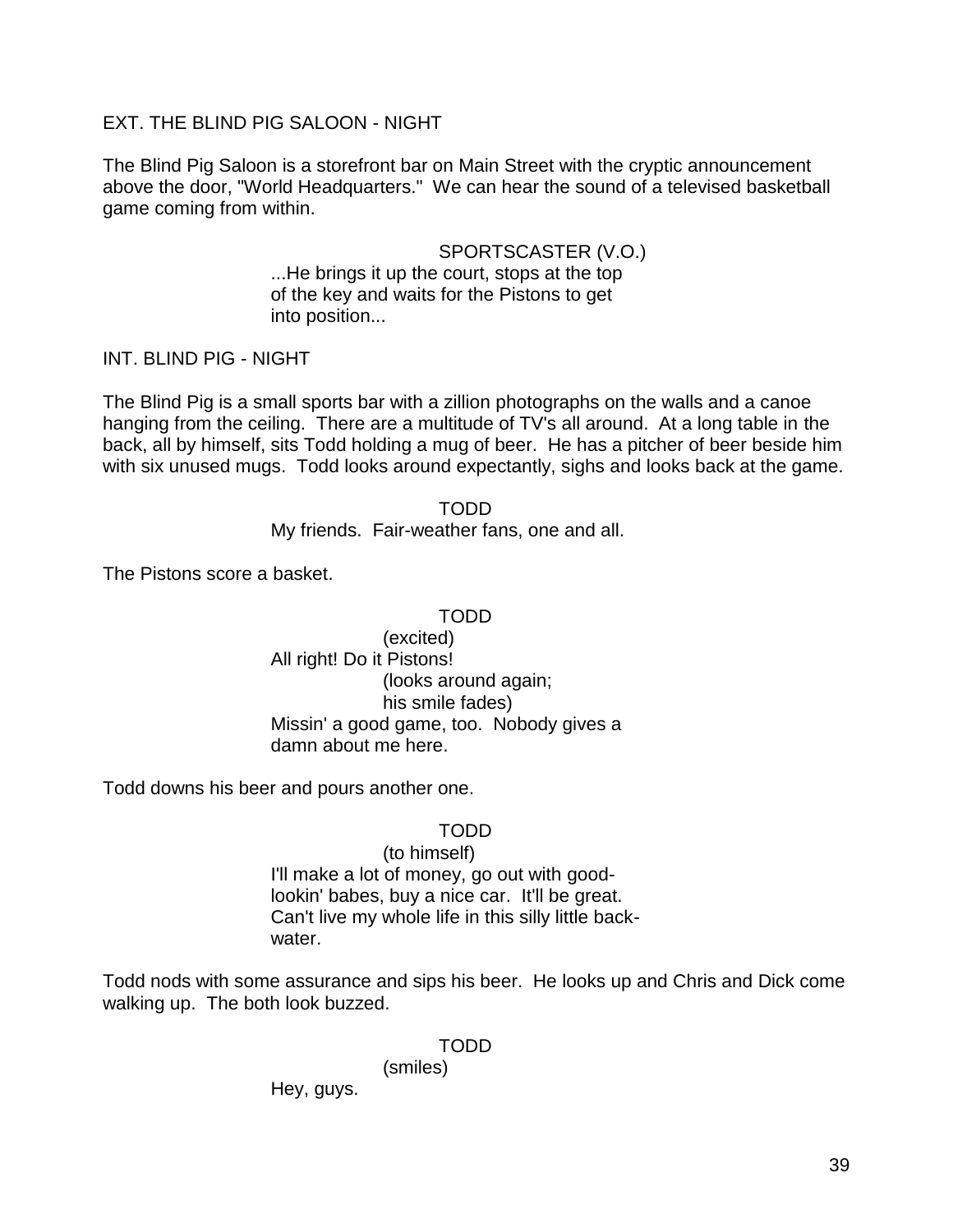EXT. THE BLIND PIG SALOON - NIGHT

The Blind Pig Saloon is a storefront bar on Main Street with the cryptic announcement above the door, "World Headquarters." We can hear the sound of a televised basketball game coming from within.

SPORTSCASTER (V.O.)
...He brings it up the court, stops at the top of the key and waits for the Pistons to get into position...

INT. BLIND PIG - NIGHT

The Blind Pig is a small sports bar with a zillion photographs on the walls and a canoe hanging from the ceiling. There are a multitude of TV's all around. At a long table in the back, all by himself, sits Todd holding a mug of beer. He has a pitcher of beer beside him with six unused mugs. Todd looks around expectantly, sighs and looks back at the game.

TODD
My friends. Fair-weather fans, one and all.

The Pistons score a basket.

TODD
(excited)
All right! Do it Pistons!
(looks around again;
his smile fades)
Missin' a good game, too. Nobody gives a damn about me here.

Todd downs his beer and pours another one.

TODD
(to himself)
I'll make a lot of money, go out with good-lookin' babes, buy a nice car. It'll be great. Can't live my whole life in this silly little back-water.

Todd nods with some assurance and sips his beer. He looks up and Chris and Dick come walking up. The both look buzzed.

TODD
(smiles)
Hey, guys.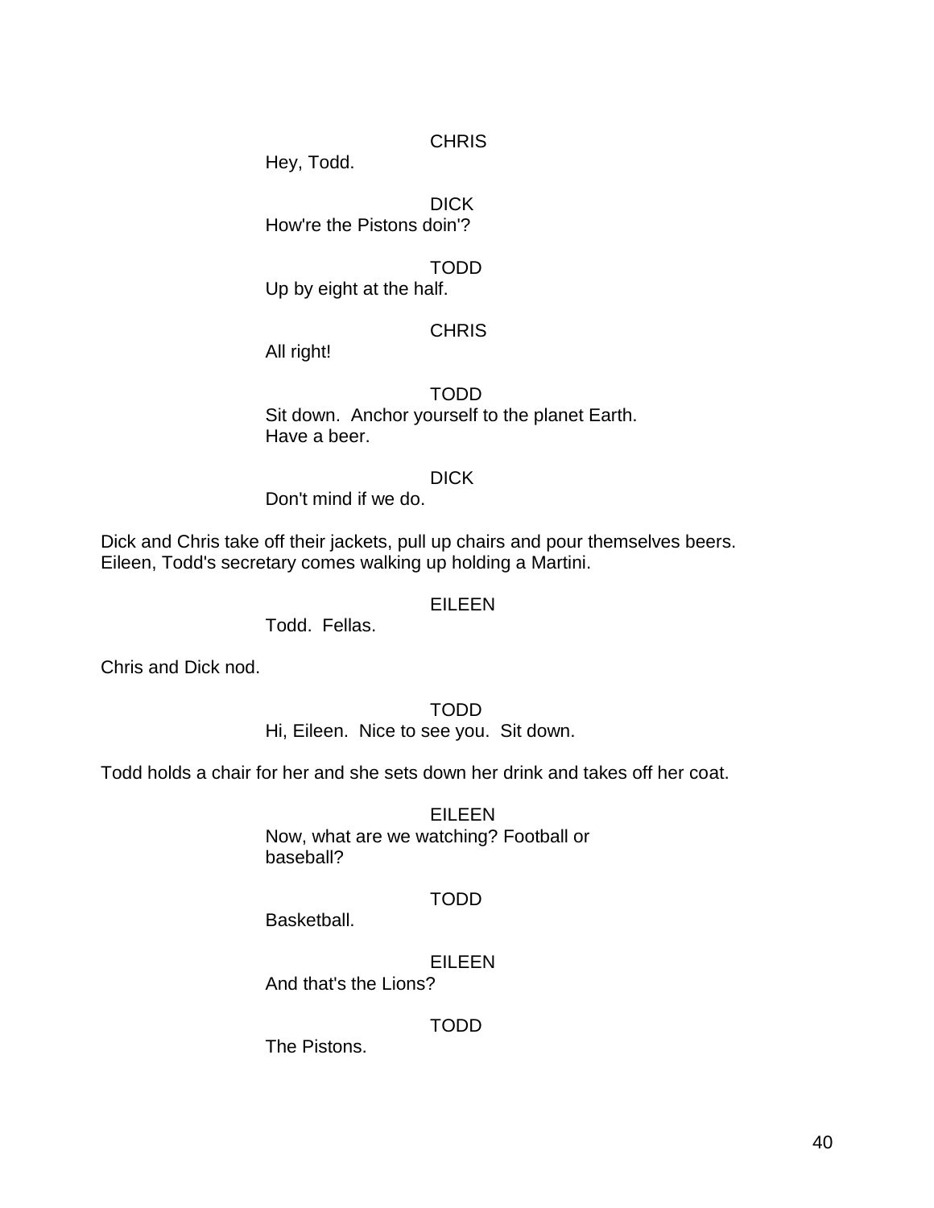CHRIS

Hey, Todd.

DICK

How're the Pistons doin'?

TODD

Up by eight at the half.

CHRIS

All right!

TODD

Sit down. Anchor yourself to the planet Earth.
Have a beer.

DICK

Don't mind if we do.

Dick and Chris take off their jackets, pull up chairs and pour themselves beers. Eileen, Todd's secretary comes walking up holding a Martini.

EILEEN

Todd. Fellas.

Chris and Dick nod.

TODD

Hi, Eileen. Nice to see you. Sit down.

Todd holds a chair for her and she sets down her drink and takes off her coat.

EILEEN

Now, what are we watching? Football or
baseball?

TODD

Basketball.

EILEEN

And that's the Lions?

TODD

The Pistons.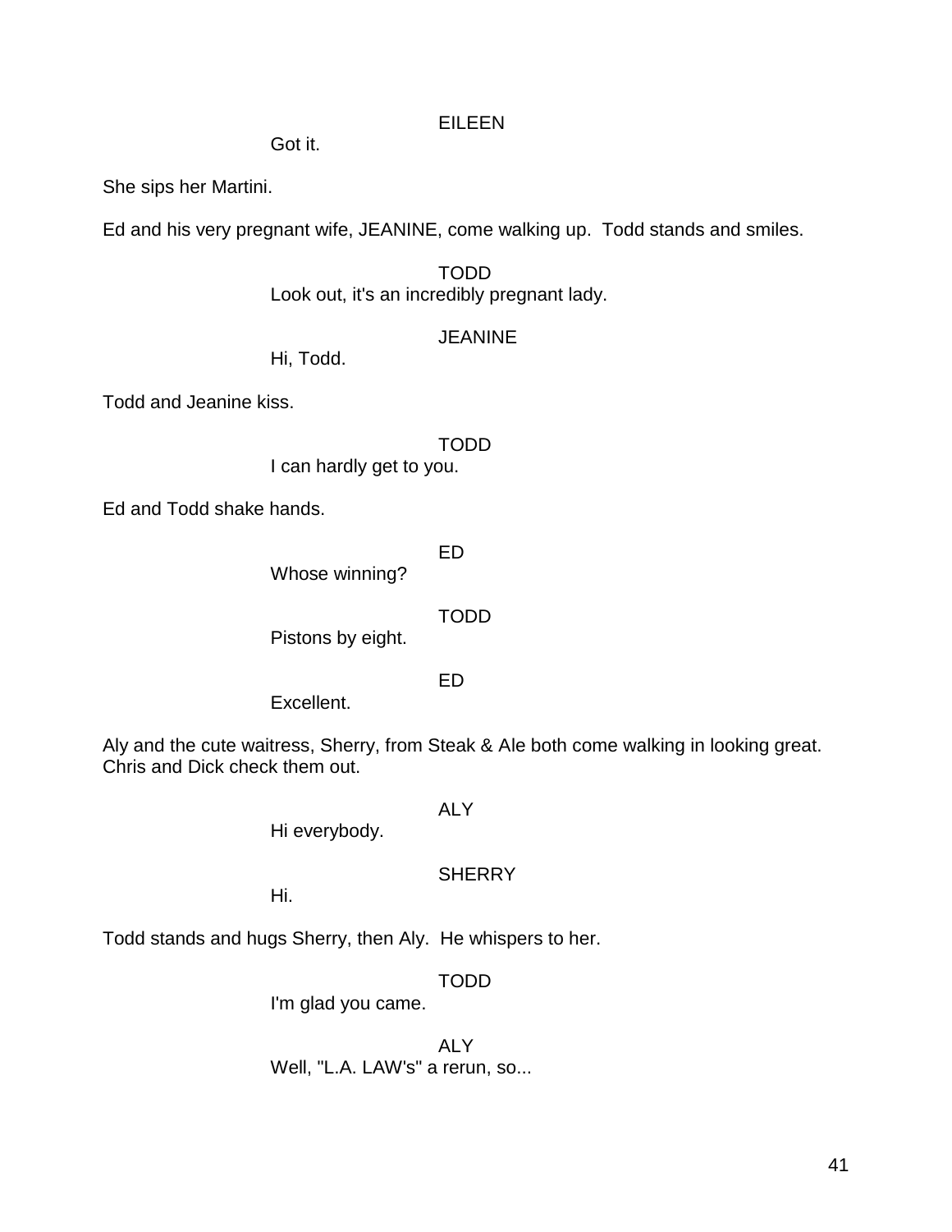EILEEN

Got it.

She sips her Martini.

Ed and his very pregnant wife, JEANINE, come walking up. Todd stands and smiles.

TODD

Look out, it's an incredibly pregnant lady.

JEANINE

Hi, Todd.

Todd and Jeanine kiss.

TODD

I can hardly get to you.

Ed and Todd shake hands.

ED

Whose winning?

TODD

Pistons by eight.

ED

Excellent.

Aly and the cute waitress, Sherry, from Steak & Ale both come walking in looking great. Chris and Dick check them out.

ALY

Hi everybody.

SHERRY

Hi.

Todd stands and hugs Sherry, then Aly. He whispers to her.

TODD

I'm glad you came.

ALY

Well, "L.A. LAW's" a rerun, so...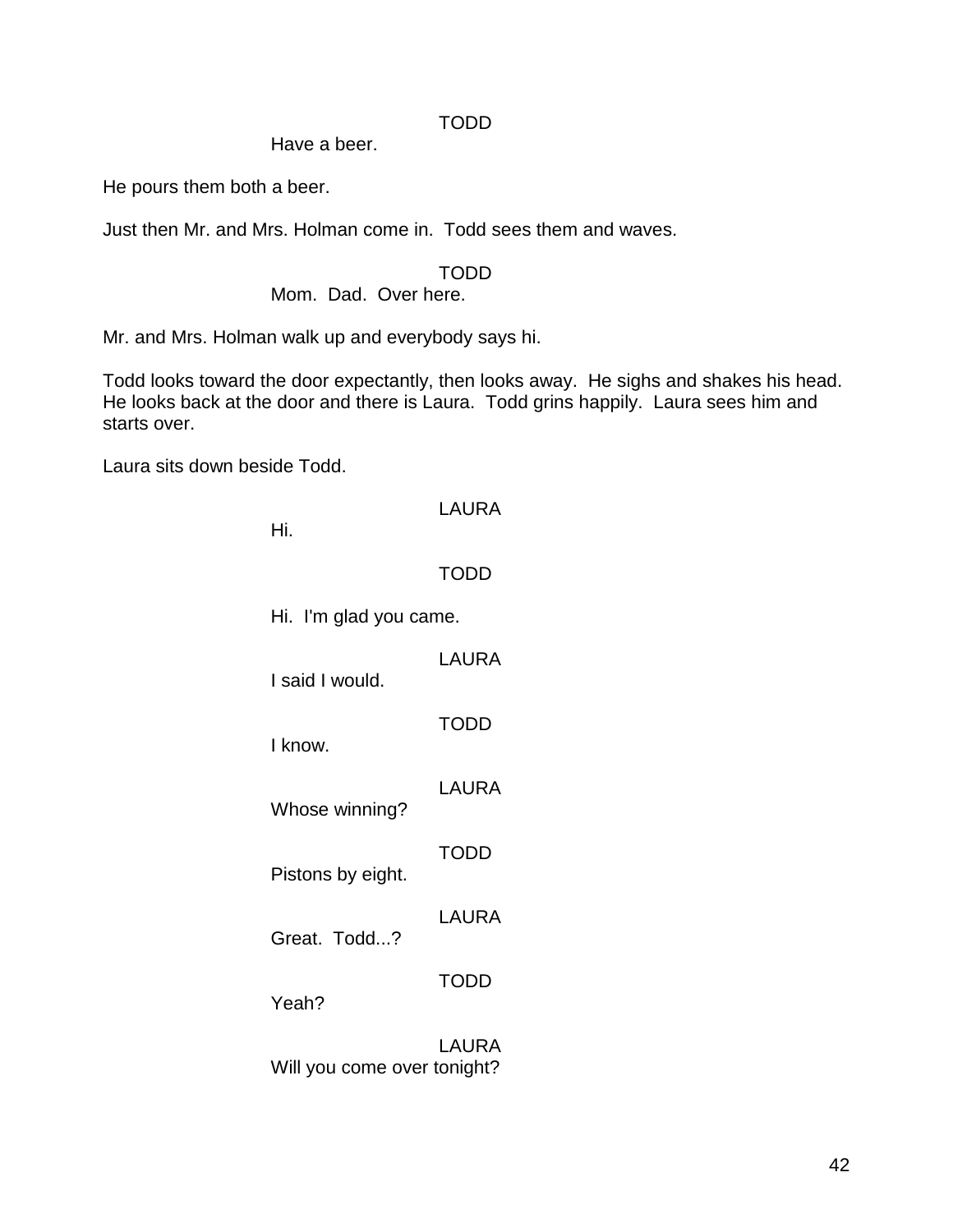TODD

Have a beer.

He pours them both a beer.

Just then Mr. and Mrs. Holman come in. Todd sees them and waves.

TODD

Mom. Dad. Over here.

Mr. and Mrs. Holman walk up and everybody says hi.

Todd looks toward the door expectantly, then looks away. He sighs and shakes his head. He looks back at the door and there is Laura. Todd grins happily. Laura sees him and starts over.

Laura sits down beside Todd.

LAURA

Hi.

TODD

Hi. I'm glad you came.

LAURA

I said I would.

TODD

I know.

LAURA

Whose winning?

TODD

Pistons by eight.

LAURA

Great. Todd...?

TODD

Yeah?

LAURA

Will you come over tonight?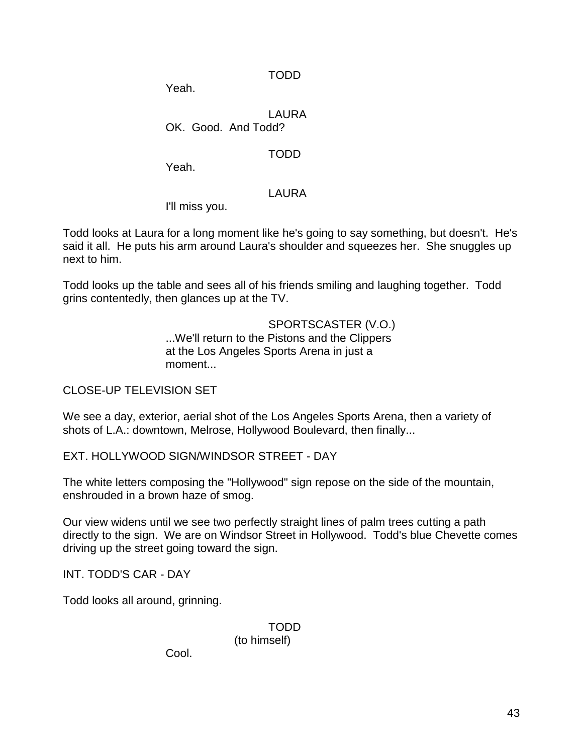TODD

Yeah.

LAURA

OK. Good. And Todd?

TODD

Yeah.

LAURA

I'll miss you.

Todd looks at Laura for a long moment like he's going to say something, but doesn't. He's said it all. He puts his arm around Laura's shoulder and squeezes her. She snuggles up next to him.

Todd looks up the table and sees all of his friends smiling and laughing together. Todd grins contentedly, then glances up at the TV.

SPORTSCASTER (V.O.)

...We'll return to the Pistons and the Clippers at the Los Angeles Sports Arena in just a moment...

CLOSE-UP TELEVISION SET

We see a day, exterior, aerial shot of the Los Angeles Sports Arena, then a variety of shots of L.A.: downtown, Melrose, Hollywood Boulevard, then finally...

EXT. HOLLYWOOD SIGN/WINDSOR STREET - DAY

The white letters composing the "Hollywood" sign repose on the side of the mountain, enshrouded in a brown haze of smog.

Our view widens until we see two perfectly straight lines of palm trees cutting a path directly to the sign. We are on Windsor Street in Hollywood. Todd's blue Chevette comes driving up the street going toward the sign.

INT. TODD'S CAR - DAY

Todd looks all around, grinning.

TODD

(to himself)

Cool.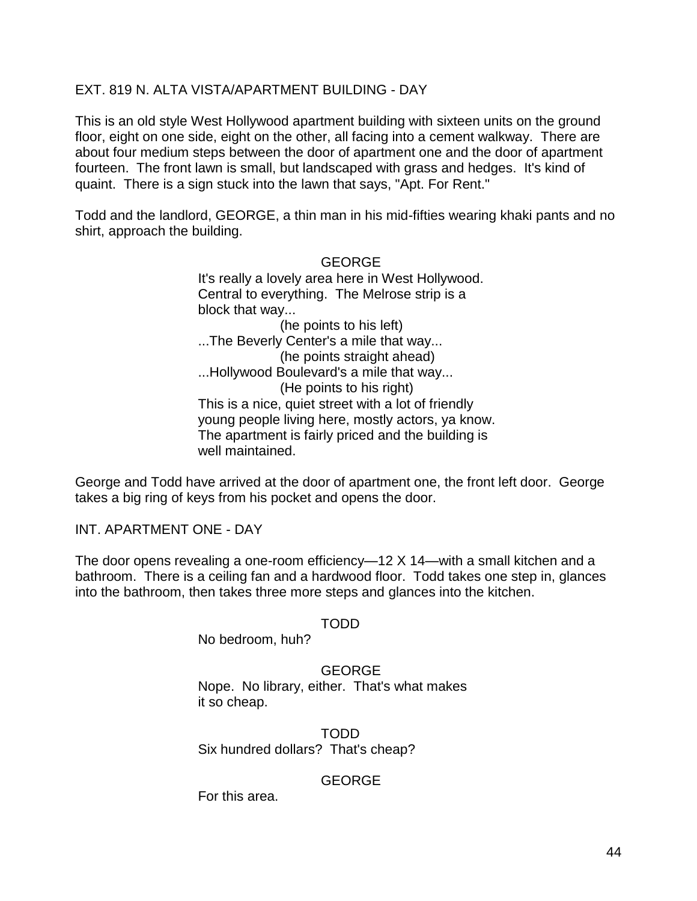EXT. 819 N. ALTA VISTA/APARTMENT BUILDING - DAY

This is an old style West Hollywood apartment building with sixteen units on the ground floor, eight on one side, eight on the other, all facing into a cement walkway. There are about four medium steps between the door of apartment one and the door of apartment fourteen. The front lawn is small, but landscaped with grass and hedges. It's kind of quaint. There is a sign stuck into the lawn that says, "Apt. For Rent."

Todd and the landlord, GEORGE, a thin man in his mid-fifties wearing khaki pants and no shirt, approach the building.

GEORGE

It's really a lovely area here in West Hollywood. Central to everything. The Melrose strip is a block that way...

(he points to his left)

...The Beverly Center's a mile that way...

(he points straight ahead)

...Hollywood Boulevard's a mile that way...

(He points to his right)

This is a nice, quiet street with a lot of friendly young people living here, mostly actors, ya know. The apartment is fairly priced and the building is well maintained.

George and Todd have arrived at the door of apartment one, the front left door. George takes a big ring of keys from his pocket and opens the door.

INT. APARTMENT ONE - DAY

The door opens revealing a one-room efficiency—12 X 14—with a small kitchen and a bathroom. There is a ceiling fan and a hardwood floor. Todd takes one step in, glances into the bathroom, then takes three more steps and glances into the kitchen.

TODD

No bedroom, huh?

GEORGE

Nope. No library, either. That's what makes it so cheap.

TODD

Six hundred dollars? That's cheap?

GEORGE

For this area.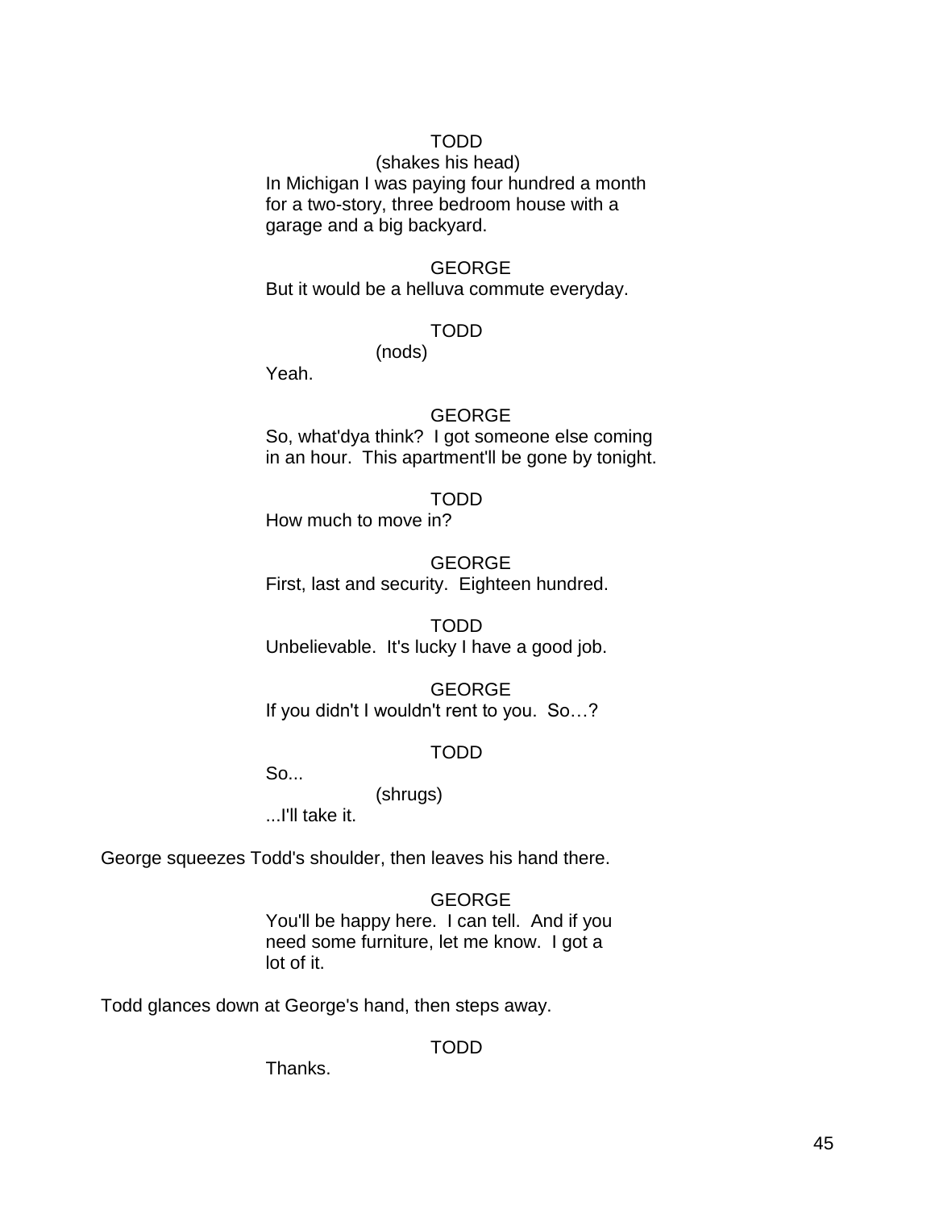TODD

(shakes his head)

In Michigan I was paying four hundred a month for a two-story, three bedroom house with a garage and a big backyard.

GEORGE

But it would be a helluva commute everyday.

TODD

(nods)

Yeah.

GEORGE

So, what'dya think? I got someone else coming in an hour. This apartment'll be gone by tonight.

TODD

How much to move in?

GEORGE

First, last and security. Eighteen hundred.

TODD

Unbelievable. It's lucky I have a good job.

GEORGE

If you didn't I wouldn't rent to you. So…?

TODD

So...

(shrugs)

...I'll take it.

George squeezes Todd's shoulder, then leaves his hand there.

GEORGE

You'll be happy here. I can tell. And if you need some furniture, let me know. I got a lot of it.

Todd glances down at George's hand, then steps away.

TODD

Thanks.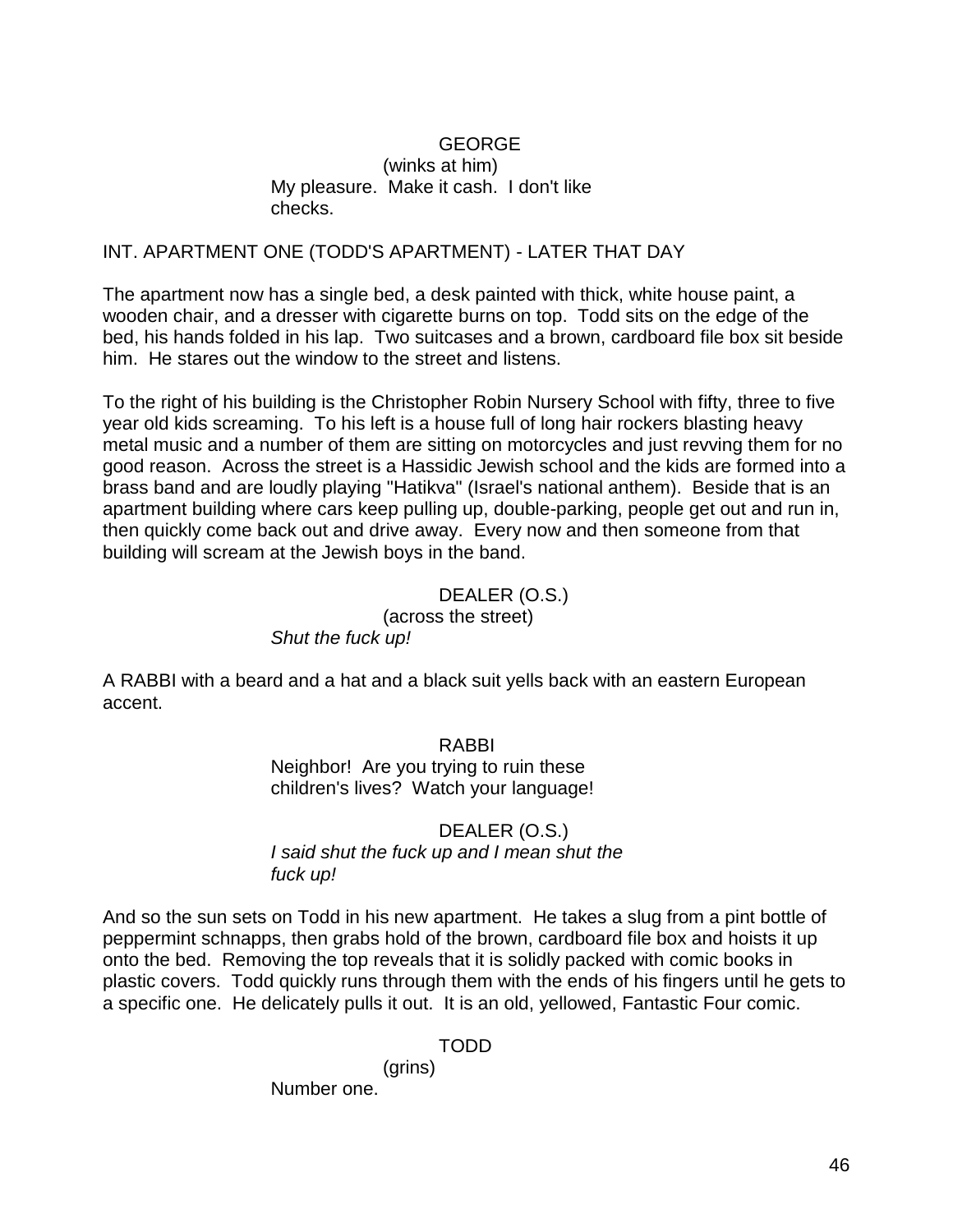GEORGE
(winks at him)
My pleasure. Make it cash. I don't like checks.

INT. APARTMENT ONE (TODD'S APARTMENT) - LATER THAT DAY

The apartment now has a single bed, a desk painted with thick, white house paint, a wooden chair, and a dresser with cigarette burns on top. Todd sits on the edge of the bed, his hands folded in his lap. Two suitcases and a brown, cardboard file box sit beside him. He stares out the window to the street and listens.

To the right of his building is the Christopher Robin Nursery School with fifty, three to five year old kids screaming. To his left is a house full of long hair rockers blasting heavy metal music and a number of them are sitting on motorcycles and just revving them for no good reason. Across the street is a Hassidic Jewish school and the kids are formed into a brass band and are loudly playing "Hatikva" (Israel's national anthem). Beside that is an apartment building where cars keep pulling up, double-parking, people get out and run in, then quickly come back out and drive away. Every now and then someone from that building will scream at the Jewish boys in the band.

DEALER (O.S.)
(across the street)
*Shut the fuck up!*

A RABBI with a beard and a hat and a black suit yells back with an eastern European accent.

RABBI
Neighbor! Are you trying to ruin these children's lives? Watch your language!

DEALER (O.S.)
*I said shut the fuck up and I mean shut the fuck up!*

And so the sun sets on Todd in his new apartment. He takes a slug from a pint bottle of peppermint schnapps, then grabs hold of the brown, cardboard file box and hoists it up onto the bed. Removing the top reveals that it is solidly packed with comic books in plastic covers. Todd quickly runs through them with the ends of his fingers until he gets to a specific one. He delicately pulls it out. It is an old, yellowed, Fantastic Four comic.

TODD
(grins)
Number one.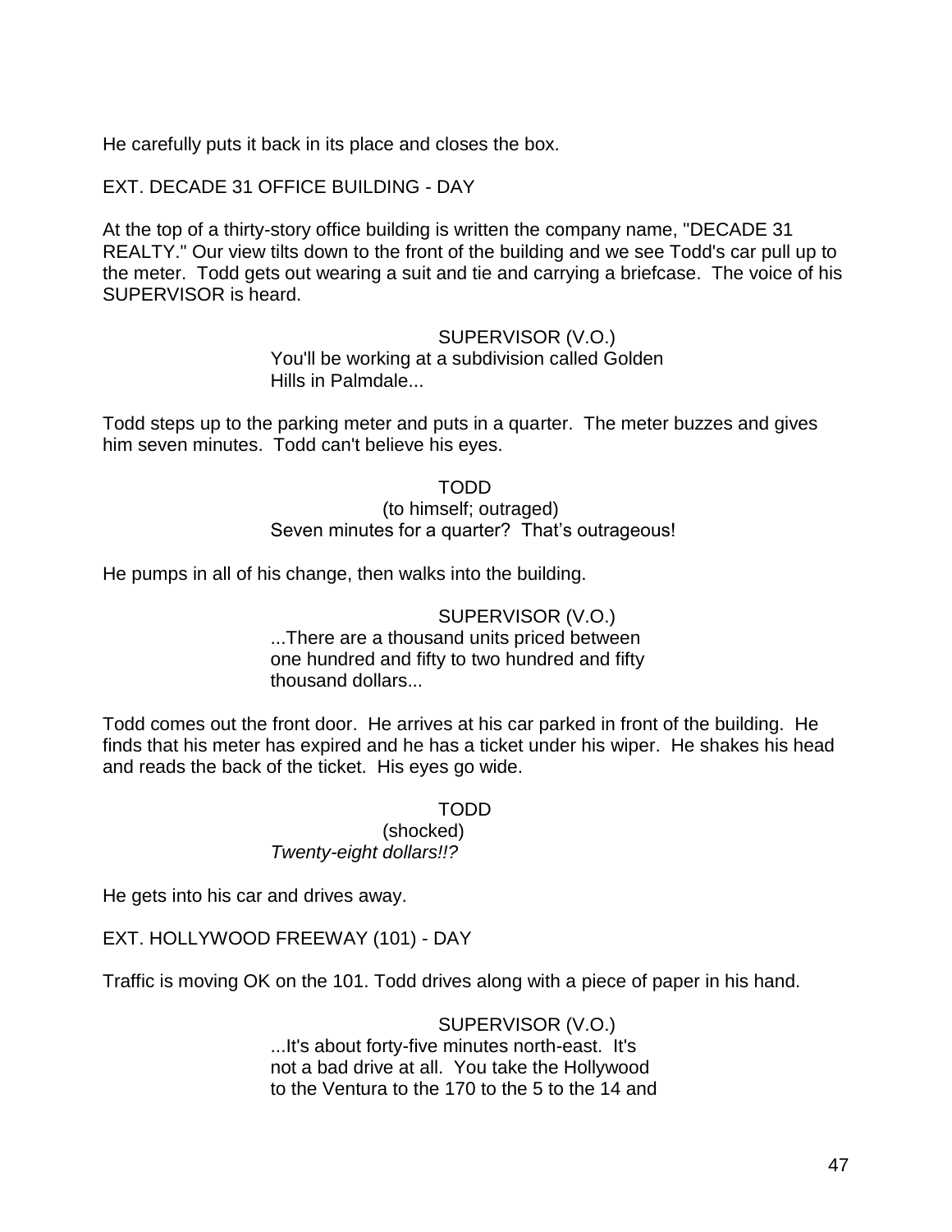He carefully puts it back in its place and closes the box.

EXT. DECADE 31 OFFICE BUILDING - DAY

At the top of a thirty-story office building is written the company name, "DECADE 31 REALTY." Our view tilts down to the front of the building and we see Todd's car pull up to the meter. Todd gets out wearing a suit and tie and carrying a briefcase. The voice of his SUPERVISOR is heard.

SUPERVISOR (V.O.)
You'll be working at a subdivision called Golden Hills in Palmdale...

Todd steps up to the parking meter and puts in a quarter. The meter buzzes and gives him seven minutes. Todd can't believe his eyes.

TODD
(to himself; outraged)
Seven minutes for a quarter? That's outrageous!

He pumps in all of his change, then walks into the building.

SUPERVISOR (V.O.)
...There are a thousand units priced between one hundred and fifty to two hundred and fifty thousand dollars...

Todd comes out the front door. He arrives at his car parked in front of the building. He finds that his meter has expired and he has a ticket under his wiper. He shakes his head and reads the back of the ticket. His eyes go wide.

TODD
(shocked)
*Twenty-eight dollars!!?*

He gets into his car and drives away.

EXT. HOLLYWOOD FREEWAY (101) - DAY

Traffic is moving OK on the 101. Todd drives along with a piece of paper in his hand.

SUPERVISOR (V.O.)
...It's about forty-five minutes north-east. It's not a bad drive at all. You take the Hollywood to the Ventura to the 170 to the 5 to the 14 and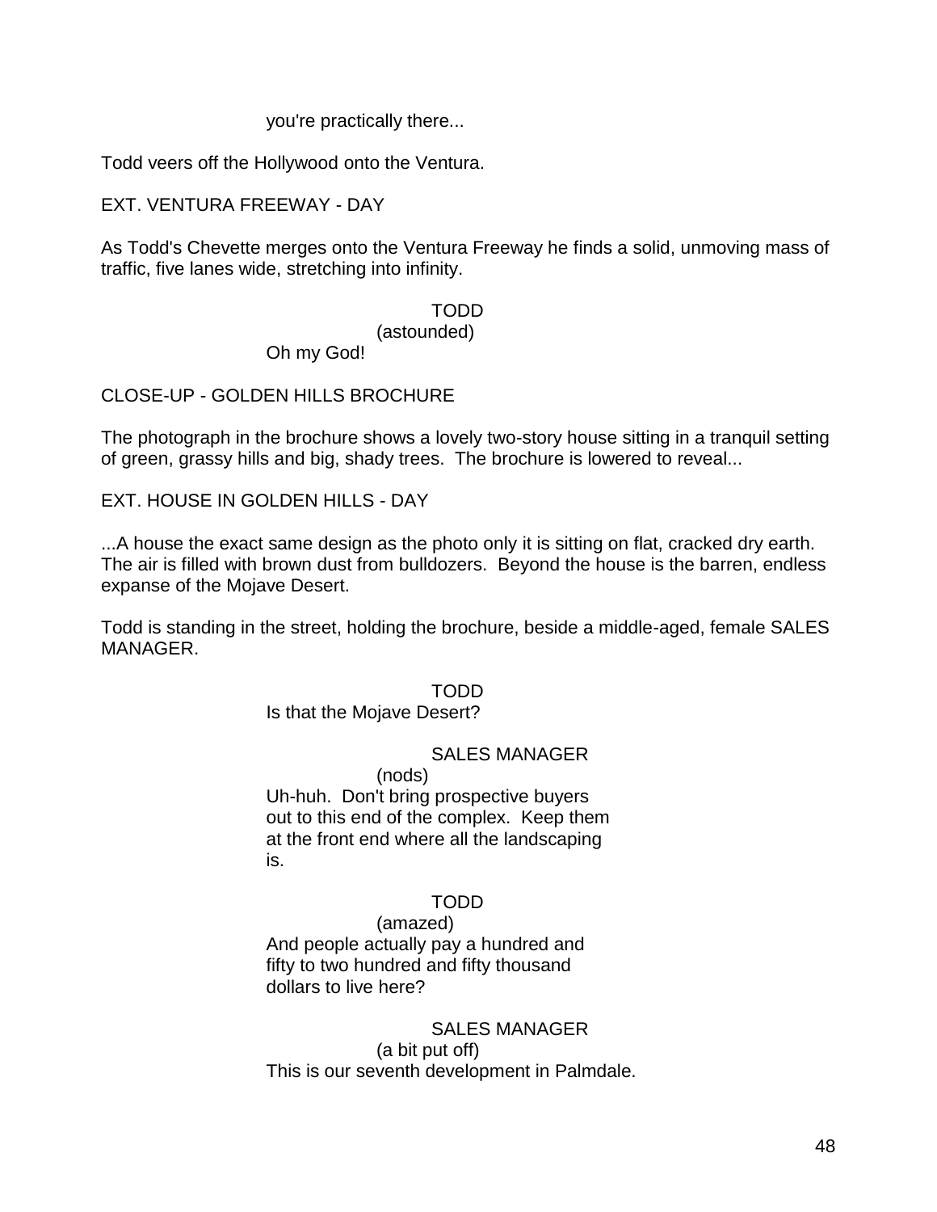you're practically there...

Todd veers off the Hollywood onto the Ventura.

EXT. VENTURA FREEWAY - DAY

As Todd's Chevette merges onto the Ventura Freeway he finds a solid, unmoving mass of traffic, five lanes wide, stretching into infinity.

TODD
(astounded)
Oh my God!

CLOSE-UP - GOLDEN HILLS BROCHURE

The photograph in the brochure shows a lovely two-story house sitting in a tranquil setting of green, grassy hills and big, shady trees. The brochure is lowered to reveal...

EXT. HOUSE IN GOLDEN HILLS - DAY

...A house the exact same design as the photo only it is sitting on flat, cracked dry earth. The air is filled with brown dust from bulldozers. Beyond the house is the barren, endless expanse of the Mojave Desert.

Todd is standing in the street, holding the brochure, beside a middle-aged, female SALES MANAGER.

TODD
Is that the Mojave Desert?

SALES MANAGER
(nods)
Uh-huh. Don't bring prospective buyers out to this end of the complex. Keep them at the front end where all the landscaping is.

TODD
(amazed)
And people actually pay a hundred and fifty to two hundred and fifty thousand dollars to live here?

SALES MANAGER
(a bit put off)
This is our seventh development in Palmdale.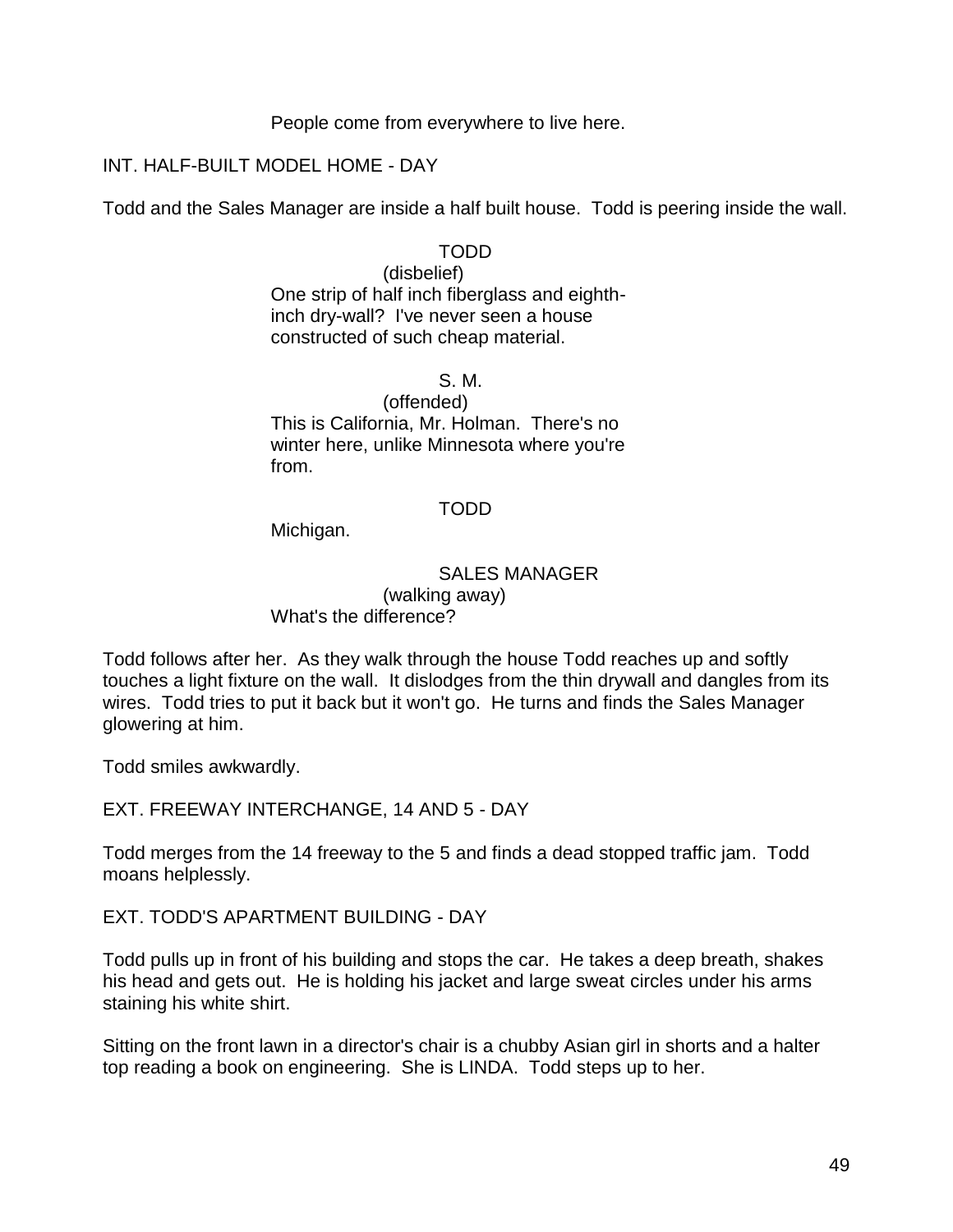People come from everywhere to live here.

INT. HALF-BUILT MODEL HOME - DAY

Todd and the Sales Manager are inside a half built house. Todd is peering inside the wall.

TODD
(disbelief)
One strip of half inch fiberglass and eighth-inch dry-wall? I've never seen a house constructed of such cheap material.

S. M.
(offended)
This is California, Mr. Holman. There's no winter here, unlike Minnesota where you're from.

TODD
Michigan.

SALES MANAGER
(walking away)
What's the difference?

Todd follows after her. As they walk through the house Todd reaches up and softly touches a light fixture on the wall. It dislodges from the thin drywall and dangles from its wires. Todd tries to put it back but it won't go. He turns and finds the Sales Manager glowering at him.

Todd smiles awkwardly.

EXT. FREEWAY INTERCHANGE, 14 AND 5 - DAY

Todd merges from the 14 freeway to the 5 and finds a dead stopped traffic jam. Todd moans helplessly.

EXT. TODD'S APARTMENT BUILDING - DAY

Todd pulls up in front of his building and stops the car. He takes a deep breath, shakes his head and gets out. He is holding his jacket and large sweat circles under his arms staining his white shirt.

Sitting on the front lawn in a director's chair is a chubby Asian girl in shorts and a halter top reading a book on engineering. She is LINDA. Todd steps up to her.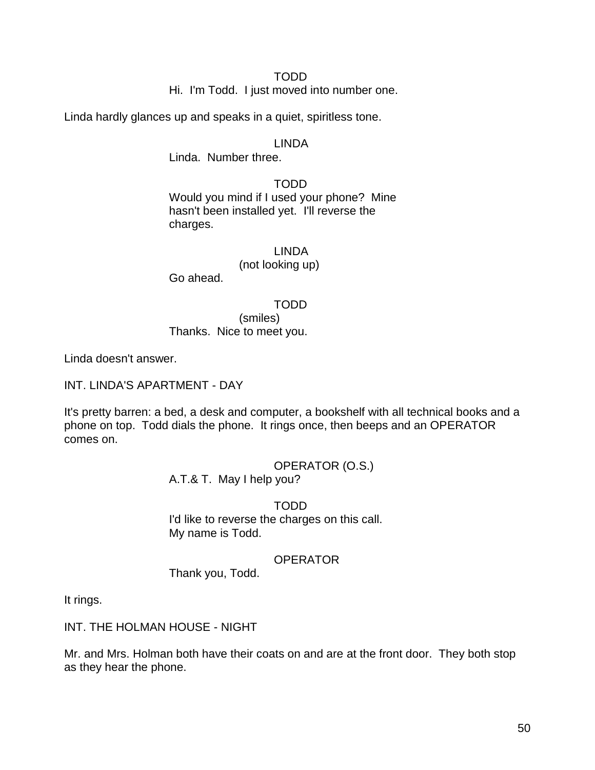TODD
Hi.  I'm Todd.  I just moved into number one.

Linda hardly glances up and speaks in a quiet, spiritless tone.

LINDA
Linda.  Number three.

TODD
Would you mind if I used your phone?  Mine hasn't been installed yet.  I'll reverse the charges.

LINDA
(not looking up)
Go ahead.

TODD
(smiles)
Thanks.  Nice to meet you.

Linda doesn't answer.

INT. LINDA'S APARTMENT - DAY

It's pretty barren: a bed, a desk and computer, a bookshelf with all technical books and a phone on top.  Todd dials the phone.  It rings once, then beeps and an OPERATOR comes on.

OPERATOR (O.S.)
A.T.& T.  May I help you?

TODD
I'd like to reverse the charges on this call.
My name is Todd.

OPERATOR
Thank you, Todd.

It rings.

INT. THE HOLMAN HOUSE - NIGHT

Mr. and Mrs. Holman both have their coats on and are at the front door.  They both stop as they hear the phone.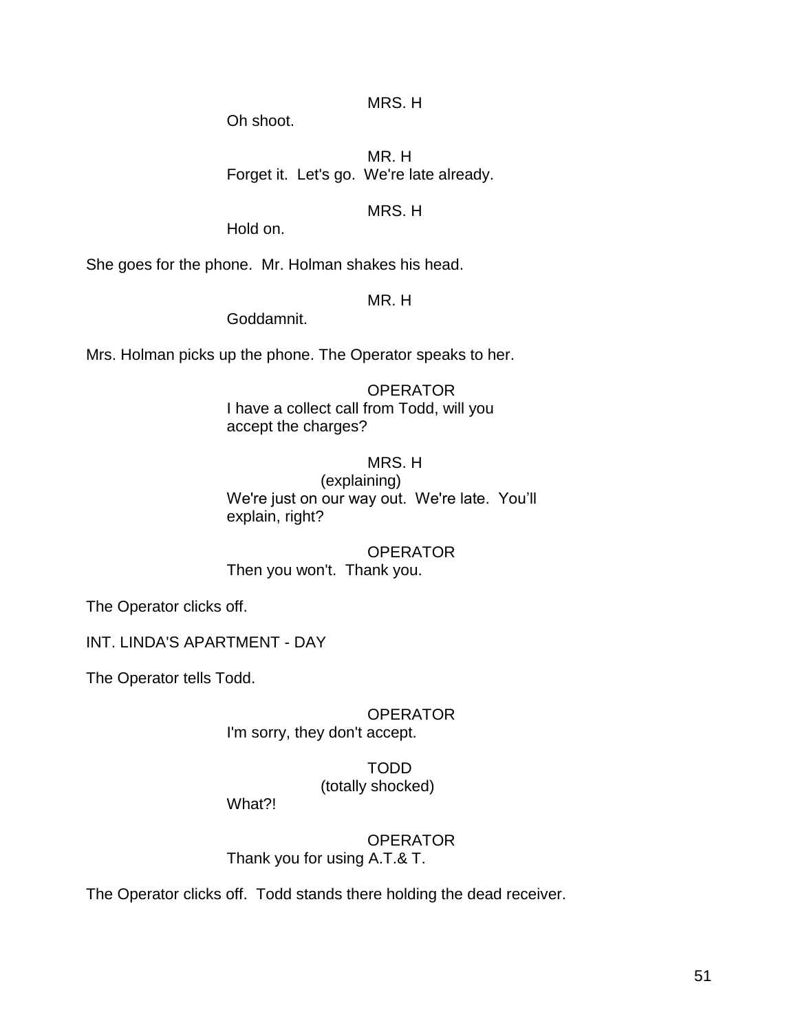MRS. H

Oh shoot.

MR. H

Forget it. Let's go. We're late already.

MRS. H

Hold on.

She goes for the phone. Mr. Holman shakes his head.

MR. H

Goddamnit.

Mrs. Holman picks up the phone. The Operator speaks to her.

OPERATOR

I have a collect call from Todd, will you accept the charges?

MRS. H

(explaining)

We're just on our way out. We're late. You'll explain, right?

OPERATOR

Then you won't. Thank you.

The Operator clicks off.

INT. LINDA'S APARTMENT - DAY

The Operator tells Todd.

OPERATOR

I'm sorry, they don't accept.

TODD

(totally shocked)

What?!

OPERATOR

Thank you for using A.T.& T.

The Operator clicks off. Todd stands there holding the dead receiver.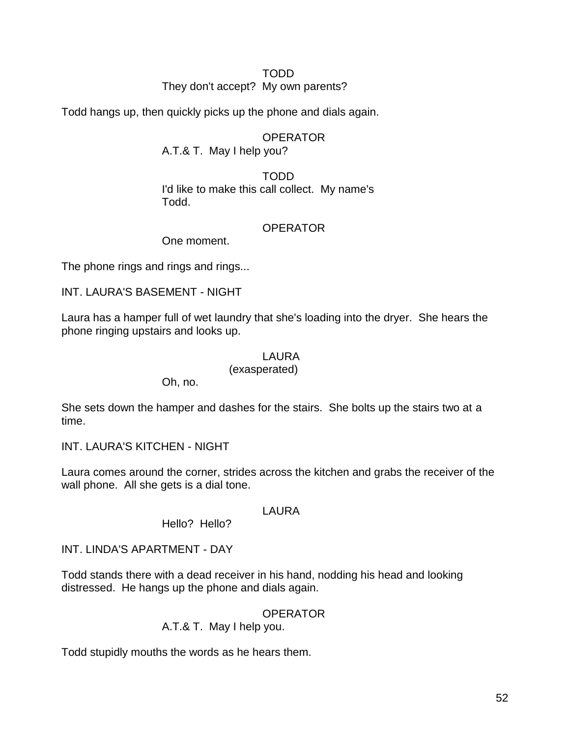TODD

They don't accept?  My own parents?

Todd hangs up, then quickly picks up the phone and dials again.

OPERATOR

A.T.& T.  May I help you?

TODD

I'd like to make this call collect.  My name's Todd.

OPERATOR

One moment.

The phone rings and rings and rings...

INT. LAURA'S BASEMENT - NIGHT

Laura has a hamper full of wet laundry that she's loading into the dryer.  She hears the phone ringing upstairs and looks up.

LAURA

(exasperated)

Oh, no.

She sets down the hamper and dashes for the stairs.  She bolts up the stairs two at a time.

INT. LAURA'S KITCHEN - NIGHT

Laura comes around the corner, strides across the kitchen and grabs the receiver of the wall phone.  All she gets is a dial tone.

LAURA

Hello?  Hello?

INT. LINDA'S APARTMENT - DAY

Todd stands there with a dead receiver in his hand, nodding his head and looking distressed.  He hangs up the phone and dials again.

OPERATOR

A.T.& T.  May I help you.

Todd stupidly mouths the words as he hears them.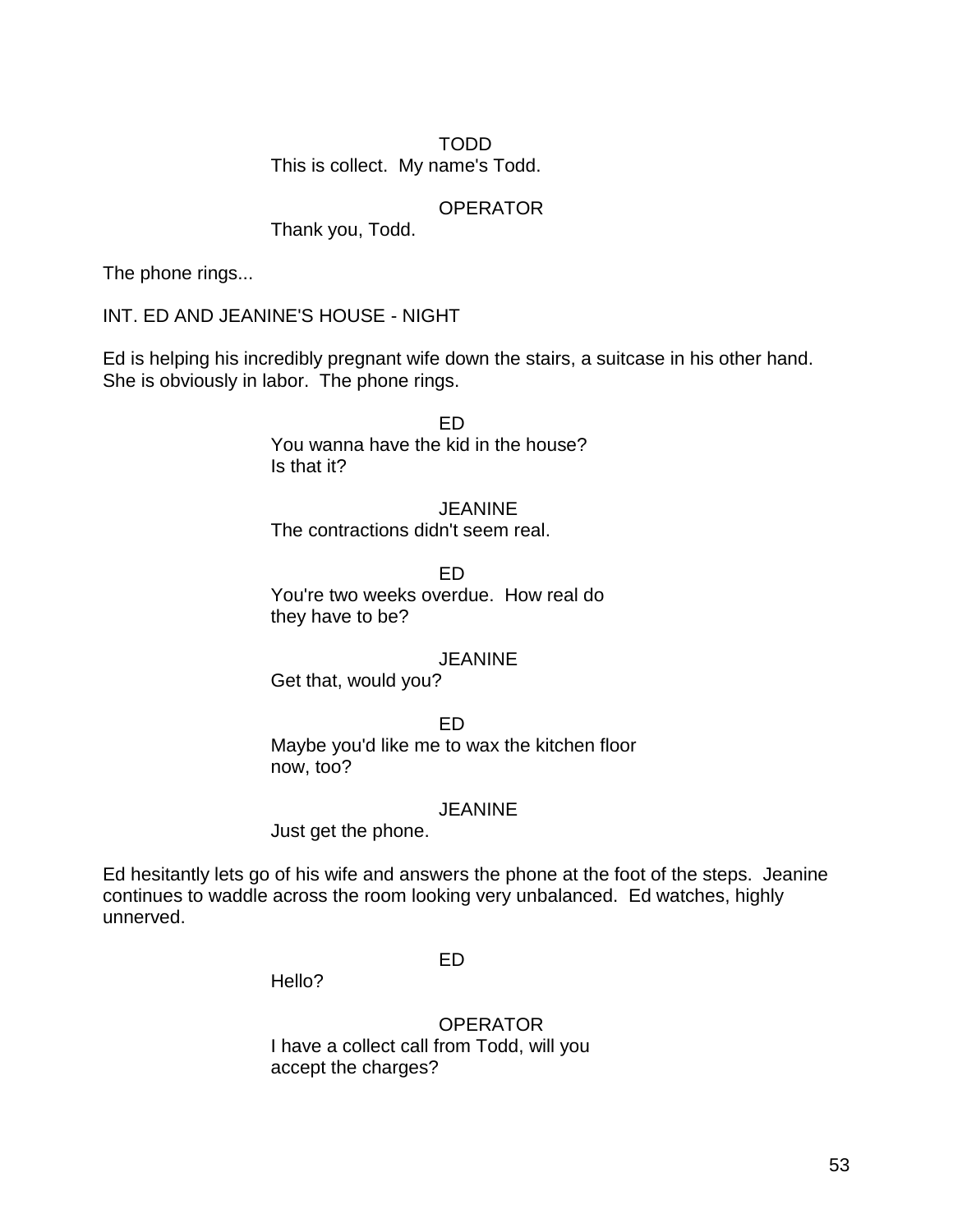TODD
This is collect. My name's Todd.

OPERATOR
Thank you, Todd.

The phone rings...

INT. ED AND JEANINE'S HOUSE - NIGHT

Ed is helping his incredibly pregnant wife down the stairs, a suitcase in his other hand. She is obviously in labor. The phone rings.

ED
You wanna have the kid in the house?
Is that it?

JEANINE
The contractions didn't seem real.

ED
You're two weeks overdue. How real do
they have to be?

JEANINE
Get that, would you?

ED
Maybe you'd like me to wax the kitchen floor
now, too?

JEANINE
Just get the phone.

Ed hesitantly lets go of his wife and answers the phone at the foot of the steps. Jeanine continues to waddle across the room looking very unbalanced. Ed watches, highly unnerved.

ED
Hello?

OPERATOR
I have a collect call from Todd, will you
accept the charges?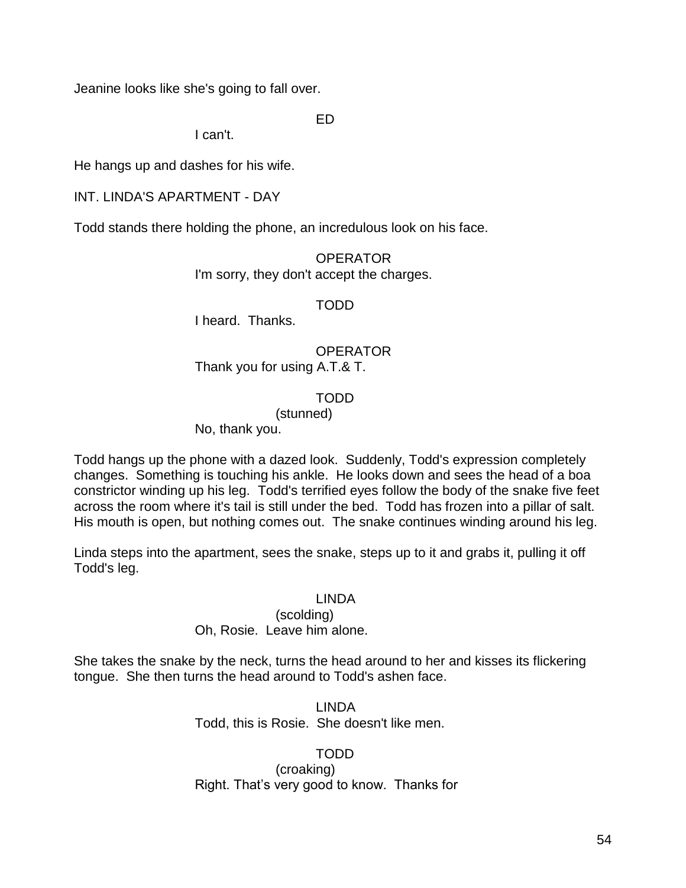Jeanine looks like she's going to fall over.

ED

I can't.

He hangs up and dashes for his wife.

INT. LINDA'S APARTMENT - DAY

Todd stands there holding the phone, an incredulous look on his face.

OPERATOR

I'm sorry, they don't accept the charges.

TODD

I heard. Thanks.

OPERATOR

Thank you for using A.T.& T.

TODD

(stunned)

No, thank you.

Todd hangs up the phone with a dazed look. Suddenly, Todd's expression completely changes. Something is touching his ankle. He looks down and sees the head of a boa constrictor winding up his leg. Todd's terrified eyes follow the body of the snake five feet across the room where it's tail is still under the bed. Todd has frozen into a pillar of salt. His mouth is open, but nothing comes out. The snake continues winding around his leg.

Linda steps into the apartment, sees the snake, steps up to it and grabs it, pulling it off Todd's leg.

LINDA

(scolding)

Oh, Rosie. Leave him alone.

She takes the snake by the neck, turns the head around to her and kisses its flickering tongue. She then turns the head around to Todd's ashen face.

LINDA

Todd, this is Rosie. She doesn't like men.

TODD

(croaking)

Right. That's very good to know. Thanks for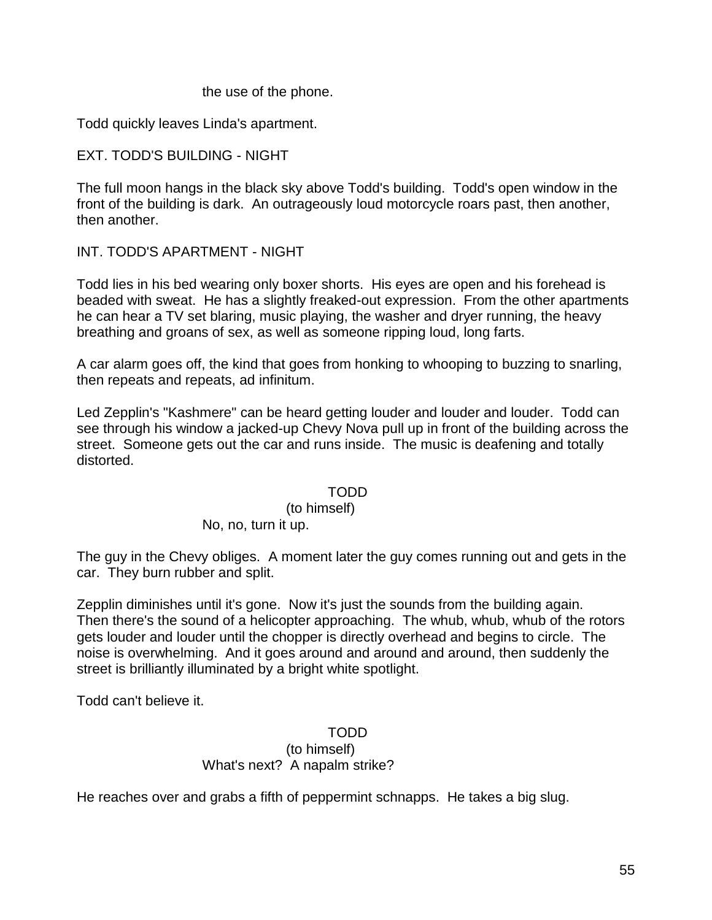the use of the phone.

Todd quickly leaves Linda's apartment.

EXT. TODD'S BUILDING - NIGHT

The full moon hangs in the black sky above Todd's building. Todd's open window in the front of the building is dark. An outrageously loud motorcycle roars past, then another, then another.

INT. TODD'S APARTMENT - NIGHT

Todd lies in his bed wearing only boxer shorts. His eyes are open and his forehead is beaded with sweat. He has a slightly freaked-out expression. From the other apartments he can hear a TV set blaring, music playing, the washer and dryer running, the heavy breathing and groans of sex, as well as someone ripping loud, long farts.

A car alarm goes off, the kind that goes from honking to whooping to buzzing to snarling, then repeats and repeats, ad infinitum.

Led Zepplin's "Kashmere" can be heard getting louder and louder and louder. Todd can see through his window a jacked-up Chevy Nova pull up in front of the building across the street. Someone gets out the car and runs inside. The music is deafening and totally distorted.

TODD
(to himself)
No, no, turn it up.

The guy in the Chevy obliges. A moment later the guy comes running out and gets in the car. They burn rubber and split.

Zepplin diminishes until it's gone. Now it's just the sounds from the building again. Then there's the sound of a helicopter approaching. The whub, whub, whub of the rotors gets louder and louder until the chopper is directly overhead and begins to circle. The noise is overwhelming. And it goes around and around and around, then suddenly the street is brilliantly illuminated by a bright white spotlight.

Todd can't believe it.

TODD
(to himself)
What's next? A napalm strike?

He reaches over and grabs a fifth of peppermint schnapps. He takes a big slug.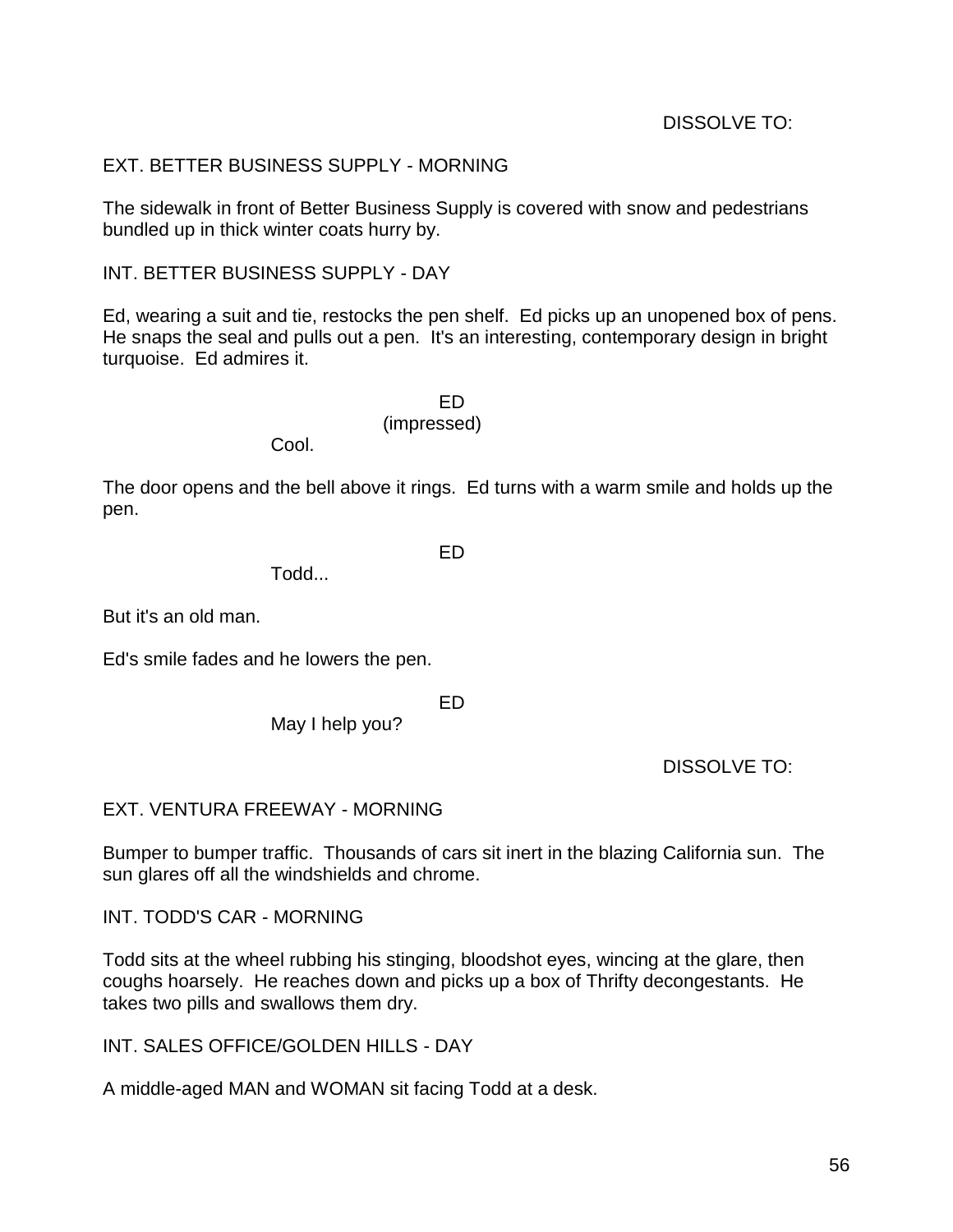DISSOLVE TO:

EXT. BETTER BUSINESS SUPPLY - MORNING

The sidewalk in front of Better Business Supply is covered with snow and pedestrians bundled up in thick winter coats hurry by.

INT. BETTER BUSINESS SUPPLY - DAY

Ed, wearing a suit and tie, restocks the pen shelf. Ed picks up an unopened box of pens. He snaps the seal and pulls out a pen. It's an interesting, contemporary design in bright turquoise. Ed admires it.

ED
(impressed)
Cool.

The door opens and the bell above it rings. Ed turns with a warm smile and holds up the pen.

ED
Todd...

But it's an old man.

Ed's smile fades and he lowers the pen.

ED
May I help you?

DISSOLVE TO:

EXT. VENTURA FREEWAY - MORNING

Bumper to bumper traffic. Thousands of cars sit inert in the blazing California sun. The sun glares off all the windshields and chrome.

INT. TODD'S CAR - MORNING

Todd sits at the wheel rubbing his stinging, bloodshot eyes, wincing at the glare, then coughs hoarsely. He reaches down and picks up a box of Thrifty decongestants. He takes two pills and swallows them dry.

INT. SALES OFFICE/GOLDEN HILLS - DAY

A middle-aged MAN and WOMAN sit facing Todd at a desk.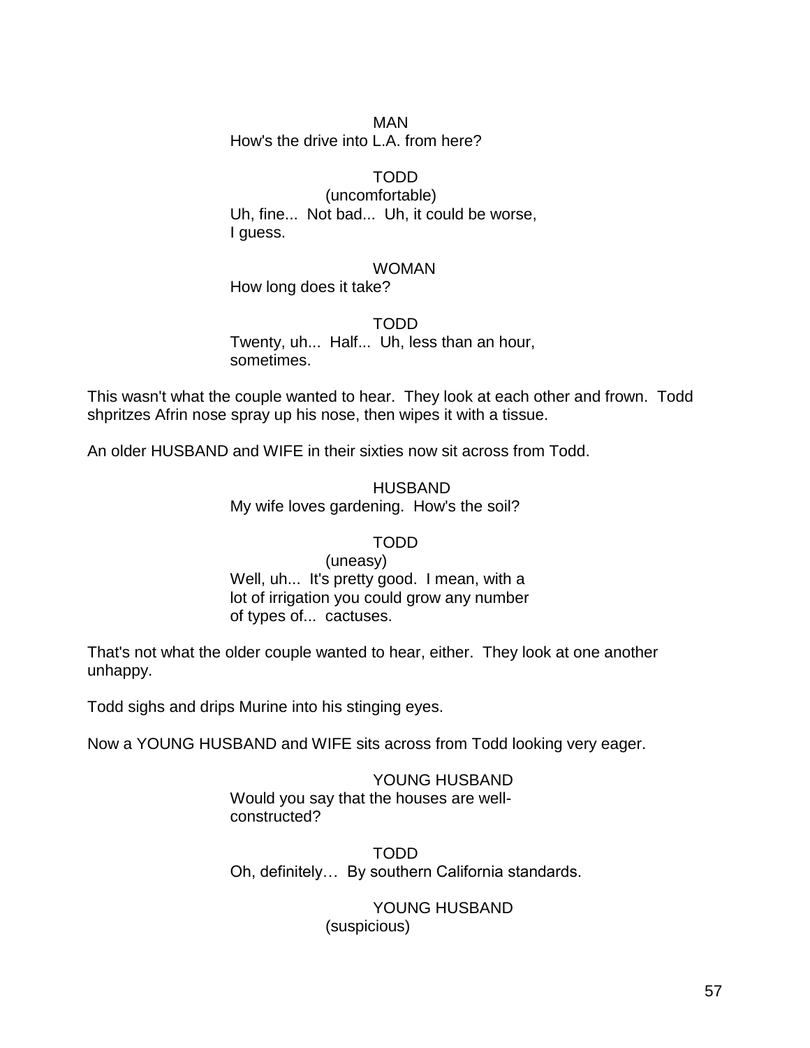MAN
How's the drive into L.A. from here?

TODD
(uncomfortable)
Uh, fine... Not bad... Uh, it could be worse, I guess.

WOMAN
How long does it take?

TODD
Twenty, uh... Half... Uh, less than an hour, sometimes.

This wasn't what the couple wanted to hear. They look at each other and frown. Todd shpritzes Afrin nose spray up his nose, then wipes it with a tissue.

An older HUSBAND and WIFE in their sixties now sit across from Todd.

HUSBAND
My wife loves gardening. How's the soil?

TODD
(uneasy)
Well, uh... It's pretty good. I mean, with a lot of irrigation you could grow any number of types of... cactuses.

That's not what the older couple wanted to hear, either. They look at one another unhappy.

Todd sighs and drips Murine into his stinging eyes.

Now a YOUNG HUSBAND and WIFE sits across from Todd looking very eager.

YOUNG HUSBAND
Would you say that the houses are well-constructed?

TODD
Oh, definitely… By southern California standards.

YOUNG HUSBAND
(suspicious)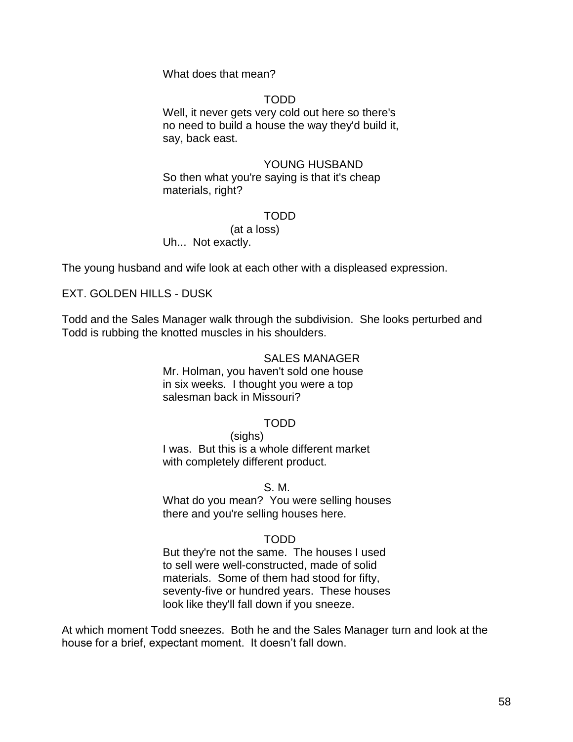What does that mean?

TODD

Well, it never gets very cold out here so there's no need to build a house the way they'd build it, say, back east.

YOUNG HUSBAND

So then what you're saying is that it's cheap materials, right?

TODD

(at a loss)

Uh... Not exactly.

The young husband and wife look at each other with a displeased expression.

EXT. GOLDEN HILLS - DUSK

Todd and the Sales Manager walk through the subdivision. She looks perturbed and Todd is rubbing the knotted muscles in his shoulders.

SALES MANAGER

Mr. Holman, you haven't sold one house in six weeks. I thought you were a top salesman back in Missouri?

TODD

(sighs)

I was. But this is a whole different market with completely different product.

S. M.

What do you mean? You were selling houses there and you're selling houses here.

TODD

But they're not the same. The houses I used to sell were well-constructed, made of solid materials. Some of them had stood for fifty, seventy-five or hundred years. These houses look like they'll fall down if you sneeze.

At which moment Todd sneezes. Both he and the Sales Manager turn and look at the house for a brief, expectant moment. It doesn't fall down.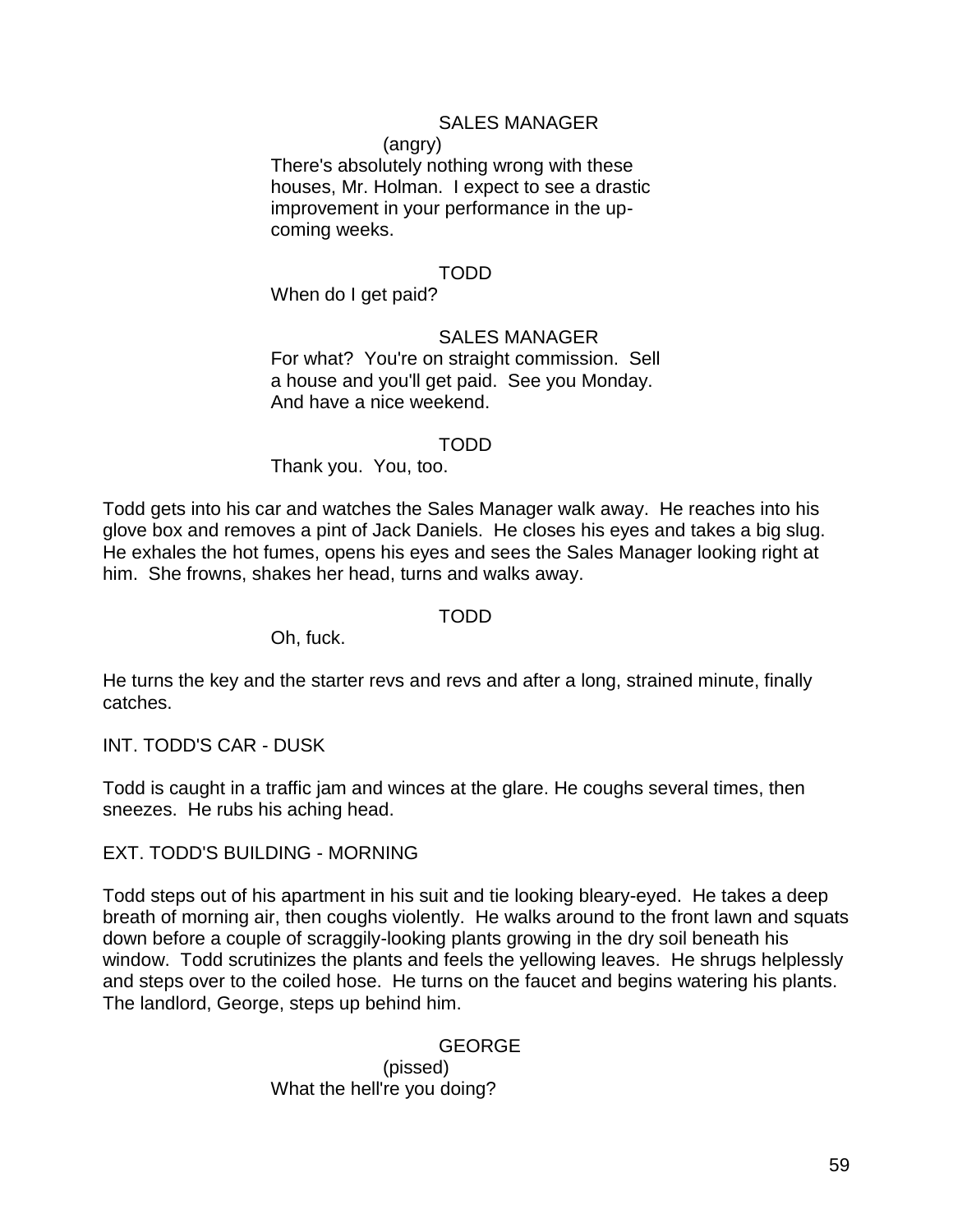SALES MANAGER
(angry)
There's absolutely nothing wrong with these houses, Mr. Holman. I expect to see a drastic improvement in your performance in the up-coming weeks.

TODD
When do I get paid?

SALES MANAGER
For what? You're on straight commission. Sell a house and you'll get paid. See you Monday. And have a nice weekend.

TODD
Thank you. You, too.

Todd gets into his car and watches the Sales Manager walk away. He reaches into his glove box and removes a pint of Jack Daniels. He closes his eyes and takes a big slug. He exhales the hot fumes, opens his eyes and sees the Sales Manager looking right at him. She frowns, shakes her head, turns and walks away.

TODD
Oh, fuck.

He turns the key and the starter revs and revs and after a long, strained minute, finally catches.

INT. TODD'S CAR - DUSK

Todd is caught in a traffic jam and winces at the glare. He coughs several times, then sneezes. He rubs his aching head.

EXT. TODD'S BUILDING - MORNING

Todd steps out of his apartment in his suit and tie looking bleary-eyed. He takes a deep breath of morning air, then coughs violently. He walks around to the front lawn and squats down before a couple of scraggily-looking plants growing in the dry soil beneath his window. Todd scrutinizes the plants and feels the yellowing leaves. He shrugs helplessly and steps over to the coiled hose. He turns on the faucet and begins watering his plants. The landlord, George, steps up behind him.

GEORGE
(pissed)
What the hell're you doing?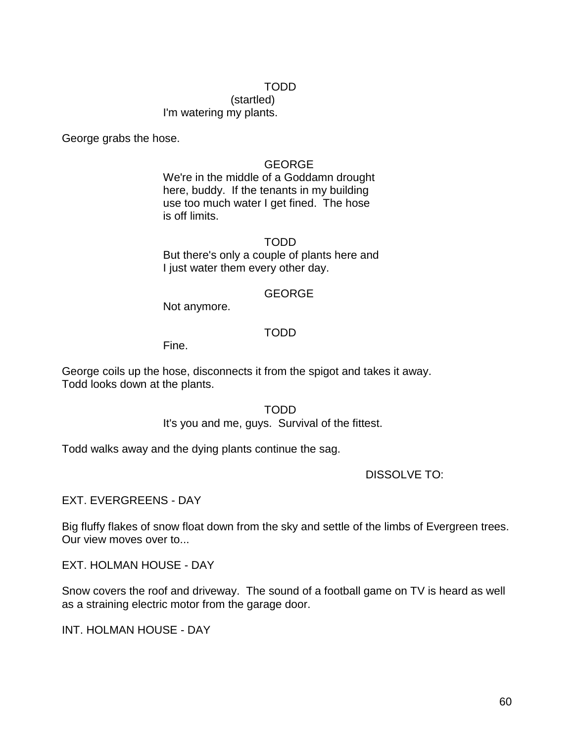TODD
(startled)
I'm watering my plants.

George grabs the hose.

GEORGE
We're in the middle of a Goddamn drought here, buddy.  If the tenants in my building use too much water I get fined.  The hose is off limits.

TODD
But there's only a couple of plants here and I just water them every other day.

GEORGE
Not anymore.

TODD
Fine.

George coils up the hose, disconnects it from the spigot and takes it away. Todd looks down at the plants.

TODD
It's you and me, guys.  Survival of the fittest.

Todd walks away and the dying plants continue the sag.

DISSOLVE TO:

EXT. EVERGREENS - DAY

Big fluffy flakes of snow float down from the sky and settle of the limbs of Evergreen trees. Our view moves over to...

EXT. HOLMAN HOUSE - DAY

Snow covers the roof and driveway.  The sound of a football game on TV is heard as well as a straining electric motor from the garage door.

INT. HOLMAN HOUSE - DAY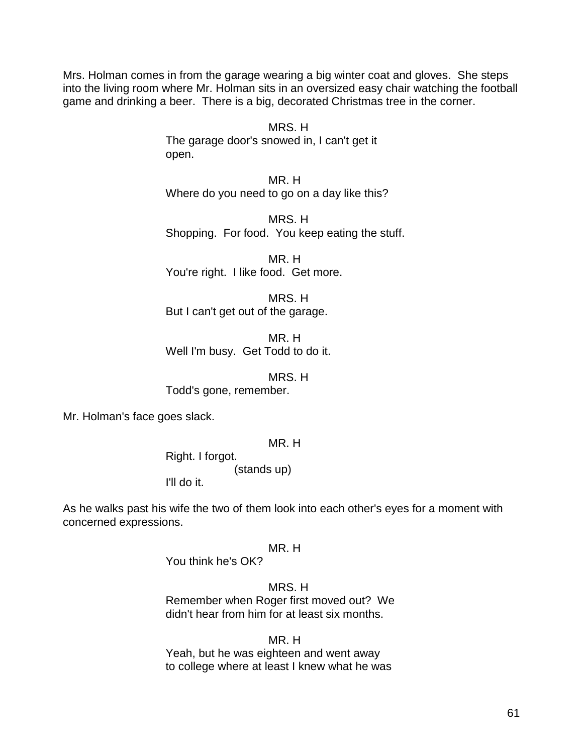Mrs. Holman comes in from the garage wearing a big winter coat and gloves. She steps into the living room where Mr. Holman sits in an oversized easy chair watching the football game and drinking a beer. There is a big, decorated Christmas tree in the corner.

MRS. H
The garage door's snowed in, I can't get it open.

MR. H
Where do you need to go on a day like this?

MRS. H
Shopping. For food. You keep eating the stuff.

MR. H
You're right. I like food. Get more.

MRS. H
But I can't get out of the garage.

MR. H
Well I'm busy. Get Todd to do it.

MRS. H
Todd's gone, remember.

Mr. Holman's face goes slack.

MR. H
Right. I forgot.
(stands up)
I'll do it.

As he walks past his wife the two of them look into each other's eyes for a moment with concerned expressions.

MR. H
You think he's OK?

MRS. H
Remember when Roger first moved out? We didn't hear from him for at least six months.

MR. H
Yeah, but he was eighteen and went away to college where at least I knew what he was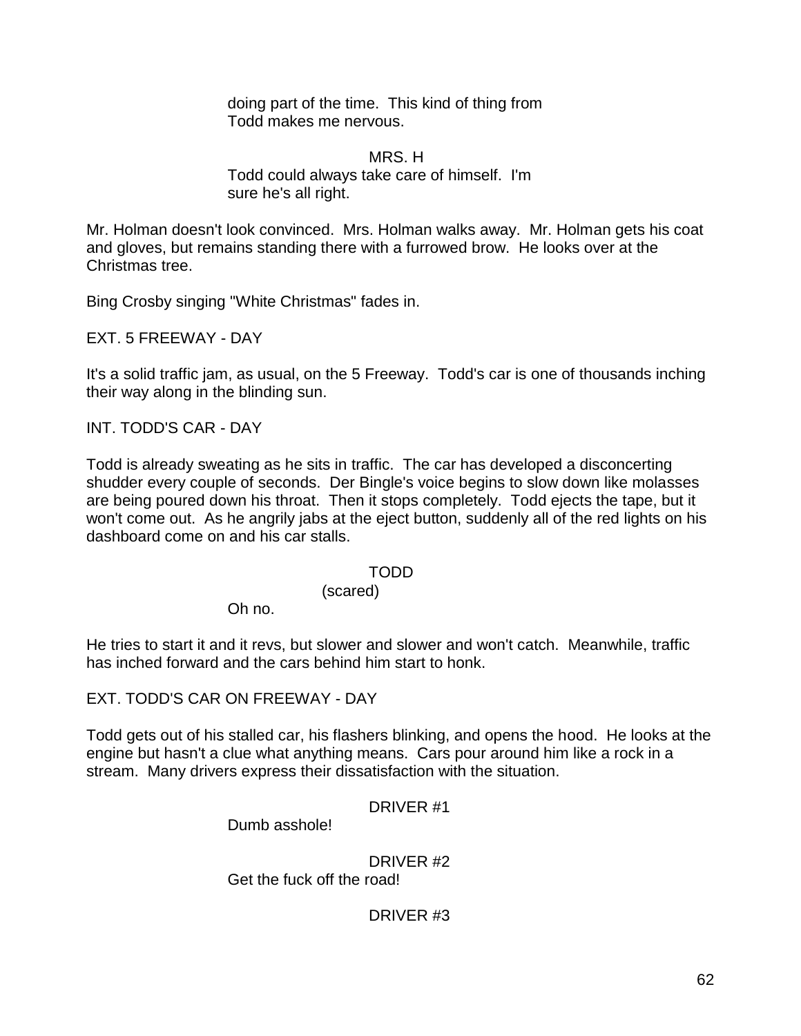doing part of the time.  This kind of thing from Todd makes me nervous.

MRS. H

Todd could always take care of himself.  I'm sure he's all right.

Mr. Holman doesn't look convinced.  Mrs. Holman walks away.  Mr. Holman gets his coat and gloves, but remains standing there with a furrowed brow.  He looks over at the Christmas tree.

Bing Crosby singing "White Christmas" fades in.

EXT. 5 FREEWAY - DAY

It's a solid traffic jam, as usual, on the 5 Freeway.  Todd's car is one of thousands inching their way along in the blinding sun.

INT. TODD'S CAR - DAY

Todd is already sweating as he sits in traffic.  The car has developed a disconcerting shudder every couple of seconds.  Der Bingle's voice begins to slow down like molasses are being poured down his throat.  Then it stops completely.  Todd ejects the tape, but it won't come out.  As he angrily jabs at the eject button, suddenly all of the red lights on his dashboard come on and his car stalls.

TODD

(scared)

Oh no.

He tries to start it and it revs, but slower and slower and won't catch.  Meanwhile, traffic has inched forward and the cars behind him start to honk.

EXT. TODD'S CAR ON FREEWAY - DAY

Todd gets out of his stalled car, his flashers blinking, and opens the hood.  He looks at the engine but hasn't a clue what anything means.  Cars pour around him like a rock in a stream.  Many drivers express their dissatisfaction with the situation.

DRIVER #1

Dumb asshole!

DRIVER #2

Get the fuck off the road!

DRIVER #3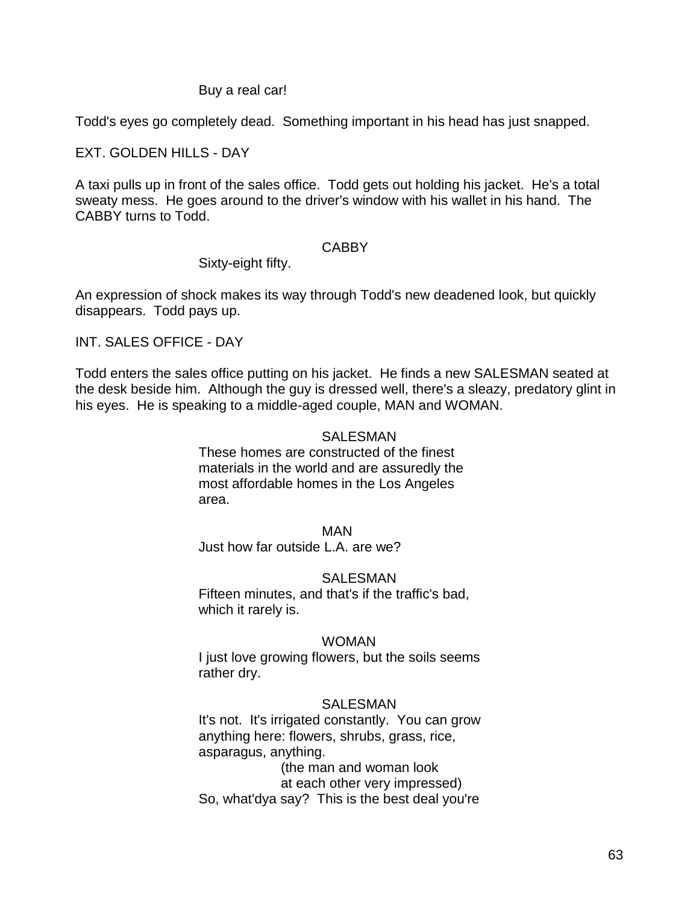Buy a real car!

Todd's eyes go completely dead. Something important in his head has just snapped.

EXT. GOLDEN HILLS - DAY

A taxi pulls up in front of the sales office. Todd gets out holding his jacket. He's a total sweaty mess. He goes around to the driver's window with his wallet in his hand. The CABBY turns to Todd.

CABBY

Sixty-eight fifty.

An expression of shock makes its way through Todd's new deadened look, but quickly disappears. Todd pays up.

INT. SALES OFFICE - DAY

Todd enters the sales office putting on his jacket. He finds a new SALESMAN seated at the desk beside him. Although the guy is dressed well, there's a sleazy, predatory glint in his eyes. He is speaking to a middle-aged couple, MAN and WOMAN.

SALESMAN

These homes are constructed of the finest materials in the world and are assuredly the most affordable homes in the Los Angeles area.

MAN

Just how far outside L.A. are we?

SALESMAN

Fifteen minutes, and that's if the traffic's bad, which it rarely is.

WOMAN

I just love growing flowers, but the soils seems rather dry.

SALESMAN

It's not. It's irrigated constantly. You can grow anything here: flowers, shrubs, grass, rice, asparagus, anything.

(the man and woman look at each other very impressed)

So, what'dya say? This is the best deal you're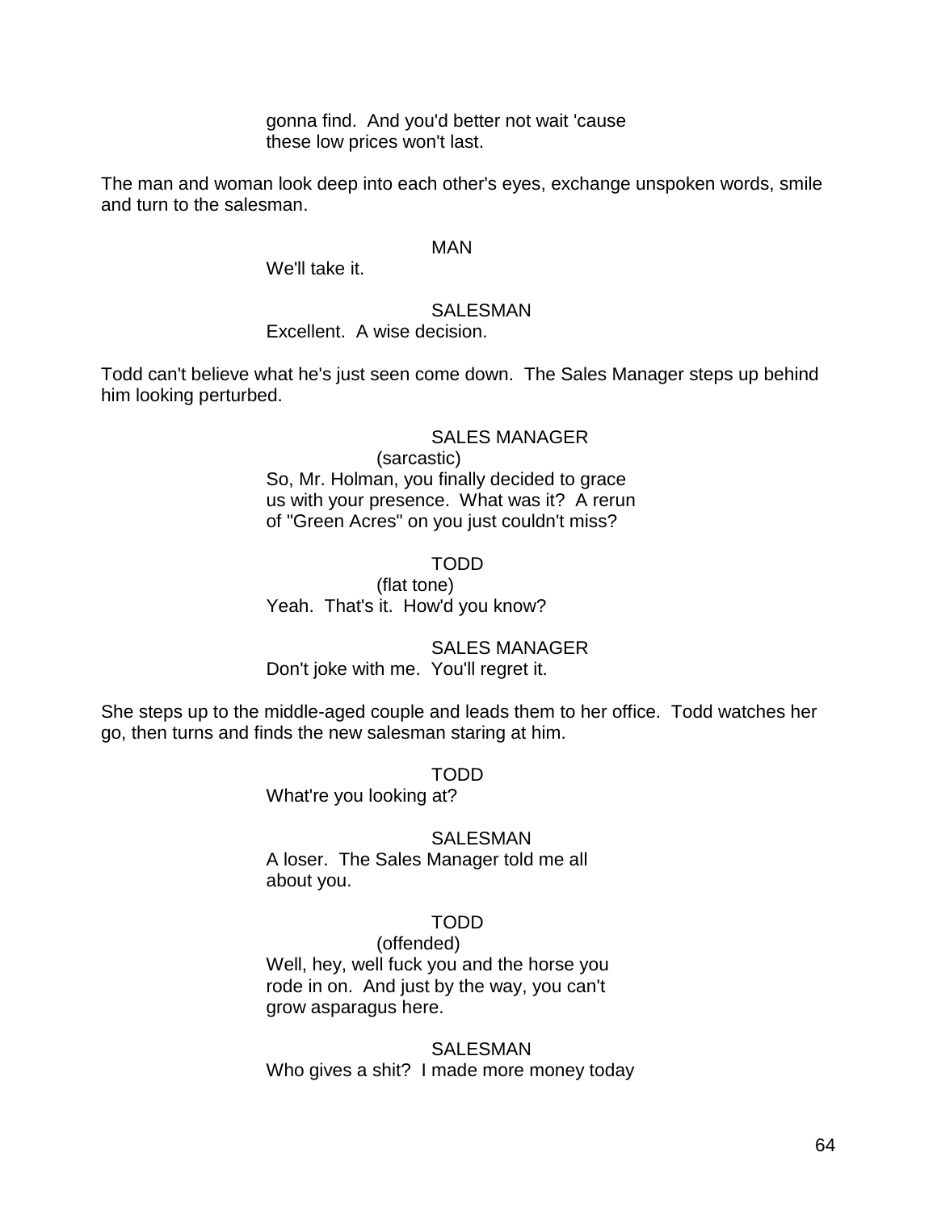gonna find. And you'd better not wait 'cause
these low prices won't last.

The man and woman look deep into each other's eyes, exchange unspoken words, smile and turn to the salesman.

MAN

We'll take it.

SALESMAN

Excellent. A wise decision.

Todd can't believe what he's just seen come down. The Sales Manager steps up behind him looking perturbed.

SALES MANAGER

(sarcastic)

So, Mr. Holman, you finally decided to grace
us with your presence. What was it? A rerun
of "Green Acres" on you just couldn't miss?

TODD

(flat tone)

Yeah. That's it. How'd you know?

SALES MANAGER

Don't joke with me. You'll regret it.

She steps up to the middle-aged couple and leads them to her office. Todd watches her go, then turns and finds the new salesman staring at him.

TODD

What're you looking at?

SALESMAN

A loser. The Sales Manager told me all
about you.

TODD

(offended)

Well, hey, well fuck you and the horse you
rode in on. And just by the way, you can't
grow asparagus here.

SALESMAN

Who gives a shit? I made more money today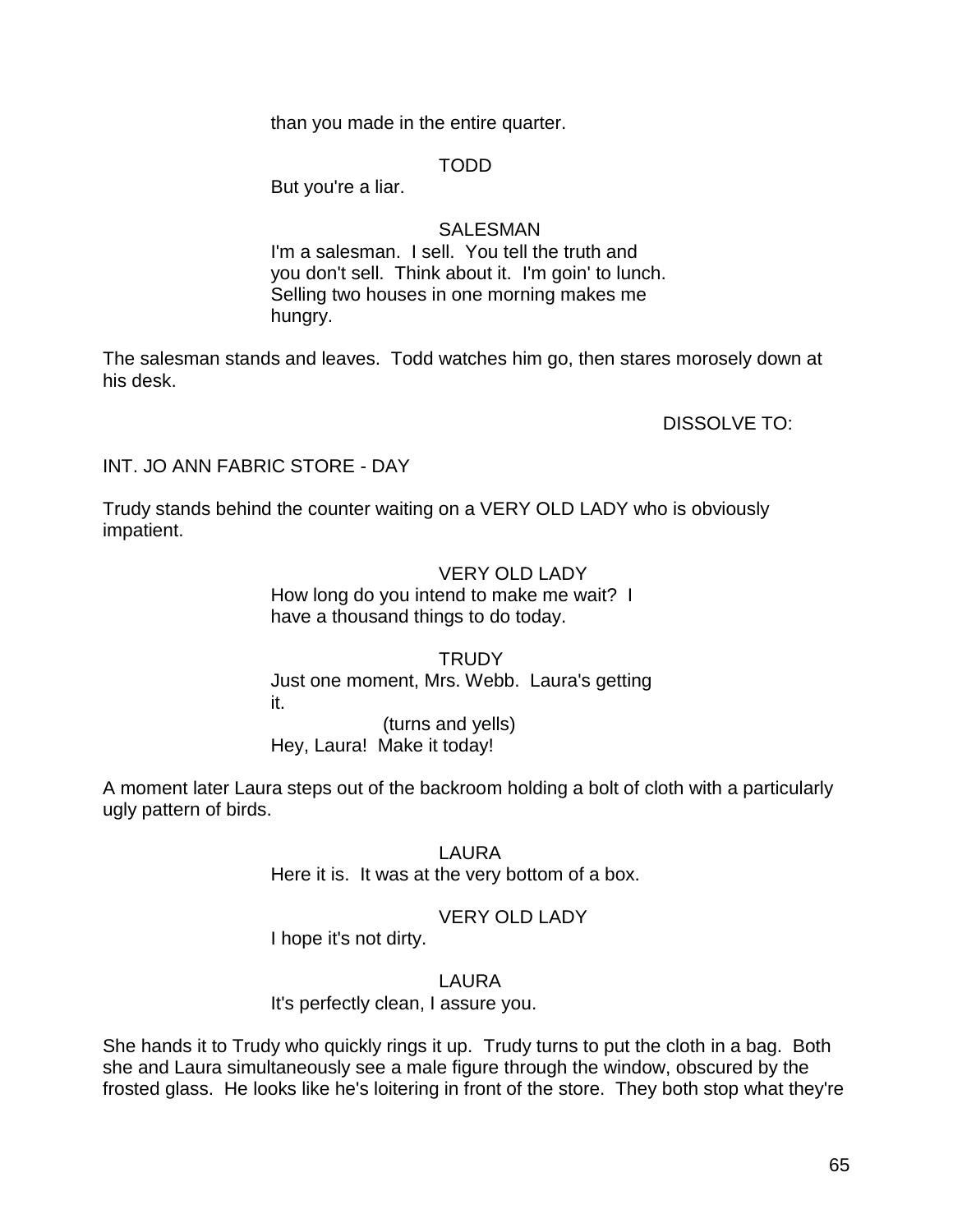than you made in the entire quarter.

TODD

But you're a liar.

SALESMAN

I'm a salesman. I sell. You tell the truth and you don't sell. Think about it. I'm goin' to lunch. Selling two houses in one morning makes me hungry.

The salesman stands and leaves. Todd watches him go, then stares morosely down at his desk.

DISSOLVE TO:

INT. JO ANN FABRIC STORE - DAY

Trudy stands behind the counter waiting on a VERY OLD LADY who is obviously impatient.

VERY OLD LADY

How long do you intend to make me wait? I have a thousand things to do today.

TRUDY

Just one moment, Mrs. Webb. Laura's getting it.

(turns and yells)

Hey, Laura! Make it today!

A moment later Laura steps out of the backroom holding a bolt of cloth with a particularly ugly pattern of birds.

LAURA

Here it is. It was at the very bottom of a box.

VERY OLD LADY

I hope it's not dirty.

LAURA

It's perfectly clean, I assure you.

She hands it to Trudy who quickly rings it up. Trudy turns to put the cloth in a bag. Both she and Laura simultaneously see a male figure through the window, obscured by the frosted glass. He looks like he's loitering in front of the store. They both stop what they're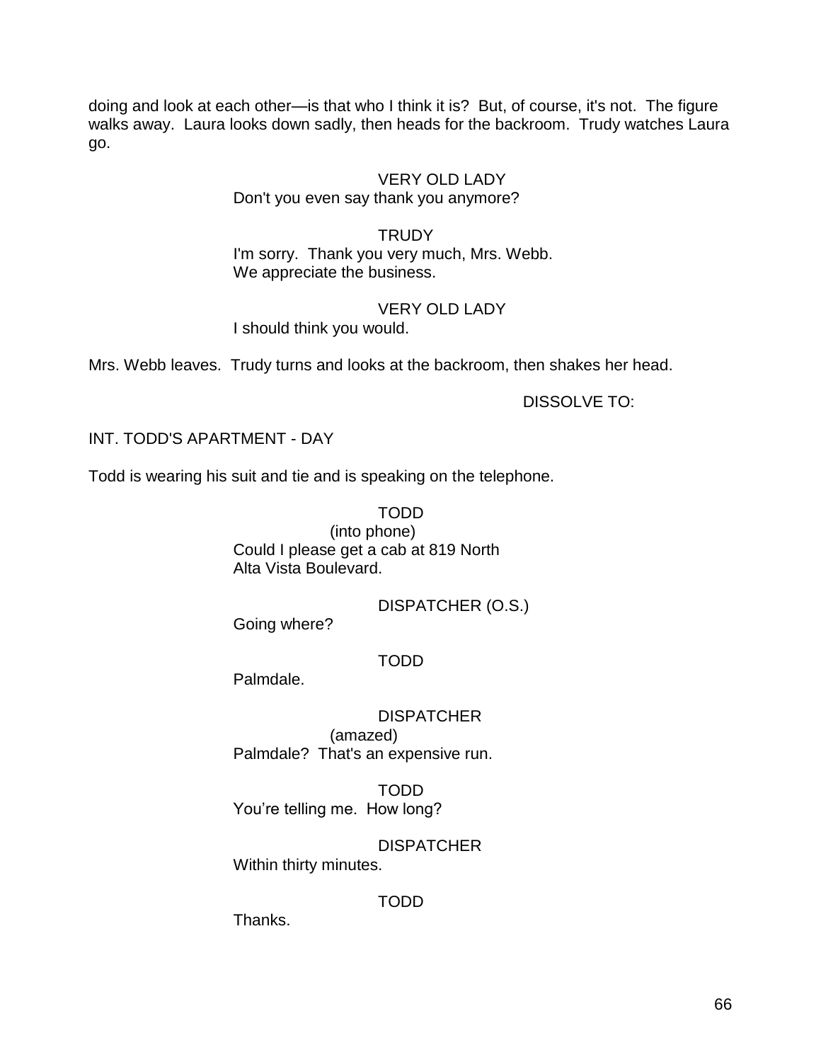doing and look at each other—is that who I think it is? But, of course, it's not. The figure walks away. Laura looks down sadly, then heads for the backroom. Trudy watches Laura go.

VERY OLD LADY
Don't you even say thank you anymore?

TRUDY
I'm sorry. Thank you very much, Mrs. Webb.
We appreciate the business.

VERY OLD LADY
I should think you would.

Mrs. Webb leaves. Trudy turns and looks at the backroom, then shakes her head.

DISSOLVE TO:

INT. TODD'S APARTMENT - DAY

Todd is wearing his suit and tie and is speaking on the telephone.

TODD
(into phone)
Could I please get a cab at 819 North
Alta Vista Boulevard.

DISPATCHER (O.S.)
Going where?

TODD
Palmdale.

DISPATCHER
(amazed)
Palmdale? That's an expensive run.

TODD
You're telling me. How long?

DISPATCHER
Within thirty minutes.

TODD
Thanks.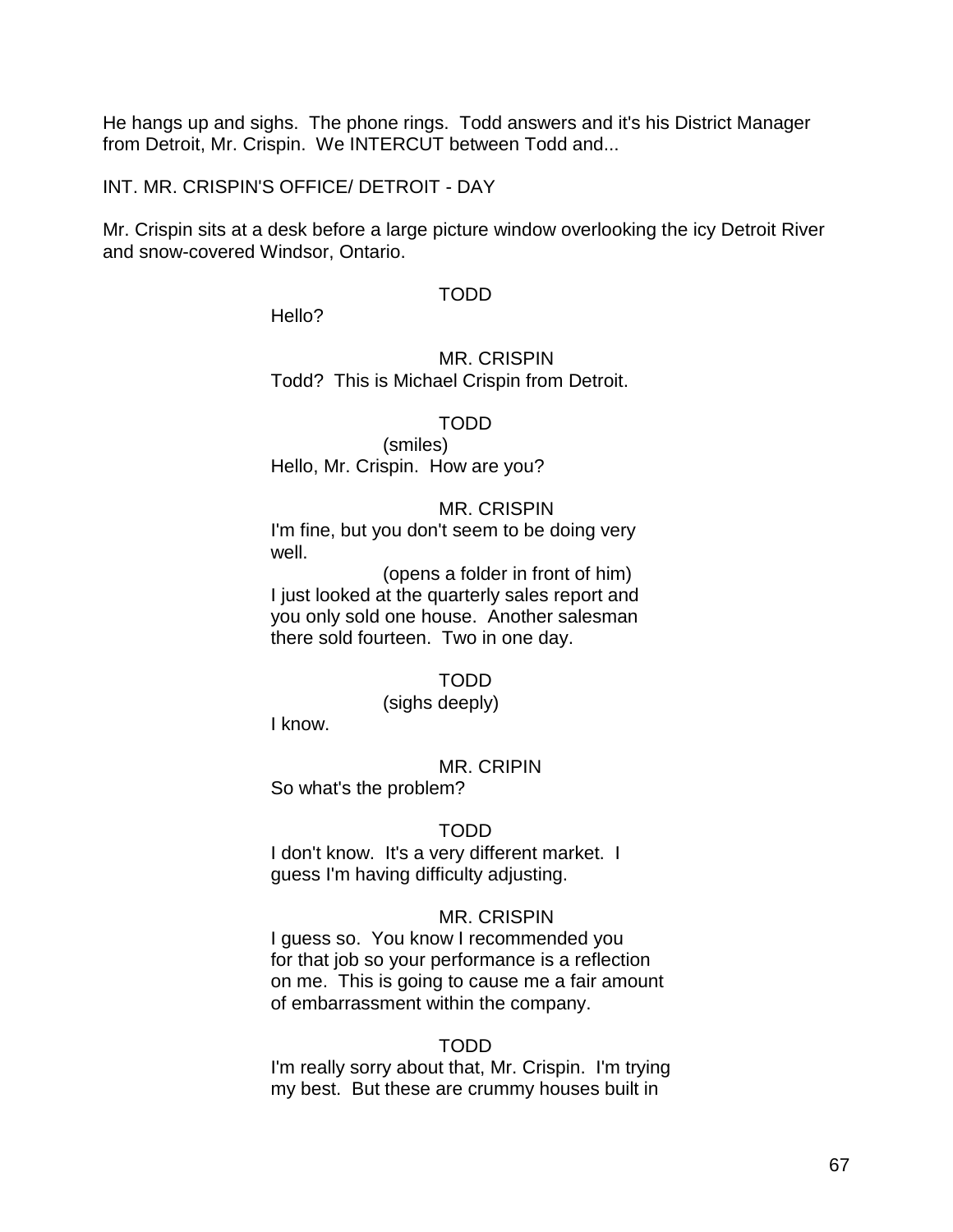He hangs up and sighs. The phone rings. Todd answers and it's his District Manager from Detroit, Mr. Crispin. We INTERCUT between Todd and...

INT. MR. CRISPIN'S OFFICE/ DETROIT - DAY

Mr. Crispin sits at a desk before a large picture window overlooking the icy Detroit River and snow-covered Windsor, Ontario.

TODD
Hello?

MR. CRISPIN
Todd? This is Michael Crispin from Detroit.

TODD
(smiles)
Hello, Mr. Crispin. How are you?

MR. CRISPIN
I'm fine, but you don't seem to be doing very well.
(opens a folder in front of him)
I just looked at the quarterly sales report and you only sold one house. Another salesman there sold fourteen. Two in one day.

TODD
(sighs deeply)
I know.

MR. CRIPIN
So what's the problem?

TODD
I don't know. It's a very different market. I guess I'm having difficulty adjusting.

MR. CRISPIN
I guess so. You know I recommended you for that job so your performance is a reflection on me. This is going to cause me a fair amount of embarrassment within the company.

TODD
I'm really sorry about that, Mr. Crispin. I'm trying my best. But these are crummy houses built in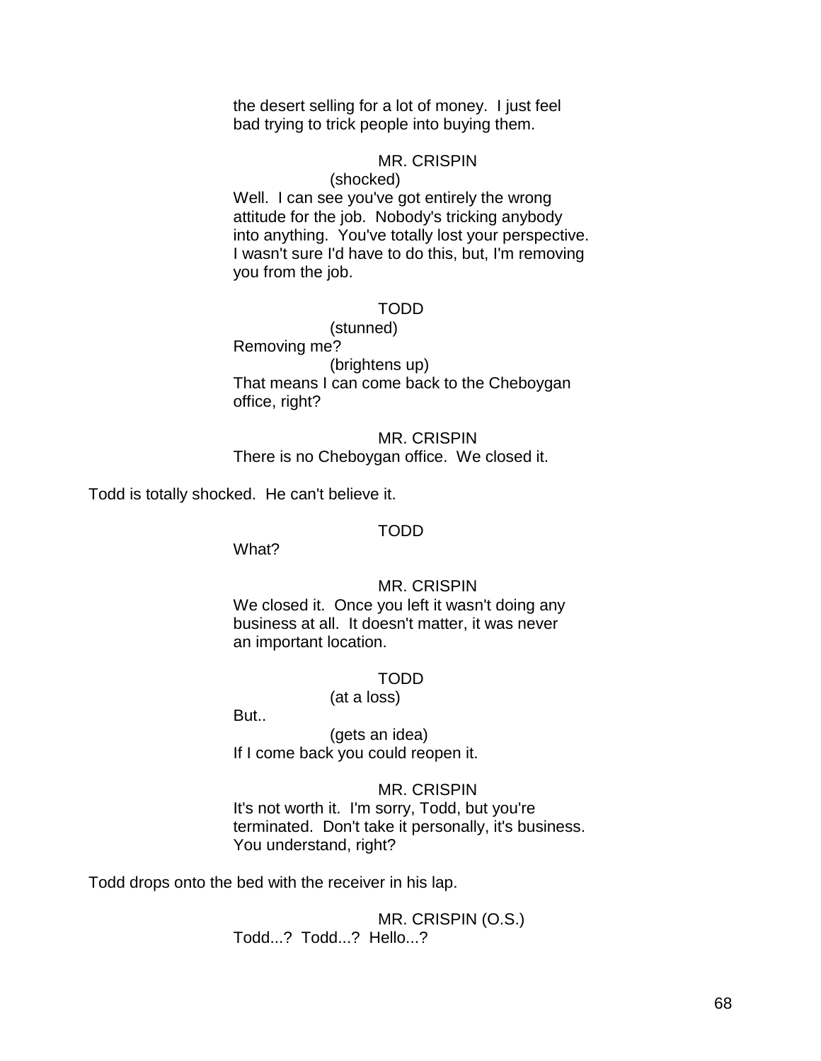the desert selling for a lot of money.  I just feel bad trying to trick people into buying them.

MR. CRISPIN
(shocked)
Well.  I can see you've got entirely the wrong attitude for the job.  Nobody's tricking anybody into anything.  You've totally lost your perspective. I wasn't sure I'd have to do this, but, I'm removing you from the job.

TODD
(stunned)
Removing me?
(brightens up)
That means I can come back to the Cheboygan office, right?

MR. CRISPIN
There is no Cheboygan office.  We closed it.

Todd is totally shocked.  He can't believe it.

TODD
What?

MR. CRISPIN
We closed it.  Once you left it wasn't doing any business at all.  It doesn't matter, it was never an important location.

TODD
(at a loss)
But..
(gets an idea)
If I come back you could reopen it.

MR. CRISPIN
It's not worth it.  I'm sorry, Todd, but you're terminated.  Don't take it personally, it's business. You understand, right?

Todd drops onto the bed with the receiver in his lap.

MR. CRISPIN (O.S.)
Todd...?  Todd...?  Hello...?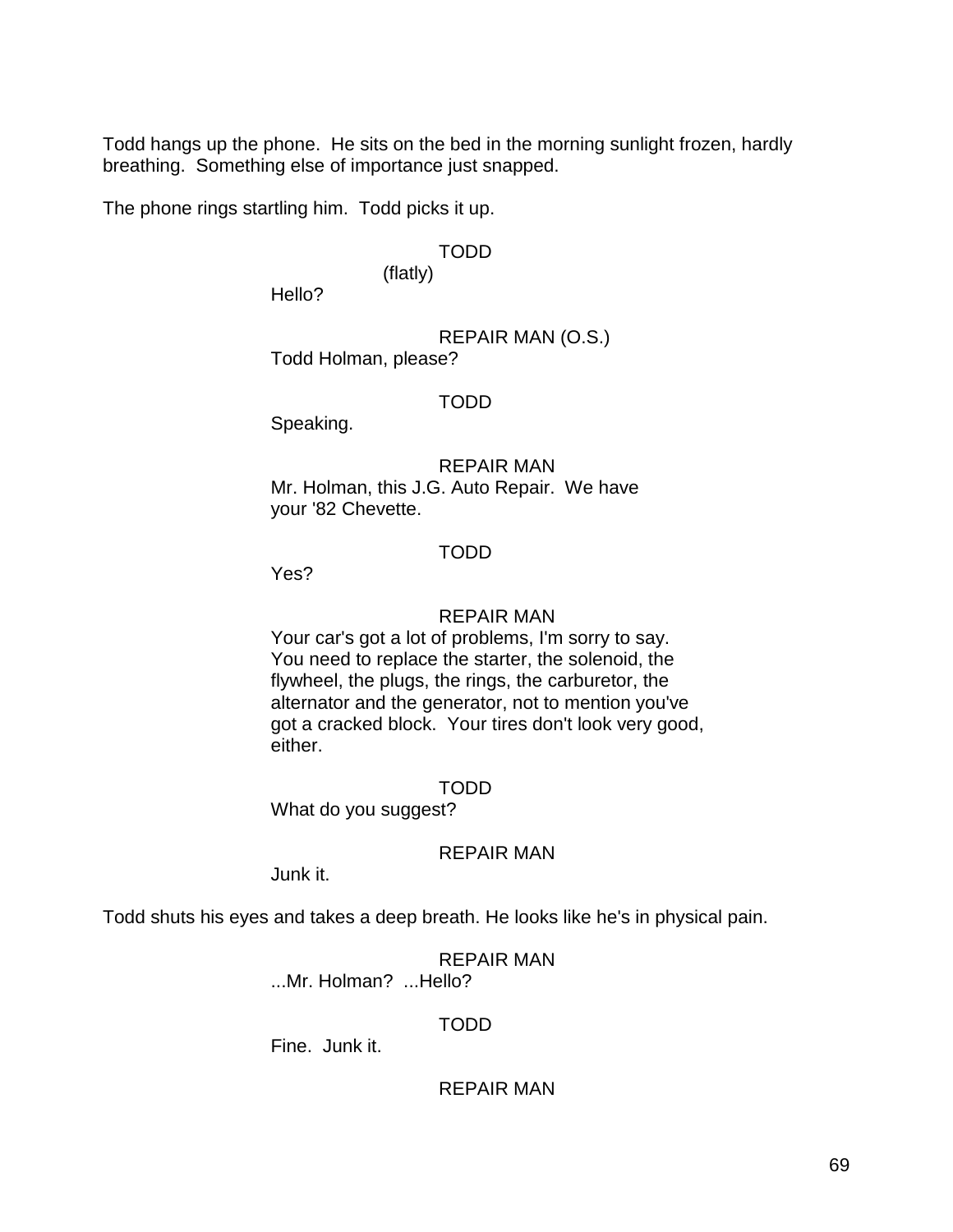Todd hangs up the phone. He sits on the bed in the morning sunlight frozen, hardly breathing. Something else of importance just snapped.

The phone rings startling him. Todd picks it up.

TODD
(flatly)
Hello?

REPAIR MAN (O.S.)
Todd Holman, please?

TODD
Speaking.

REPAIR MAN
Mr. Holman, this J.G. Auto Repair. We have your '82 Chevette.

TODD
Yes?

REPAIR MAN
Your car's got a lot of problems, I'm sorry to say. You need to replace the starter, the solenoid, the flywheel, the plugs, the rings, the carburetor, the alternator and the generator, not to mention you've got a cracked block. Your tires don't look very good, either.

TODD
What do you suggest?

REPAIR MAN
Junk it.

Todd shuts his eyes and takes a deep breath. He looks like he's in physical pain.

REPAIR MAN
...Mr. Holman? ...Hello?

TODD
Fine. Junk it.

REPAIR MAN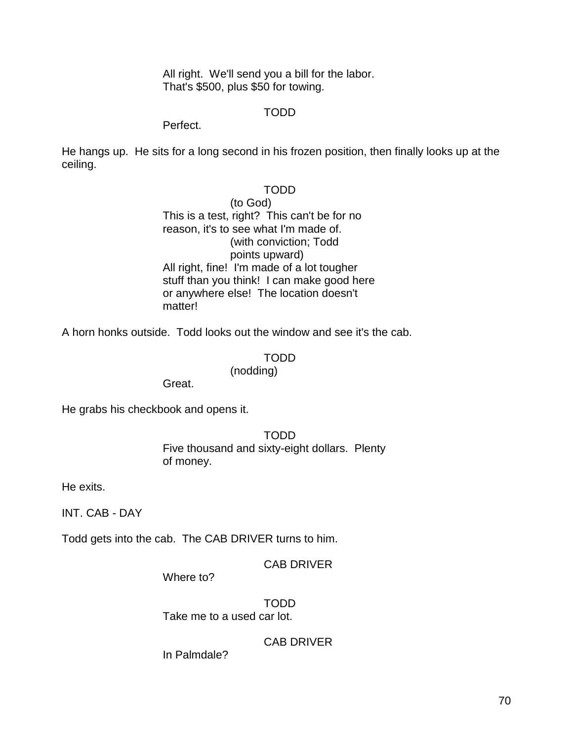All right. We'll send you a bill for the labor. That's $500, plus $50 for towing.

TODD

Perfect.

He hangs up. He sits for a long second in his frozen position, then finally looks up at the ceiling.

TODD

(to God)

This is a test, right? This can't be for no reason, it's to see what I'm made of.

(with conviction; Todd points upward)

All right, fine! I'm made of a lot tougher stuff than you think! I can make good here or anywhere else! The location doesn't matter!

A horn honks outside. Todd looks out the window and see it's the cab.

TODD

(nodding)

Great.

He grabs his checkbook and opens it.

TODD

Five thousand and sixty-eight dollars. Plenty of money.

He exits.

INT. CAB - DAY

Todd gets into the cab. The CAB DRIVER turns to him.

CAB DRIVER

Where to?

TODD

Take me to a used car lot.

CAB DRIVER

In Palmdale?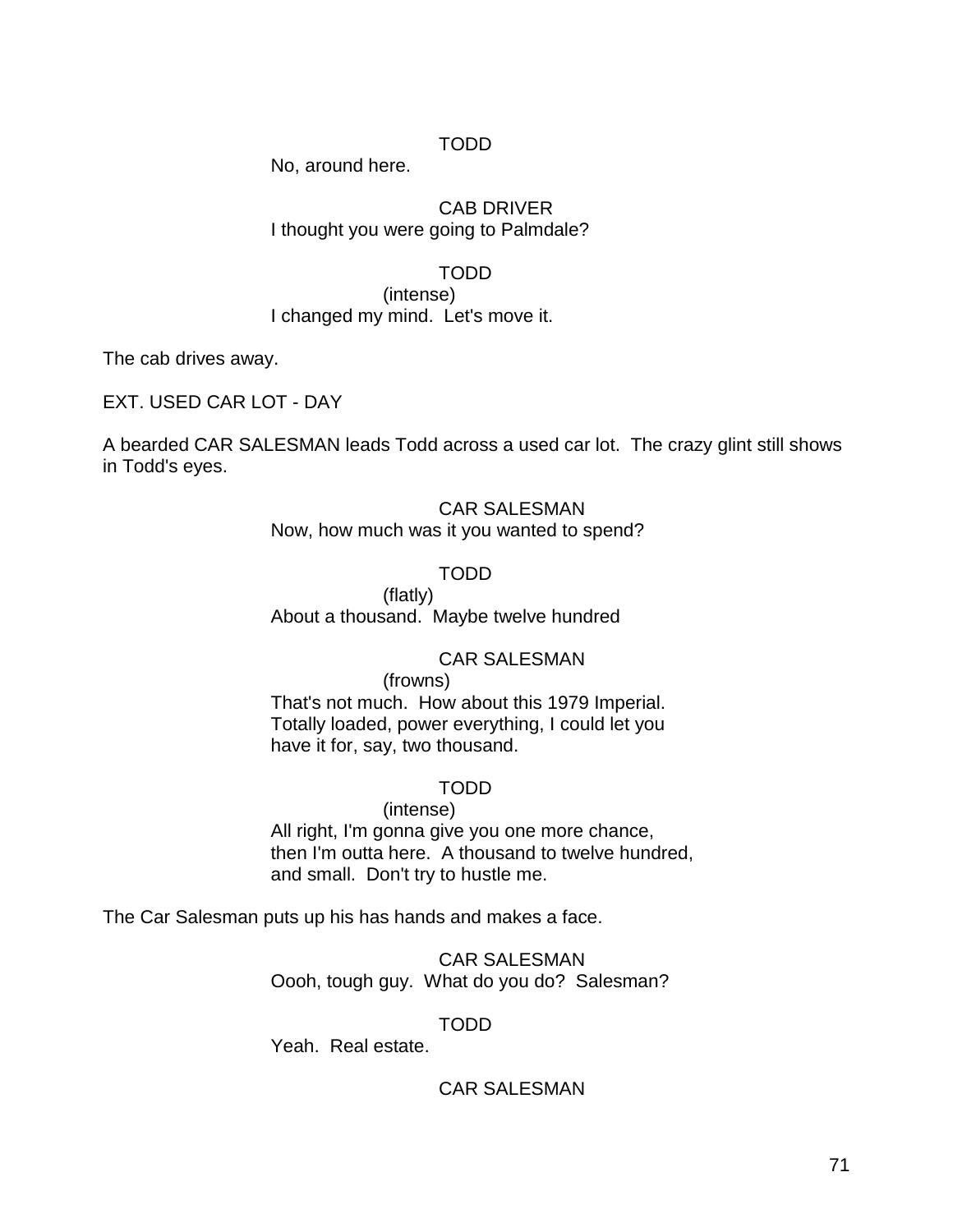TODD
No, around here.

CAB DRIVER
I thought you were going to Palmdale?

TODD
(intense)
I changed my mind. Let's move it.

The cab drives away.

EXT. USED CAR LOT - DAY

A bearded CAR SALESMAN leads Todd across a used car lot. The crazy glint still shows in Todd's eyes.

CAR SALESMAN
Now, how much was it you wanted to spend?

TODD
(flatly)
About a thousand. Maybe twelve hundred

CAR SALESMAN
(frowns)
That's not much. How about this 1979 Imperial. Totally loaded, power everything, I could let you have it for, say, two thousand.

TODD
(intense)
All right, I'm gonna give you one more chance, then I'm outta here. A thousand to twelve hundred, and small. Don't try to hustle me.

The Car Salesman puts up his has hands and makes a face.

CAR SALESMAN
Oooh, tough guy. What do you do? Salesman?

TODD
Yeah. Real estate.

CAR SALESMAN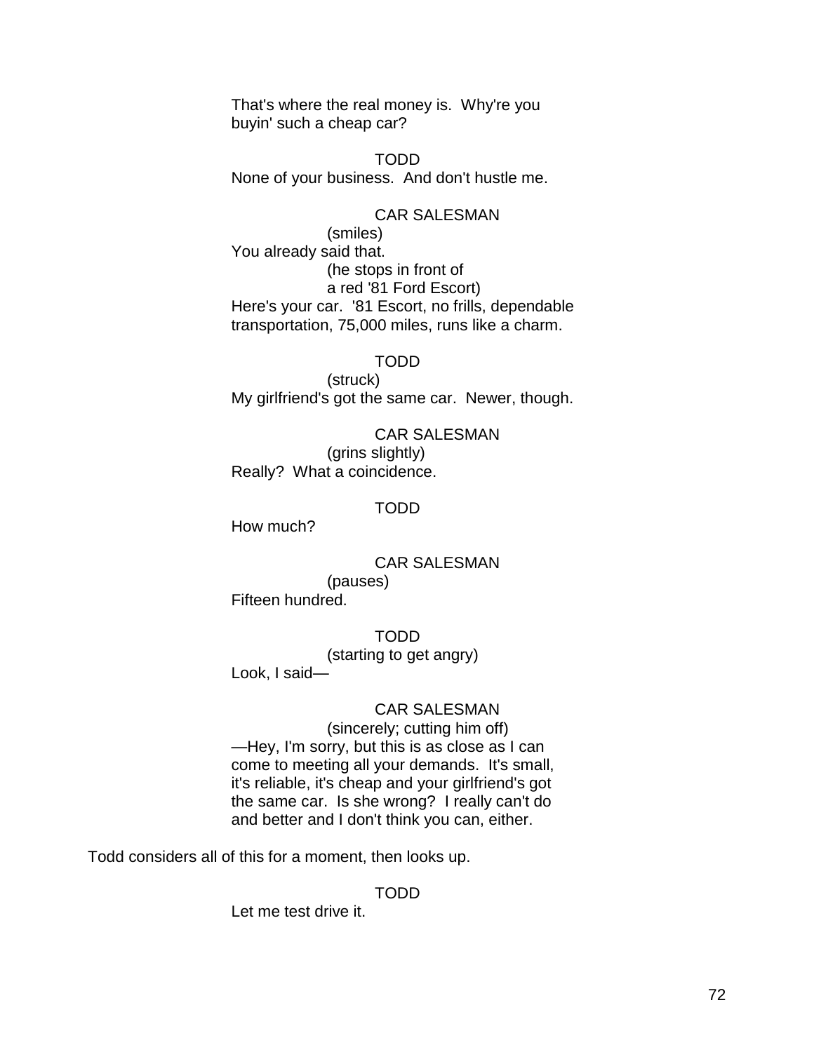That's where the real money is. Why're you buyin' such a cheap car?

TODD

None of your business. And don't hustle me.

CAR SALESMAN

(smiles)

You already said that.

(he stops in front of a red '81 Ford Escort)

Here's your car. '81 Escort, no frills, dependable transportation, 75,000 miles, runs like a charm.

TODD

(struck)

My girlfriend's got the same car. Newer, though.

CAR SALESMAN

(grins slightly)

Really? What a coincidence.

TODD

How much?

CAR SALESMAN

(pauses)

Fifteen hundred.

TODD

(starting to get angry)

Look, I said—

CAR SALESMAN

(sincerely; cutting him off)

—Hey, I'm sorry, but this is as close as I can come to meeting all your demands. It's small, it's reliable, it's cheap and your girlfriend's got the same car. Is she wrong? I really can't do and better and I don't think you can, either.

Todd considers all of this for a moment, then looks up.

TODD

Let me test drive it.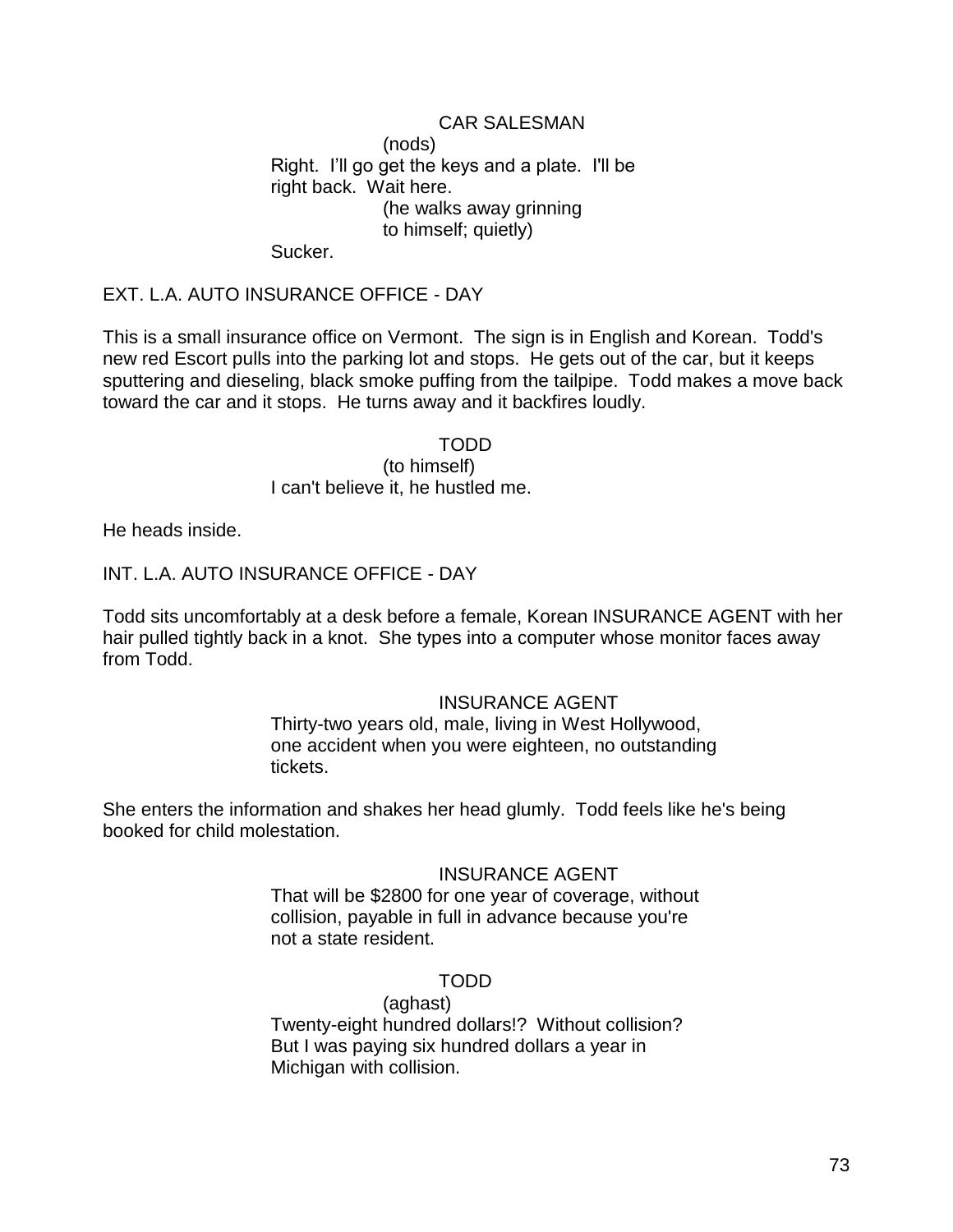CAR SALESMAN

(nods)

Right. I'll go get the keys and a plate. I'll be right back. Wait here.

(he walks away grinning to himself; quietly)

Sucker.

EXT. L.A. AUTO INSURANCE OFFICE - DAY

This is a small insurance office on Vermont. The sign is in English and Korean. Todd's new red Escort pulls into the parking lot and stops. He gets out of the car, but it keeps sputtering and dieseling, black smoke puffing from the tailpipe. Todd makes a move back toward the car and it stops. He turns away and it backfires loudly.

TODD

(to himself)

I can't believe it, he hustled me.

He heads inside.

INT. L.A. AUTO INSURANCE OFFICE - DAY

Todd sits uncomfortably at a desk before a female, Korean INSURANCE AGENT with her hair pulled tightly back in a knot. She types into a computer whose monitor faces away from Todd.

INSURANCE AGENT

Thirty-two years old, male, living in West Hollywood, one accident when you were eighteen, no outstanding tickets.

She enters the information and shakes her head glumly. Todd feels like he's being booked for child molestation.

INSURANCE AGENT

That will be $2800 for one year of coverage, without collision, payable in full in advance because you're not a state resident.

TODD

(aghast)

Twenty-eight hundred dollars!? Without collision? But I was paying six hundred dollars a year in Michigan with collision.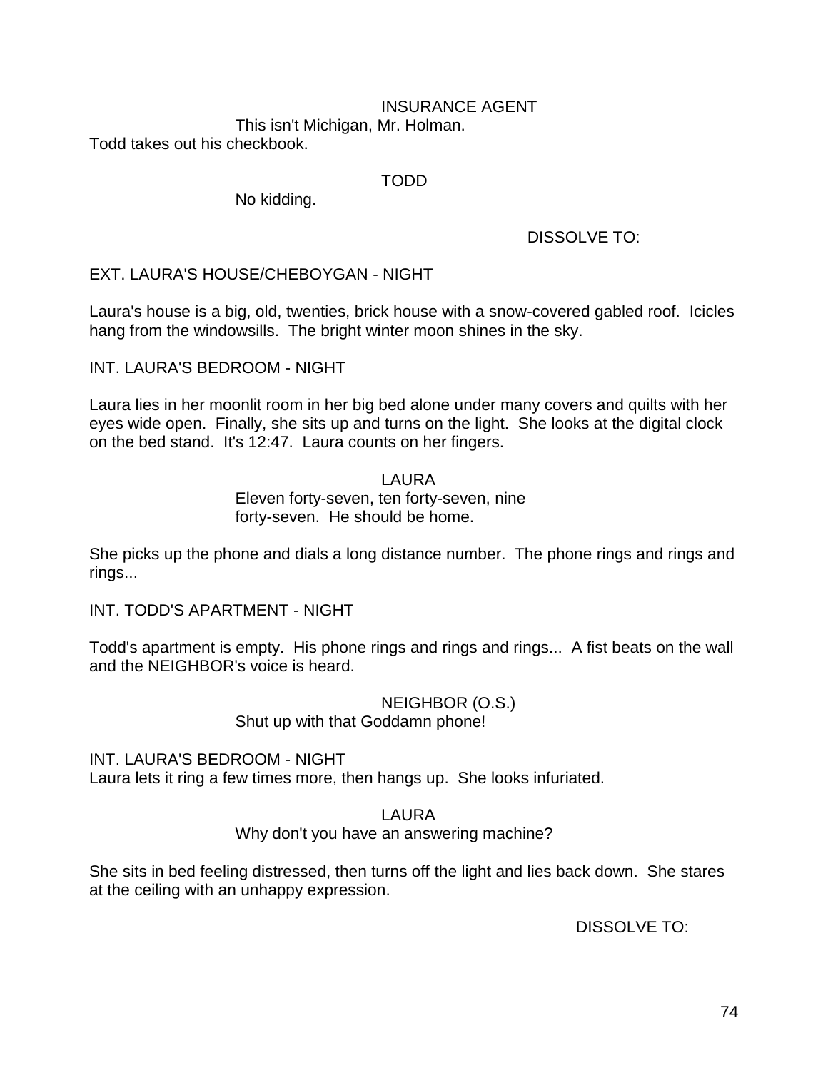INSURANCE AGENT

This isn't Michigan, Mr. Holman.

Todd takes out his checkbook.

TODD

No kidding.

DISSOLVE TO:

EXT. LAURA'S HOUSE/CHEBOYGAN - NIGHT

Laura's house is a big, old, twenties, brick house with a snow-covered gabled roof. Icicles hang from the windowsills. The bright winter moon shines in the sky.

INT. LAURA'S BEDROOM - NIGHT

Laura lies in her moonlit room in her big bed alone under many covers and quilts with her eyes wide open. Finally, she sits up and turns on the light. She looks at the digital clock on the bed stand. It's 12:47. Laura counts on her fingers.

LAURA

Eleven forty-seven, ten forty-seven, nine forty-seven. He should be home.

She picks up the phone and dials a long distance number. The phone rings and rings and rings...

INT. TODD'S APARTMENT - NIGHT

Todd's apartment is empty. His phone rings and rings and rings... A fist beats on the wall and the NEIGHBOR's voice is heard.

NEIGHBOR (O.S.)

Shut up with that Goddamn phone!

INT. LAURA'S BEDROOM - NIGHT

Laura lets it ring a few times more, then hangs up. She looks infuriated.

LAURA

Why don't you have an answering machine?

She sits in bed feeling distressed, then turns off the light and lies back down. She stares at the ceiling with an unhappy expression.

DISSOLVE TO: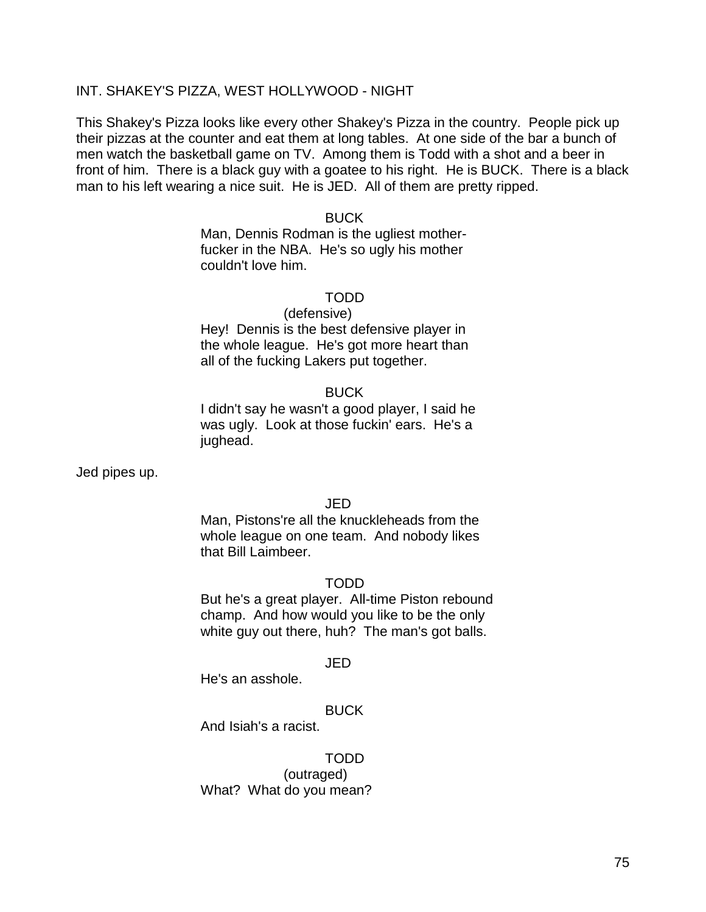INT. SHAKEY'S PIZZA, WEST HOLLYWOOD - NIGHT

This Shakey's Pizza looks like every other Shakey's Pizza in the country. People pick up their pizzas at the counter and eat them at long tables. At one side of the bar a bunch of men watch the basketball game on TV. Among them is Todd with a shot and a beer in front of him. There is a black guy with a goatee to his right. He is BUCK. There is a black man to his left wearing a nice suit. He is JED. All of them are pretty ripped.

BUCK

Man, Dennis Rodman is the ugliest mother-fucker in the NBA. He's so ugly his mother couldn't love him.

TODD

(defensive)

Hey! Dennis is the best defensive player in the whole league. He's got more heart than all of the fucking Lakers put together.

BUCK

I didn't say he wasn't a good player, I said he was ugly. Look at those fuckin' ears. He's a jughead.

Jed pipes up.

JED

Man, Pistons're all the knuckleheads from the whole league on one team. And nobody likes that Bill Laimbeer.

TODD

But he's a great player. All-time Piston rebound champ. And how would you like to be the only white guy out there, huh? The man's got balls.

JED

He's an asshole.

BUCK

And Isiah's a racist.

TODD

(outraged)

What? What do you mean?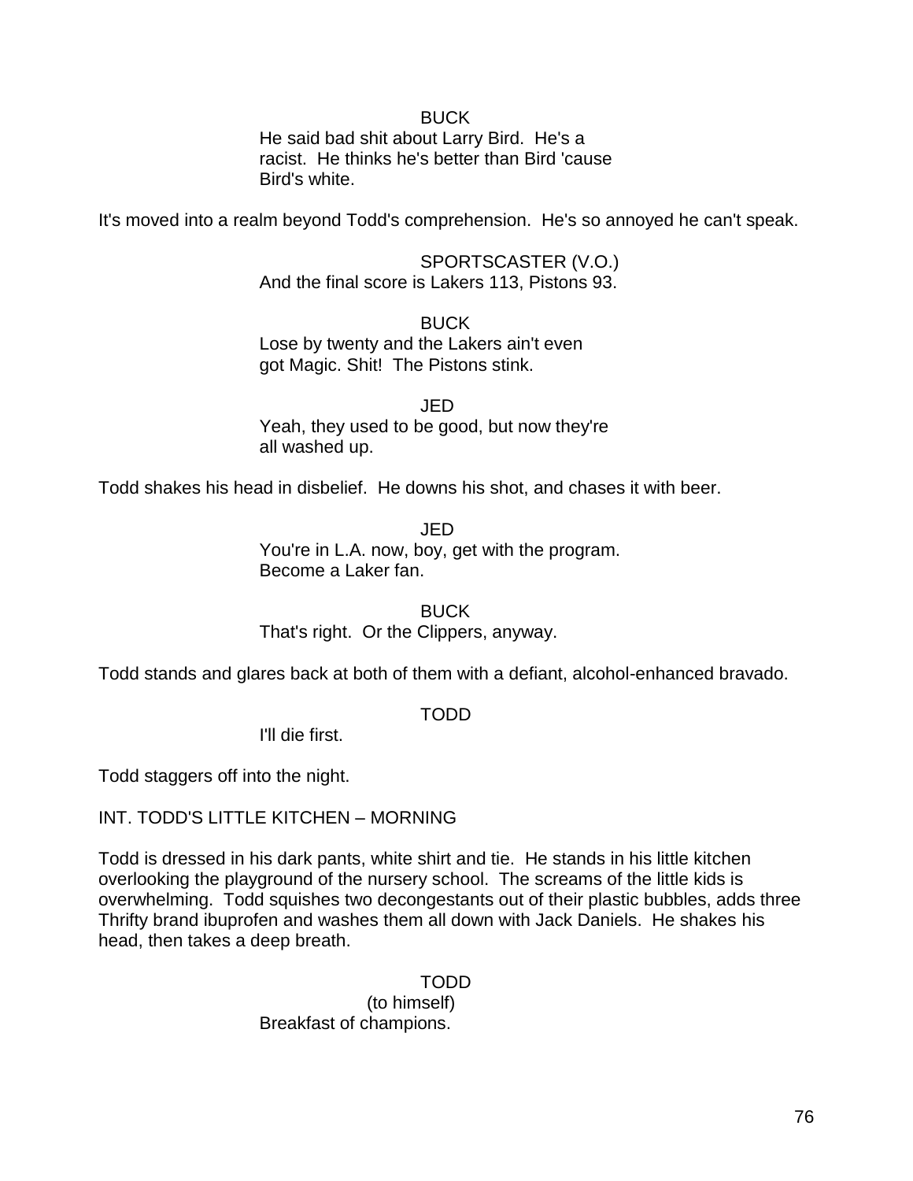BUCK

He said bad shit about Larry Bird. He's a racist. He thinks he's better than Bird 'cause Bird's white.

It's moved into a realm beyond Todd's comprehension. He's so annoyed he can't speak.

SPORTSCASTER (V.O.)

And the final score is Lakers 113, Pistons 93.

BUCK

Lose by twenty and the Lakers ain't even got Magic. Shit! The Pistons stink.

JED

Yeah, they used to be good, but now they're all washed up.

Todd shakes his head in disbelief. He downs his shot, and chases it with beer.

JED

You're in L.A. now, boy, get with the program. Become a Laker fan.

BUCK

That's right. Or the Clippers, anyway.

Todd stands and glares back at both of them with a defiant, alcohol-enhanced bravado.

TODD

I'll die first.

Todd staggers off into the night.

INT. TODD'S LITTLE KITCHEN – MORNING

Todd is dressed in his dark pants, white shirt and tie. He stands in his little kitchen overlooking the playground of the nursery school. The screams of the little kids is overwhelming. Todd squishes two decongestants out of their plastic bubbles, adds three Thrifty brand ibuprofen and washes them all down with Jack Daniels. He shakes his head, then takes a deep breath.

TODD

(to himself)

Breakfast of champions.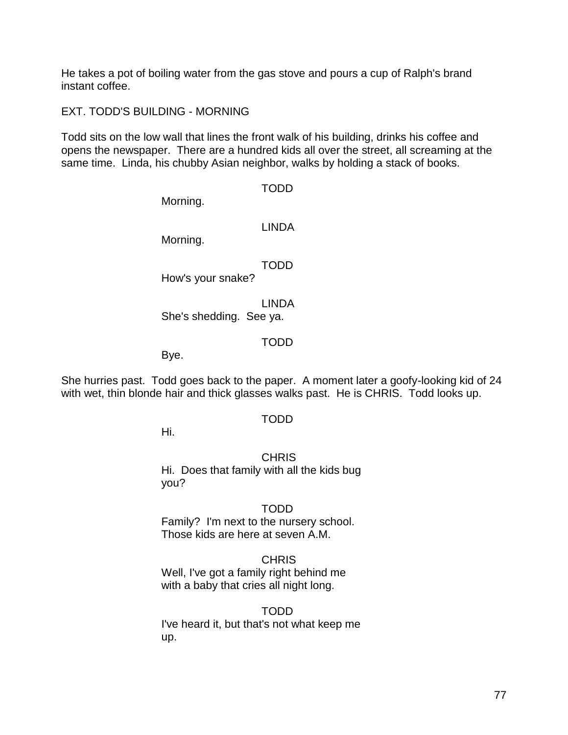He takes a pot of boiling water from the gas stove and pours a cup of Ralph's brand instant coffee.

EXT. TODD'S BUILDING - MORNING

Todd sits on the low wall that lines the front walk of his building, drinks his coffee and opens the newspaper. There are a hundred kids all over the street, all screaming at the same time. Linda, his chubby Asian neighbor, walks by holding a stack of books.

TODD
Morning.

LINDA
Morning.

TODD
How's your snake?

LINDA
She's shedding. See ya.

TODD
Bye.

She hurries past. Todd goes back to the paper. A moment later a goofy-looking kid of 24 with wet, thin blonde hair and thick glasses walks past. He is CHRIS. Todd looks up.

TODD
Hi.

CHRIS
Hi. Does that family with all the kids bug you?

TODD
Family? I'm next to the nursery school. Those kids are here at seven A.M.

CHRIS
Well, I've got a family right behind me with a baby that cries all night long.

TODD
I've heard it, but that's not what keep me up.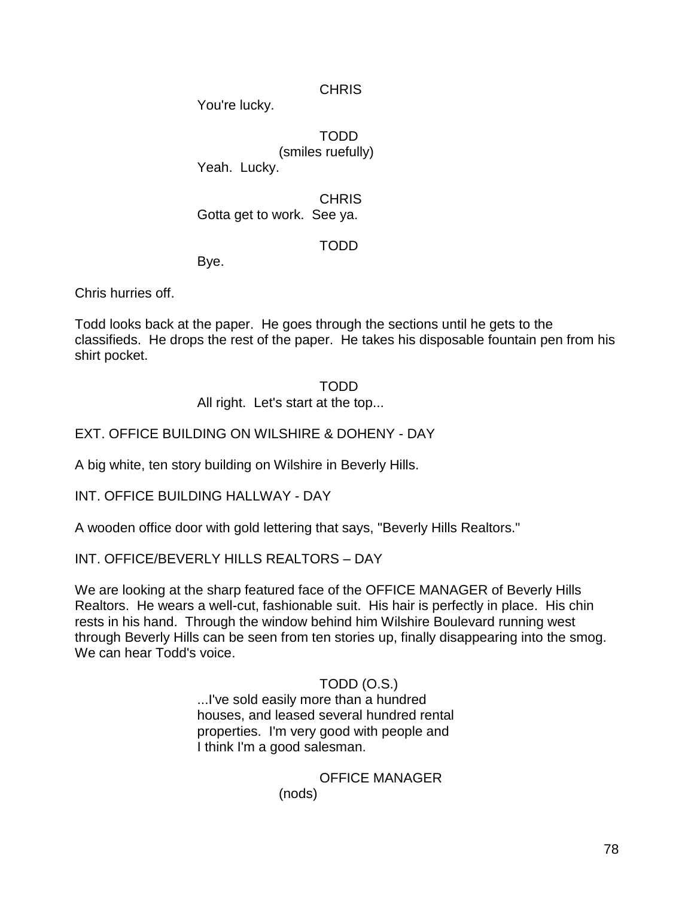CHRIS
You're lucky.

TODD
(smiles ruefully)
Yeah. Lucky.

CHRIS
Gotta get to work. See ya.

TODD
Bye.

Chris hurries off.

Todd looks back at the paper. He goes through the sections until he gets to the classifieds. He drops the rest of the paper. He takes his disposable fountain pen from his shirt pocket.

TODD
All right. Let's start at the top...

EXT. OFFICE BUILDING ON WILSHIRE & DOHENY - DAY

A big white, ten story building on Wilshire in Beverly Hills.

INT. OFFICE BUILDING HALLWAY - DAY

A wooden office door with gold lettering that says, "Beverly Hills Realtors."

INT. OFFICE/BEVERLY HILLS REALTORS – DAY

We are looking at the sharp featured face of the OFFICE MANAGER of Beverly Hills Realtors. He wears a well-cut, fashionable suit. His hair is perfectly in place. His chin rests in his hand. Through the window behind him Wilshire Boulevard running west through Beverly Hills can be seen from ten stories up, finally disappearing into the smog. We can hear Todd's voice.

TODD (O.S.)
...I've sold easily more than a hundred houses, and leased several hundred rental properties. I'm very good with people and I think I'm a good salesman.

OFFICE MANAGER
(nods)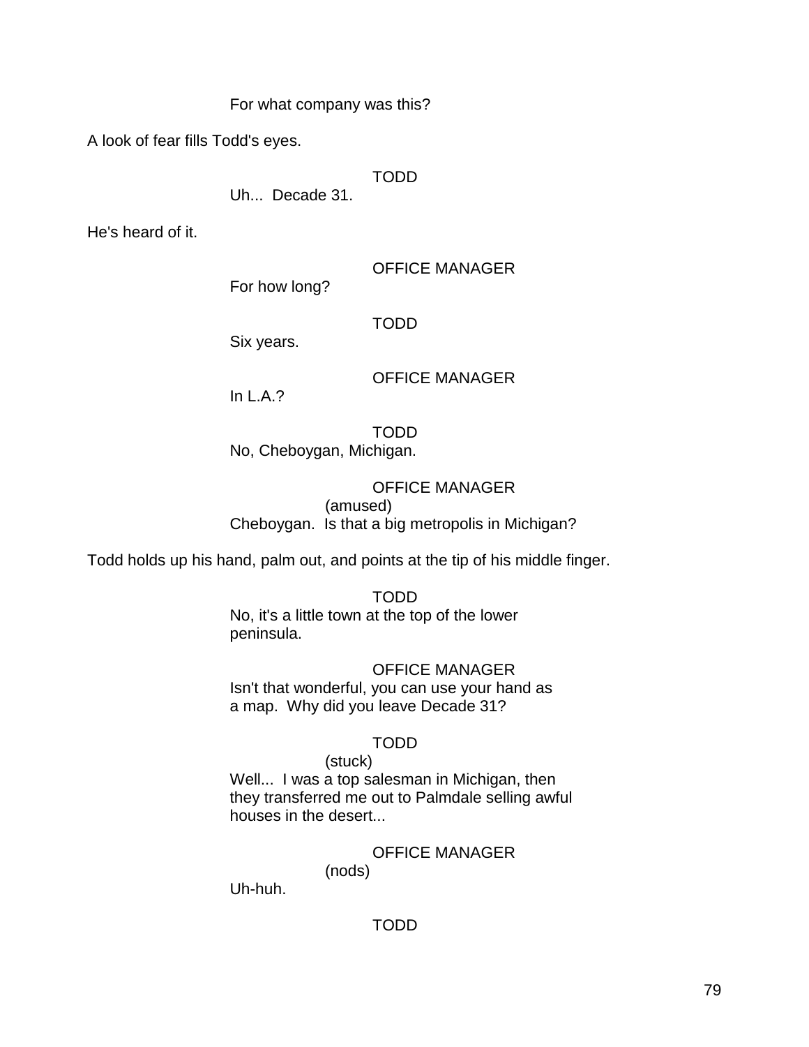For what company was this?

A look of fear fills Todd's eyes.

TODD
Uh... Decade 31.

He's heard of it.

OFFICE MANAGER
For how long?

TODD
Six years.

OFFICE MANAGER
In L.A.?

TODD
No, Cheboygan, Michigan.

OFFICE MANAGER
(amused)
Cheboygan. Is that a big metropolis in Michigan?

Todd holds up his hand, palm out, and points at the tip of his middle finger.

TODD
No, it's a little town at the top of the lower peninsula.

OFFICE MANAGER
Isn't that wonderful, you can use your hand as a map. Why did you leave Decade 31?

TODD
(stuck)
Well... I was a top salesman in Michigan, then they transferred me out to Palmdale selling awful houses in the desert...

OFFICE MANAGER
(nods)
Uh-huh.

TODD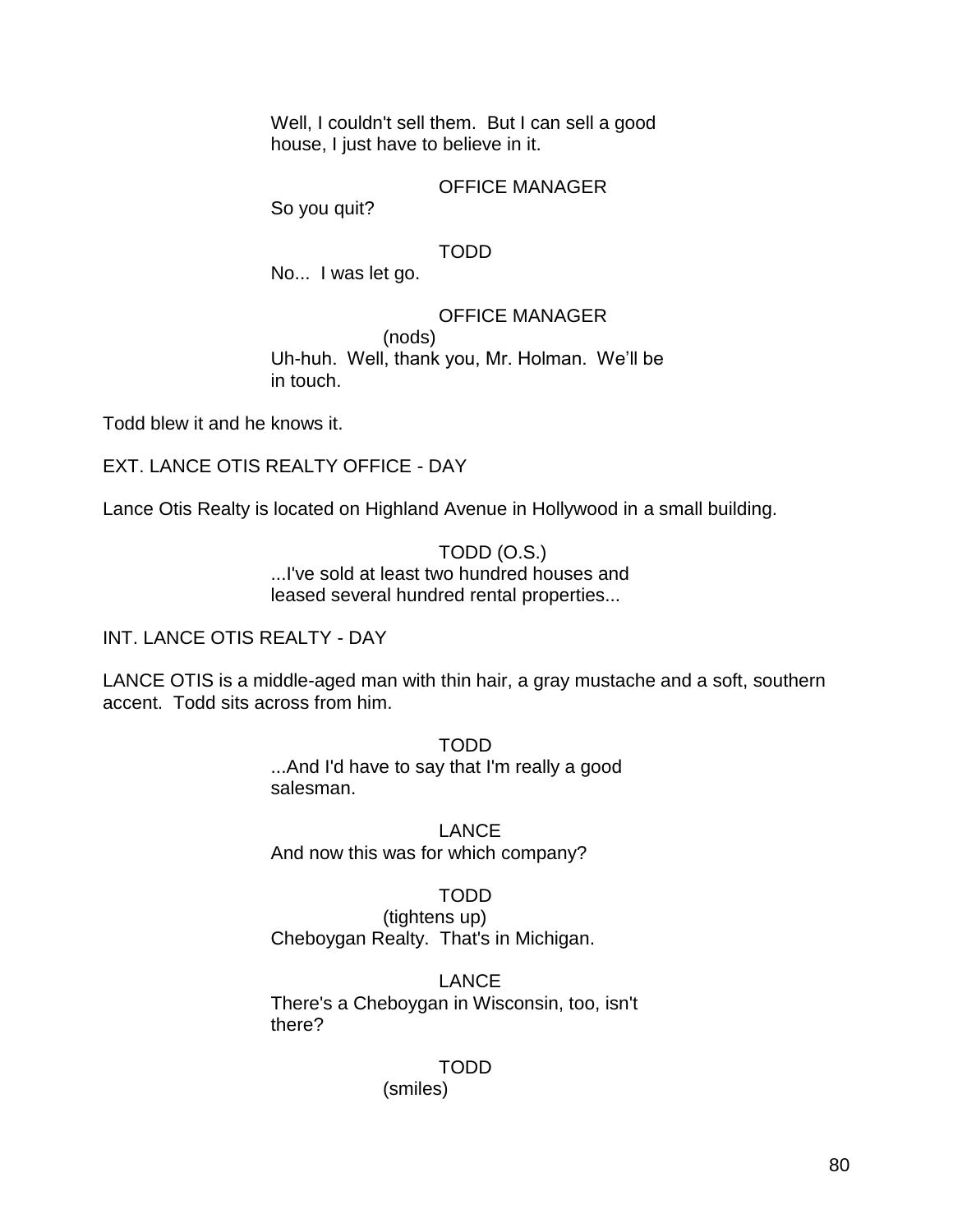Well, I couldn't sell them. But I can sell a good house, I just have to believe in it.

OFFICE MANAGER

So you quit?

TODD

No... I was let go.

OFFICE MANAGER

(nods)

Uh-huh. Well, thank you, Mr. Holman. We'll be in touch.

Todd blew it and he knows it.

EXT. LANCE OTIS REALTY OFFICE - DAY

Lance Otis Realty is located on Highland Avenue in Hollywood in a small building.

TODD (O.S.)

...I've sold at least two hundred houses and leased several hundred rental properties...

INT. LANCE OTIS REALTY - DAY

LANCE OTIS is a middle-aged man with thin hair, a gray mustache and a soft, southern accent. Todd sits across from him.

TODD

...And I'd have to say that I'm really a good salesman.

LANCE

And now this was for which company?

TODD

(tightens up)

Cheboygan Realty. That's in Michigan.

LANCE

There's a Cheboygan in Wisconsin, too, isn't there?

TODD

(smiles)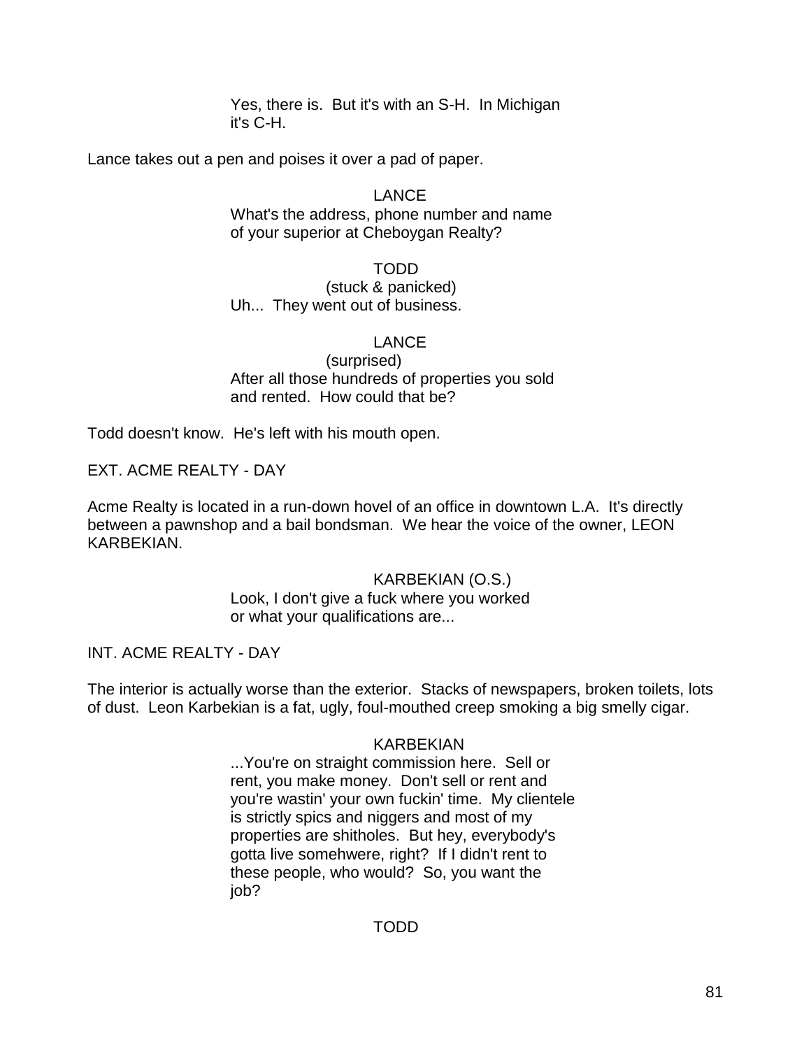Yes, there is. But it's with an S-H. In Michigan it's C-H.

Lance takes out a pen and poises it over a pad of paper.

LANCE
What's the address, phone number and name of your superior at Cheboygan Realty?

TODD
(stuck & panicked)
Uh... They went out of business.

LANCE
(surprised)
After all those hundreds of properties you sold and rented. How could that be?

Todd doesn't know. He's left with his mouth open.

EXT. ACME REALTY - DAY

Acme Realty is located in a run-down hovel of an office in downtown L.A. It's directly between a pawnshop and a bail bondsman. We hear the voice of the owner, LEON KARBEKIAN.

KARBEKIAN (O.S.)
Look, I don't give a fuck where you worked or what your qualifications are...

INT. ACME REALTY - DAY

The interior is actually worse than the exterior. Stacks of newspapers, broken toilets, lots of dust. Leon Karbekian is a fat, ugly, foul-mouthed creep smoking a big smelly cigar.

KARBEKIAN
...You're on straight commission here. Sell or rent, you make money. Don't sell or rent and you're wastin' your own fuckin' time. My clientele is strictly spics and niggers and most of my properties are shitholes. But hey, everybody's gotta live somehwere, right? If I didn't rent to these people, who would? So, you want the job?

TODD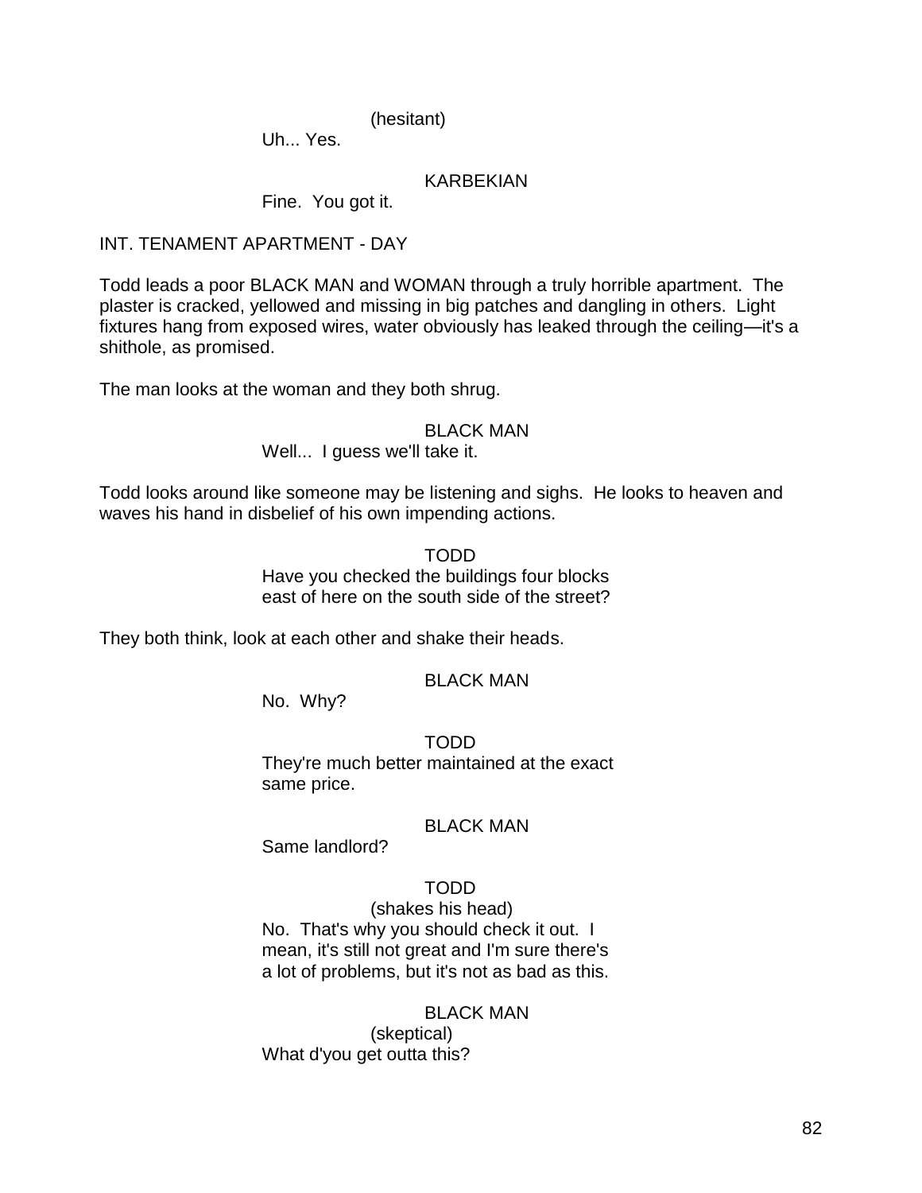(hesitant)
Uh... Yes.

KARBEKIAN
Fine. You got it.

INT. TENAMENT APARTMENT - DAY

Todd leads a poor BLACK MAN and WOMAN through a truly horrible apartment. The plaster is cracked, yellowed and missing in big patches and dangling in others. Light fixtures hang from exposed wires, water obviously has leaked through the ceiling—it's a shithole, as promised.

The man looks at the woman and they both shrug.

BLACK MAN
Well... I guess we'll take it.

Todd looks around like someone may be listening and sighs. He looks to heaven and waves his hand in disbelief of his own impending actions.

TODD
Have you checked the buildings four blocks east of here on the south side of the street?

They both think, look at each other and shake their heads.

BLACK MAN
No. Why?

TODD
They're much better maintained at the exact same price.

BLACK MAN
Same landlord?

TODD
(shakes his head)
No. That's why you should check it out. I mean, it's still not great and I'm sure there's a lot of problems, but it's not as bad as this.

BLACK MAN
(skeptical)
What d'you get outta this?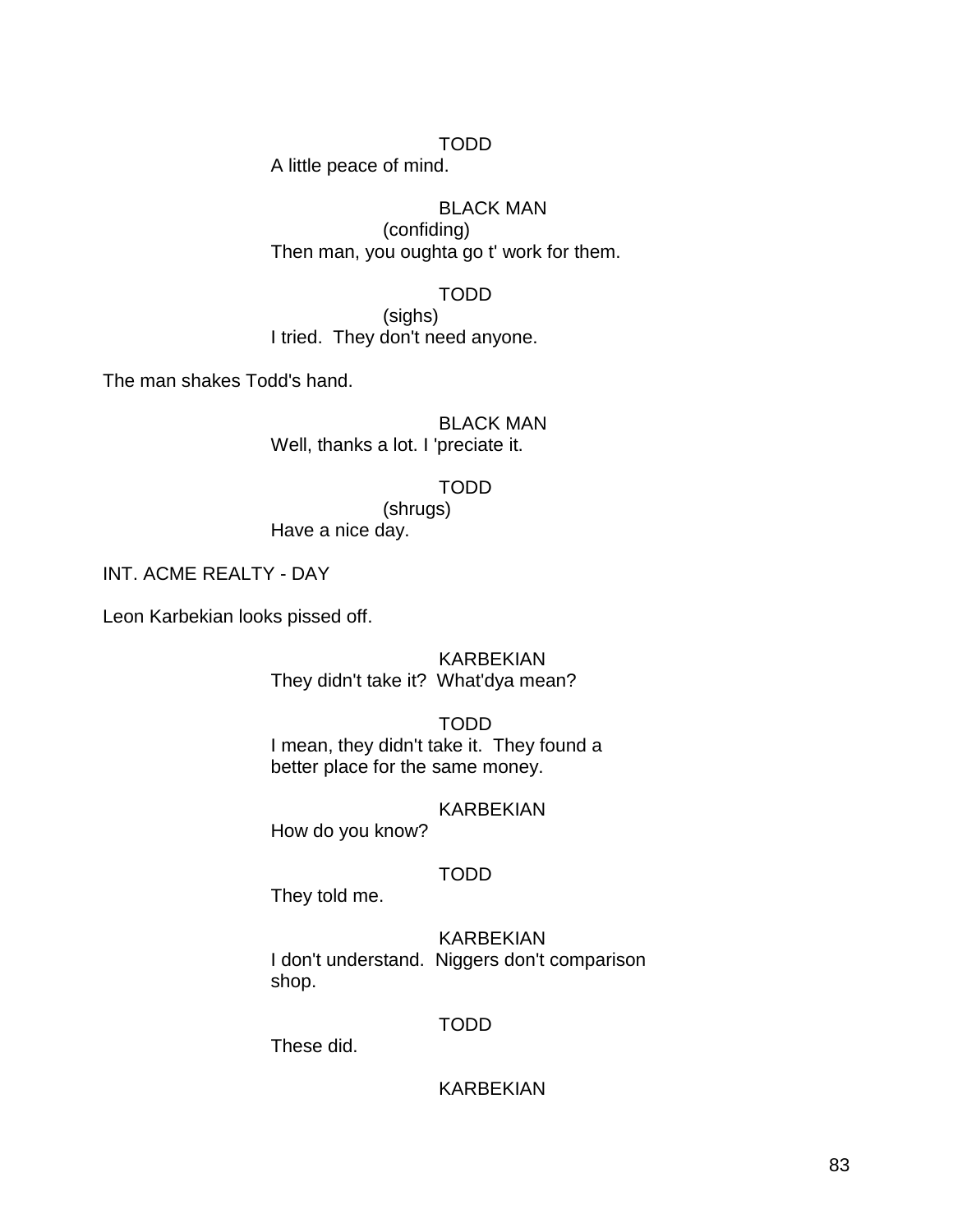TODD
A little peace of mind.

BLACK MAN
(confiding)
Then man, you oughta go t' work for them.

TODD
(sighs)
I tried.  They don't need anyone.

The man shakes Todd's hand.

BLACK MAN
Well, thanks a lot. I 'preciate it.

TODD
(shrugs)
Have a nice day.

INT. ACME REALTY - DAY

Leon Karbekian looks pissed off.

KARBEKIAN
They didn't take it?  What'dya mean?

TODD
I mean, they didn't take it.  They found a better place for the same money.

KARBEKIAN
How do you know?

TODD
They told me.

KARBEKIAN
I don't understand.  Niggers don't comparison shop.

TODD
These did.

KARBEKIAN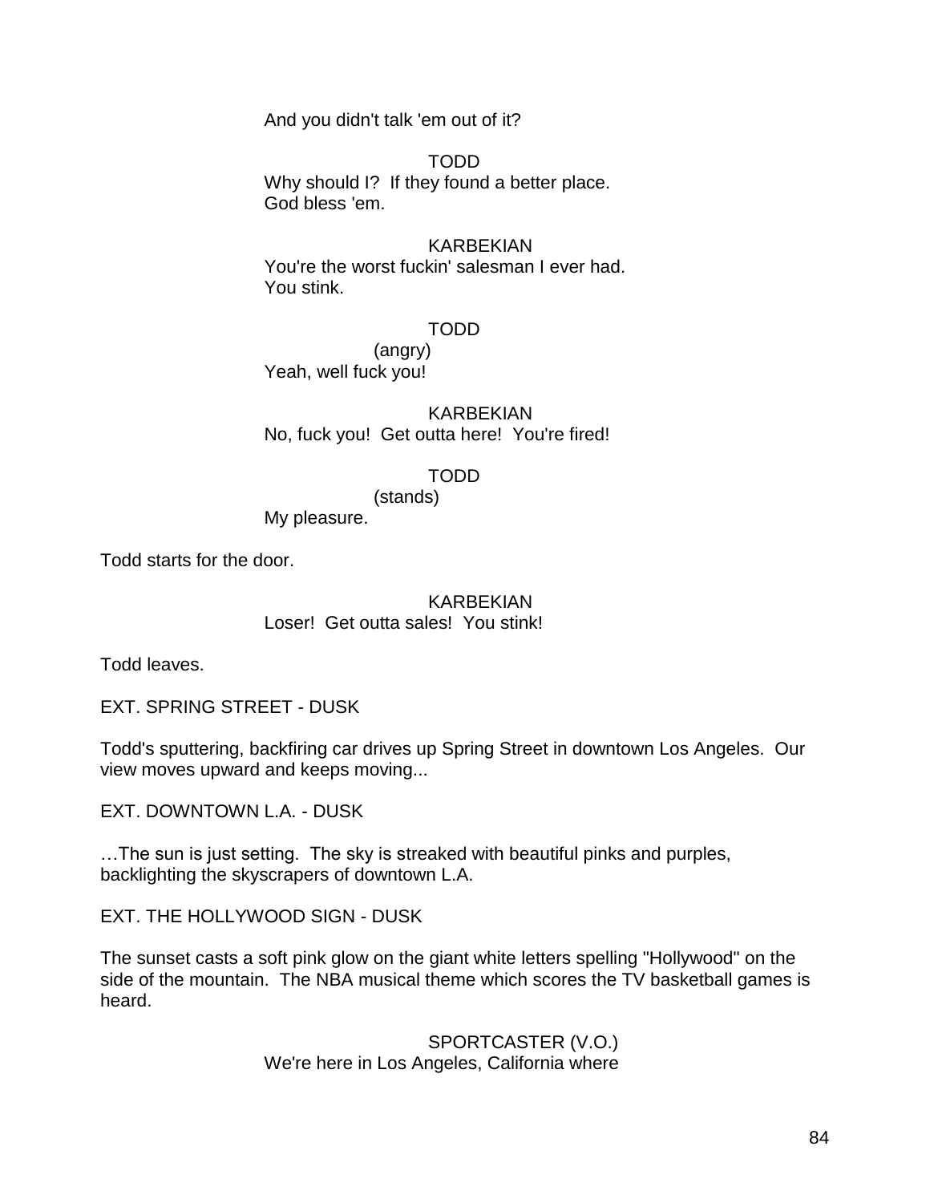And you didn't talk 'em out of it?

TODD
Why should I?  If they found a better place.
God bless 'em.

KARBEKIAN
You're the worst fuckin' salesman I ever had.
You stink.

TODD
(angry)
Yeah, well fuck you!

KARBEKIAN
No, fuck you!  Get outta here!  You're fired!

TODD
(stands)
My pleasure.

Todd starts for the door.

KARBEKIAN
Loser!  Get outta sales!  You stink!

Todd leaves.

EXT. SPRING STREET - DUSK

Todd's sputtering, backfiring car drives up Spring Street in downtown Los Angeles.  Our view moves upward and keeps moving...

EXT. DOWNTOWN L.A. - DUSK

…The sun is just setting.  The sky is streaked with beautiful pinks and purples, backlighting the skyscrapers of downtown L.A.

EXT. THE HOLLYWOOD SIGN - DUSK

The sunset casts a soft pink glow on the giant white letters spelling "Hollywood" on the side of the mountain.  The NBA musical theme which scores the TV basketball games is heard.

SPORTCASTER (V.O.)
We're here in Los Angeles, California where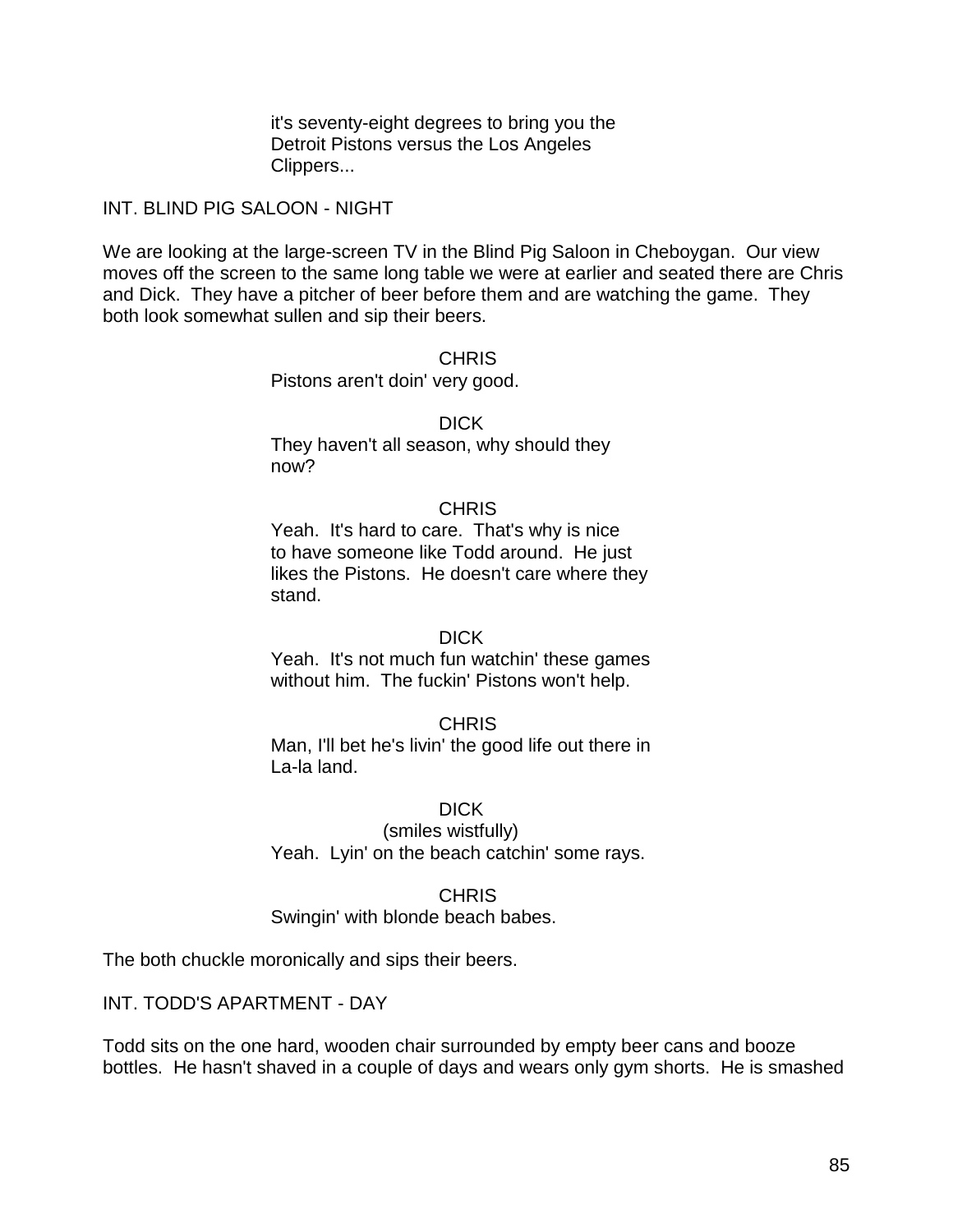it's seventy-eight degrees to bring you the Detroit Pistons versus the Los Angeles Clippers...

INT. BLIND PIG SALOON - NIGHT

We are looking at the large-screen TV in the Blind Pig Saloon in Cheboygan. Our view moves off the screen to the same long table we were at earlier and seated there are Chris and Dick. They have a pitcher of beer before them and are watching the game. They both look somewhat sullen and sip their beers.

CHRIS

Pistons aren't doin' very good.

DICK

They haven't all season, why should they now?

CHRIS

Yeah. It's hard to care. That's why is nice to have someone like Todd around. He just likes the Pistons. He doesn't care where they stand.

DICK

Yeah. It's not much fun watchin' these games without him. The fuckin' Pistons won't help.

CHRIS

Man, I'll bet he's livin' the good life out there in La-la land.

DICK

(smiles wistfully)

Yeah. Lyin' on the beach catchin' some rays.

CHRIS

Swingin' with blonde beach babes.

The both chuckle moronically and sips their beers.

INT. TODD'S APARTMENT - DAY

Todd sits on the one hard, wooden chair surrounded by empty beer cans and booze bottles. He hasn't shaved in a couple of days and wears only gym shorts. He is smashed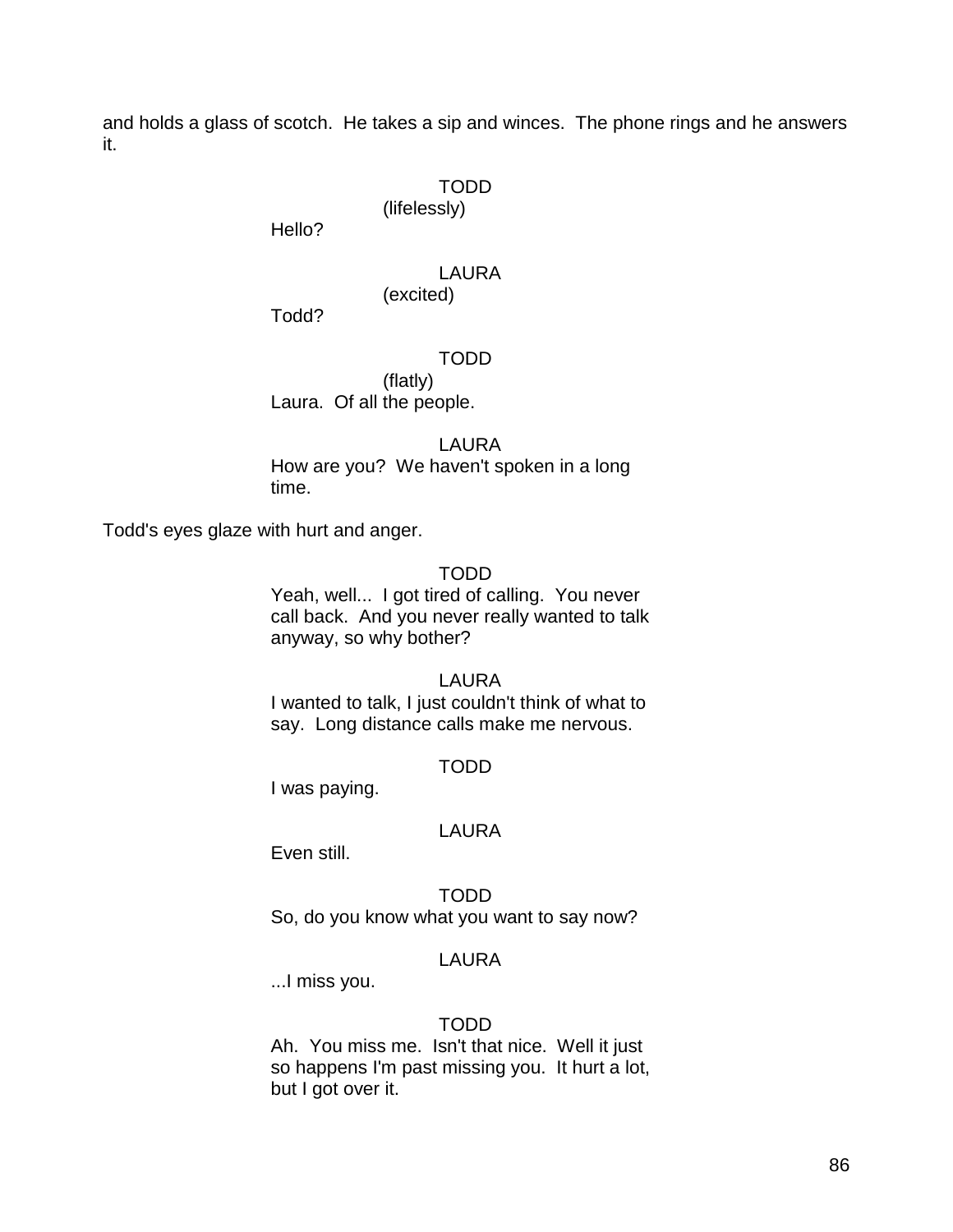and holds a glass of scotch. He takes a sip and winces. The phone rings and he answers it.

TODD
(lifelessly)
Hello?

LAURA
(excited)
Todd?

TODD
(flatly)
Laura. Of all the people.

LAURA
How are you? We haven't spoken in a long time.

Todd's eyes glaze with hurt and anger.

TODD
Yeah, well... I got tired of calling. You never call back. And you never really wanted to talk anyway, so why bother?

LAURA
I wanted to talk, I just couldn't think of what to say. Long distance calls make me nervous.

TODD
I was paying.

LAURA
Even still.

TODD
So, do you know what you want to say now?

LAURA
...I miss you.

TODD
Ah. You miss me. Isn't that nice. Well it just so happens I'm past missing you. It hurt a lot, but I got over it.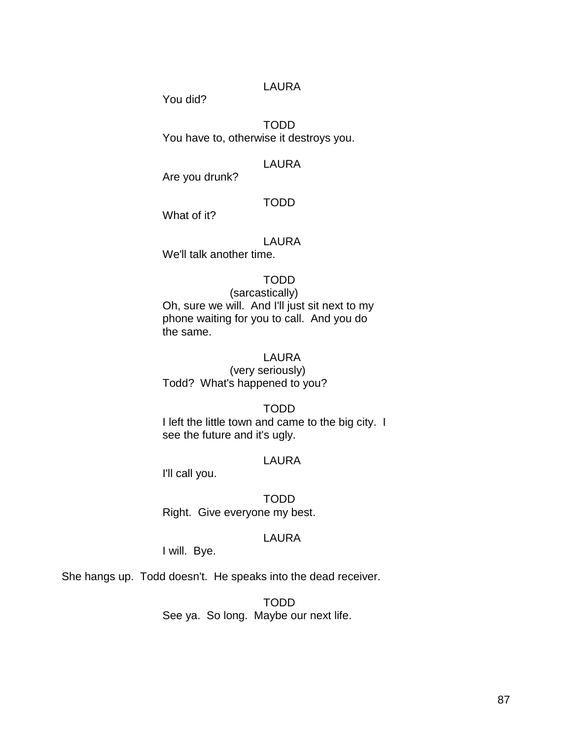LAURA

You did?

TODD

You have to, otherwise it destroys you.

LAURA

Are you drunk?

TODD

What of it?

LAURA

We'll talk another time.

TODD

(sarcastically)

Oh, sure we will. And I'll just sit next to my phone waiting for you to call. And you do the same.

LAURA

(very seriously)

Todd? What's happened to you?

TODD

I left the little town and came to the big city. I see the future and it's ugly.

LAURA

I'll call you.

TODD

Right. Give everyone my best.

LAURA

I will. Bye.

She hangs up. Todd doesn't. He speaks into the dead receiver.

TODD

See ya. So long. Maybe our next life.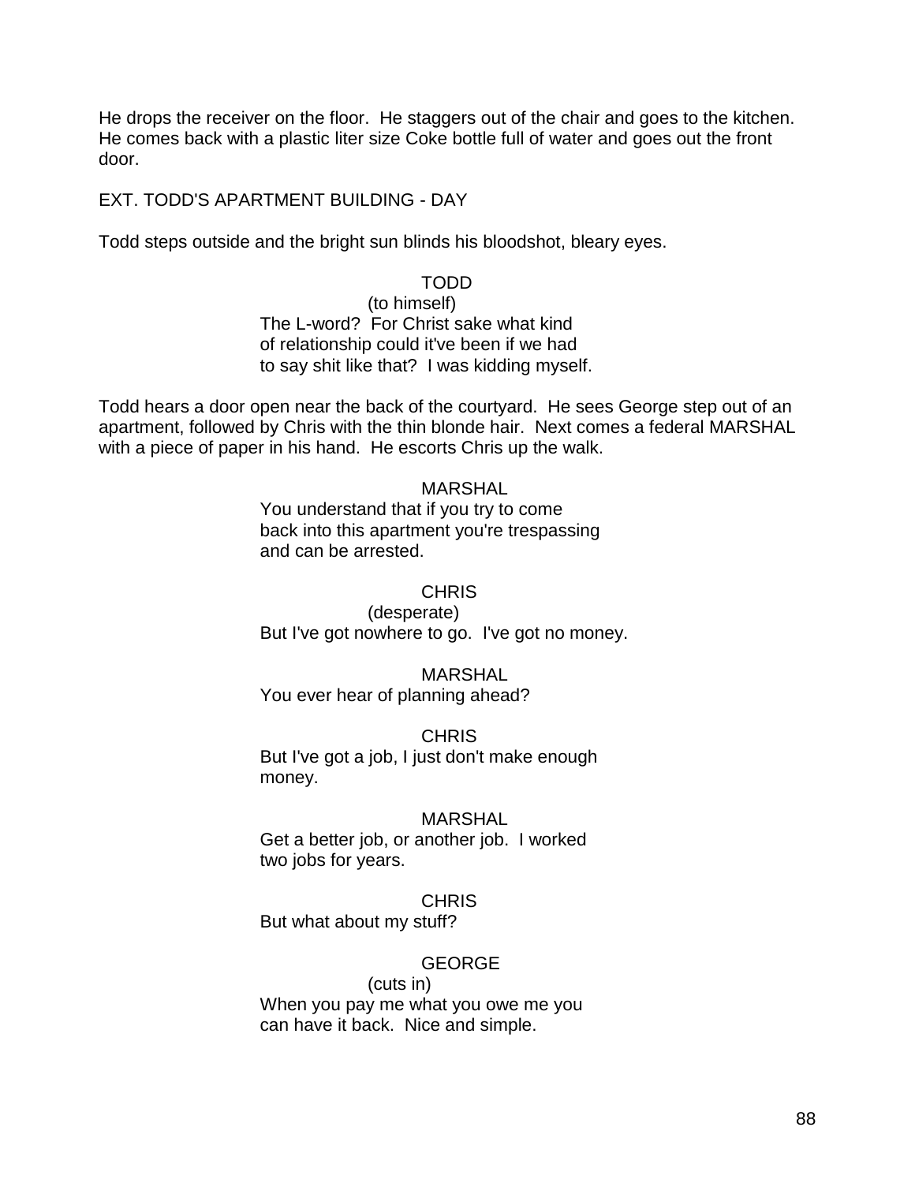He drops the receiver on the floor. He staggers out of the chair and goes to the kitchen. He comes back with a plastic liter size Coke bottle full of water and goes out the front door.

EXT. TODD'S APARTMENT BUILDING - DAY

Todd steps outside and the bright sun blinds his bloodshot, bleary eyes.

TODD
(to himself)
The L-word? For Christ sake what kind of relationship could it've been if we had to say shit like that? I was kidding myself.

Todd hears a door open near the back of the courtyard. He sees George step out of an apartment, followed by Chris with the thin blonde hair. Next comes a federal MARSHAL with a piece of paper in his hand. He escorts Chris up the walk.

MARSHAL
You understand that if you try to come back into this apartment you're trespassing and can be arrested.

CHRIS
(desperate)
But I've got nowhere to go. I've got no money.

MARSHAL
You ever hear of planning ahead?

CHRIS
But I've got a job, I just don't make enough money.

MARSHAL
Get a better job, or another job. I worked two jobs for years.

CHRIS
But what about my stuff?

GEORGE
(cuts in)
When you pay me what you owe me you can have it back. Nice and simple.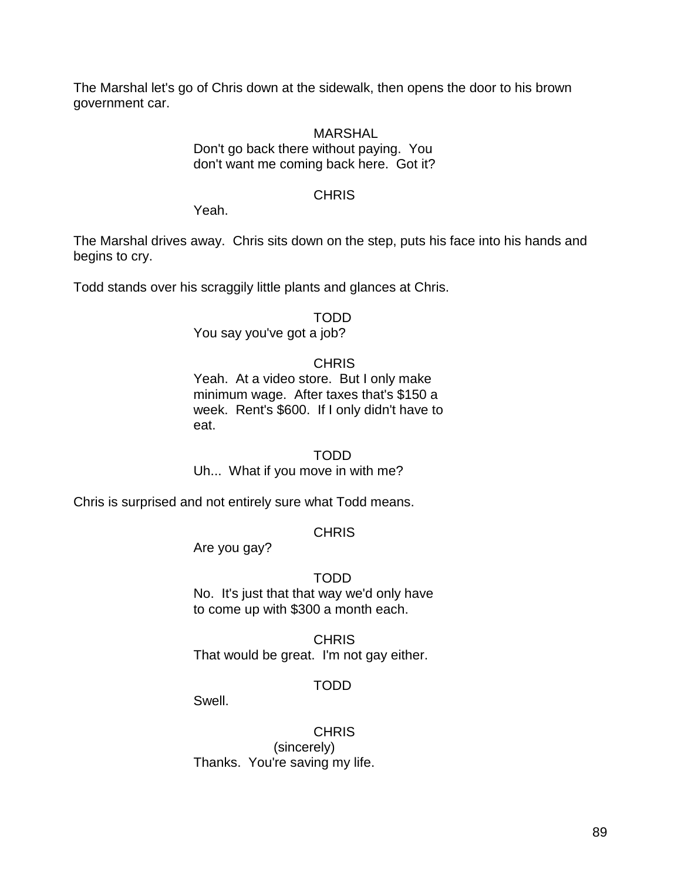The Marshal let's go of Chris down at the sidewalk, then opens the door to his brown government car.

MARSHAL
Don't go back there without paying. You don't want me coming back here. Got it?

CHRIS
Yeah.

The Marshal drives away. Chris sits down on the step, puts his face into his hands and begins to cry.

Todd stands over his scraggily little plants and glances at Chris.

TODD
You say you've got a job?

CHRIS
Yeah. At a video store. But I only make minimum wage. After taxes that's $150 a week. Rent's $600. If I only didn't have to eat.

TODD
Uh... What if you move in with me?

Chris is surprised and not entirely sure what Todd means.

CHRIS
Are you gay?

TODD
No. It's just that that way we'd only have to come up with $300 a month each.

CHRIS
That would be great. I'm not gay either.

TODD
Swell.

CHRIS
(sincerely)
Thanks. You're saving my life.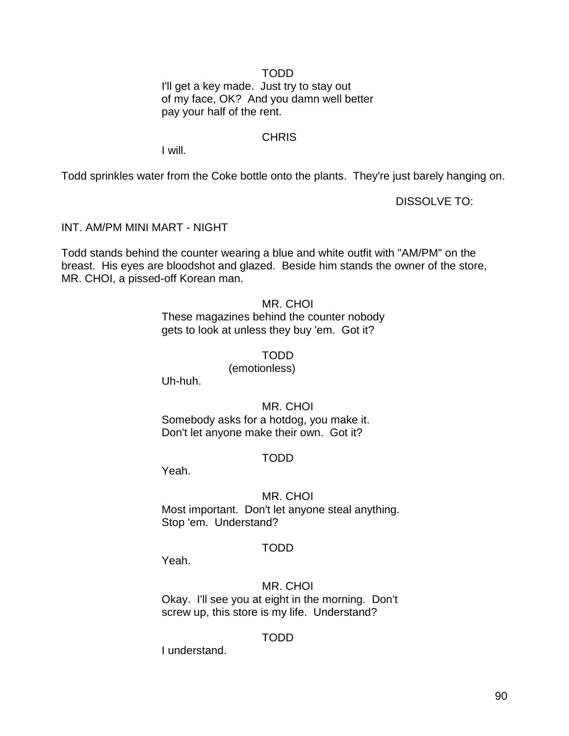TODD

I'll get a key made. Just try to stay out of my face, OK? And you damn well better pay your half of the rent.

CHRIS

I will.

Todd sprinkles water from the Coke bottle onto the plants. They're just barely hanging on.

DISSOLVE TO:

INT. AM/PM MINI MART - NIGHT

Todd stands behind the counter wearing a blue and white outfit with "AM/PM" on the breast. His eyes are bloodshot and glazed. Beside him stands the owner of the store, MR. CHOI, a pissed-off Korean man.

MR. CHOI

These magazines behind the counter nobody gets to look at unless they buy 'em. Got it?

TODD

(emotionless)

Uh-huh.

MR. CHOI

Somebody asks for a hotdog, you make it. Don't let anyone make their own. Got it?

TODD

Yeah.

MR. CHOI

Most important. Don't let anyone steal anything. Stop 'em. Understand?

TODD

Yeah.

MR. CHOI

Okay. I'll see you at eight in the morning. Don't screw up, this store is my life. Understand?

TODD

I understand.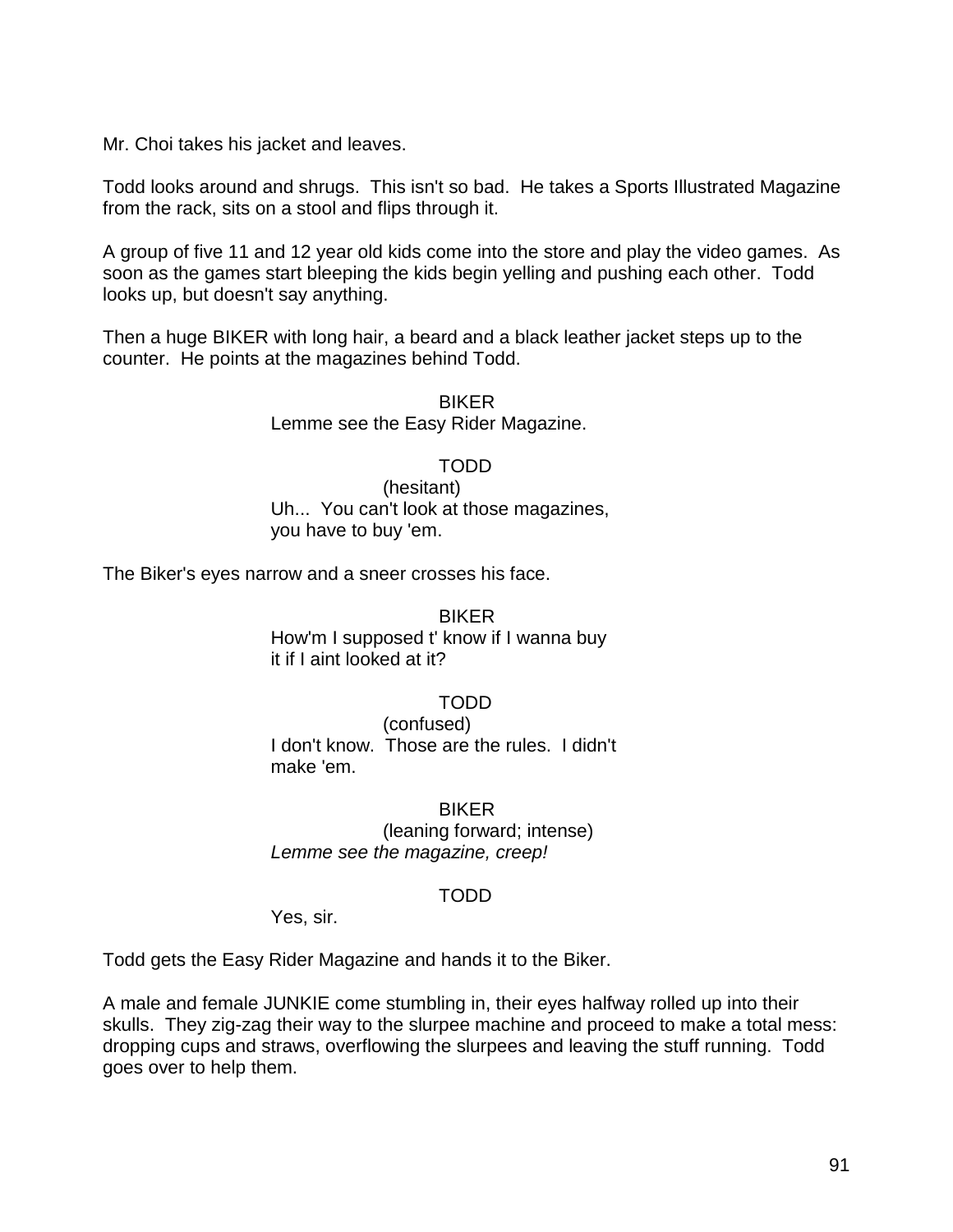Mr. Choi takes his jacket and leaves.

Todd looks around and shrugs. This isn't so bad. He takes a Sports Illustrated Magazine from the rack, sits on a stool and flips through it.

A group of five 11 and 12 year old kids come into the store and play the video games. As soon as the games start bleeping the kids begin yelling and pushing each other. Todd looks up, but doesn't say anything.

Then a huge BIKER with long hair, a beard and a black leather jacket steps up to the counter. He points at the magazines behind Todd.

BIKER

Lemme see the Easy Rider Magazine.

TODD

(hesitant)

Uh... You can't look at those magazines, you have to buy 'em.

The Biker's eyes narrow and a sneer crosses his face.

BIKER

How'm I supposed t' know if I wanna buy it if I aint looked at it?

TODD

(confused)

I don't know. Those are the rules. I didn't make 'em.

BIKER

(leaning forward; intense)

*Lemme see the magazine, creep!*

TODD

Yes, sir.

Todd gets the Easy Rider Magazine and hands it to the Biker.

A male and female JUNKIE come stumbling in, their eyes halfway rolled up into their skulls. They zig-zag their way to the slurpee machine and proceed to make a total mess: dropping cups and straws, overflowing the slurpees and leaving the stuff running. Todd goes over to help them.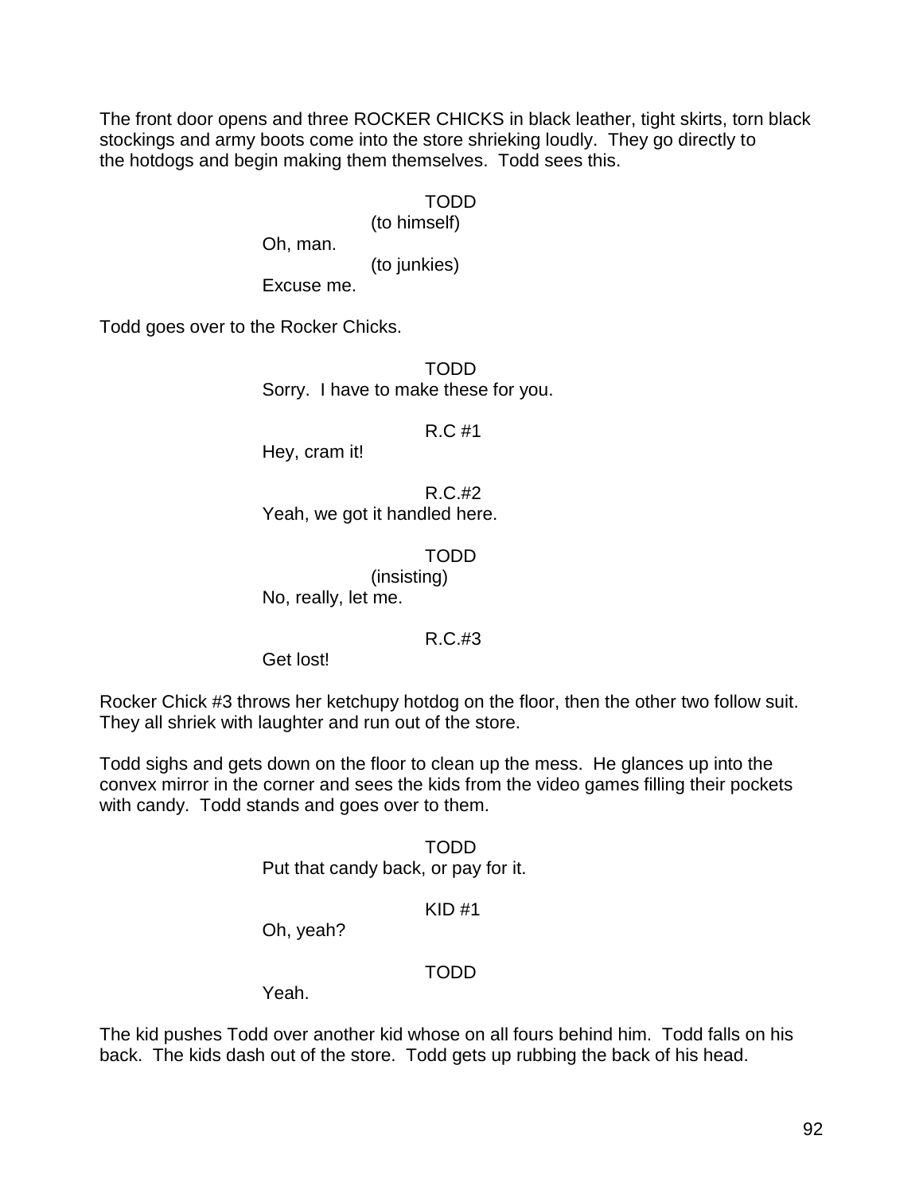The front door opens and three ROCKER CHICKS in black leather, tight skirts, torn black stockings and army boots come into the store shrieking loudly. They go directly to the hotdogs and begin making them themselves. Todd sees this.

TODD
(to himself)
Oh, man.
(to junkies)
Excuse me.

Todd goes over to the Rocker Chicks.

TODD
Sorry. I have to make these for you.

R.C #1
Hey, cram it!

R.C.#2
Yeah, we got it handled here.

TODD
(insisting)
No, really, let me.

R.C.#3
Get lost!

Rocker Chick #3 throws her ketchupy hotdog on the floor, then the other two follow suit. They all shriek with laughter and run out of the store.

Todd sighs and gets down on the floor to clean up the mess. He glances up into the convex mirror in the corner and sees the kids from the video games filling their pockets with candy. Todd stands and goes over to them.

TODD
Put that candy back, or pay for it.

KID #1
Oh, yeah?

TODD
Yeah.

The kid pushes Todd over another kid whose on all fours behind him. Todd falls on his back. The kids dash out of the store. Todd gets up rubbing the back of his head.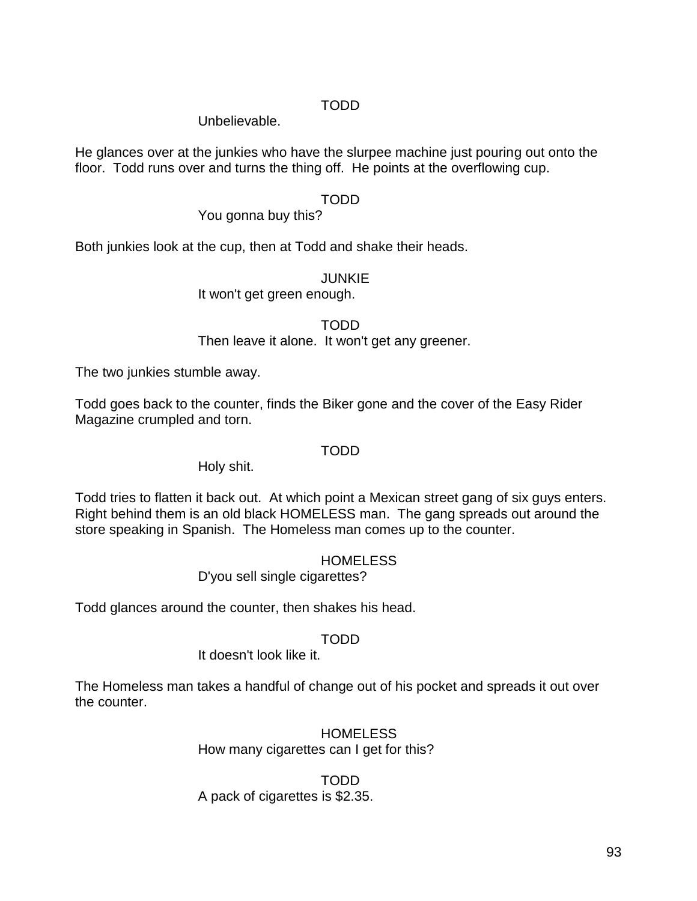TODD

Unbelievable.

He glances over at the junkies who have the slurpee machine just pouring out onto the floor. Todd runs over and turns the thing off. He points at the overflowing cup.

TODD

You gonna buy this?

Both junkies look at the cup, then at Todd and shake their heads.

JUNKIE

It won't get green enough.

TODD

Then leave it alone. It won't get any greener.

The two junkies stumble away.

Todd goes back to the counter, finds the Biker gone and the cover of the Easy Rider Magazine crumpled and torn.

TODD

Holy shit.

Todd tries to flatten it back out. At which point a Mexican street gang of six guys enters. Right behind them is an old black HOMELESS man. The gang spreads out around the store speaking in Spanish. The Homeless man comes up to the counter.

HOMELESS

D'you sell single cigarettes?

Todd glances around the counter, then shakes his head.

TODD

It doesn't look like it.

The Homeless man takes a handful of change out of his pocket and spreads it out over the counter.

HOMELESS

How many cigarettes can I get for this?

TODD

A pack of cigarettes is $2.35.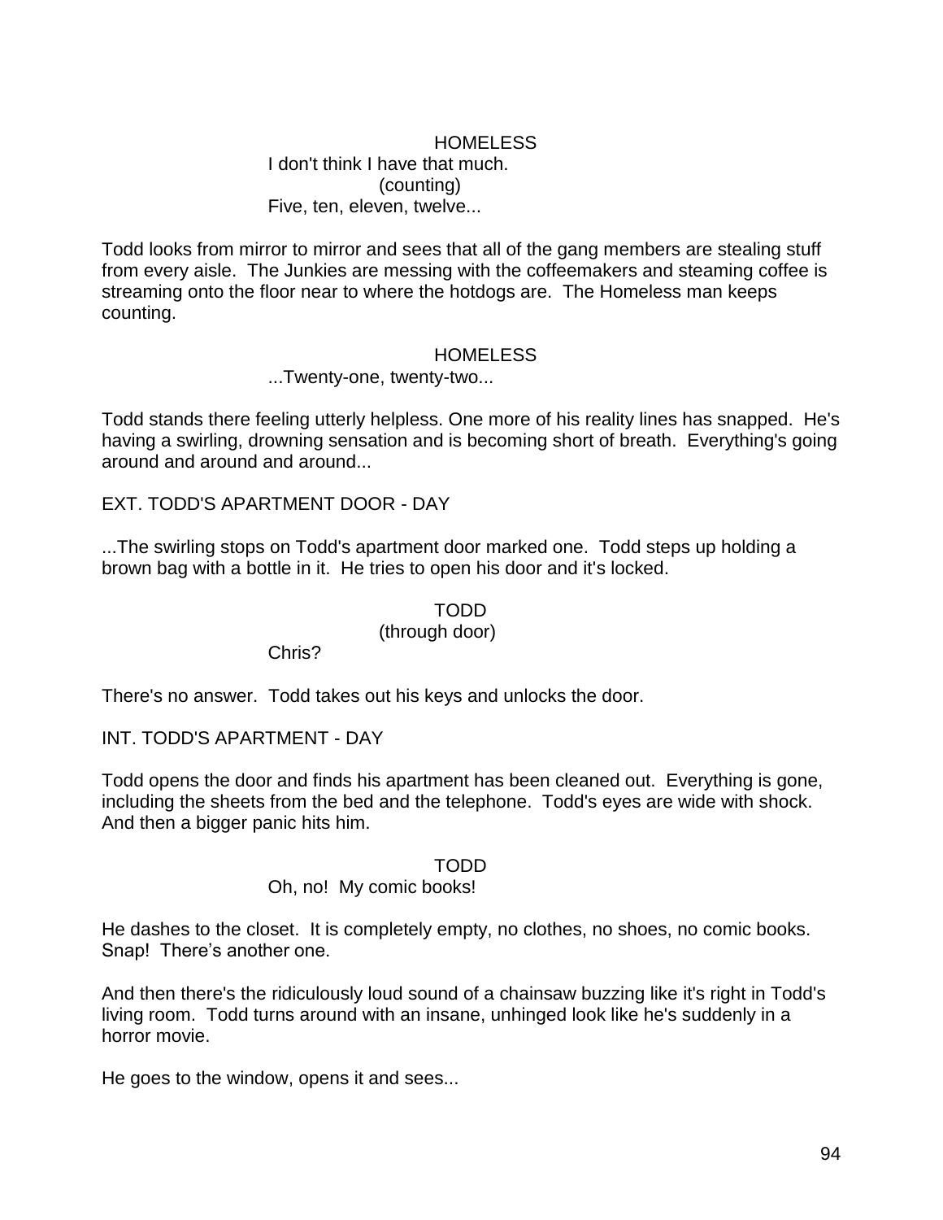HOMELESS
I don't think I have that much.
(counting)
Five, ten, eleven, twelve...

Todd looks from mirror to mirror and sees that all of the gang members are stealing stuff from every aisle. The Junkies are messing with the coffeemakers and steaming coffee is streaming onto the floor near to where the hotdogs are. The Homeless man keeps counting.

HOMELESS
...Twenty-one, twenty-two...

Todd stands there feeling utterly helpless. One more of his reality lines has snapped. He's having a swirling, drowning sensation and is becoming short of breath. Everything's going around and around and around...

EXT. TODD'S APARTMENT DOOR - DAY

...The swirling stops on Todd's apartment door marked one. Todd steps up holding a brown bag with a bottle in it. He tries to open his door and it's locked.

TODD
(through door)
Chris?

There's no answer. Todd takes out his keys and unlocks the door.

INT. TODD'S APARTMENT - DAY

Todd opens the door and finds his apartment has been cleaned out. Everything is gone, including the sheets from the bed and the telephone. Todd's eyes are wide with shock. And then a bigger panic hits him.

TODD
Oh, no! My comic books!

He dashes to the closet. It is completely empty, no clothes, no shoes, no comic books. Snap! There's another one.

And then there's the ridiculously loud sound of a chainsaw buzzing like it's right in Todd's living room. Todd turns around with an insane, unhinged look like he's suddenly in a horror movie.

He goes to the window, opens it and sees...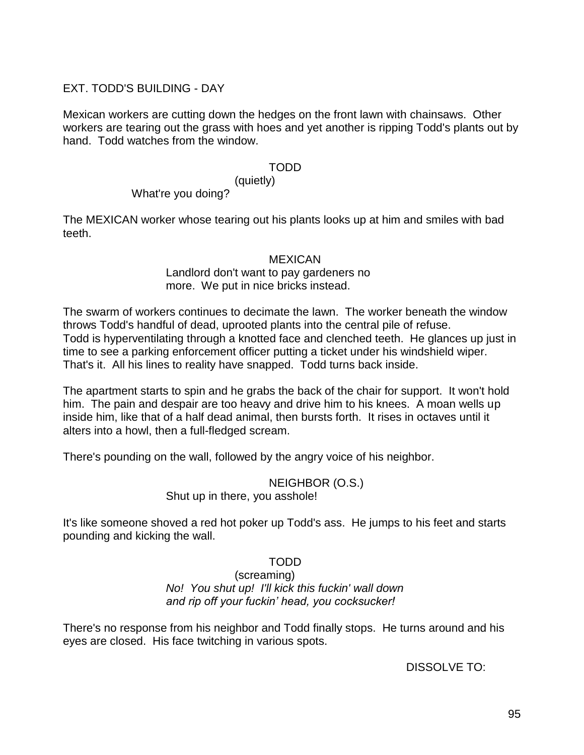EXT. TODD'S BUILDING - DAY

Mexican workers are cutting down the hedges on the front lawn with chainsaws. Other workers are tearing out the grass with hoes and yet another is ripping Todd's plants out by hand. Todd watches from the window.

TODD
(quietly)
What're you doing?

The MEXICAN worker whose tearing out his plants looks up at him and smiles with bad teeth.

MEXICAN
Landlord don't want to pay gardeners no more. We put in nice bricks instead.

The swarm of workers continues to decimate the lawn. The worker beneath the window throws Todd's handful of dead, uprooted plants into the central pile of refuse.
Todd is hyperventilating through a knotted face and clenched teeth. He glances up just in time to see a parking enforcement officer putting a ticket under his windshield wiper.
That's it. All his lines to reality have snapped. Todd turns back inside.

The apartment starts to spin and he grabs the back of the chair for support. It won't hold him. The pain and despair are too heavy and drive him to his knees. A moan wells up inside him, like that of a half dead animal, then bursts forth. It rises in octaves until it alters into a howl, then a full-fledged scream.

There's pounding on the wall, followed by the angry voice of his neighbor.

NEIGHBOR (O.S.)
Shut up in there, you asshole!

It's like someone shoved a red hot poker up Todd's ass. He jumps to his feet and starts pounding and kicking the wall.

TODD
(screaming)
*No! You shut up! I'll kick this fuckin' wall down and rip off your fuckin' head, you cocksucker!*

There's no response from his neighbor and Todd finally stops. He turns around and his eyes are closed. His face twitching in various spots.

DISSOLVE TO: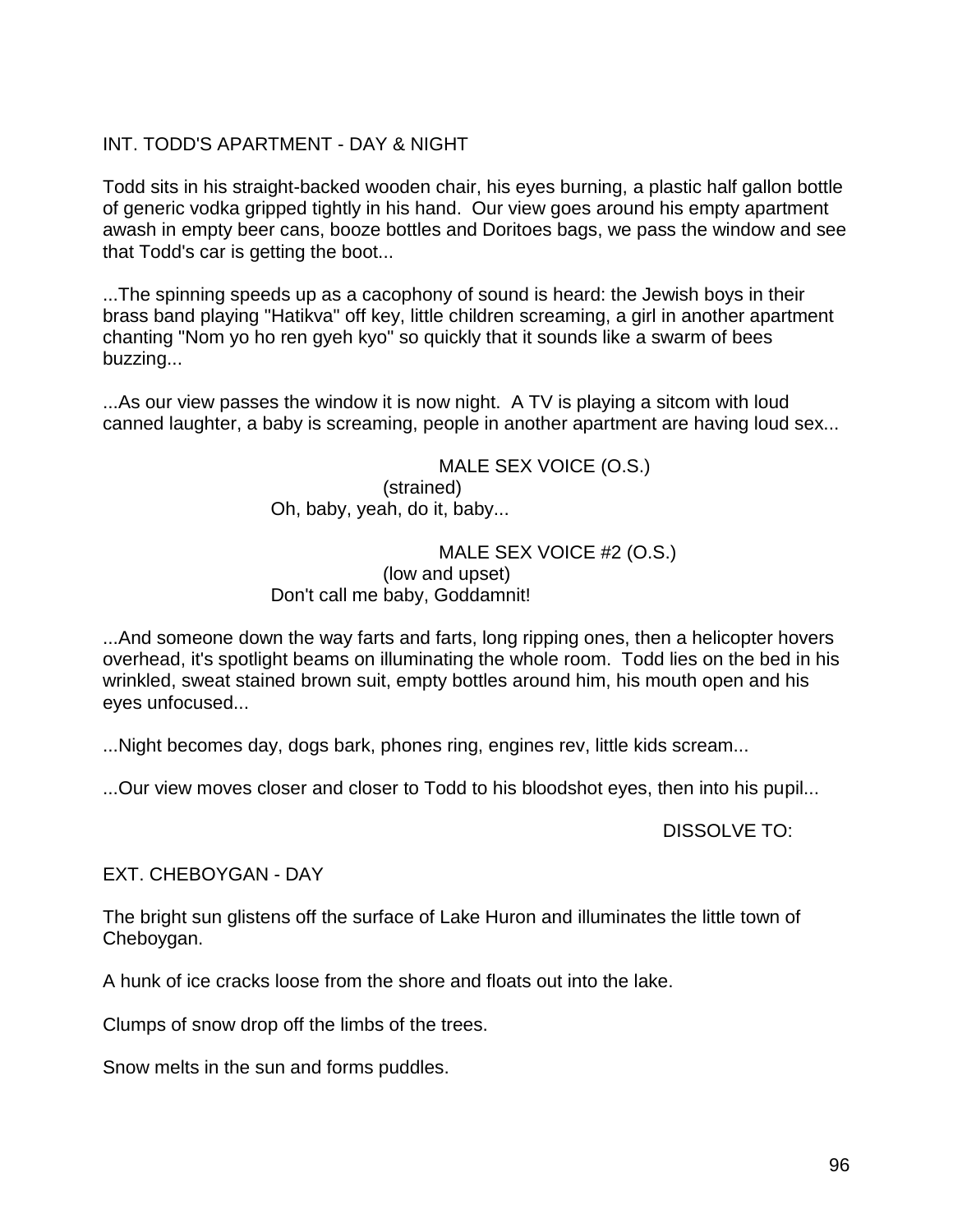INT. TODD'S APARTMENT - DAY & NIGHT

Todd sits in his straight-backed wooden chair, his eyes burning, a plastic half gallon bottle of generic vodka gripped tightly in his hand. Our view goes around his empty apartment awash in empty beer cans, booze bottles and Doritoes bags, we pass the window and see that Todd's car is getting the boot...

...The spinning speeds up as a cacophony of sound is heard: the Jewish boys in their brass band playing "Hatikva" off key, little children screaming, a girl in another apartment chanting "Nom yo ho ren gyeh kyo" so quickly that it sounds like a swarm of bees buzzing...

...As our view passes the window it is now night. A TV is playing a sitcom with loud canned laughter, a baby is screaming, people in another apartment are having loud sex...

MALE SEX VOICE (O.S.)
(strained)
Oh, baby, yeah, do it, baby...

MALE SEX VOICE #2 (O.S.)
(low and upset)
Don't call me baby, Goddamnit!

...And someone down the way farts and farts, long ripping ones, then a helicopter hovers overhead, it's spotlight beams on illuminating the whole room. Todd lies on the bed in his wrinkled, sweat stained brown suit, empty bottles around him, his mouth open and his eyes unfocused...

...Night becomes day, dogs bark, phones ring, engines rev, little kids scream...

...Our view moves closer and closer to Todd to his bloodshot eyes, then into his pupil...

DISSOLVE TO:

EXT. CHEBOYGAN - DAY

The bright sun glistens off the surface of Lake Huron and illuminates the little town of Cheboygan.

A hunk of ice cracks loose from the shore and floats out into the lake.

Clumps of snow drop off the limbs of the trees.

Snow melts in the sun and forms puddles.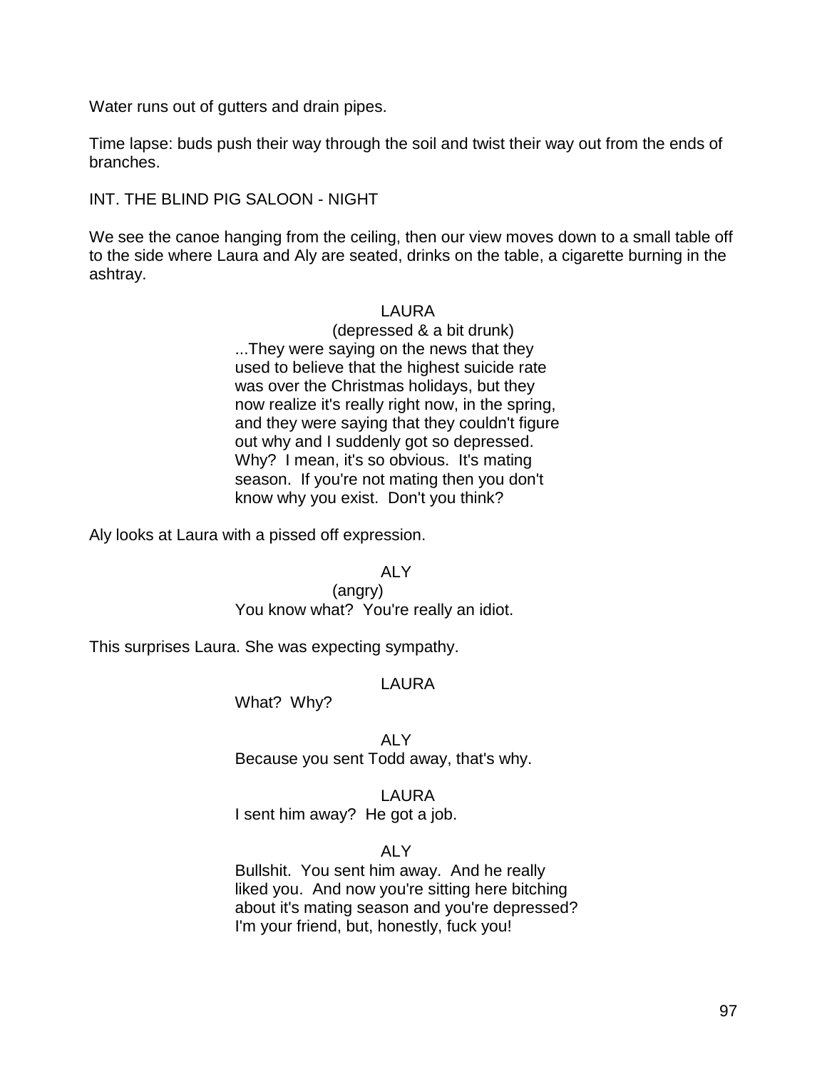Water runs out of gutters and drain pipes.

Time lapse: buds push their way through the soil and twist their way out from the ends of branches.

INT. THE BLIND PIG SALOON - NIGHT

We see the canoe hanging from the ceiling, then our view moves down to a small table off to the side where Laura and Aly are seated, drinks on the table, a cigarette burning in the ashtray.

LAURA
(depressed & a bit drunk)
...They were saying on the news that they used to believe that the highest suicide rate was over the Christmas holidays, but they now realize it's really right now, in the spring, and they were saying that they couldn't figure out why and I suddenly got so depressed. Why? I mean, it's so obvious. It's mating season. If you're not mating then you don't know why you exist. Don't you think?

Aly looks at Laura with a pissed off expression.

ALY
(angry)
You know what? You're really an idiot.

This surprises Laura. She was expecting sympathy.

LAURA
What? Why?

ALY
Because you sent Todd away, that's why.

LAURA
I sent him away? He got a job.

ALY
Bullshit. You sent him away. And he really liked you. And now you're sitting here bitching about it's mating season and you're depressed? I'm your friend, but, honestly, fuck you!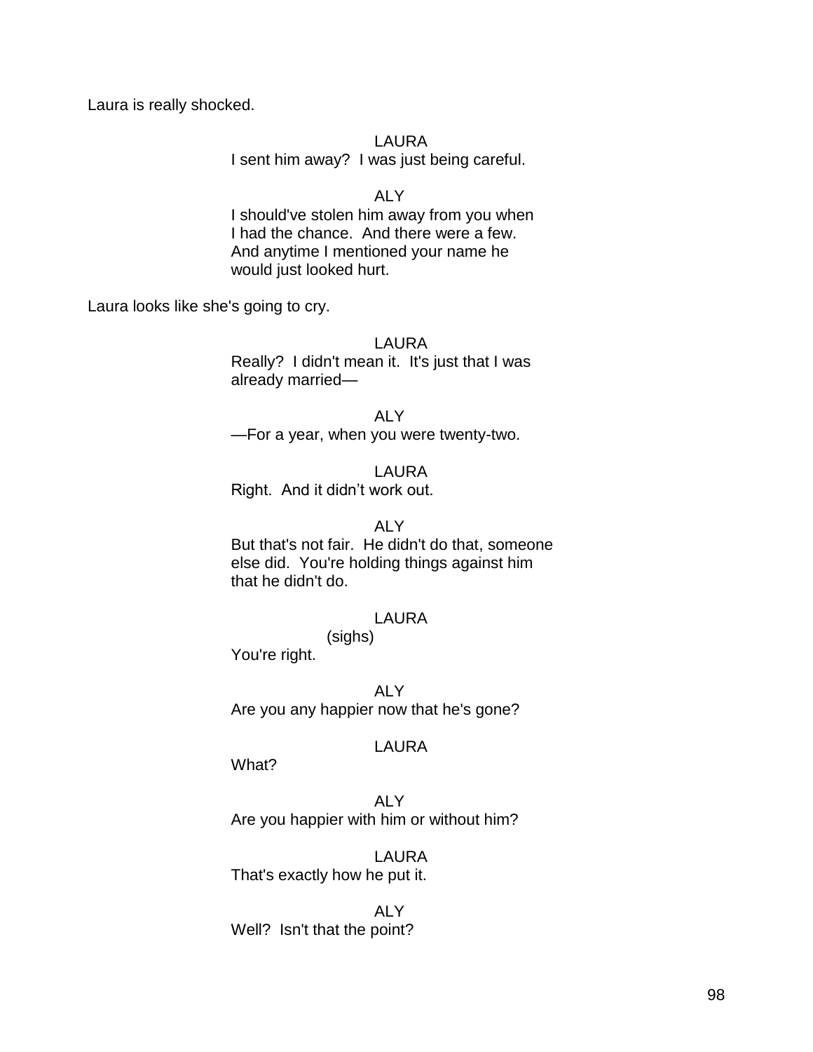Laura is really shocked.

LAURA
I sent him away?  I was just being careful.

ALY
I should've stolen him away from you when I had the chance.  And there were a few.  And anytime I mentioned your name he would just looked hurt.

Laura looks like she's going to cry.

LAURA
Really?  I didn't mean it.  It's just that I was already married—

ALY
—For a year, when you were twenty-two.

LAURA
Right.  And it didn’t work out.

ALY
But that's not fair.  He didn't do that, someone else did.  You're holding things against him that he didn't do.

LAURA
(sighs)
You're right.

ALY
Are you any happier now that he's gone?

LAURA
What?

ALY
Are you happier with him or without him?

LAURA
That's exactly how he put it.

ALY
Well?  Isn't that the point?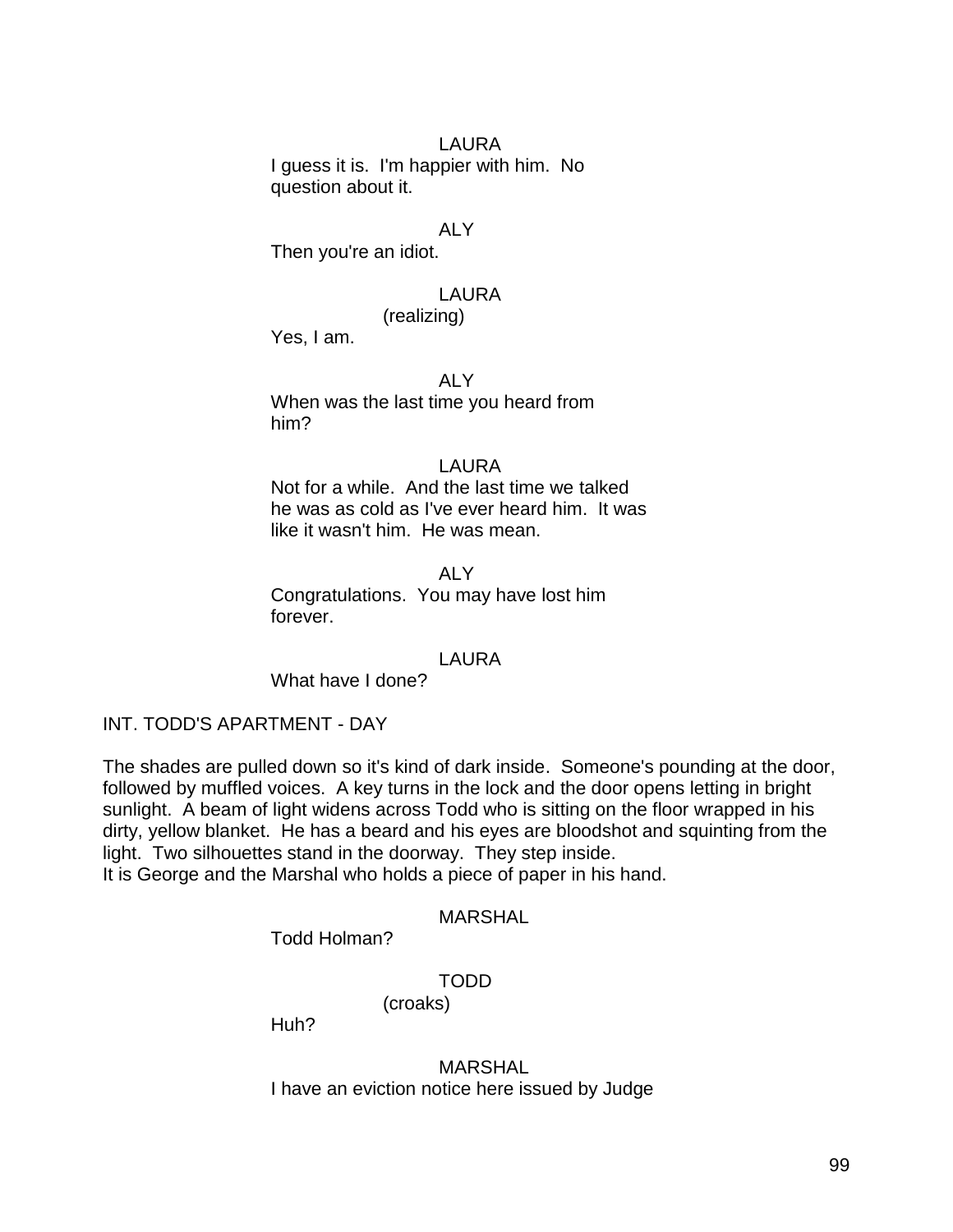LAURA
I guess it is. I'm happier with him. No question about it.

ALY
Then you're an idiot.

LAURA
(realizing)
Yes, I am.

ALY
When was the last time you heard from him?

LAURA
Not for a while. And the last time we talked he was as cold as I've ever heard him. It was like it wasn't him. He was mean.

ALY
Congratulations. You may have lost him forever.

LAURA
What have I done?

INT. TODD'S APARTMENT - DAY

The shades are pulled down so it's kind of dark inside. Someone's pounding at the door, followed by muffled voices. A key turns in the lock and the door opens letting in bright sunlight. A beam of light widens across Todd who is sitting on the floor wrapped in his dirty, yellow blanket. He has a beard and his eyes are bloodshot and squinting from the light. Two silhouettes stand in the doorway. They step inside.
It is George and the Marshal who holds a piece of paper in his hand.

MARSHAL
Todd Holman?

TODD
(croaks)
Huh?

MARSHAL
I have an eviction notice here issued by Judge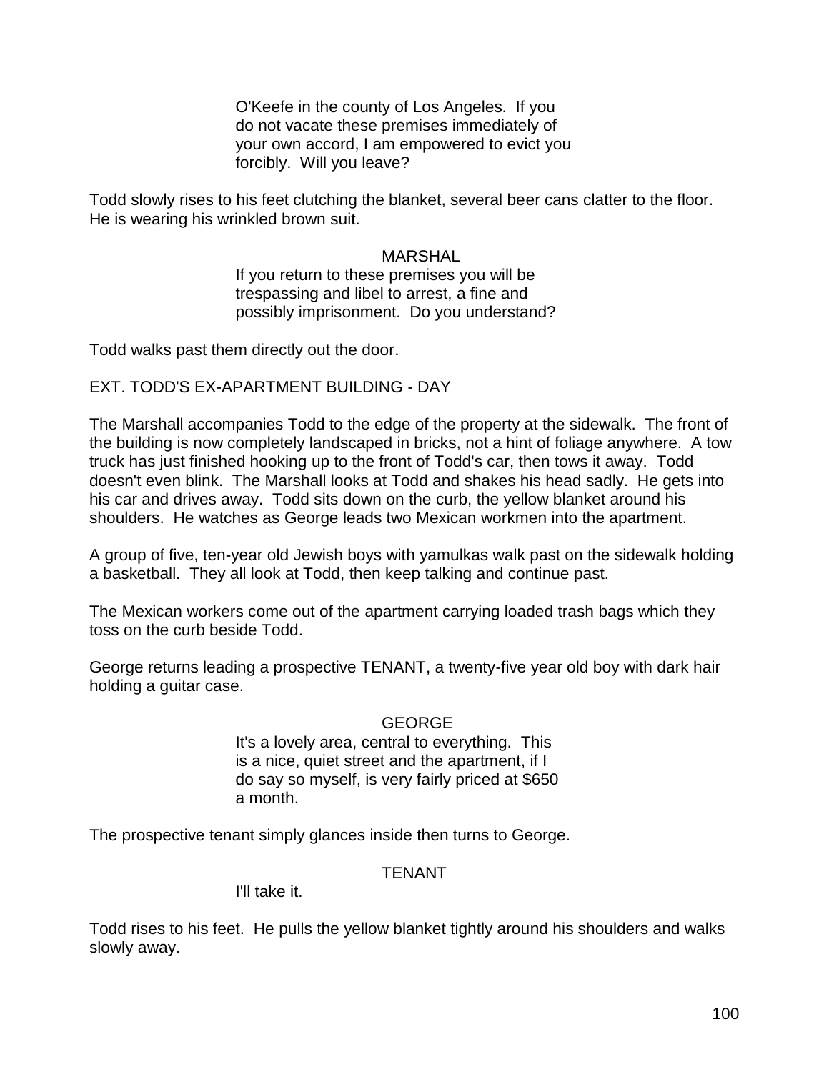O'Keefe in the county of Los Angeles. If you do not vacate these premises immediately of your own accord, I am empowered to evict you forcibly. Will you leave?

Todd slowly rises to his feet clutching the blanket, several beer cans clatter to the floor. He is wearing his wrinkled brown suit.

MARSHAL

If you return to these premises you will be trespassing and libel to arrest, a fine and possibly imprisonment. Do you understand?

Todd walks past them directly out the door.

EXT. TODD'S EX-APARTMENT BUILDING - DAY

The Marshall accompanies Todd to the edge of the property at the sidewalk. The front of the building is now completely landscaped in bricks, not a hint of foliage anywhere. A tow truck has just finished hooking up to the front of Todd's car, then tows it away. Todd doesn't even blink. The Marshall looks at Todd and shakes his head sadly. He gets into his car and drives away. Todd sits down on the curb, the yellow blanket around his shoulders. He watches as George leads two Mexican workmen into the apartment.

A group of five, ten-year old Jewish boys with yamulkas walk past on the sidewalk holding a basketball. They all look at Todd, then keep talking and continue past.

The Mexican workers come out of the apartment carrying loaded trash bags which they toss on the curb beside Todd.

George returns leading a prospective TENANT, a twenty-five year old boy with dark hair holding a guitar case.

GEORGE

It's a lovely area, central to everything. This is a nice, quiet street and the apartment, if I do say so myself, is very fairly priced at $650 a month.

The prospective tenant simply glances inside then turns to George.

TENANT

I'll take it.

Todd rises to his feet. He pulls the yellow blanket tightly around his shoulders and walks slowly away.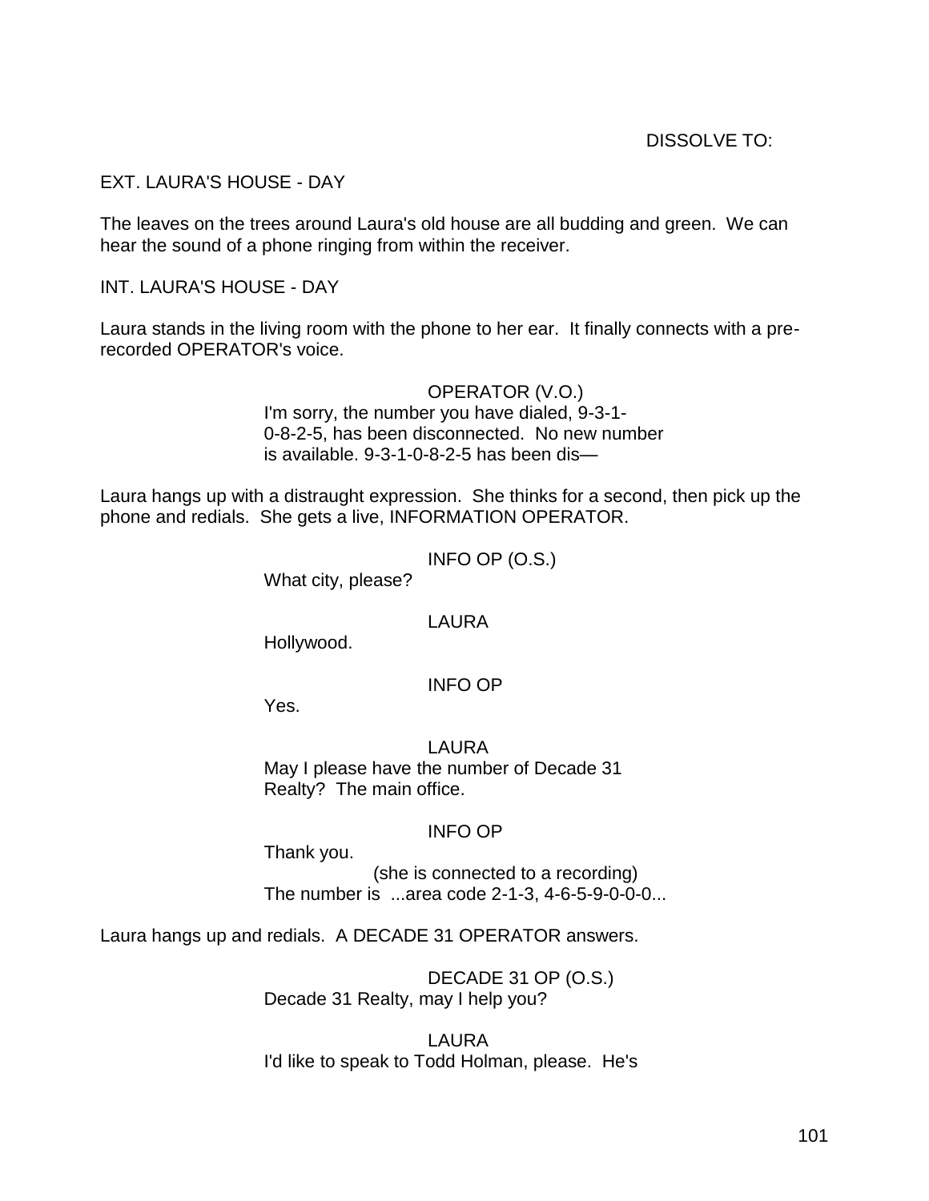DISSOLVE TO:

EXT. LAURA'S HOUSE - DAY

The leaves on the trees around Laura's old house are all budding and green. We can hear the sound of a phone ringing from within the receiver.

INT. LAURA'S HOUSE - DAY

Laura stands in the living room with the phone to her ear. It finally connects with a pre-recorded OPERATOR's voice.

OPERATOR (V.O.)
I'm sorry, the number you have dialed, 9-3-1-0-8-2-5, has been disconnected. No new number is available. 9-3-1-0-8-2-5 has been dis—

Laura hangs up with a distraught expression. She thinks for a second, then pick up the phone and redials. She gets a live, INFORMATION OPERATOR.

INFO OP (O.S.)
What city, please?

LAURA
Hollywood.

INFO OP
Yes.

LAURA
May I please have the number of Decade 31 Realty? The main office.

INFO OP
Thank you.
(she is connected to a recording)
The number is ...area code 2-1-3, 4-6-5-9-0-0-0...

Laura hangs up and redials. A DECADE 31 OPERATOR answers.

DECADE 31 OP (O.S.)
Decade 31 Realty, may I help you?

LAURA
I'd like to speak to Todd Holman, please. He's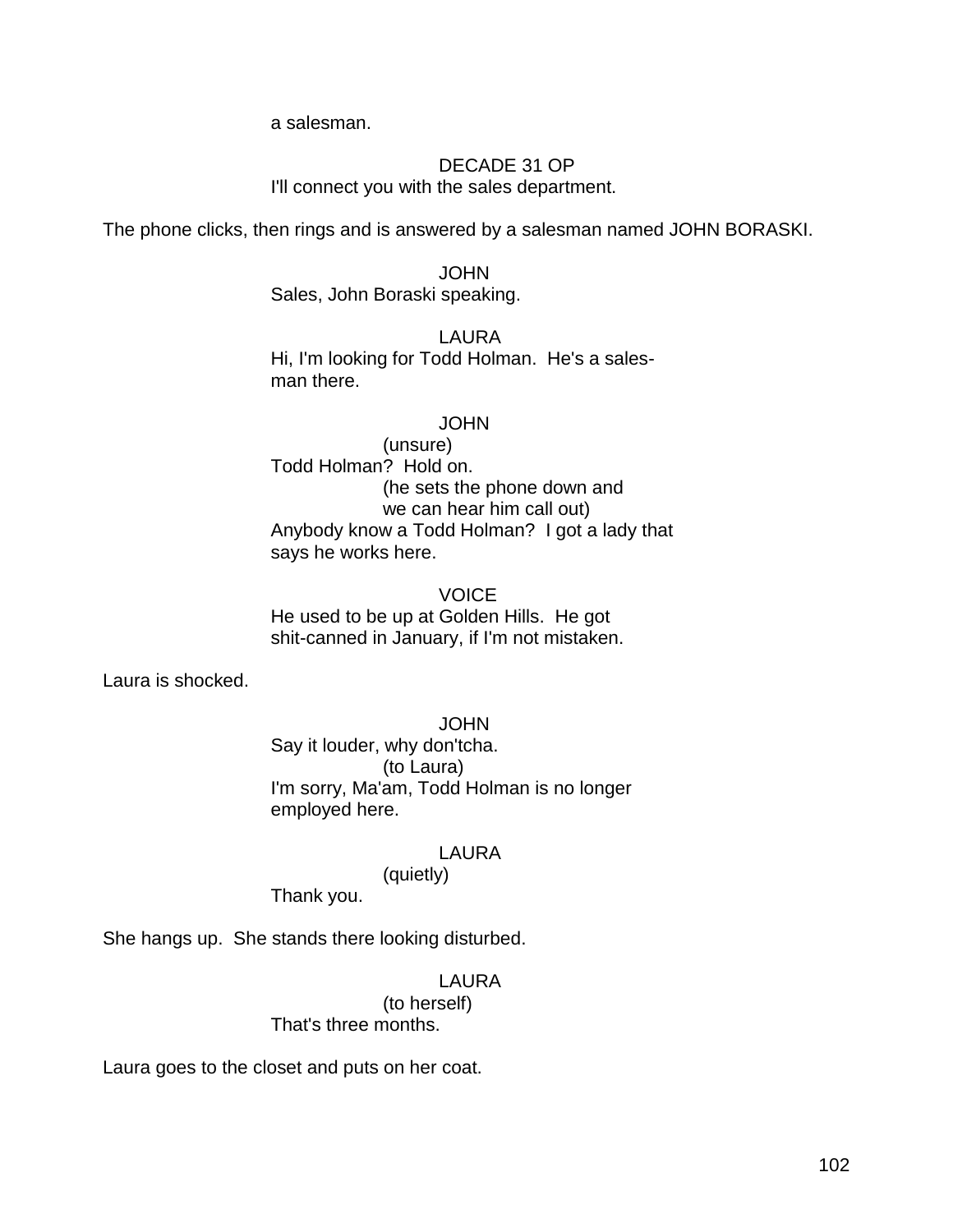a salesman.

DECADE 31 OP
I'll connect you with the sales department.

The phone clicks, then rings and is answered by a salesman named JOHN BORASKI.

JOHN
Sales, John Boraski speaking.

LAURA
Hi, I'm looking for Todd Holman. He's a sales-
man there.

JOHN
(unsure)
Todd Holman? Hold on.
(he sets the phone down and
we can hear him call out)
Anybody know a Todd Holman? I got a lady that
says he works here.

VOICE
He used to be up at Golden Hills. He got
shit-canned in January, if I'm not mistaken.

Laura is shocked.

JOHN
Say it louder, why don'tcha.
(to Laura)
I'm sorry, Ma'am, Todd Holman is no longer
employed here.

LAURA
(quietly)
Thank you.

She hangs up. She stands there looking disturbed.

LAURA
(to herself)
That's three months.

Laura goes to the closet and puts on her coat.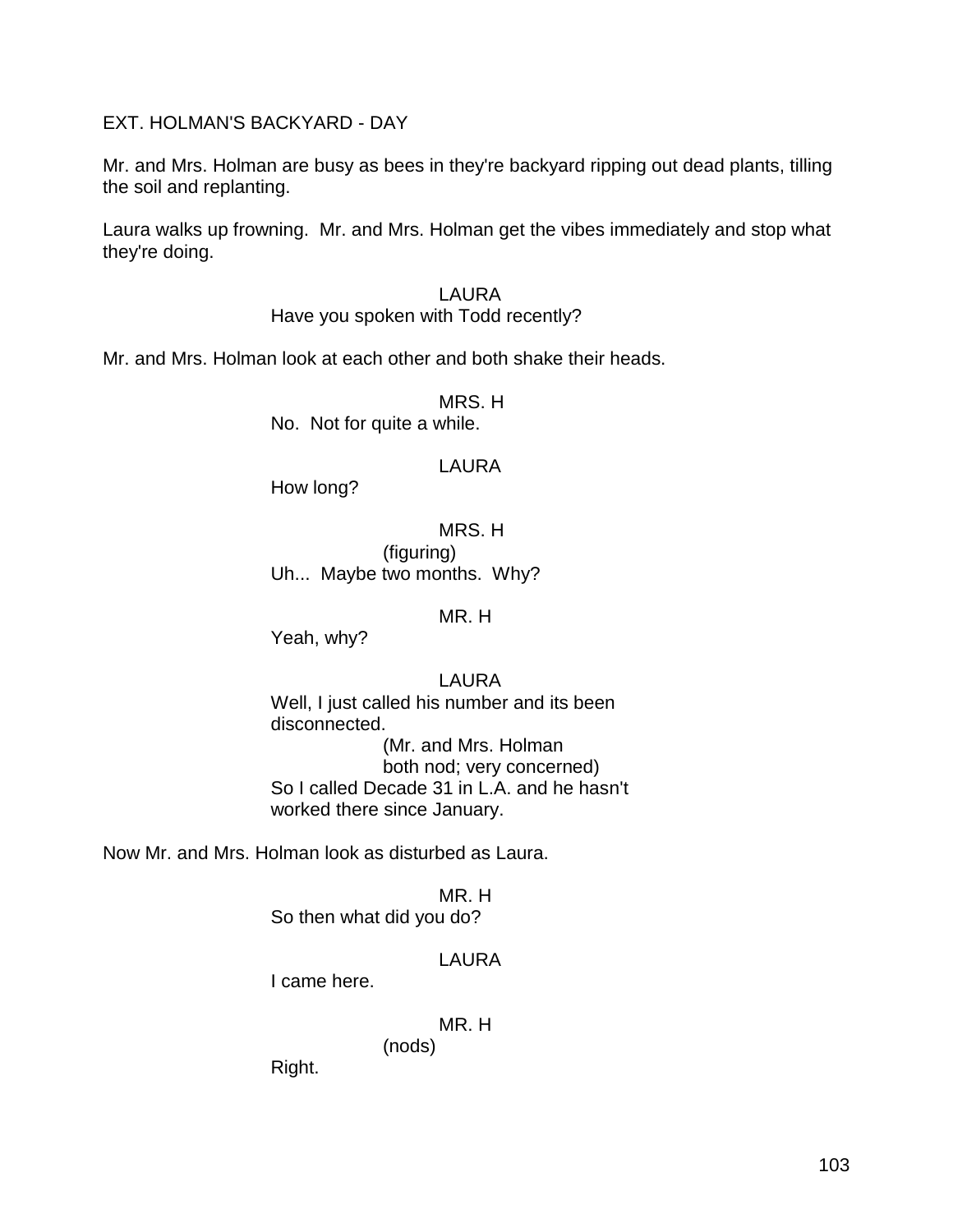EXT. HOLMAN'S BACKYARD - DAY

Mr. and Mrs. Holman are busy as bees in they're backyard ripping out dead plants, tilling the soil and replanting.

Laura walks up frowning. Mr. and Mrs. Holman get the vibes immediately and stop what they're doing.

LAURA
Have you spoken with Todd recently?

Mr. and Mrs. Holman look at each other and both shake their heads.

MRS. H
No. Not for quite a while.

LAURA
How long?

MRS. H
(figuring)
Uh... Maybe two months. Why?

MR. H
Yeah, why?

LAURA
Well, I just called his number and its been disconnected.
(Mr. and Mrs. Holman both nod; very concerned)
So I called Decade 31 in L.A. and he hasn't worked there since January.

Now Mr. and Mrs. Holman look as disturbed as Laura.

MR. H
So then what did you do?

LAURA
I came here.

MR. H
(nods)
Right.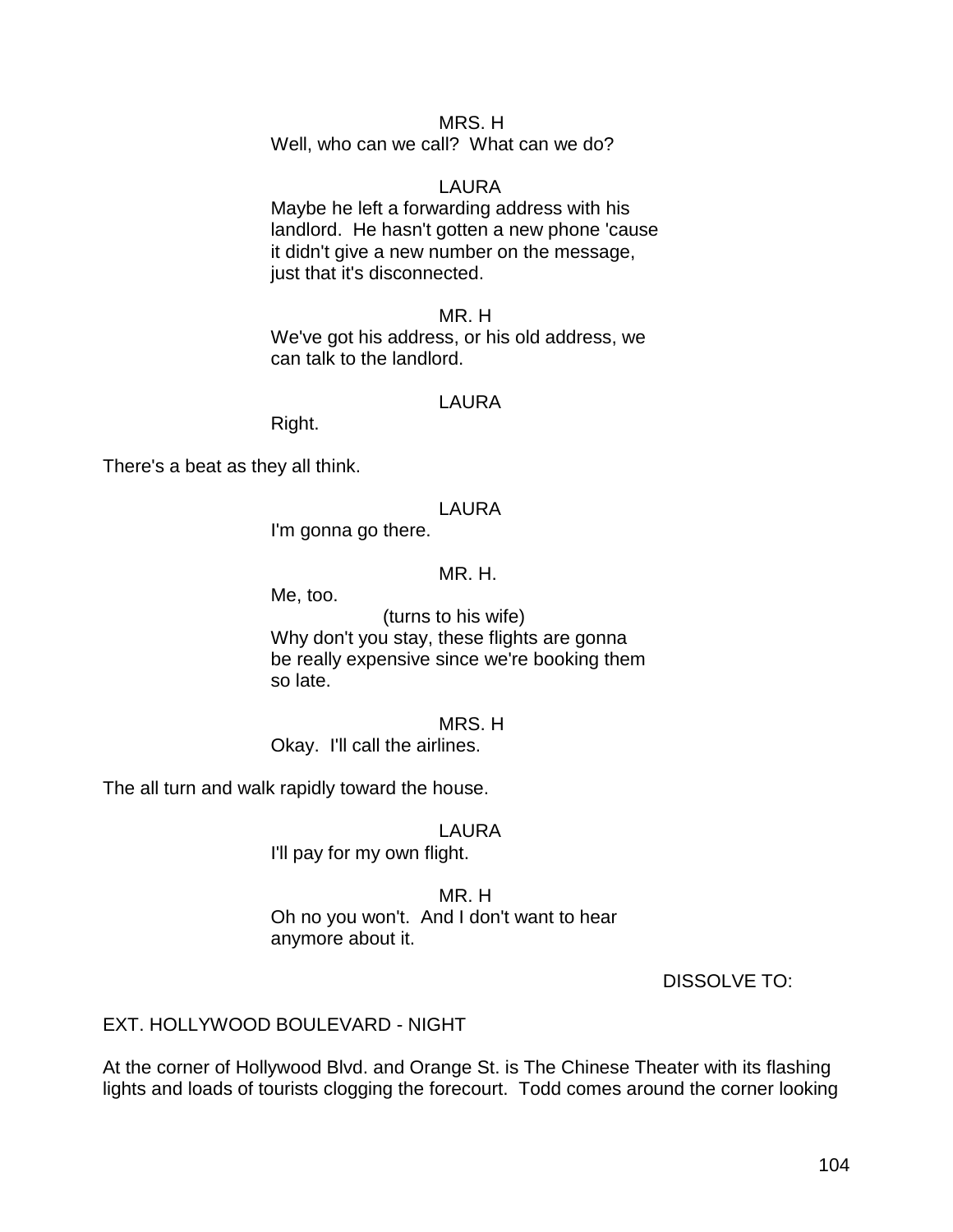MRS. H

Well, who can we call? What can we do?

LAURA

Maybe he left a forwarding address with his landlord. He hasn't gotten a new phone 'cause it didn't give a new number on the message, just that it's disconnected.

MR. H

We've got his address, or his old address, we can talk to the landlord.

LAURA

Right.

There's a beat as they all think.

LAURA

I'm gonna go there.

MR. H.

Me, too.

(turns to his wife)

Why don't you stay, these flights are gonna be really expensive since we're booking them so late.

MRS. H

Okay. I'll call the airlines.

The all turn and walk rapidly toward the house.

LAURA

I'll pay for my own flight.

MR. H

Oh no you won't. And I don't want to hear anymore about it.

DISSOLVE TO:

EXT. HOLLYWOOD BOULEVARD - NIGHT

At the corner of Hollywood Blvd. and Orange St. is The Chinese Theater with its flashing lights and loads of tourists clogging the forecourt. Todd comes around the corner looking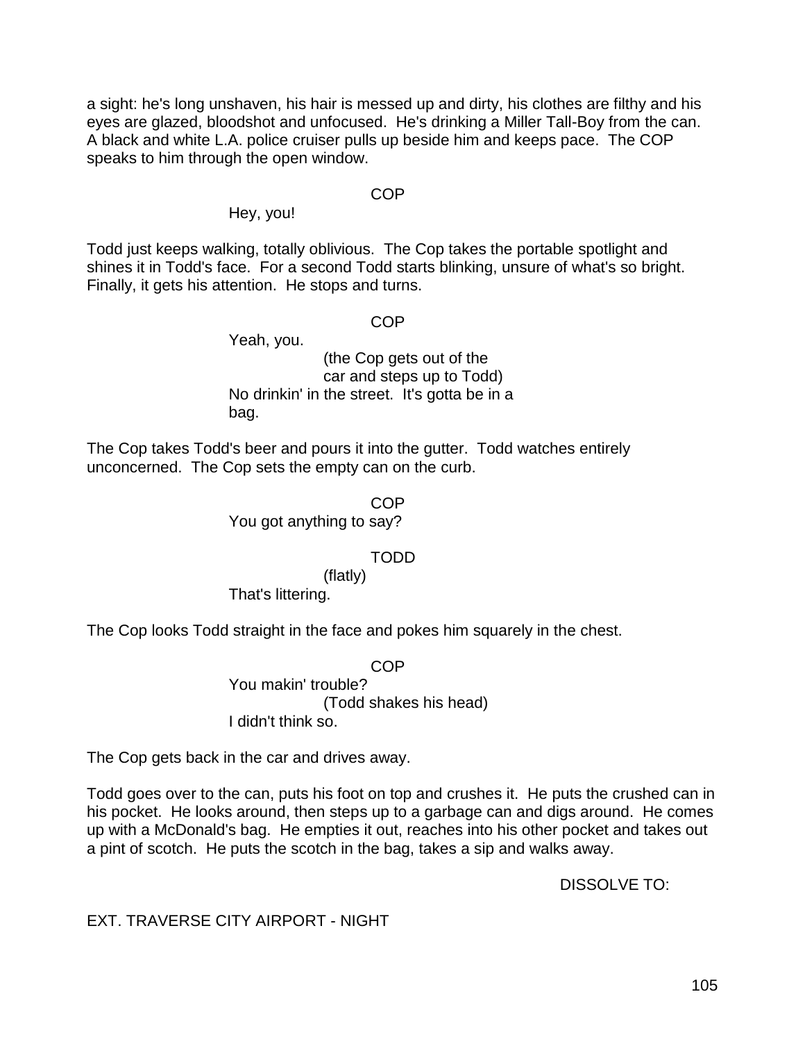a sight: he's long unshaven, his hair is messed up and dirty, his clothes are filthy and his eyes are glazed, bloodshot and unfocused. He's drinking a Miller Tall-Boy from the can. A black and white L.A. police cruiser pulls up beside him and keeps pace. The COP speaks to him through the open window.

COP

Hey, you!

Todd just keeps walking, totally oblivious. The Cop takes the portable spotlight and shines it in Todd's face. For a second Todd starts blinking, unsure of what's so bright. Finally, it gets his attention. He stops and turns.

COP

Yeah, you.

(the Cop gets out of the car and steps up to Todd)

No drinkin' in the street. It's gotta be in a bag.

The Cop takes Todd's beer and pours it into the gutter. Todd watches entirely unconcerned. The Cop sets the empty can on the curb.

COP

You got anything to say?

TODD

(flatly)

That's littering.

The Cop looks Todd straight in the face and pokes him squarely in the chest.

COP

You makin' trouble?

(Todd shakes his head)

I didn't think so.

The Cop gets back in the car and drives away.

Todd goes over to the can, puts his foot on top and crushes it. He puts the crushed can in his pocket. He looks around, then steps up to a garbage can and digs around. He comes up with a McDonald's bag. He empties it out, reaches into his other pocket and takes out a pint of scotch. He puts the scotch in the bag, takes a sip and walks away.

DISSOLVE TO:

EXT. TRAVERSE CITY AIRPORT - NIGHT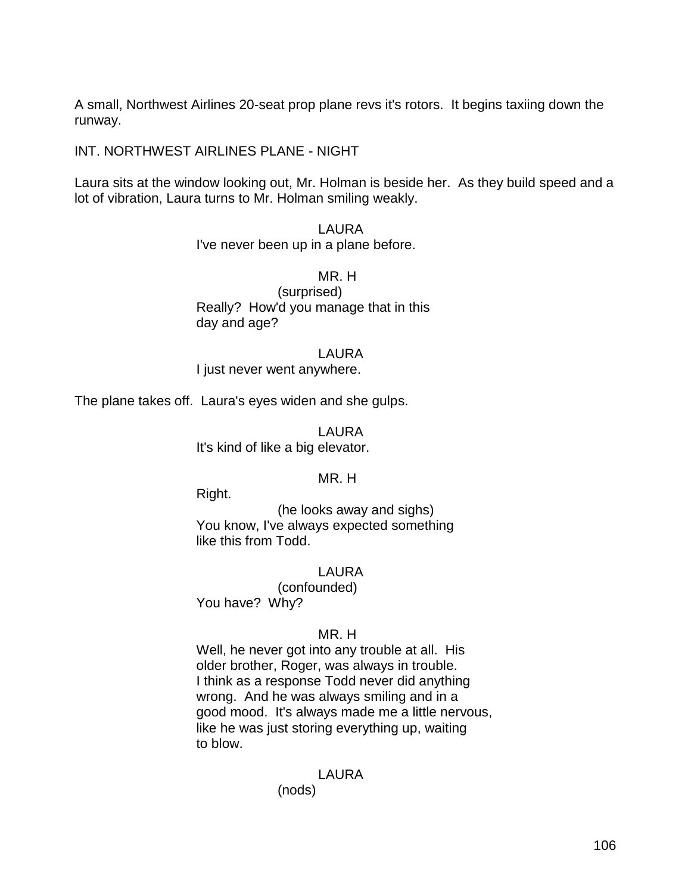A small, Northwest Airlines 20-seat prop plane revs it's rotors. It begins taxiing down the runway.

INT. NORTHWEST AIRLINES PLANE - NIGHT

Laura sits at the window looking out, Mr. Holman is beside her. As they build speed and a lot of vibration, Laura turns to Mr. Holman smiling weakly.

LAURA
I've never been up in a plane before.

MR. H
(surprised)
Really? How'd you manage that in this day and age?

LAURA
I just never went anywhere.

The plane takes off. Laura's eyes widen and she gulps.

LAURA
It's kind of like a big elevator.

MR. H
Right.
(he looks away and sighs)
You know, I've always expected something like this from Todd.

LAURA
(confounded)
You have? Why?

MR. H
Well, he never got into any trouble at all. His older brother, Roger, was always in trouble. I think as a response Todd never did anything wrong. And he was always smiling and in a good mood. It's always made me a little nervous, like he was just storing everything up, waiting to blow.

LAURA
(nods)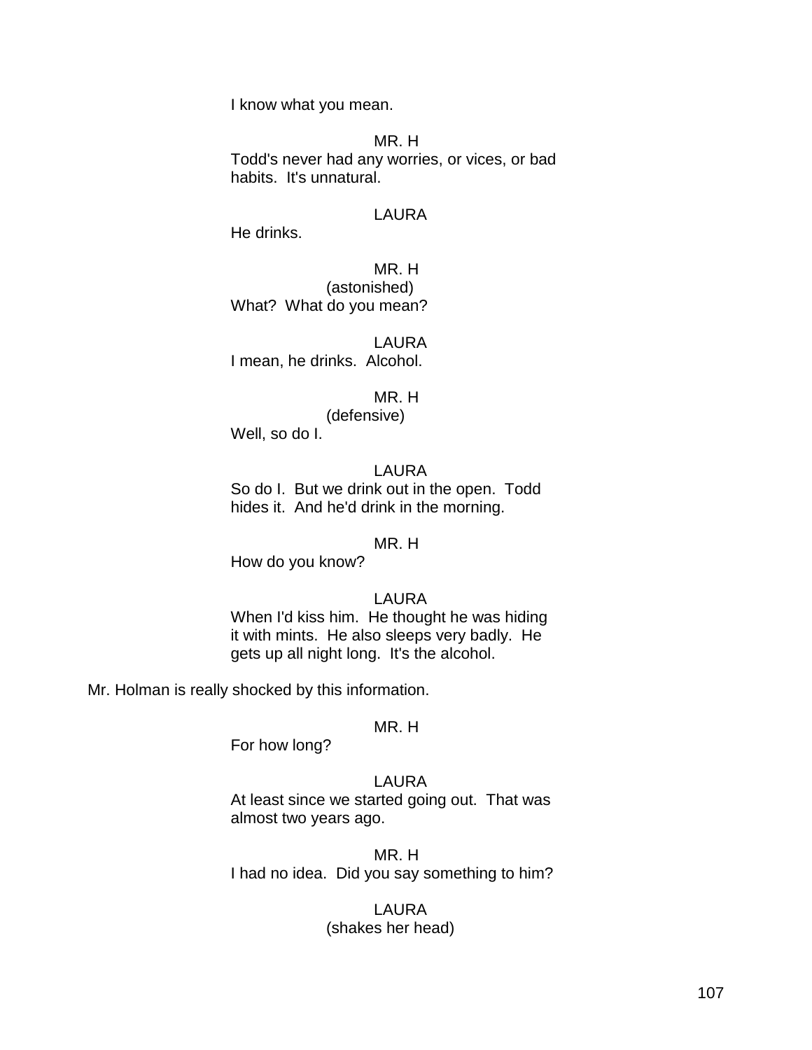I know what you mean.

MR. H

Todd's never had any worries, or vices, or bad habits.  It's unnatural.

LAURA

He drinks.

MR. H

(astonished)

What?  What do you mean?

LAURA

I mean, he drinks.  Alcohol.

MR. H

(defensive)

Well, so do I.

LAURA

So do I.  But we drink out in the open.  Todd hides it.  And he'd drink in the morning.

MR. H

How do you know?

LAURA

When I'd kiss him.  He thought he was hiding it with mints.  He also sleeps very badly.  He gets up all night long.  It's the alcohol.

Mr. Holman is really shocked by this information.

MR. H

For how long?

LAURA

At least since we started going out.  That was almost two years ago.

MR. H

I had no idea.  Did you say something to him?

LAURA

(shakes her head)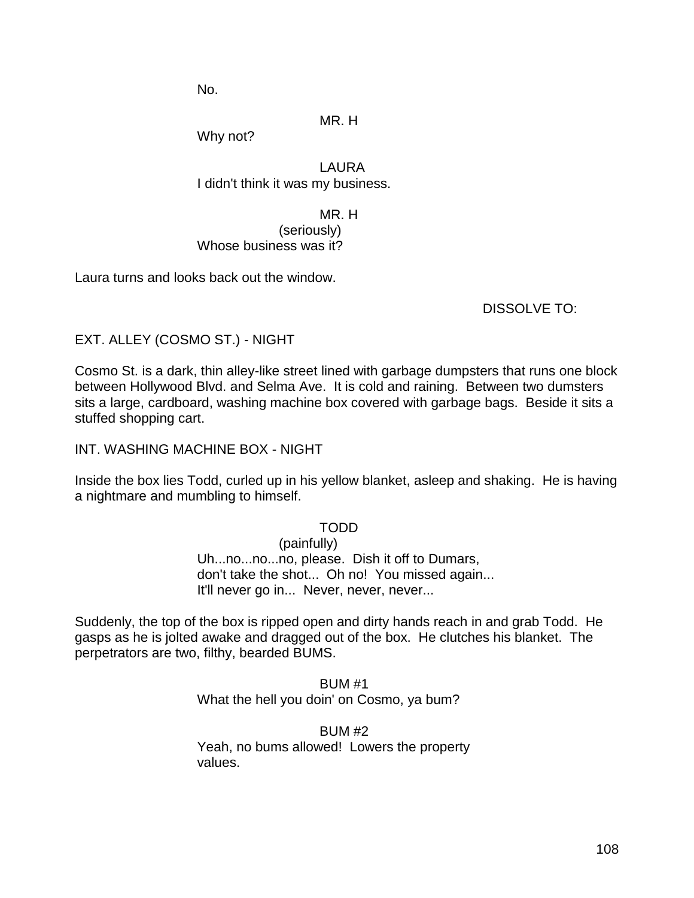No.

MR. H

Why not?

LAURA

I didn't think it was my business.

MR. H

(seriously)

Whose business was it?

Laura turns and looks back out the window.

DISSOLVE TO:

EXT. ALLEY (COSMO ST.) - NIGHT

Cosmo St. is a dark, thin alley-like street lined with garbage dumpsters that runs one block between Hollywood Blvd. and Selma Ave. It is cold and raining. Between two dumsters sits a large, cardboard, washing machine box covered with garbage bags. Beside it sits a stuffed shopping cart.

INT. WASHING MACHINE BOX - NIGHT

Inside the box lies Todd, curled up in his yellow blanket, asleep and shaking. He is having a nightmare and mumbling to himself.

TODD

(painfully)

Uh...no...no...no, please. Dish it off to Dumars, don't take the shot... Oh no! You missed again... It'll never go in... Never, never, never...

Suddenly, the top of the box is ripped open and dirty hands reach in and grab Todd. He gasps as he is jolted awake and dragged out of the box. He clutches his blanket. The perpetrators are two, filthy, bearded BUMS.

BUM #1

What the hell you doin' on Cosmo, ya bum?

BUM #2

Yeah, no bums allowed! Lowers the property values.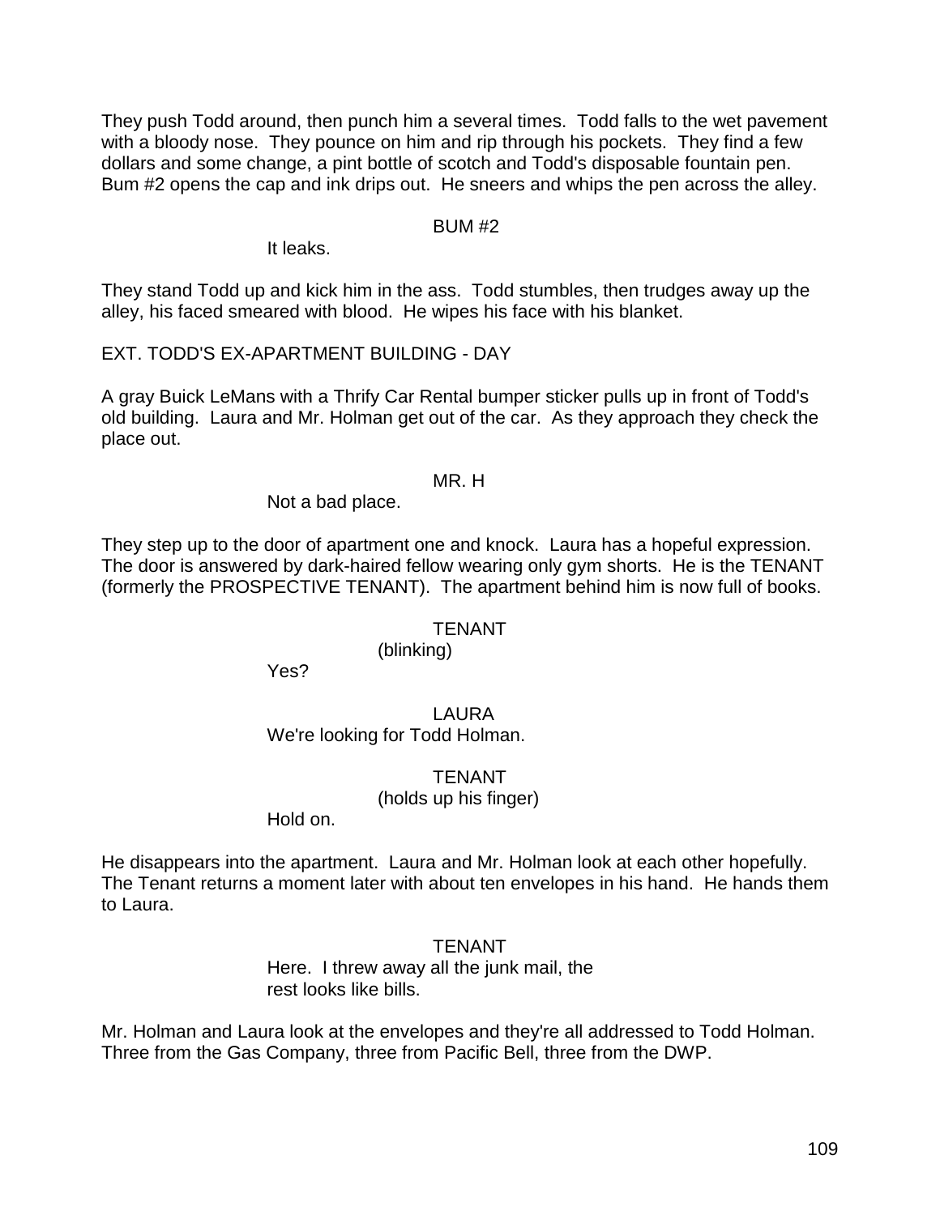They push Todd around, then punch him a several times. Todd falls to the wet pavement with a bloody nose. They pounce on him and rip through his pockets. They find a few dollars and some change, a pint bottle of scotch and Todd's disposable fountain pen. Bum #2 opens the cap and ink drips out. He sneers and whips the pen across the alley.

BUM #2
It leaks.

They stand Todd up and kick him in the ass. Todd stumbles, then trudges away up the alley, his faced smeared with blood. He wipes his face with his blanket.

EXT. TODD'S EX-APARTMENT BUILDING - DAY

A gray Buick LeMans with a Thrify Car Rental bumper sticker pulls up in front of Todd's old building. Laura and Mr. Holman get out of the car. As they approach they check the place out.

MR. H
Not a bad place.

They step up to the door of apartment one and knock. Laura has a hopeful expression. The door is answered by dark-haired fellow wearing only gym shorts. He is the TENANT (formerly the PROSPECTIVE TENANT). The apartment behind him is now full of books.

TENANT
(blinking)
Yes?

LAURA
We're looking for Todd Holman.

TENANT
(holds up his finger)
Hold on.

He disappears into the apartment. Laura and Mr. Holman look at each other hopefully. The Tenant returns a moment later with about ten envelopes in his hand. He hands them to Laura.

TENANT
Here. I threw away all the junk mail, the rest looks like bills.

Mr. Holman and Laura look at the envelopes and they're all addressed to Todd Holman. Three from the Gas Company, three from Pacific Bell, three from the DWP.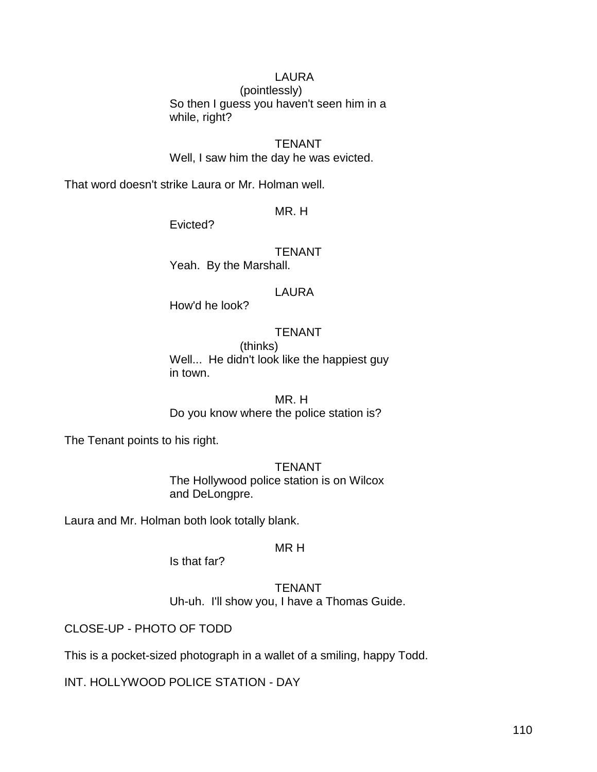LAURA
(pointlessly)
So then I guess you haven't seen him in a while, right?

TENANT
Well, I saw him the day he was evicted.

That word doesn't strike Laura or Mr. Holman well.

MR. H
Evicted?

TENANT
Yeah. By the Marshall.

LAURA
How'd he look?

TENANT
(thinks)
Well... He didn't look like the happiest guy in town.

MR. H
Do you know where the police station is?

The Tenant points to his right.

TENANT
The Hollywood police station is on Wilcox and DeLongpre.

Laura and Mr. Holman both look totally blank.

MR H
Is that far?

TENANT
Uh-uh. I'll show you, I have a Thomas Guide.

CLOSE-UP - PHOTO OF TODD

This is a pocket-sized photograph in a wallet of a smiling, happy Todd.

INT. HOLLYWOOD POLICE STATION - DAY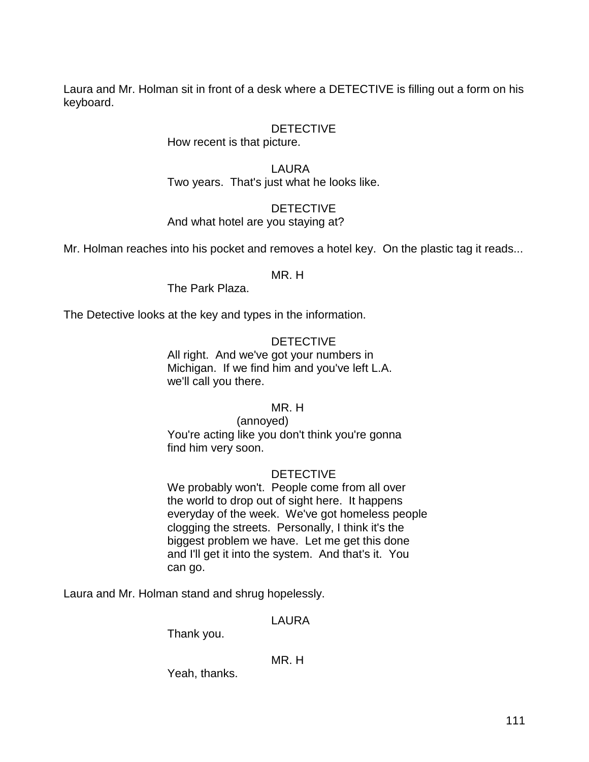Laura and Mr. Holman sit in front of a desk where a DETECTIVE is filling out a form on his keyboard.

DETECTIVE
How recent is that picture.

LAURA
Two years.  That's just what he looks like.

DETECTIVE
And what hotel are you staying at?

Mr. Holman reaches into his pocket and removes a hotel key.  On the plastic tag it reads...

MR. H
The Park Plaza.

The Detective looks at the key and types in the information.

DETECTIVE
All right.  And we've got your numbers in Michigan.  If we find him and you've left L.A. we'll call you there.

MR. H
(annoyed)
You're acting like you don't think you're gonna find him very soon.

DETECTIVE
We probably won't.  People come from all over the world to drop out of sight here.  It happens everyday of the week.  We've got homeless people clogging the streets.  Personally, I think it's the biggest problem we have.  Let me get this done and I'll get it into the system.  And that's it.  You can go.

Laura and Mr. Holman stand and shrug hopelessly.

LAURA
Thank you.

MR. H
Yeah, thanks.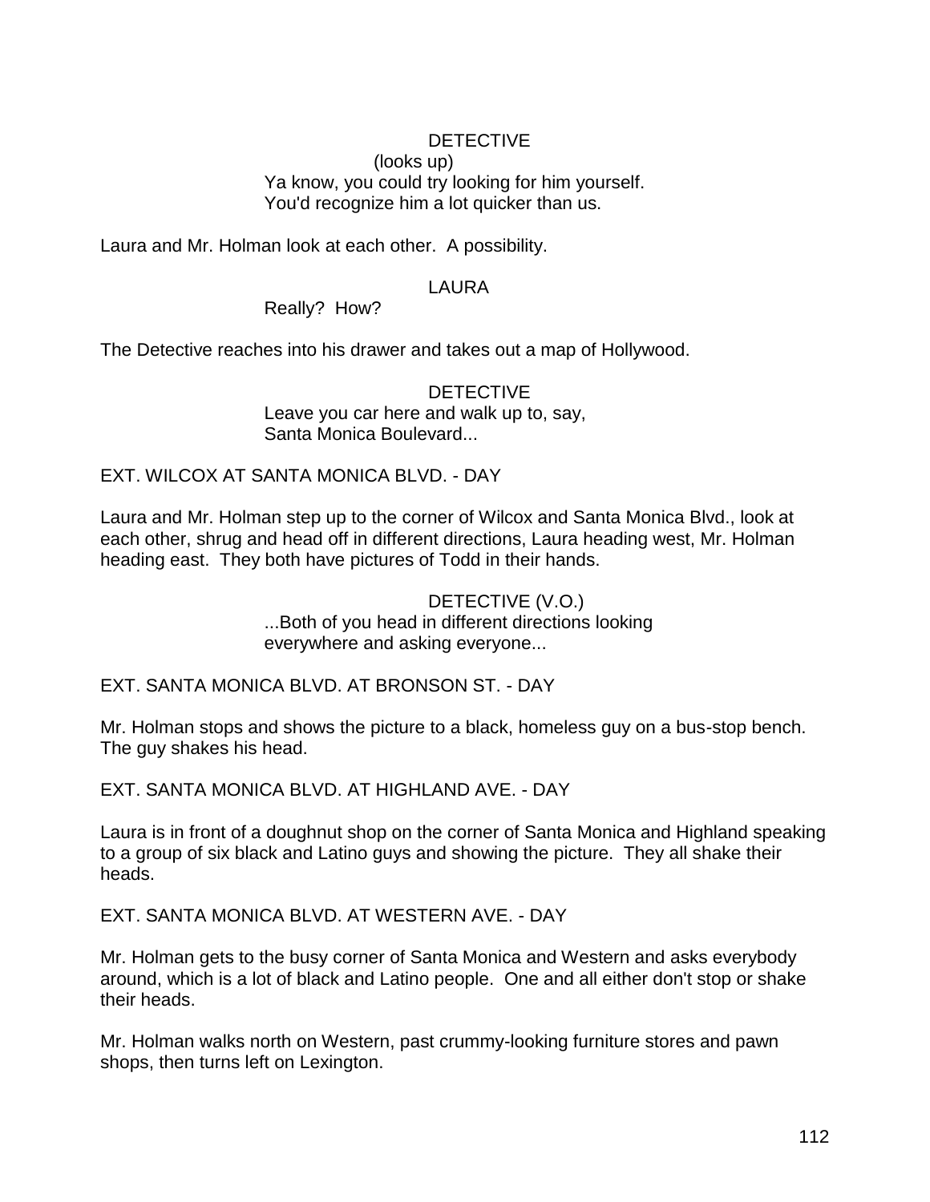DETECTIVE
(looks up)
Ya know, you could try looking for him yourself.
You'd recognize him a lot quicker than us.

Laura and Mr. Holman look at each other. A possibility.

LAURA
Really? How?

The Detective reaches into his drawer and takes out a map of Hollywood.

DETECTIVE
Leave you car here and walk up to, say,
Santa Monica Boulevard...

EXT. WILCOX AT SANTA MONICA BLVD. - DAY

Laura and Mr. Holman step up to the corner of Wilcox and Santa Monica Blvd., look at each other, shrug and head off in different directions, Laura heading west, Mr. Holman heading east. They both have pictures of Todd in their hands.

DETECTIVE (V.O.)
...Both of you head in different directions looking
everywhere and asking everyone...

EXT. SANTA MONICA BLVD. AT BRONSON ST. - DAY

Mr. Holman stops and shows the picture to a black, homeless guy on a bus-stop bench. The guy shakes his head.

EXT. SANTA MONICA BLVD. AT HIGHLAND AVE. - DAY

Laura is in front of a doughnut shop on the corner of Santa Monica and Highland speaking to a group of six black and Latino guys and showing the picture. They all shake their heads.

EXT. SANTA MONICA BLVD. AT WESTERN AVE. - DAY

Mr. Holman gets to the busy corner of Santa Monica and Western and asks everybody around, which is a lot of black and Latino people. One and all either don't stop or shake their heads.

Mr. Holman walks north on Western, past crummy-looking furniture stores and pawn shops, then turns left on Lexington.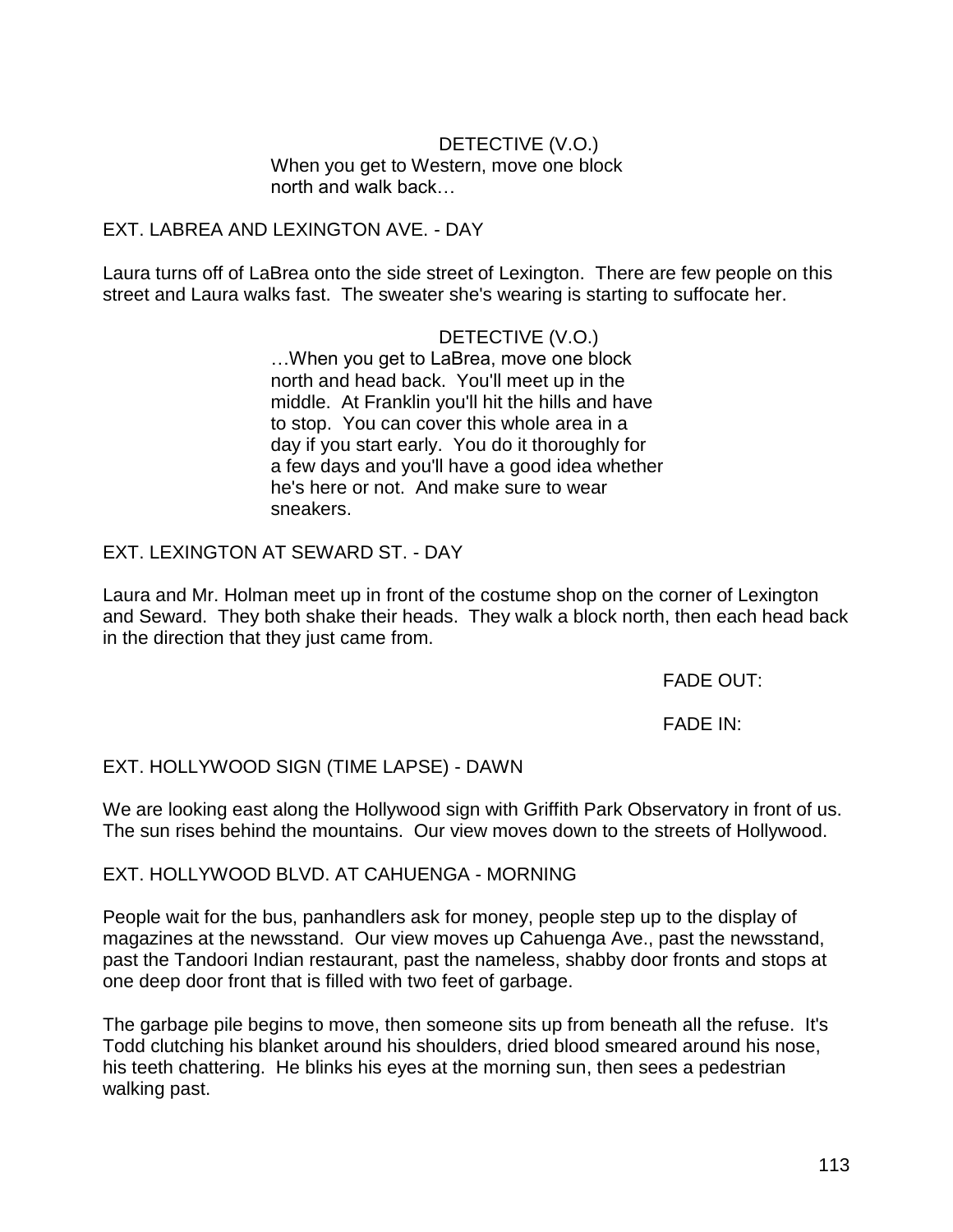DETECTIVE (V.O.)
When you get to Western, move one block north and walk back…

EXT. LABREA AND LEXINGTON AVE. - DAY

Laura turns off of LaBrea onto the side street of Lexington. There are few people on this street and Laura walks fast. The sweater she's wearing is starting to suffocate her.

DETECTIVE (V.O.)
…When you get to LaBrea, move one block north and head back. You'll meet up in the middle. At Franklin you'll hit the hills and have to stop. You can cover this whole area in a day if you start early. You do it thoroughly for a few days and you'll have a good idea whether he's here or not. And make sure to wear sneakers.

EXT. LEXINGTON AT SEWARD ST. - DAY

Laura and Mr. Holman meet up in front of the costume shop on the corner of Lexington and Seward. They both shake their heads. They walk a block north, then each head back in the direction that they just came from.

FADE OUT:

FADE IN:

EXT. HOLLYWOOD SIGN (TIME LAPSE) - DAWN

We are looking east along the Hollywood sign with Griffith Park Observatory in front of us. The sun rises behind the mountains. Our view moves down to the streets of Hollywood.

EXT. HOLLYWOOD BLVD. AT CAHUENGA - MORNING

People wait for the bus, panhandlers ask for money, people step up to the display of magazines at the newsstand. Our view moves up Cahuenga Ave., past the newsstand, past the Tandoori Indian restaurant, past the nameless, shabby door fronts and stops at one deep door front that is filled with two feet of garbage.

The garbage pile begins to move, then someone sits up from beneath all the refuse. It's Todd clutching his blanket around his shoulders, dried blood smeared around his nose, his teeth chattering. He blinks his eyes at the morning sun, then sees a pedestrian walking past.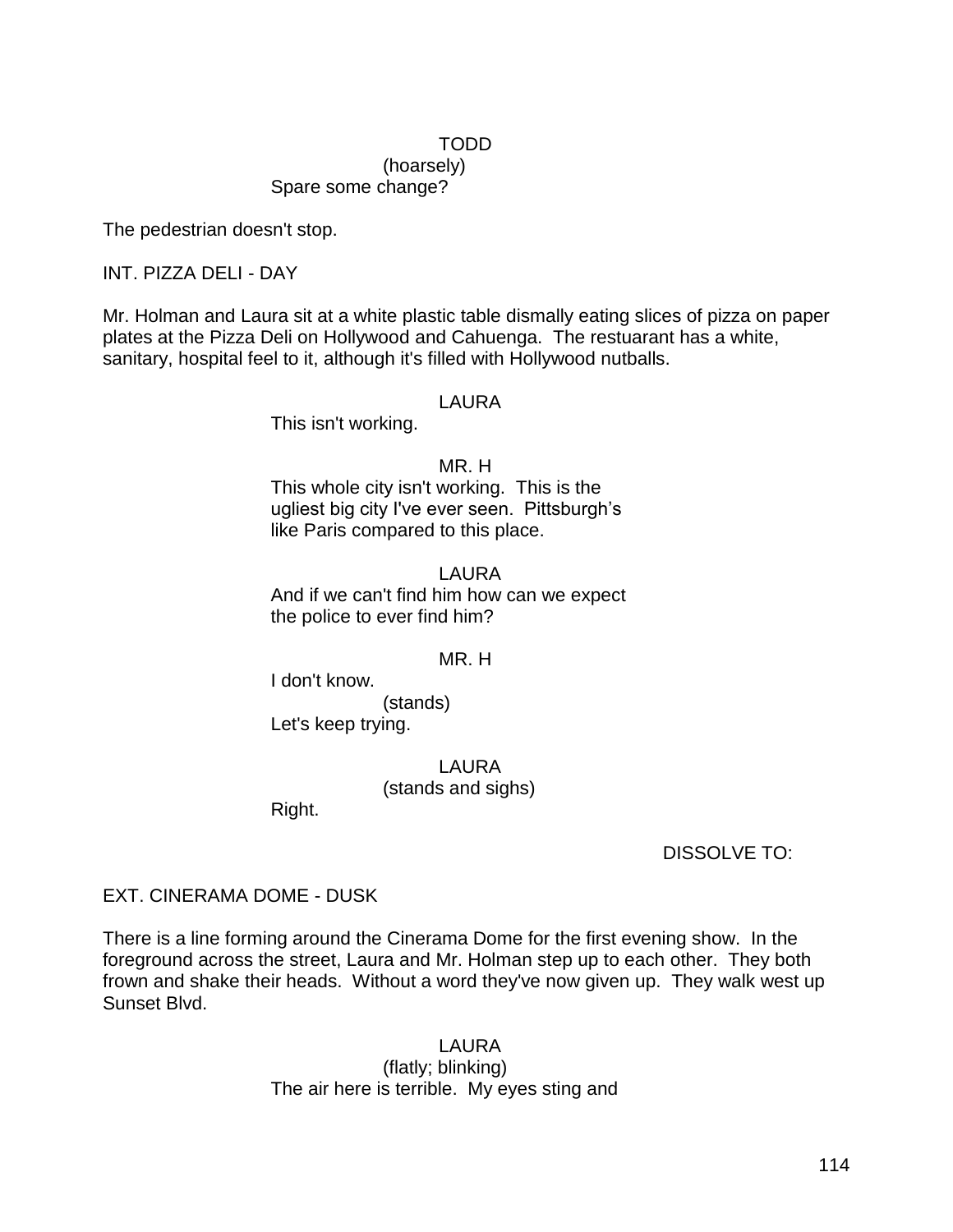TODD
(hoarsely)
Spare some change?

The pedestrian doesn't stop.

INT. PIZZA DELI - DAY

Mr. Holman and Laura sit at a white plastic table dismally eating slices of pizza on paper plates at the Pizza Deli on Hollywood and Cahuenga. The restuarant has a white, sanitary, hospital feel to it, although it's filled with Hollywood nutballs.

LAURA
This isn't working.

MR. H
This whole city isn't working. This is the ugliest big city I've ever seen. Pittsburgh's like Paris compared to this place.

LAURA
And if we can't find him how can we expect the police to ever find him?

MR. H
I don't know.
(stands)
Let's keep trying.

LAURA
(stands and sighs)
Right.

DISSOLVE TO:

EXT. CINERAMA DOME - DUSK

There is a line forming around the Cinerama Dome for the first evening show. In the foreground across the street, Laura and Mr. Holman step up to each other. They both frown and shake their heads. Without a word they've now given up. They walk west up Sunset Blvd.

LAURA
(flatly; blinking)
The air here is terrible. My eyes sting and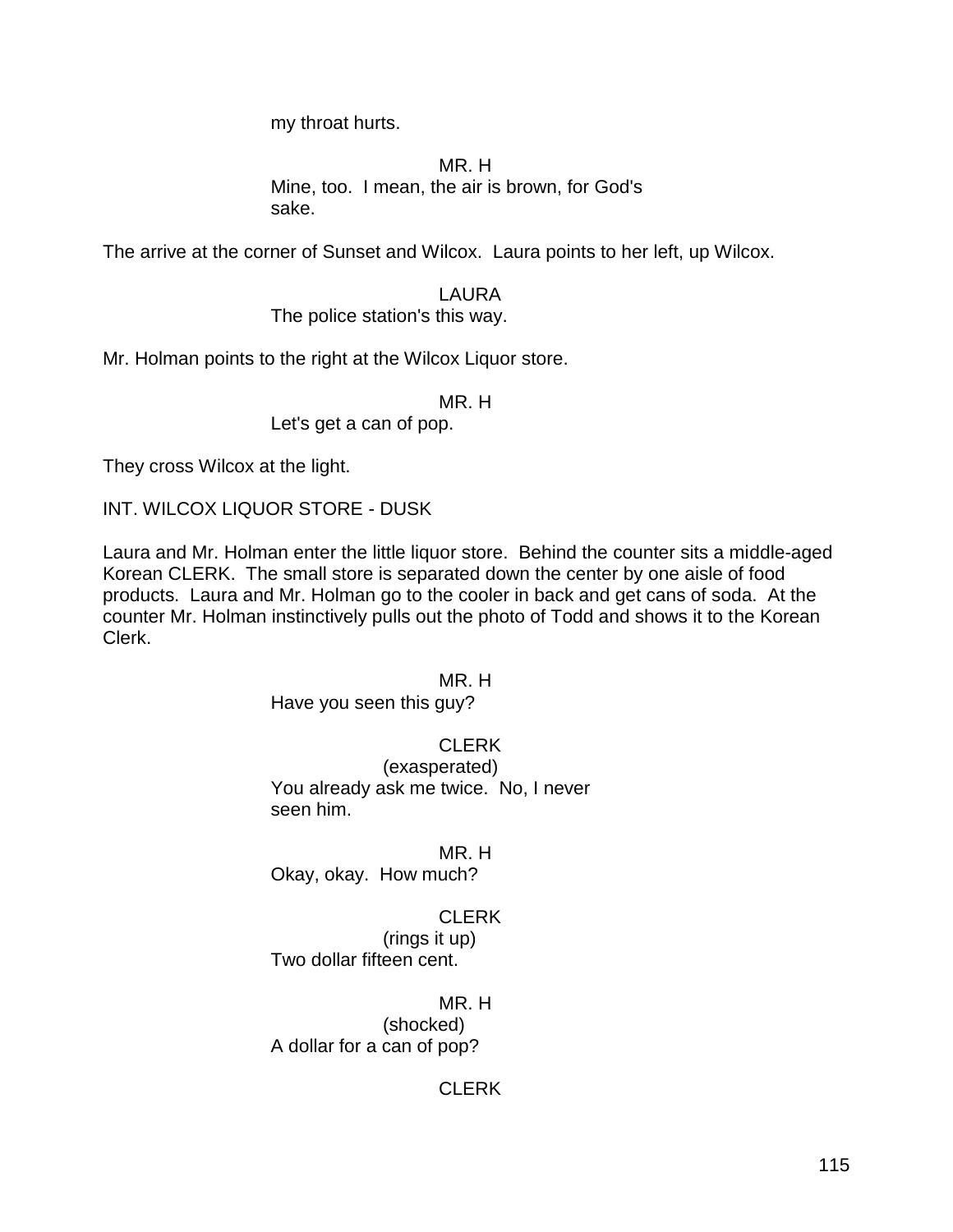my throat hurts.

MR. H
Mine, too. I mean, the air is brown, for God's sake.

The arrive at the corner of Sunset and Wilcox. Laura points to her left, up Wilcox.

LAURA
The police station's this way.

Mr. Holman points to the right at the Wilcox Liquor store.

MR. H
Let's get a can of pop.

They cross Wilcox at the light.

INT. WILCOX LIQUOR STORE - DUSK

Laura and Mr. Holman enter the little liquor store. Behind the counter sits a middle-aged Korean CLERK. The small store is separated down the center by one aisle of food products. Laura and Mr. Holman go to the cooler in back and get cans of soda. At the counter Mr. Holman instinctively pulls out the photo of Todd and shows it to the Korean Clerk.

MR. H
Have you seen this guy?

CLERK
(exasperated)
You already ask me twice. No, I never seen him.

MR. H
Okay, okay. How much?

CLERK
(rings it up)
Two dollar fifteen cent.

MR. H
(shocked)
A dollar for a can of pop?

CLERK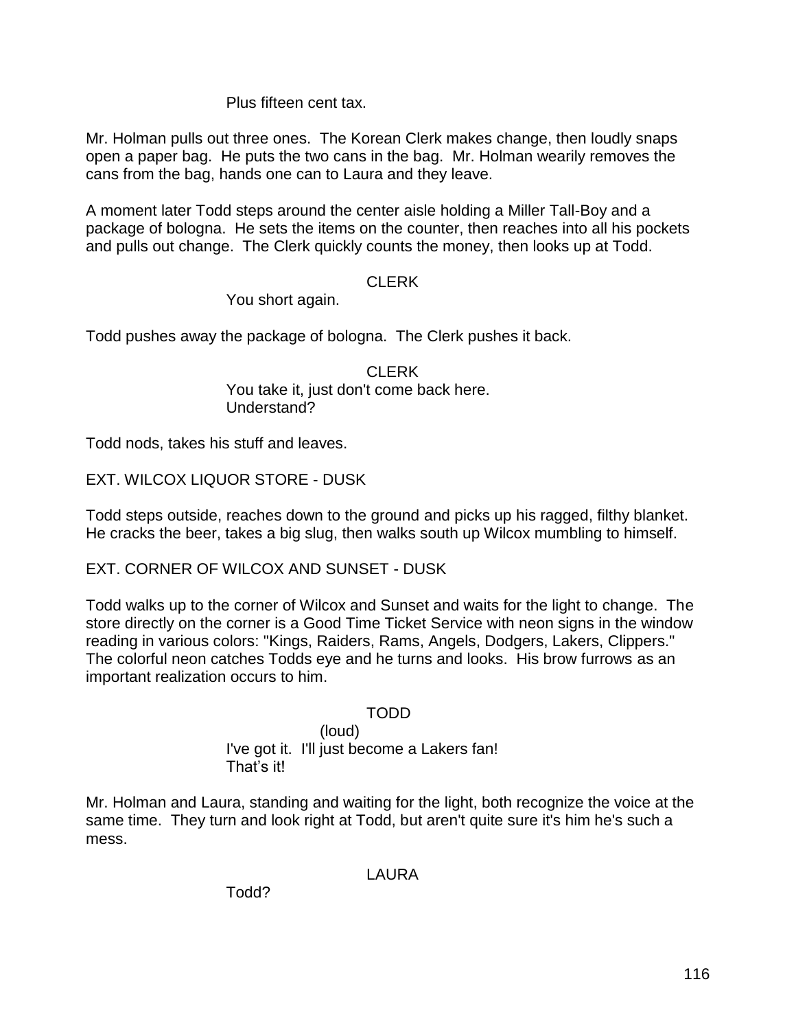Plus fifteen cent tax.

Mr. Holman pulls out three ones. The Korean Clerk makes change, then loudly snaps open a paper bag. He puts the two cans in the bag. Mr. Holman wearily removes the cans from the bag, hands one can to Laura and they leave.

A moment later Todd steps around the center aisle holding a Miller Tall-Boy and a package of bologna. He sets the items on the counter, then reaches into all his pockets and pulls out change. The Clerk quickly counts the money, then looks up at Todd.

CLERK

You short again.

Todd pushes away the package of bologna. The Clerk pushes it back.

CLERK

You take it, just don't come back here.
Understand?

Todd nods, takes his stuff and leaves.

EXT. WILCOX LIQUOR STORE - DUSK

Todd steps outside, reaches down to the ground and picks up his ragged, filthy blanket. He cracks the beer, takes a big slug, then walks south up Wilcox mumbling to himself.

EXT. CORNER OF WILCOX AND SUNSET - DUSK

Todd walks up to the corner of Wilcox and Sunset and waits for the light to change. The store directly on the corner is a Good Time Ticket Service with neon signs in the window reading in various colors: "Kings, Raiders, Rams, Angels, Dodgers, Lakers, Clippers." The colorful neon catches Todds eye and he turns and looks. His brow furrows as an important realization occurs to him.

TODD

(loud)

I've got it. I'll just become a Lakers fan!
That's it!

Mr. Holman and Laura, standing and waiting for the light, both recognize the voice at the same time. They turn and look right at Todd, but aren't quite sure it's him he's such a mess.

LAURA

Todd?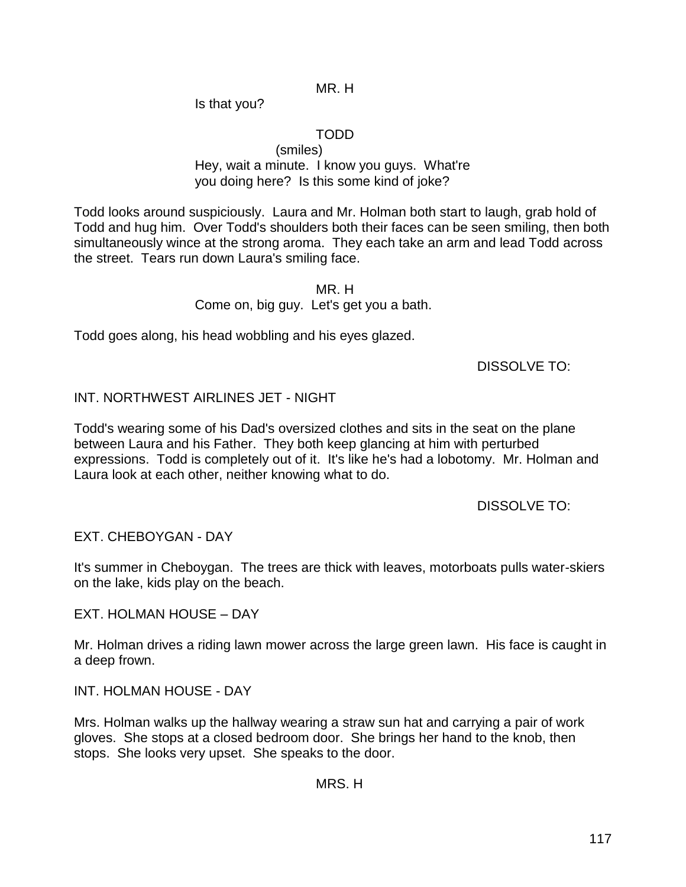MR. H

Is that you?

TODD

(smiles)

Hey, wait a minute. I know you guys. What're you doing here? Is this some kind of joke?

Todd looks around suspiciously. Laura and Mr. Holman both start to laugh, grab hold of Todd and hug him. Over Todd's shoulders both their faces can be seen smiling, then both simultaneously wince at the strong aroma. They each take an arm and lead Todd across the street. Tears run down Laura's smiling face.

MR. H

Come on, big guy. Let's get you a bath.

Todd goes along, his head wobbling and his eyes glazed.

DISSOLVE TO:

INT. NORTHWEST AIRLINES JET - NIGHT

Todd's wearing some of his Dad's oversized clothes and sits in the seat on the plane between Laura and his Father. They both keep glancing at him with perturbed expressions. Todd is completely out of it. It's like he's had a lobotomy. Mr. Holman and Laura look at each other, neither knowing what to do.

DISSOLVE TO:

EXT. CHEBOYGAN - DAY

It's summer in Cheboygan. The trees are thick with leaves, motorboats pulls water-skiers on the lake, kids play on the beach.

EXT. HOLMAN HOUSE – DAY

Mr. Holman drives a riding lawn mower across the large green lawn. His face is caught in a deep frown.

INT. HOLMAN HOUSE - DAY

Mrs. Holman walks up the hallway wearing a straw sun hat and carrying a pair of work gloves. She stops at a closed bedroom door. She brings her hand to the knob, then stops. She looks very upset. She speaks to the door.

MRS. H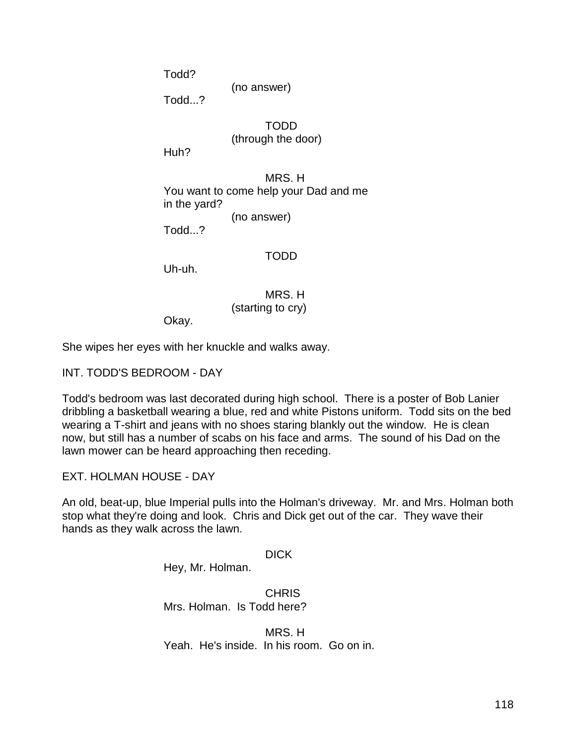Todd?

(no answer)

Todd...?

TODD

(through the door)

Huh?

MRS. H

You want to come help your Dad and me in the yard?

(no answer)

Todd...?

TODD

Uh-uh.

MRS. H

(starting to cry)

Okay.

She wipes her eyes with her knuckle and walks away.

INT. TODD'S BEDROOM - DAY

Todd's bedroom was last decorated during high school. There is a poster of Bob Lanier dribbling a basketball wearing a blue, red and white Pistons uniform. Todd sits on the bed wearing a T-shirt and jeans with no shoes staring blankly out the window. He is clean now, but still has a number of scabs on his face and arms. The sound of his Dad on the lawn mower can be heard approaching then receding.

EXT. HOLMAN HOUSE - DAY

An old, beat-up, blue Imperial pulls into the Holman's driveway. Mr. and Mrs. Holman both stop what they're doing and look. Chris and Dick get out of the car. They wave their hands as they walk across the lawn.

DICK

Hey, Mr. Holman.

CHRIS

Mrs. Holman. Is Todd here?

MRS. H

Yeah. He's inside. In his room. Go on in.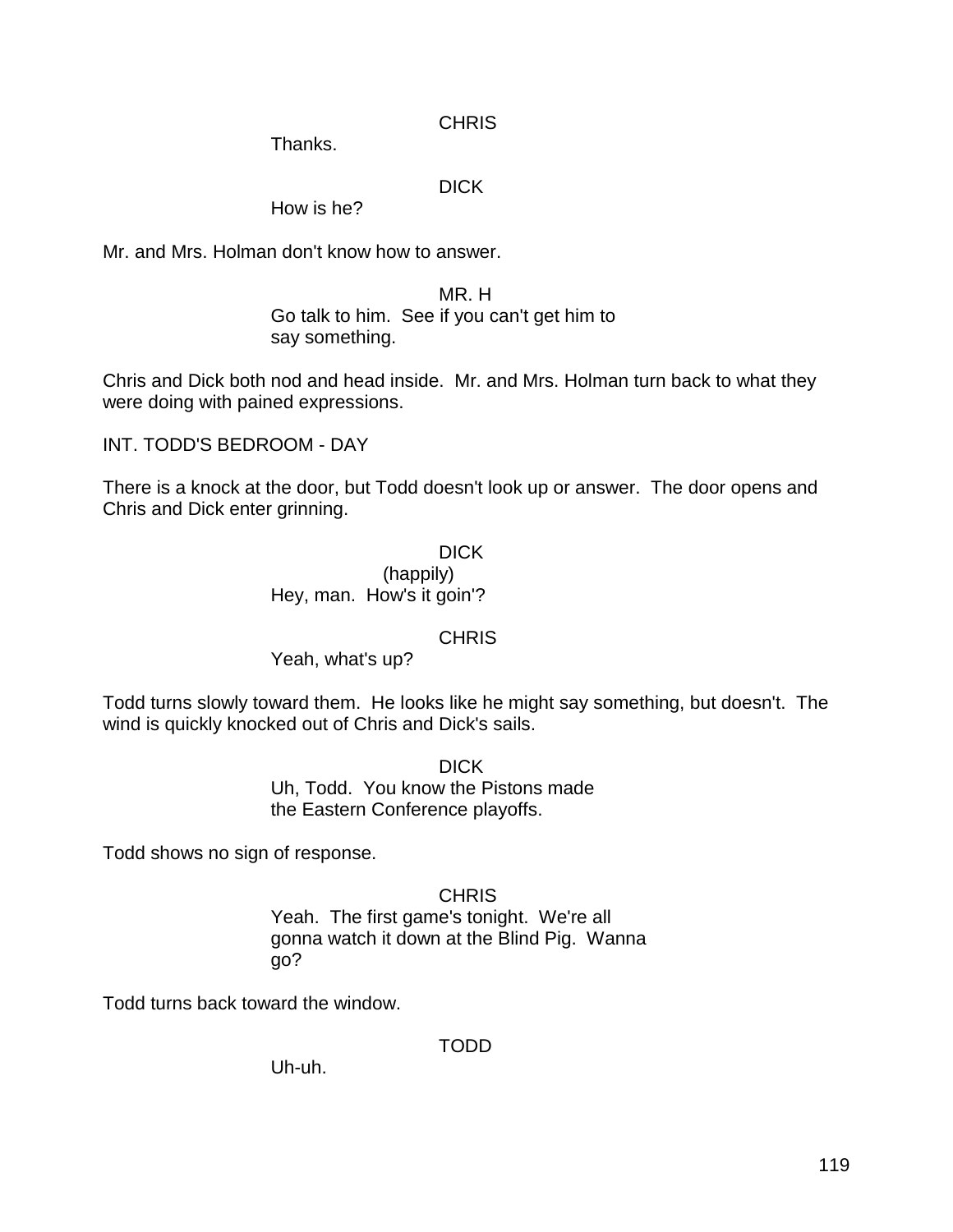CHRIS

Thanks.

DICK

How is he?

Mr. and Mrs. Holman don't know how to answer.

MR. H

Go talk to him. See if you can't get him to say something.

Chris and Dick both nod and head inside. Mr. and Mrs. Holman turn back to what they were doing with pained expressions.

INT. TODD'S BEDROOM - DAY

There is a knock at the door, but Todd doesn't look up or answer. The door opens and Chris and Dick enter grinning.

DICK

(happily)

Hey, man. How's it goin'?

CHRIS

Yeah, what's up?

Todd turns slowly toward them. He looks like he might say something, but doesn't. The wind is quickly knocked out of Chris and Dick's sails.

DICK

Uh, Todd. You know the Pistons made the Eastern Conference playoffs.

Todd shows no sign of response.

CHRIS

Yeah. The first game's tonight. We're all gonna watch it down at the Blind Pig. Wanna go?

Todd turns back toward the window.

TODD

Uh-uh.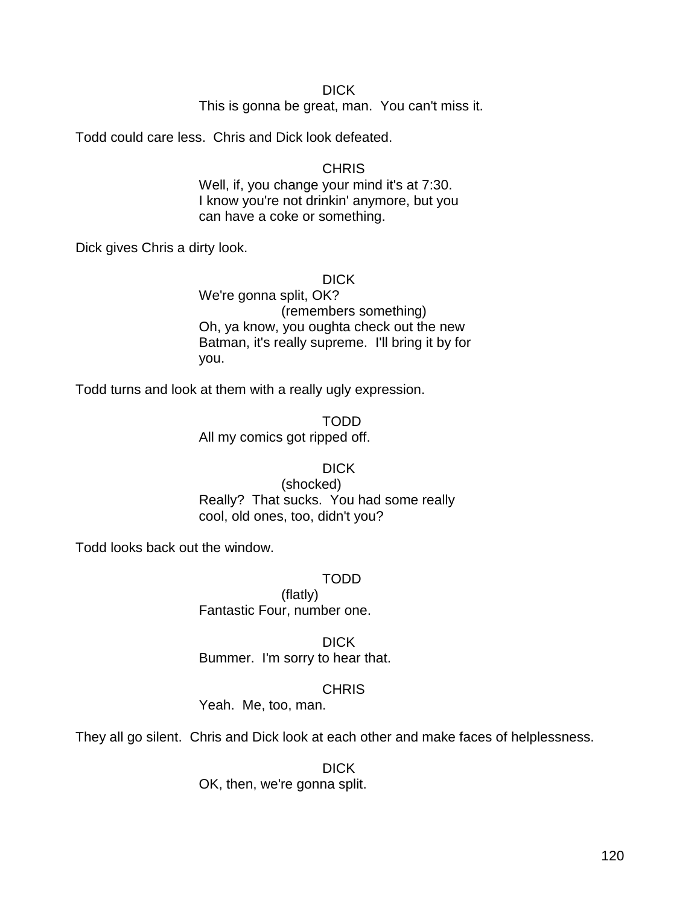DICK

This is gonna be great, man.  You can't miss it.

Todd could care less.  Chris and Dick look defeated.

CHRIS

Well, if, you change your mind it's at 7:30. I know you're not drinkin' anymore, but you can have a coke or something.

Dick gives Chris a dirty look.

DICK

We're gonna split, OK?
(remembers something)
Oh, ya know, you oughta check out the new Batman, it's really supreme.  I'll bring it by for you.

Todd turns and look at them with a really ugly expression.

TODD

All my comics got ripped off.

DICK

(shocked)
Really?  That sucks.  You had some really cool, old ones, too, didn't you?

Todd looks back out the window.

TODD

(flatly)
Fantastic Four, number one.

DICK

Bummer.  I'm sorry to hear that.

CHRIS

Yeah.  Me, too, man.

They all go silent.  Chris and Dick look at each other and make faces of helplessness.

DICK

OK, then, we're gonna split.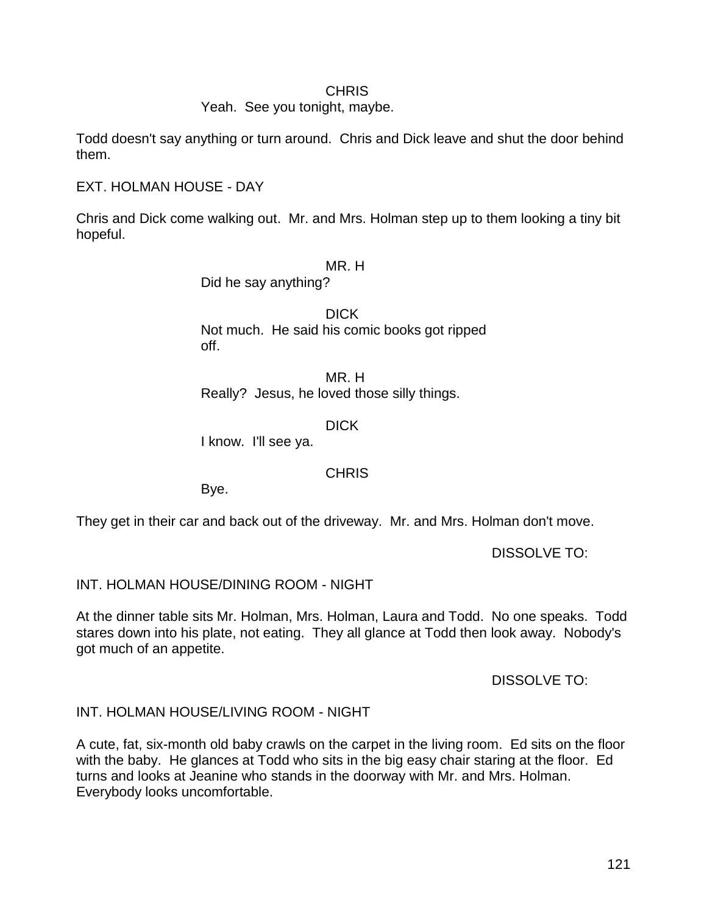CHRIS
Yeah. See you tonight, maybe.

Todd doesn't say anything or turn around. Chris and Dick leave and shut the door behind them.

EXT. HOLMAN HOUSE - DAY

Chris and Dick come walking out. Mr. and Mrs. Holman step up to them looking a tiny bit hopeful.

MR. H
Did he say anything?

DICK
Not much. He said his comic books got ripped off.

MR. H
Really? Jesus, he loved those silly things.

DICK
I know. I'll see ya.

CHRIS
Bye.

They get in their car and back out of the driveway. Mr. and Mrs. Holman don't move.

DISSOLVE TO:

INT. HOLMAN HOUSE/DINING ROOM - NIGHT

At the dinner table sits Mr. Holman, Mrs. Holman, Laura and Todd. No one speaks. Todd stares down into his plate, not eating. They all glance at Todd then look away. Nobody's got much of an appetite.

DISSOLVE TO:

INT. HOLMAN HOUSE/LIVING ROOM - NIGHT

A cute, fat, six-month old baby crawls on the carpet in the living room. Ed sits on the floor with the baby. He glances at Todd who sits in the big easy chair staring at the floor. Ed turns and looks at Jeanine who stands in the doorway with Mr. and Mrs. Holman. Everybody looks uncomfortable.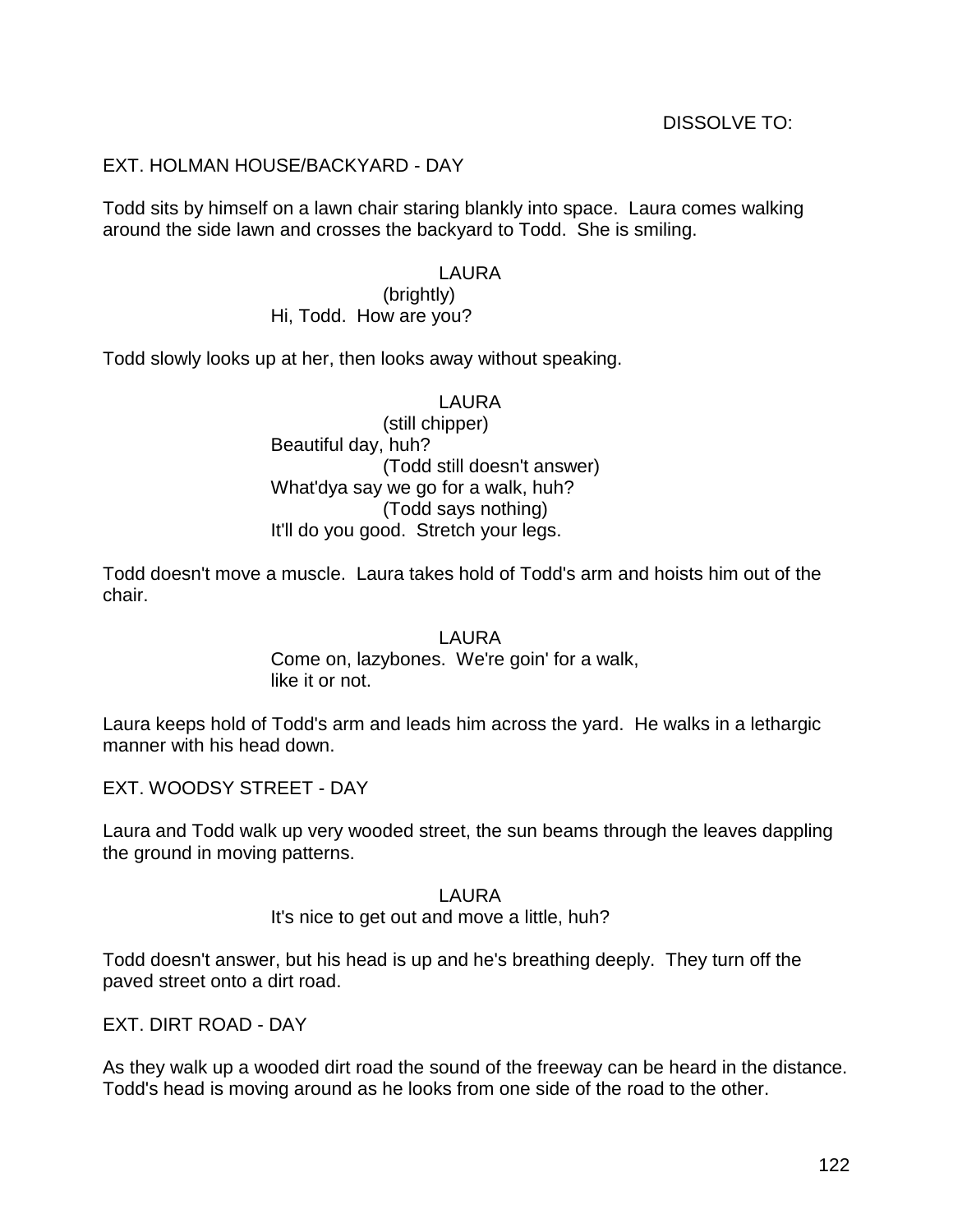DISSOLVE TO:

EXT. HOLMAN HOUSE/BACKYARD - DAY

Todd sits by himself on a lawn chair staring blankly into space. Laura comes walking around the side lawn and crosses the backyard to Todd. She is smiling.

LAURA
(brightly)
Hi, Todd. How are you?

Todd slowly looks up at her, then looks away without speaking.

LAURA
(still chipper)
Beautiful day, huh?
(Todd still doesn't answer)
What'dya say we go for a walk, huh?
(Todd says nothing)
It'll do you good. Stretch your legs.

Todd doesn't move a muscle. Laura takes hold of Todd's arm and hoists him out of the chair.

LAURA
Come on, lazybones. We're goin' for a walk, like it or not.

Laura keeps hold of Todd's arm and leads him across the yard. He walks in a lethargic manner with his head down.

EXT. WOODSY STREET - DAY

Laura and Todd walk up very wooded street, the sun beams through the leaves dappling the ground in moving patterns.

LAURA
It's nice to get out and move a little, huh?

Todd doesn't answer, but his head is up and he's breathing deeply. They turn off the paved street onto a dirt road.

EXT. DIRT ROAD - DAY

As they walk up a wooded dirt road the sound of the freeway can be heard in the distance. Todd's head is moving around as he looks from one side of the road to the other.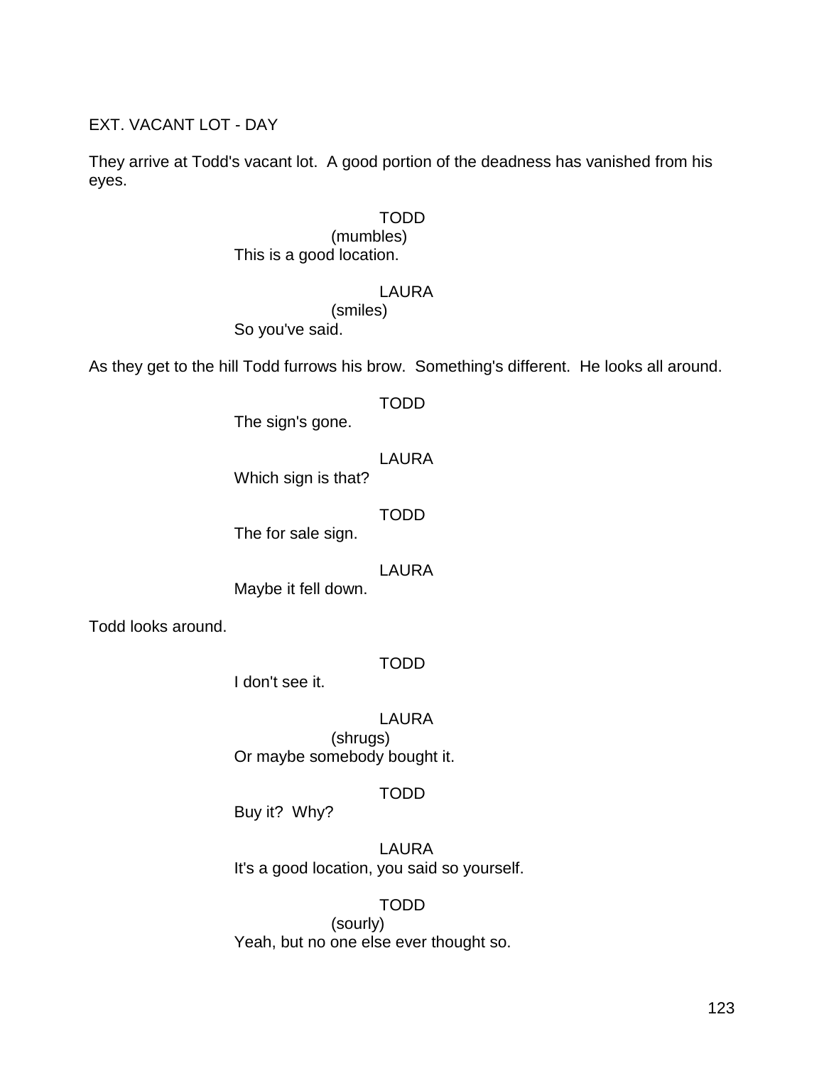EXT. VACANT LOT - DAY

They arrive at Todd's vacant lot. A good portion of the deadness has vanished from his eyes.

TODD
(mumbles)
This is a good location.

LAURA
(smiles)
So you've said.

As they get to the hill Todd furrows his brow. Something's different. He looks all around.

TODD
The sign's gone.

LAURA
Which sign is that?

TODD
The for sale sign.

LAURA
Maybe it fell down.

Todd looks around.

TODD
I don't see it.

LAURA
(shrugs)
Or maybe somebody bought it.

TODD
Buy it? Why?

LAURA
It's a good location, you said so yourself.

TODD
(sourly)
Yeah, but no one else ever thought so.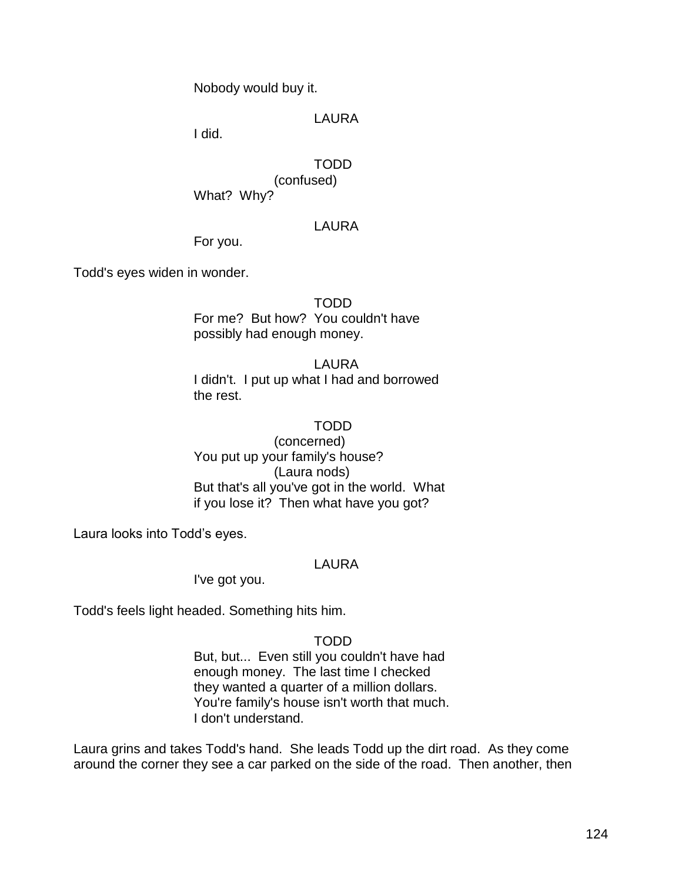Nobody would buy it.

LAURA

I did.

TODD

(confused)

What?  Why?

LAURA

For you.

Todd's eyes widen in wonder.

TODD

For me?  But how?  You couldn't have possibly had enough money.

LAURA

I didn't.  I put up what I had and borrowed the rest.

TODD

(concerned)

You put up your family's house?

(Laura nods)

But that's all you've got in the world.  What if you lose it?  Then what have you got?

Laura looks into Todd's eyes.

LAURA

I've got you.

Todd's feels light headed. Something hits him.

TODD

But, but...  Even still you couldn't have had enough money.  The last time I checked they wanted a quarter of a million dollars. You're family's house isn't worth that much. I don't understand.

Laura grins and takes Todd's hand.  She leads Todd up the dirt road.  As they come around the corner they see a car parked on the side of the road.  Then another, then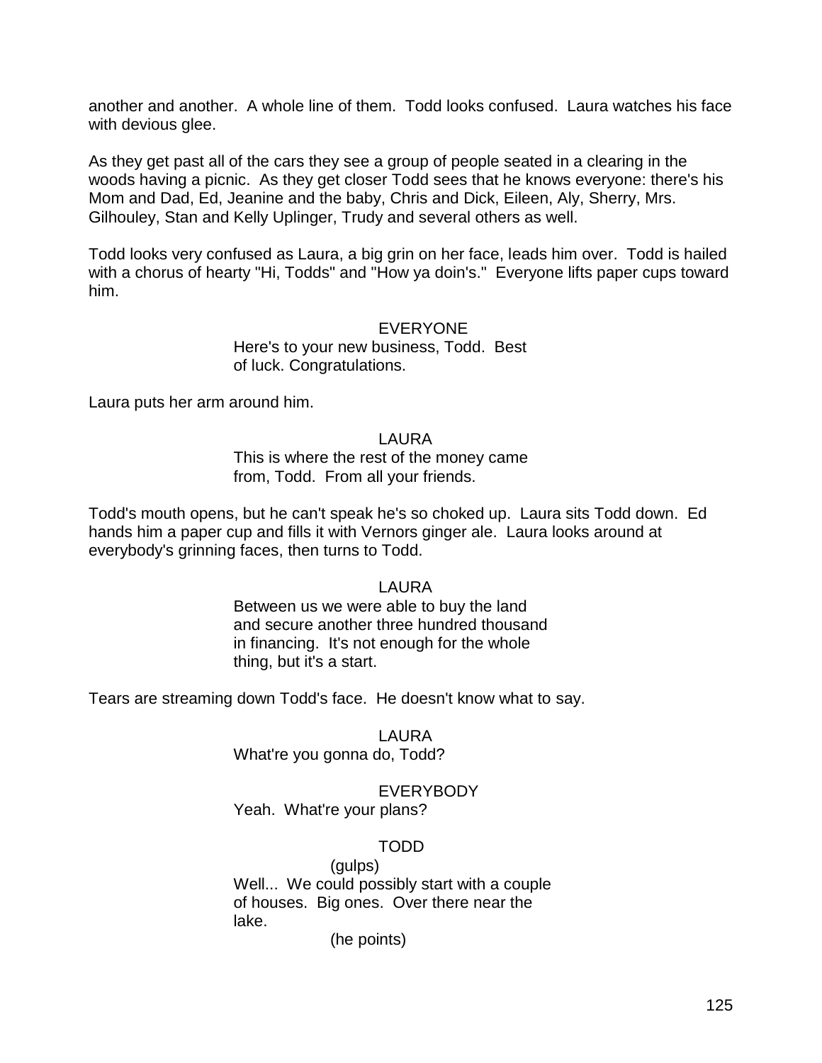another and another. A whole line of them. Todd looks confused. Laura watches his face with devious glee.

As they get past all of the cars they see a group of people seated in a clearing in the woods having a picnic. As they get closer Todd sees that he knows everyone: there's his Mom and Dad, Ed, Jeanine and the baby, Chris and Dick, Eileen, Aly, Sherry, Mrs. Gilhouley, Stan and Kelly Uplinger, Trudy and several others as well.

Todd looks very confused as Laura, a big grin on her face, leads him over. Todd is hailed with a chorus of hearty "Hi, Todds" and "How ya doin's." Everyone lifts paper cups toward him.

EVERYONE
Here's to your new business, Todd. Best of luck. Congratulations.

Laura puts her arm around him.

LAURA
This is where the rest of the money came from, Todd. From all your friends.

Todd's mouth opens, but he can't speak he's so choked up. Laura sits Todd down. Ed hands him a paper cup and fills it with Vernors ginger ale. Laura looks around at everybody's grinning faces, then turns to Todd.

LAURA
Between us we were able to buy the land and secure another three hundred thousand in financing. It's not enough for the whole thing, but it's a start.

Tears are streaming down Todd's face. He doesn't know what to say.

LAURA
What're you gonna do, Todd?

EVERYBODY
Yeah. What're your plans?

TODD
(gulps)
Well... We could possibly start with a couple of houses. Big ones. Over there near the lake.
(he points)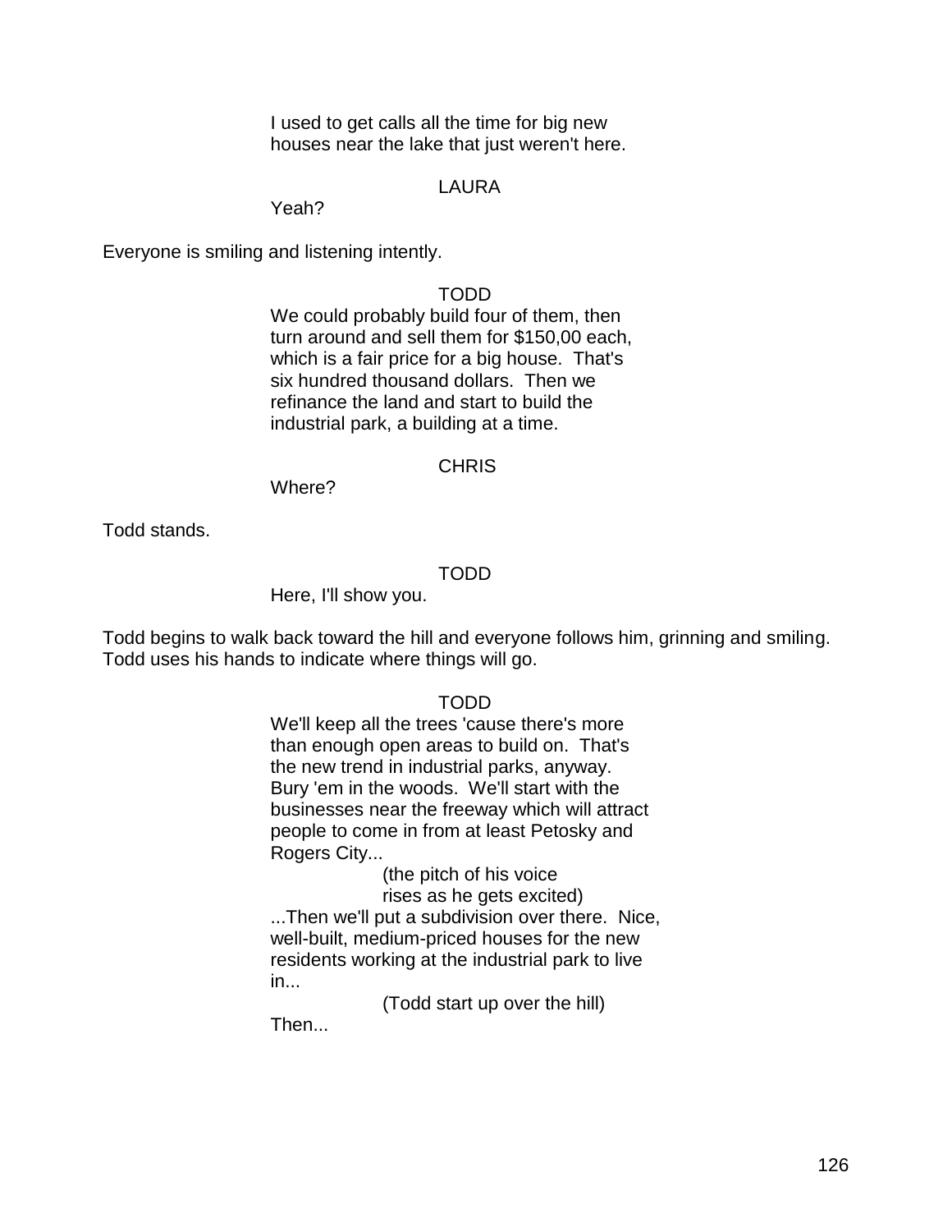I used to get calls all the time for big new houses near the lake that just weren't here.

LAURA

Yeah?

Everyone is smiling and listening intently.

TODD

We could probably build four of them, then turn around and sell them for $150,00 each, which is a fair price for a big house. That's six hundred thousand dollars. Then we refinance the land and start to build the industrial park, a building at a time.

CHRIS

Where?

Todd stands.

TODD

Here, I'll show you.

Todd begins to walk back toward the hill and everyone follows him, grinning and smiling. Todd uses his hands to indicate where things will go.

TODD

We'll keep all the trees 'cause there's more than enough open areas to build on. That's the new trend in industrial parks, anyway. Bury 'em in the woods. We'll start with the businesses near the freeway which will attract people to come in from at least Petosky and Rogers City...

(the pitch of his voice rises as he gets excited)

...Then we'll put a subdivision over there. Nice, well-built, medium-priced houses for the new residents working at the industrial park to live in...

(Todd start up over the hill)

Then...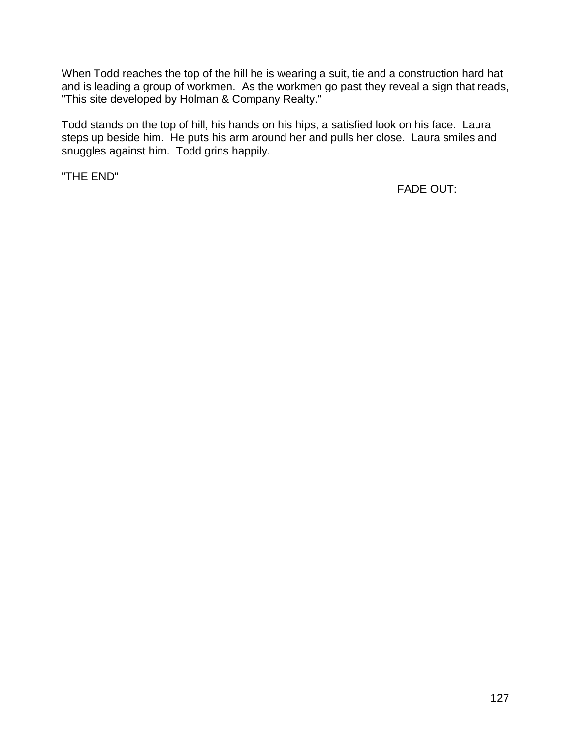When Todd reaches the top of the hill he is wearing a suit, tie and a construction hard hat and is leading a group of workmen. As the workmen go past they reveal a sign that reads, "This site developed by Holman & Company Realty."

Todd stands on the top of hill, his hands on his hips, a satisfied look on his face. Laura steps up beside him. He puts his arm around her and pulls her close. Laura smiles and snuggles against him. Todd grins happily.

"THE END"

FADE OUT: